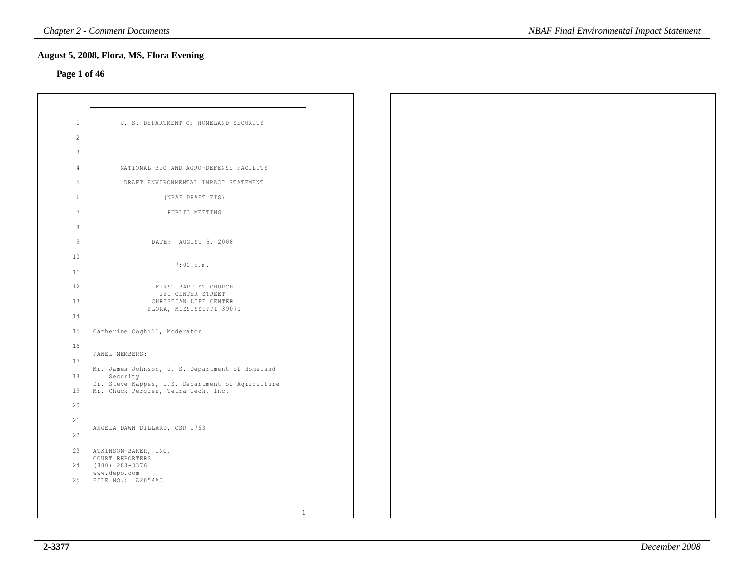## August 5, 2008, Flora, MS, Flora Evening

**Page 1 of 46**

U. S. DEPARTMENT OF HOMELAND SECURITY

NATIONAL BIO AND AGRO-DEFENSE FACILITY

DRAFT ENVIRONMENTAL IMPACT STATEMENT

(NBAF DRAFT EIS)

PUBLIC MEETING

DATE: AUGUST 5, 2008

7:00 p.m.

FIRST BAPTIST CHURCH
121 CENTER STREET
CHRISTIAN LIFE CENTER
FLORA, MISSISSIPPI 39071

Catherine Coghill, Moderator

PANEL MEMBERS:

Mr. James Johnson, U. S. Department of Homeland Security
Dr. Steve Kappes, U.S. Department of Agriculture
Mr. Chuck Pergler, Tetra Tech, Inc.

ANGELA DAWN DILLARD, CSR 1763

ATKINSON-BAKER, INC.
COURT REPORTERS
(800) 288-3376
www.depo.com
FILE NO.: A2054AC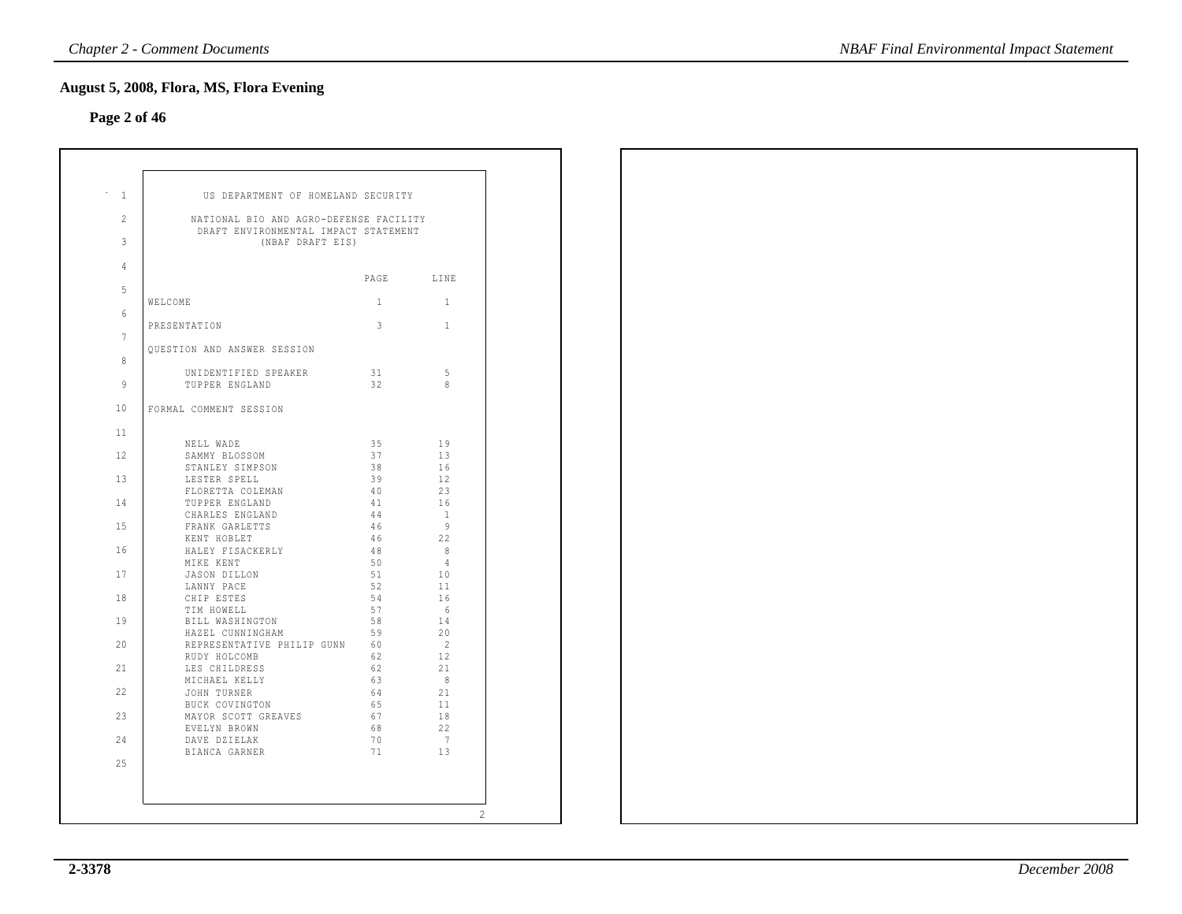## August 5, 2008, Flora, MS, Flora Evening

**Page 2 of 46**

US DEPARTMENT OF HOMELAND SECURITY

NATIONAL BIO AND AGRO-DEFENSE FACILITY
DRAFT ENVIRONMENTAL IMPACT STATEMENT
(NBAF DRAFT EIS)

| | PAGE | LINE |
|---|---|---|
| WELCOME | 1 | 1 |
| PRESENTATION | 3 | 1 |
| QUESTION AND ANSWER SESSION | | |
| UNIDENTIFIED SPEAKER | 31 | 5 |
| TUPPER ENGLAND | 32 | 8 |
| FORMAL COMMENT SESSION | | |
| NELL WADE | 35 | 19 |
| SAMMY BLOSSOM | 37 | 13 |
| STANLEY SIMPSON | 38 | 16 |
| LESTER SPELL | 39 | 12 |
| FLORETTA COLEMAN | 40 | 23 |
| TUPPER ENGLAND | 41 | 16 |
| CHARLES ENGLAND | 44 | 1 |
| FRANK GARLETTS | 46 | 9 |
| KENT HOBLET | 46 | 22 |
| HALEY FISACKERLY | 48 | 8 |
| MIKE KENT | 50 | 4 |
| JASON DILLON | 51 | 10 |
| LANNY PACE | 52 | 11 |
| CHIP ESTES | 54 | 16 |
| TIM HOWELL | 57 | 6 |
| BILL WASHINGTON | 58 | 14 |
| HAZEL CUNNINGHAM | 59 | 20 |
| REPRESENTATIVE PHILIP GUNN | 60 | 2 |
| RUDY HOLCOMB | 62 | 12 |
| LES CHILDRESS | 62 | 21 |
| MICHAEL KELLY | 63 | 8 |
| JOHN TURNER | 64 | 21 |
| BUCK COVINGTON | 65 | 11 |
| MAYOR SCOTT GREAVES | 67 | 18 |
| EVELYN BROWN | 68 | 22 |
| DAVE DZIELAK | 70 | 7 |
| BIANCA GARNER | 71 | 13 |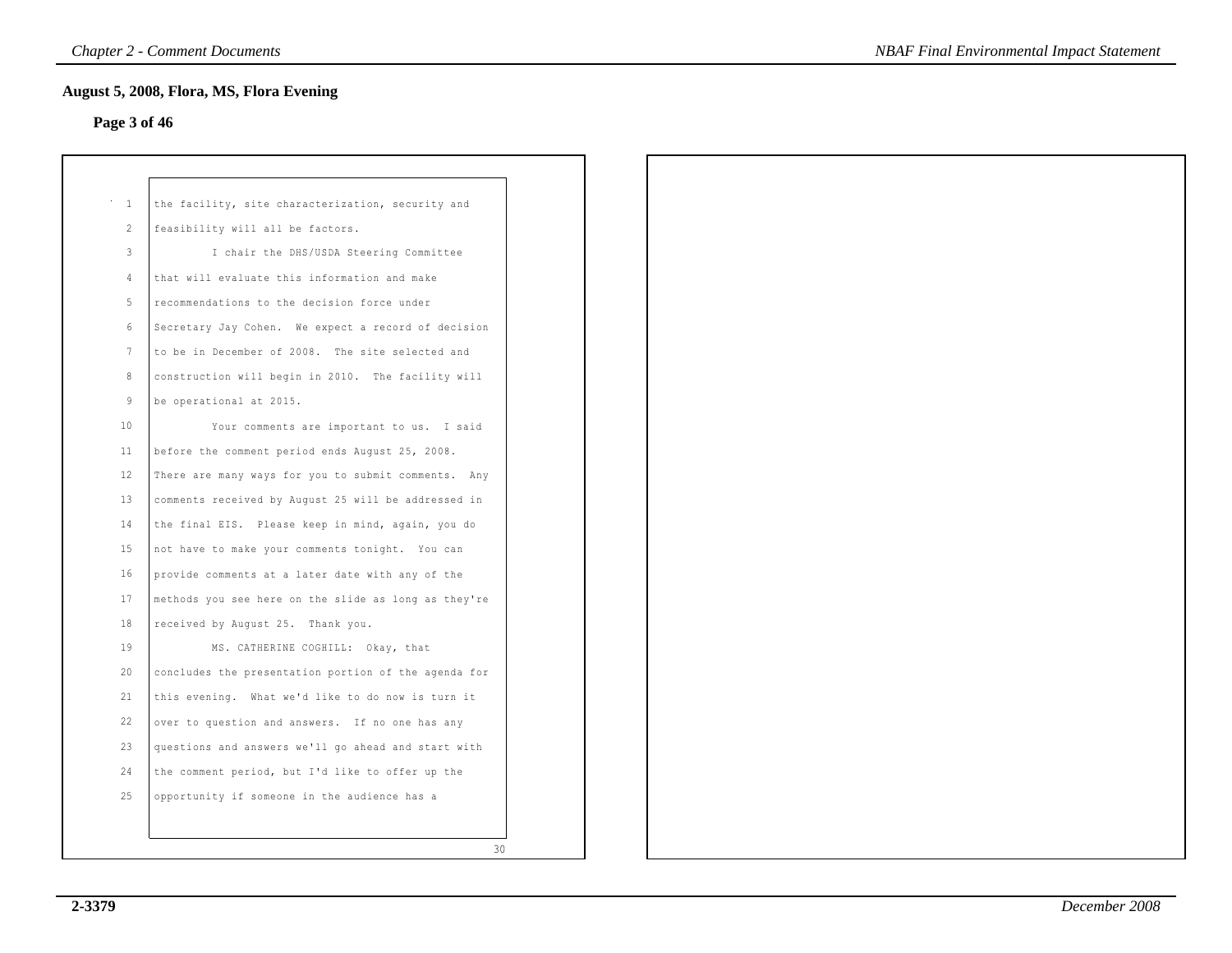## August 5, 2008, Flora, MS, Flora Evening

**Page 3 of 46**

```
 1   the facility, site characterization, security and
 2   feasibility will all be factors.
 3            I chair the DHS/USDA Steering Committee
 4   that will evaluate this information and make
 5   recommendations to the decision force under
 6   Secretary Jay Cohen.  We expect a record of decision
 7   to be in December of 2008.  The site selected and
 8   construction will begin in 2010.  The facility will
 9   be operational at 2015.
10            Your comments are important to us.  I said
11   before the comment period ends August 25, 2008.
12   There are many ways for you to submit comments.  Any
13   comments received by August 25 will be addressed in
14   the final EIS.  Please keep in mind, again, you do
15   not have to make your comments tonight.  You can
16   provide comments at a later date with any of the
17   methods you see here on the slide as long as they're
18   received by August 25.  Thank you.
19            MS. CATHERINE COGHILL:  Okay, that
20   concludes the presentation portion of the agenda for
21   this evening.  What we'd like to do now is turn it
22   over to question and answers.  If no one has any
23   questions and answers we'll go ahead and start with
24   the comment period, but I'd like to offer up the
25   opportunity if someone in the audience has a
                                                      30
```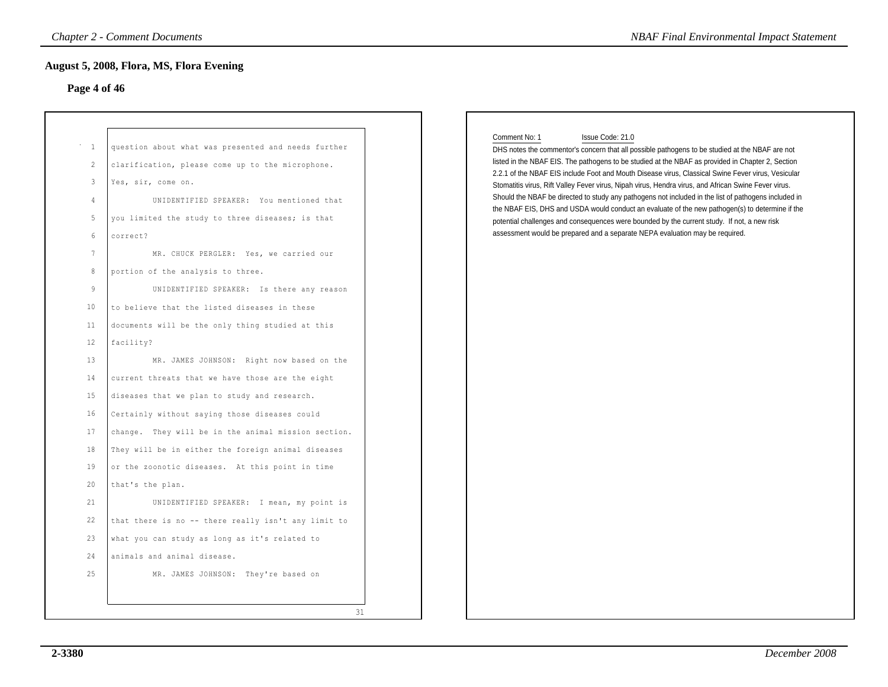## August 5, 2008, Flora, MS, Flora Evening

### Page 4 of 46

1 question about what was presented and needs further
2 clarification, please come up to the microphone.
3 Yes, sir, come on.
4 UNIDENTIFIED SPEAKER: You mentioned that
5 you limited the study to three diseases; is that
6 correct?
7 MR. CHUCK PERGLER: Yes, we carried our
8 portion of the analysis to three.
9 UNIDENTIFIED SPEAKER: Is there any reason
10 to believe that the listed diseases in these
11 documents will be the only thing studied at this
12 facility?
13 MR. JAMES JOHNSON: Right now based on the
14 current threats that we have those are the eight
15 diseases that we plan to study and research.
16 Certainly without saying those diseases could
17 change. They will be in the animal mission section.
18 They will be in either the foreign animal diseases
19 or the zoonotic diseases. At this point in time
20 that's the plan.
21 UNIDENTIFIED SPEAKER: I mean, my point is
22 that there is no -- there really isn't any limit to
23 what you can study as long as it's related to
24 animals and animal disease.
25 MR. JAMES JOHNSON: They're based on

31

Comment No: 1 Issue Code: 21.0

DHS notes the commentor's concern that all possible pathogens to be studied at the NBAF are not listed in the NBAF EIS. The pathogens to be studied at the NBAF as provided in Chapter 2, Section 2.2.1 of the NBAF EIS include Foot and Mouth Disease virus, Classical Swine Fever virus, Vesicular Stomatitis virus, Rift Valley Fever virus, Nipah virus, Hendra virus, and African Swine Fever virus. Should the NBAF be directed to study any pathogens not included in the list of pathogens included in the NBAF EIS, DHS and USDA would conduct an evaluate of the new pathogen(s) to determine if the potential challenges and consequences were bounded by the current study. If not, a new risk assessment would be prepared and a separate NEPA evaluation may be required.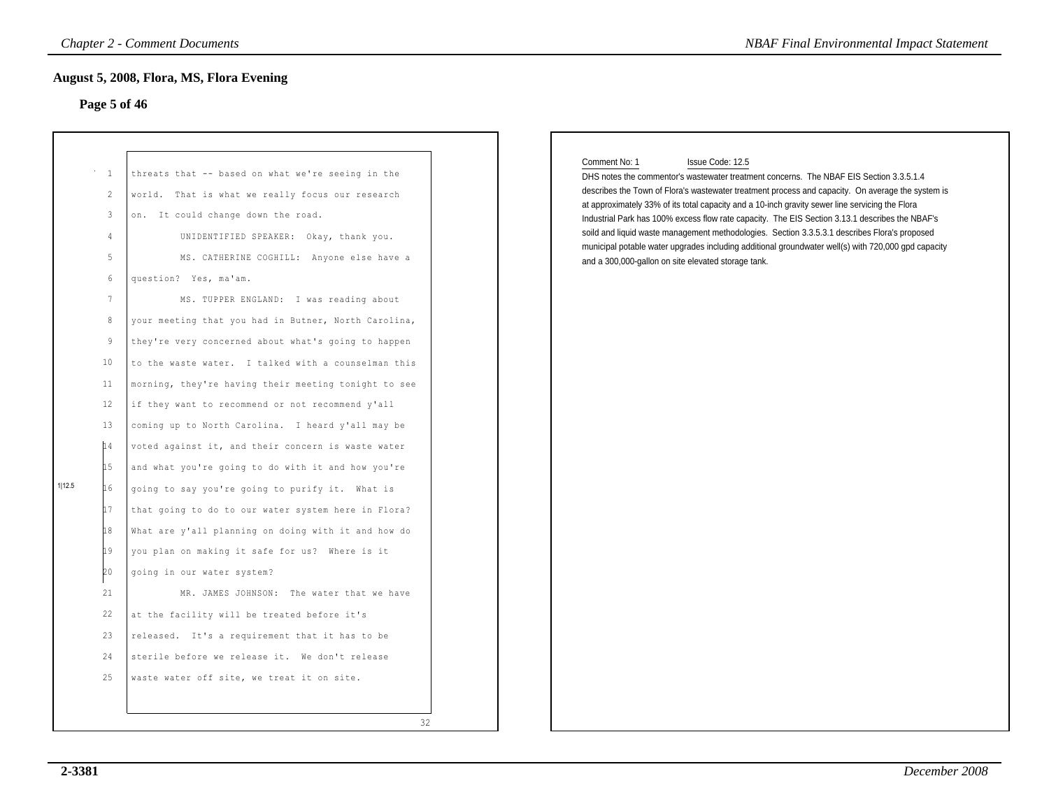## August 5, 2008, Flora, MS, Flora Evening

### Page 5 of 46

1 threats that -- based on what we're seeing in the
2 world. That is what we really focus our research
3 on. It could change down the road.
4 UNIDENTIFIED SPEAKER: Okay, thank you.
5 MS. CATHERINE COGHILL: Anyone else have a
6 question? Yes, ma'am.
7 MS. TUPPER ENGLAND: I was reading about
8 your meeting that you had in Butner, North Carolina,
9 they're very concerned about what's going to happen
10 to the waste water. I talked with a counselman this
11 morning, they're having their meeting tonight to see
12 if they want to recommend or not recommend y'all
13 coming up to North Carolina. I heard y'all may be
14 voted against it, and their concern is waste water
15 and what you're going to do with it and how you're
16 going to say you're going to purify it. What is
17 that going to do to our water system here in Flora?
18 What are y'all planning on doing with it and how do
19 you plan on making it safe for us? Where is it
20 going in our water system?
21 MR. JAMES JOHNSON: The water that we have
22 at the facility will be treated before it's
23 released. It's a requirement that it has to be
24 sterile before we release it. We don't release
25 waste water off site, we treat it on site.

1|12.5

32

Comment No: 1 Issue Code: 12.5

DHS notes the commentor's wastewater treatment concerns. The NBAF EIS Section 3.3.5.1.4 describes the Town of Flora's wastewater treatment process and capacity. On average the system is at approximately 33% of its total capacity and a 10-inch gravity sewer line servicing the Flora Industrial Park has 100% excess flow rate capacity. The EIS Section 3.13.1 describes the NBAF's soild and liquid waste management methodologies. Section 3.3.5.3.1 describes Flora's proposed municipal potable water upgrades including additional groundwater well(s) with 720,000 gpd capacity and a 300,000-gallon on site elevated storage tank.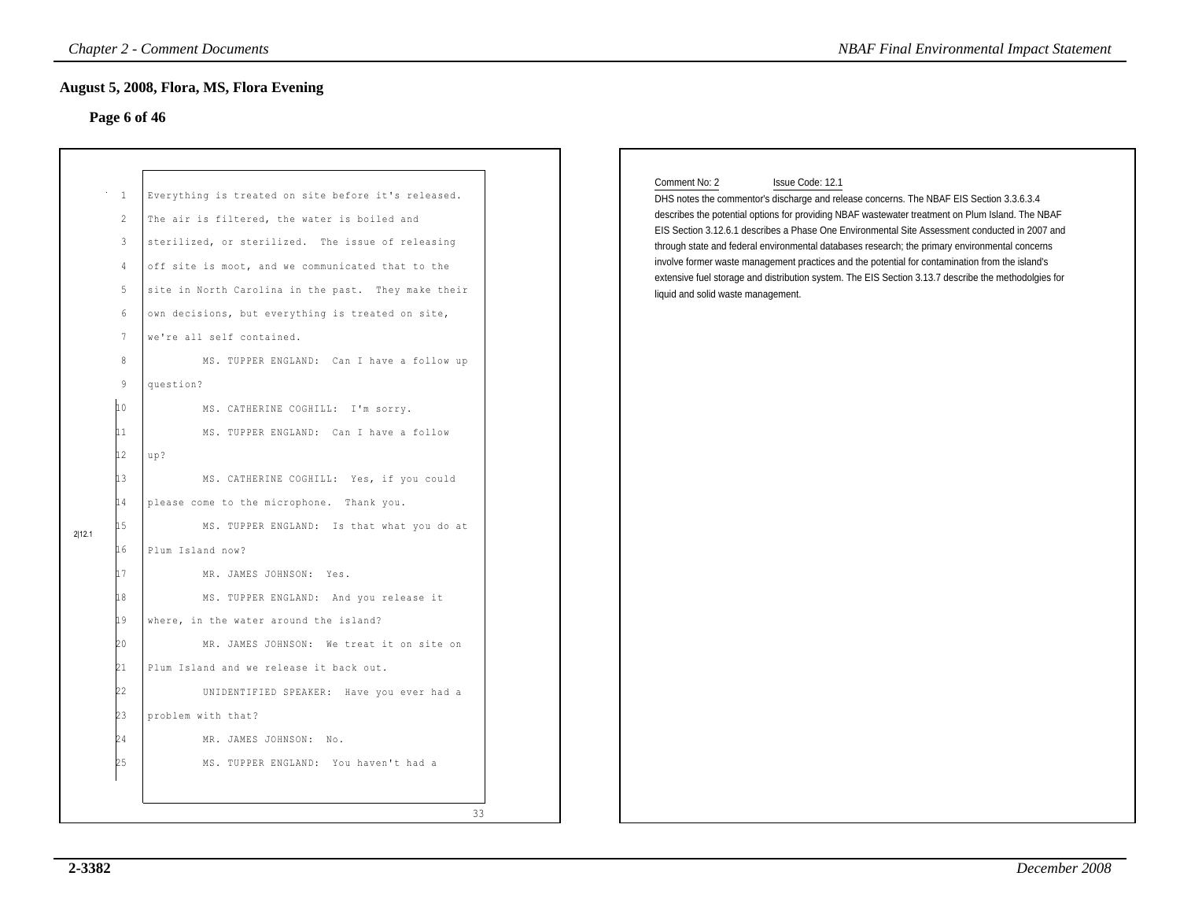## August 5, 2008, Flora, MS, Flora Evening

### Page 6 of 46

1 Everything is treated on site before it's released.
2 The air is filtered, the water is boiled and
3 sterilized, or sterilized. The issue of releasing
4 off site is moot, and we communicated that to the
5 site in North Carolina in the past. They make their
6 own decisions, but everything is treated on site,
7 we're all self contained.
8 MS. TUPPER ENGLAND: Can I have a follow up
9 question?
10 MS. CATHERINE COGHILL: I'm sorry.
11 MS. TUPPER ENGLAND: Can I have a follow
12 up?
13 MS. CATHERINE COGHILL: Yes, if you could
14 please come to the microphone. Thank you.
15 MS. TUPPER ENGLAND: Is that what you do at
16 Plum Island now?
17 MR. JAMES JOHNSON: Yes.
18 MS. TUPPER ENGLAND: And you release it
19 where, in the water around the island?
20 MR. JAMES JOHNSON: We treat it on site on
21 Plum Island and we release it back out.
22 UNIDENTIFIED SPEAKER: Have you ever had a
23 problem with that?
24 MR. JAMES JOHNSON: No.
25 MS. TUPPER ENGLAND: You haven't had a

2|12.1

33

Comment No: 2 Issue Code: 12.1

DHS notes the commentor's discharge and release concerns. The NBAF EIS Section 3.3.6.3.4 describes the potential options for providing NBAF wastewater treatment on Plum Island. The NBAF EIS Section 3.12.6.1 describes a Phase One Environmental Site Assessment conducted in 2007 and through state and federal environmental databases research; the primary environmental concerns involve former waste management practices and the potential for contamination from the island's extensive fuel storage and distribution system. The EIS Section 3.13.7 describe the methodolgies for liquid and solid waste management.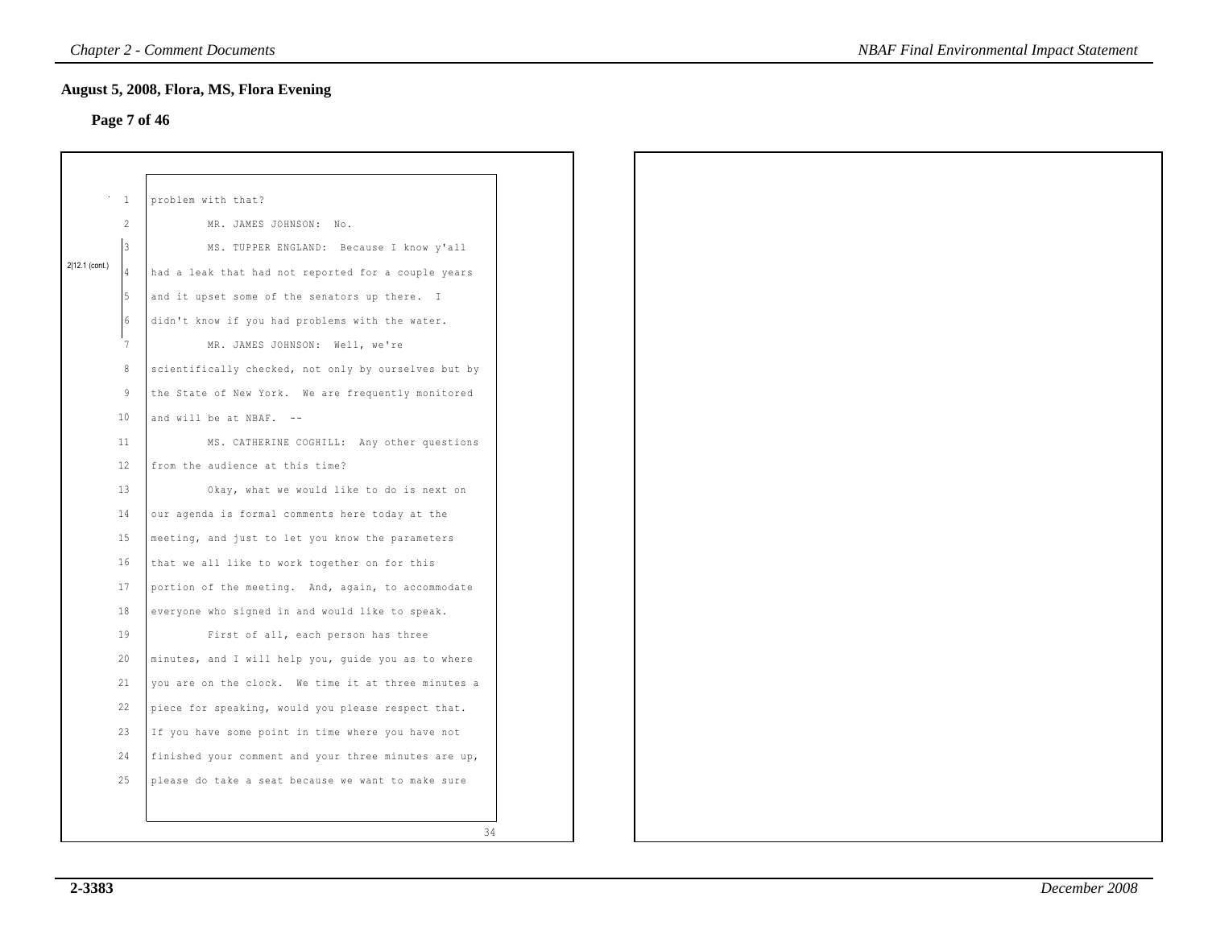## August 5, 2008, Flora, MS, Flora Evening

**Page 7 of 46**

1 problem with that?

2 MR. JAMES JOHNSON: No.

3 MS. TUPPER ENGLAND: Because I know y'all

4 had a leak that had not reported for a couple years

5 and it upset some of the senators up there. I

6 didn't know if you had problems with the water.

2|12.1 (cont.)

7 MR. JAMES JOHNSON: Well, we're

8 scientifically checked, not only by ourselves but by

9 the State of New York. We are frequently monitored

10 and will be at NBAF. --

11 MS. CATHERINE COGHILL: Any other questions

12 from the audience at this time?

13 Okay, what we would like to do is next on

14 our agenda is formal comments here today at the

15 meeting, and just to let you know the parameters

16 that we all like to work together on for this

17 portion of the meeting. And, again, to accommodate

18 everyone who signed in and would like to speak.

19 First of all, each person has three

20 minutes, and I will help you, guide you as to where

21 you are on the clock. We time it at three minutes a

22 piece for speaking, would you please respect that.

23 If you have some point in time where you have not

24 finished your comment and your three minutes are up,

25 please do take a seat because we want to make sure

34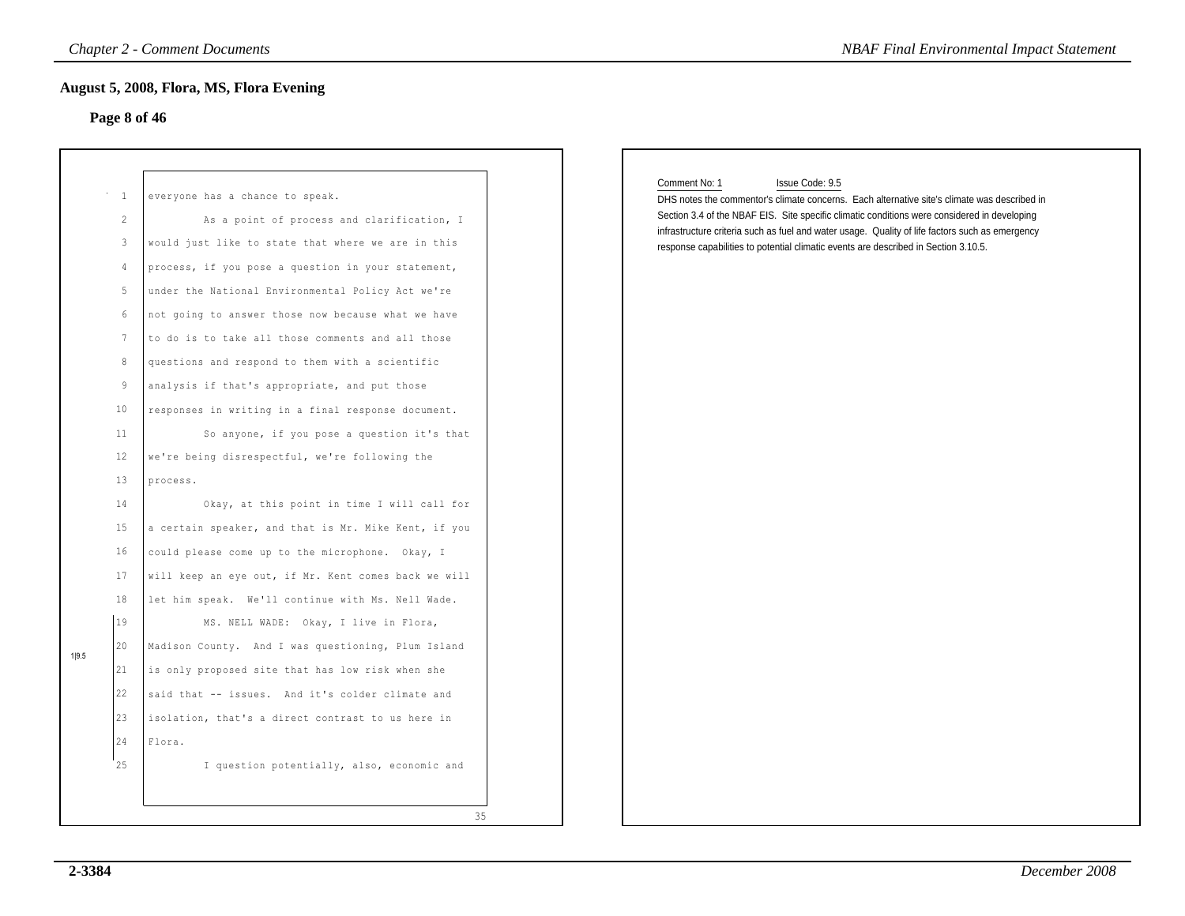## August 5, 2008, Flora, MS, Flora Evening

**Page 8 of 46**

1 everyone has a chance to speak.

2 As a point of process and clarification, I
3 would just like to state that where we are in this
4 process, if you pose a question in your statement,
5 under the National Environmental Policy Act we're
6 not going to answer those now because what we have
7 to do is to take all those comments and all those
8 questions and respond to them with a scientific
9 analysis if that's appropriate, and put those
10 responses in writing in a final response document.

11 So anyone, if you pose a question it's that
12 we're being disrespectful, we're following the
13 process.

14 Okay, at this point in time I will call for
15 a certain speaker, and that is Mr. Mike Kent, if you
16 could please come up to the microphone. Okay, I
17 will keep an eye out, if Mr. Kent comes back we will
18 let him speak. We'll continue with Ms. Nell Wade.

19 MS. NELL WADE: Okay, I live in Flora,
20 Madison County. And I was questioning, Plum Island
21 is only proposed site that has low risk when she
22 said that -- issues. And it's colder climate and
23 isolation, that's a direct contrast to us here in
24 Flora.

25 I question potentially, also, economic and

35

1|9.5

Comment No: 1 Issue Code: 9.5

DHS notes the commentor's climate concerns. Each alternative site's climate was described in Section 3.4 of the NBAF EIS. Site specific climatic conditions were considered in developing infrastructure criteria such as fuel and water usage. Quality of life factors such as emergency response capabilities to potential climatic events are described in Section 3.10.5.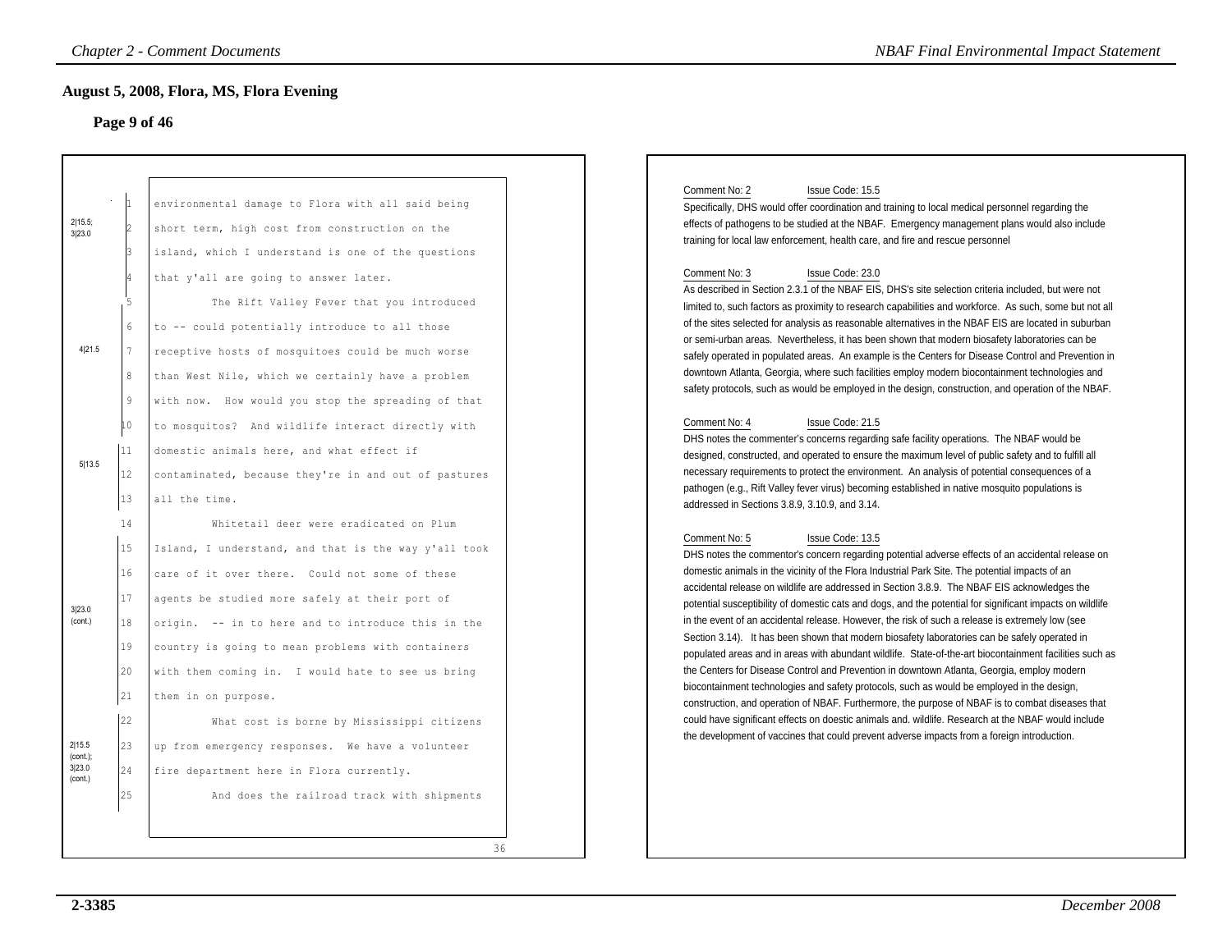## August 5, 2008, Flora, MS, Flora Evening

### Page 9 of 46

2|15.5; 3|23.0

1 environmental damage to Flora with all said being
2 short term, high cost from construction on the
3 island, which I understand is one of the questions
4 that y'all are going to answer later.
5 The Rift Valley Fever that you introduced

4|21.5

6 to -- could potentially introduce to all those
7 receptive hosts of mosquitoes could be much worse
8 than West Nile, which we certainly have a problem
9 with now. How would you stop the spreading of that
10 to mosquitos? And wildlife interact directly with

5|13.5

11 domestic animals here, and what effect if
12 contaminated, because they're in and out of pastures
13 all the time.
14 Whitetail deer were eradicated on Plum
15 Island, I understand, and that is the way y'all took
16 care of it over there. Could not some of these

3|23.0 (cont.)

17 agents be studied more safely at their port of
18 origin. -- in to here and to introduce this in the
19 country is going to mean problems with containers
20 with them coming in. I would hate to see us bring
21 them in on purpose.
22 What cost is borne by Mississippi citizens

2|15.5 (cont.); 3|23.0 (cont.)

23 up from emergency responses. We have a volunteer
24 fire department here in Flora currently.
25 And does the railroad track with shipments

36

Comment No: 2 Issue Code: 15.5

Specifically, DHS would offer coordination and training to local medical personnel regarding the effects of pathogens to be studied at the NBAF. Emergency management plans would also include training for local law enforcement, health care, and fire and rescue personnel

Comment No: 3 Issue Code: 23.0

As described in Section 2.3.1 of the NBAF EIS, DHS's site selection criteria included, but were not limited to, such factors as proximity to research capabilities and workforce. As such, some but not all of the sites selected for analysis as reasonable alternatives in the NBAF EIS are located in suburban or semi-urban areas. Nevertheless, it has been shown that modern biosafety laboratories can be safely operated in populated areas. An example is the Centers for Disease Control and Prevention in downtown Atlanta, Georgia, where such facilities employ modern biocontainment technologies and safety protocols, such as would be employed in the design, construction, and operation of the NBAF.

Comment No: 4 Issue Code: 21.5

DHS notes the commenter's concerns regarding safe facility operations. The NBAF would be designed, constructed, and operated to ensure the maximum level of public safety and to fulfill all necessary requirements to protect the environment. An analysis of potential consequences of a pathogen (e.g., Rift Valley fever virus) becoming established in native mosquito populations is addressed in Sections 3.8.9, 3.10.9, and 3.14.

Comment No: 5 Issue Code: 13.5

DHS notes the commentor's concern regarding potential adverse effects of an accidental release on domestic animals in the vicinity of the Flora Industrial Park Site. The potential impacts of an accidental release on wildlife are addressed in Section 3.8.9. The NBAF EIS acknowledges the potential susceptibility of domestic cats and dogs, and the potential for significant impacts on wildlife in the event of an accidental release. However, the risk of such a release is extremely low (see Section 3.14). It has been shown that modern biosafety laboratories can be safely operated in populated areas and in areas with abundant wildlife. State-of-the-art biocontainment facilities such as the Centers for Disease Control and Prevention in downtown Atlanta, Georgia, employ modern biocontainment technologies and safety protocols, such as would be employed in the design, construction, and operation of NBAF. Furthermore, the purpose of NBAF is to combat diseases that could have significant effects on doestic animals and. wildlife. Research at the NBAF would include the development of vaccines that could prevent adverse impacts from a foreign introduction.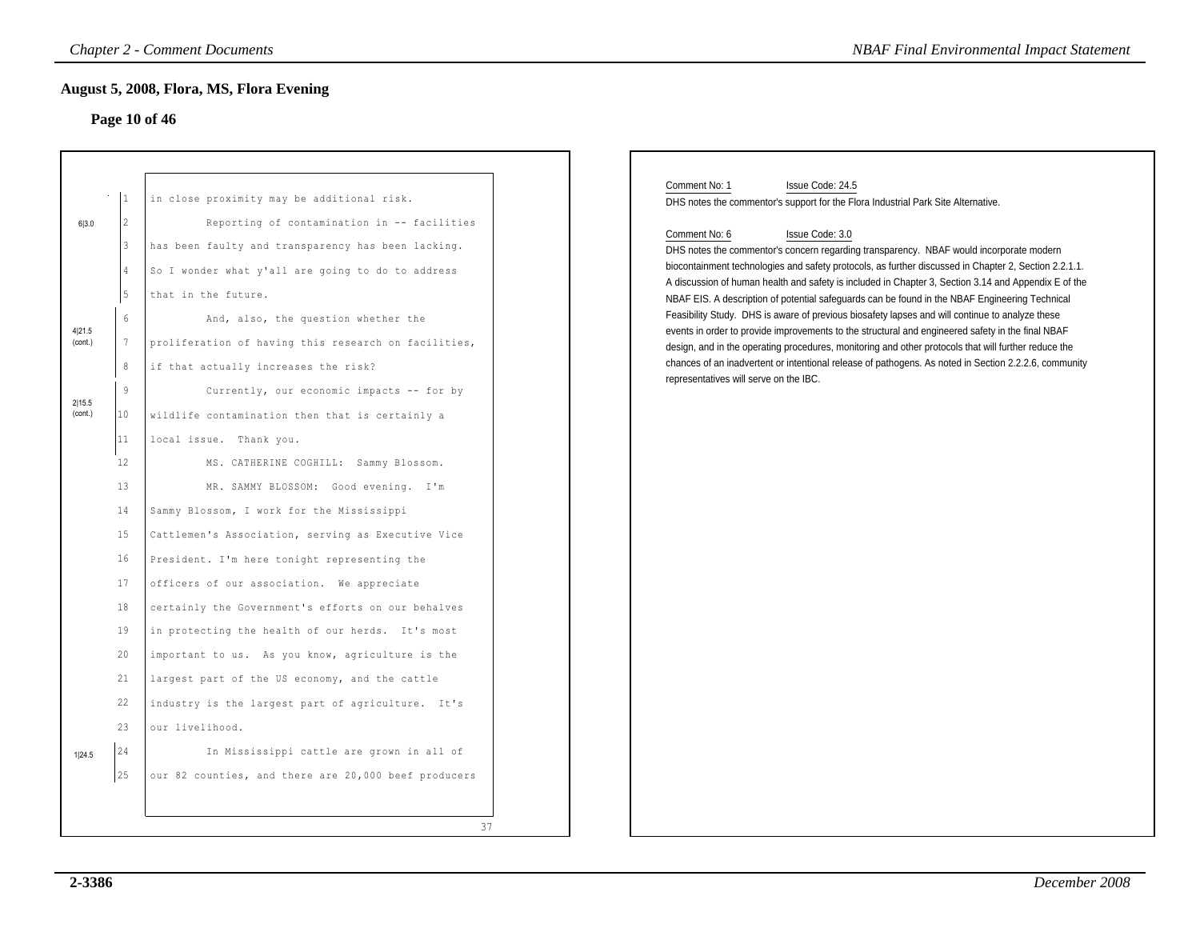## August 5, 2008, Flora, MS, Flora Evening

### Page 10 of 46

1 in close proximity may be additional risk.

6|3.0

2 Reporting of contamination in -- facilities
3 has been faulty and transparency has been lacking.
4 So I wonder what y'all are going to do to address
5 that in the future.

4|21.5 (cont.)

6 And, also, the question whether the
7 proliferation of having this research on facilities,
8 if that actually increases the risk?

2|15.5 (cont.)

9 Currently, our economic impacts -- for by
10 wildlife contamination then that is certainly a
11 local issue. Thank you.

12 MS. CATHERINE COGHILL: Sammy Blossom.
13 MR. SAMMY BLOSSOM: Good evening. I'm
14 Sammy Blossom, I work for the Mississippi
15 Cattlemen's Association, serving as Executive Vice
16 President. I'm here tonight representing the
17 officers of our association. We appreciate
18 certainly the Government's efforts on our behalves
19 in protecting the health of our herds. It's most
20 important to us. As you know, agriculture is the
21 largest part of the US economy, and the cattle
22 industry is the largest part of agriculture. It's
23 our livelihood.

1|24.5

24 In Mississippi cattle are grown in all of
25 our 82 counties, and there are 20,000 beef producers

37

Comment No: 1 Issue Code: 24.5

DHS notes the commentor's support for the Flora Industrial Park Site Alternative.

Comment No: 6 Issue Code: 3.0

DHS notes the commentor's concern regarding transparency. NBAF would incorporate modern biocontainment technologies and safety protocols, as further discussed in Chapter 2, Section 2.2.1.1. A discussion of human health and safety is included in Chapter 3, Section 3.14 and Appendix E of the NBAF EIS. A description of potential safeguards can be found in the NBAF Engineering Technical Feasibility Study. DHS is aware of previous biosafety lapses and will continue to analyze these events in order to provide improvements to the structural and engineered safety in the final NBAF design, and in the operating procedures, monitoring and other protocols that will further reduce the chances of an inadvertent or intentional release of pathogens. As noted in Section 2.2.2.6, community representatives will serve on the IBC.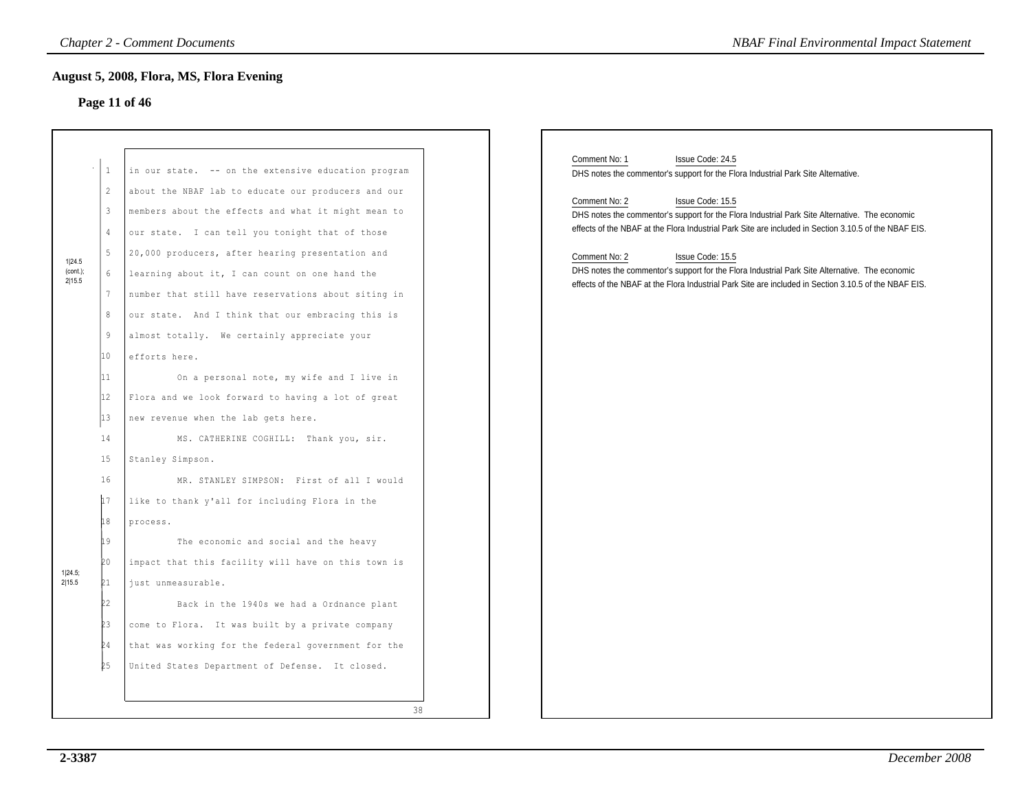## August 5, 2008, Flora, MS, Flora Evening

### Page 11 of 46

1|24.5 (cont.); 2|15.5

1 in our state. -- on the extensive education program
2 about the NBAF lab to educate our producers and our
3 members about the effects and what it might mean to
4 our state. I can tell you tonight that of those
5 20,000 producers, after hearing presentation and
6 learning about it, I can count on one hand the
7 number that still have reservations about siting in
8 our state. And I think that our embracing this is
9 almost totally. We certainly appreciate your
10 efforts here.
11 On a personal note, my wife and I live in
12 Flora and we look forward to having a lot of great
13 new revenue when the lab gets here.
14 MS. CATHERINE COGHILL: Thank you, sir.
15 Stanley Simpson.
16 MR. STANLEY SIMPSON: First of all I would
17 like to thank y'all for including Flora in the
18 process.

1|24.5; 2|15.5

19 The economic and social and the heavy
20 impact that this facility will have on this town is
21 just unmeasurable.
22 Back in the 1940s we had a Ordnance plant
23 come to Flora. It was built by a private company
24 that was working for the federal government for the
25 United States Department of Defense. It closed.

38

Comment No: 1 Issue Code: 24.5
DHS notes the commentor's support for the Flora Industrial Park Site Alternative.

Comment No: 2 Issue Code: 15.5
DHS notes the commentor's support for the Flora Industrial Park Site Alternative. The economic effects of the NBAF at the Flora Industrial Park Site are included in Section 3.10.5 of the NBAF EIS.

Comment No: 2 Issue Code: 15.5
DHS notes the commentor's support for the Flora Industrial Park Site Alternative. The economic effects of the NBAF at the Flora Industrial Park Site are included in Section 3.10.5 of the NBAF EIS.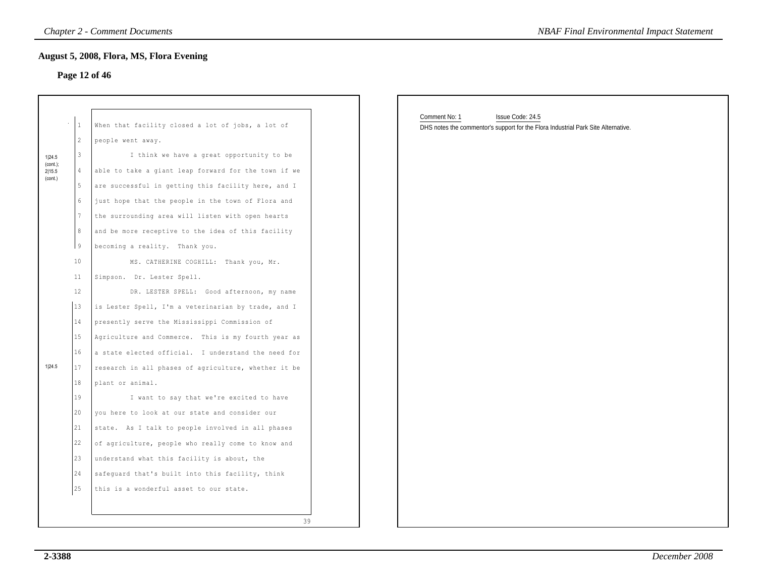## August 5, 2008, Flora, MS, Flora Evening

### Page 12 of 46

1|24.5 (cont.); 2|15.5 (cont.)

1 When that facility closed a lot of jobs, a lot of
2 people went away.
3 I think we have a great opportunity to be
4 able to take a giant leap forward for the town if we
5 are successful in getting this facility here, and I
6 just hope that the people in the town of Flora and
7 the surrounding area will listen with open hearts
8 and be more receptive to the idea of this facility
9 becoming a reality. Thank you.
10 MS. CATHERINE COGHILL: Thank you, Mr.
11 Simpson. Dr. Lester Spell.
12 DR. LESTER SPELL: Good afternoon, my name
13 is Lester Spell, I'm a veterinarian by trade, and I
14 presently serve the Mississippi Commission of
15 Agriculture and Commerce. This is my fourth year as
16 a state elected official. I understand the need for
17 research in all phases of agriculture, whether it be
18 plant or animal.
19 I want to say that we're excited to have
20 you here to look at our state and consider our
21 state. As I talk to people involved in all phases
22 of agriculture, people who really come to know and
23 understand what this facility is about, the
24 safeguard that's built into this facility, think
25 this is a wonderful asset to our state.

1|24.5

39

Comment No: 1 Issue Code: 24.5

DHS notes the commentor's support for the Flora Industrial Park Site Alternative.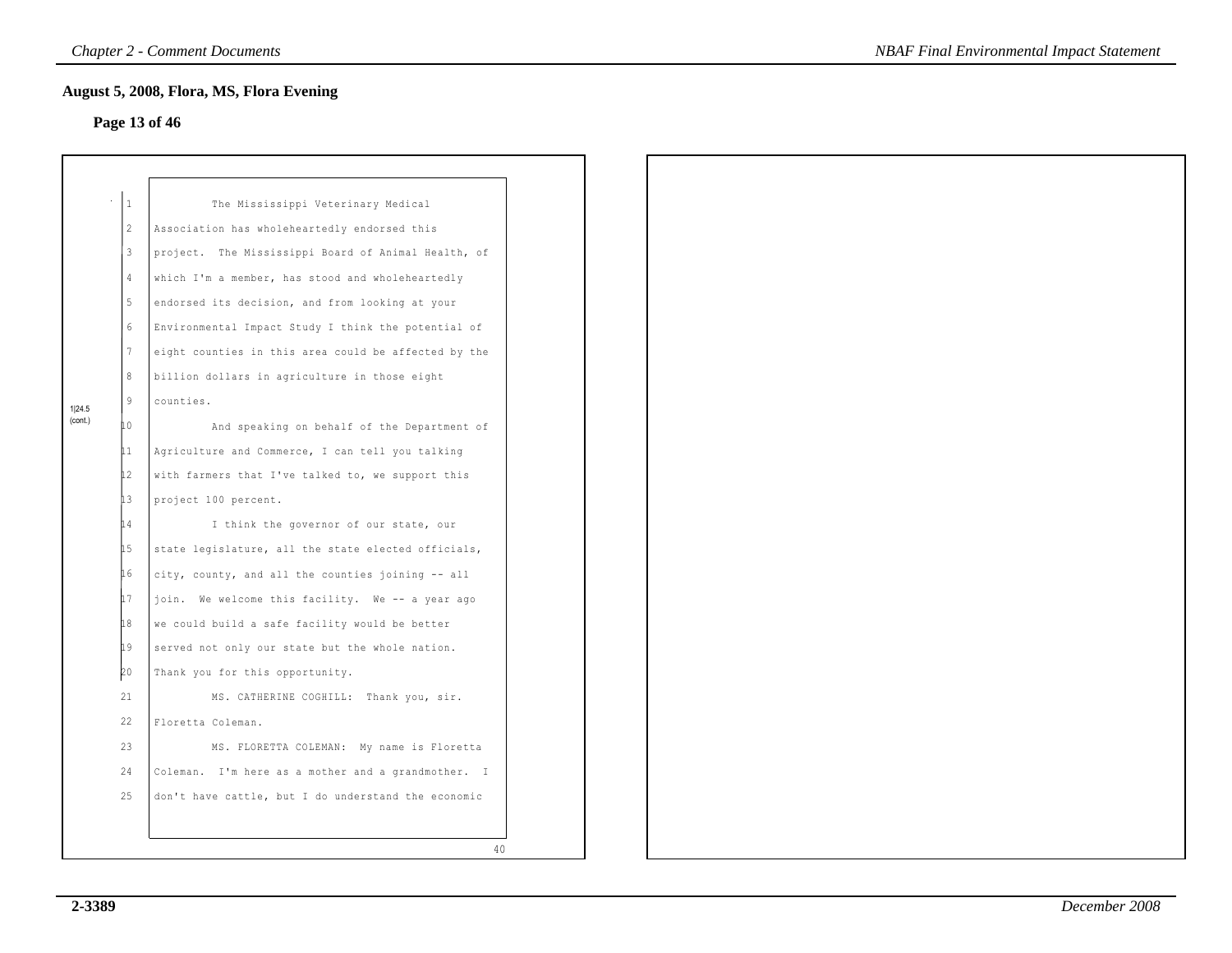## August 5, 2008, Flora, MS, Flora Evening

### Page 13 of 46

1|24.5 (cont.)

1 The Mississippi Veterinary Medical
2 Association has wholeheartedly endorsed this
3 project. The Mississippi Board of Animal Health, of
4 which I'm a member, has stood and wholeheartedly
5 endorsed its decision, and from looking at your
6 Environmental Impact Study I think the potential of
7 eight counties in this area could be affected by the
8 billion dollars in agriculture in those eight
9 counties.
10 And speaking on behalf of the Department of
11 Agriculture and Commerce, I can tell you talking
12 with farmers that I've talked to, we support this
13 project 100 percent.
14 I think the governor of our state, our
15 state legislature, all the state elected officials,
16 city, county, and all the counties joining -- all
17 join. We welcome this facility. We -- a year ago
18 we could build a safe facility would be better
19 served not only our state but the whole nation.
20 Thank you for this opportunity.
21 MS. CATHERINE COGHILL: Thank you, sir.
22 Floretta Coleman.
23 MS. FLORETTA COLEMAN: My name is Floretta
24 Coleman. I'm here as a mother and a grandmother. I
25 don't have cattle, but I do understand the economic

40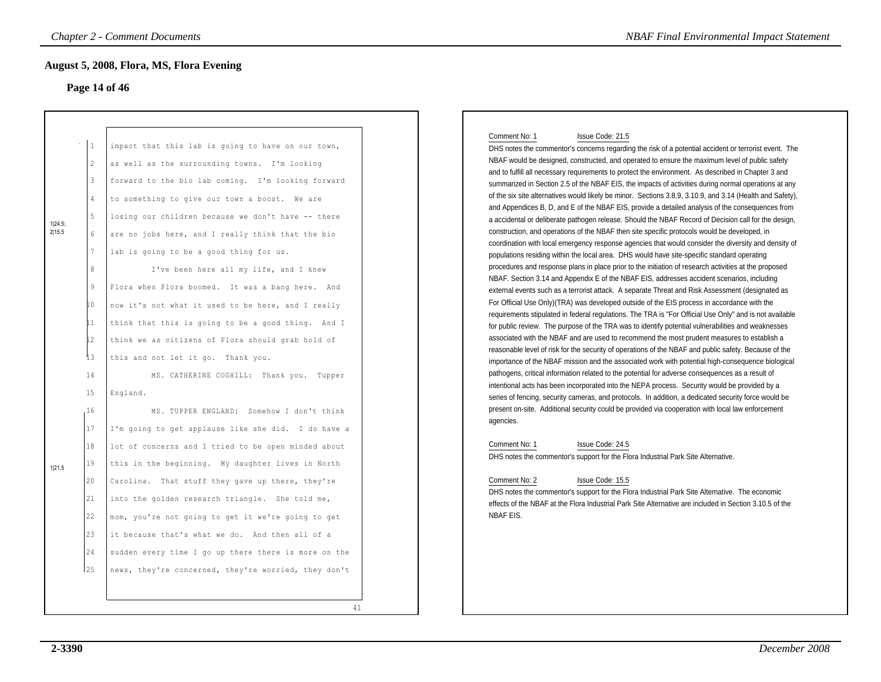## August 5, 2008, Flora, MS, Flora Evening

### Page 14 of 46

1 impact that this lab is going to have on our town,
2 as well as the surrounding towns. I'm looking
3 forward to the bio lab coming. I'm looking forward
4 to something to give our town a boost. We are
5 losing our children because we don't have -- there
6 are no jobs here, and I really think that the bio
7 lab is going to be a good thing for us.
8 I've been here all my life, and I knew
9 Flora when Flora boomed. It was a bang here. And
10 now it's not what it used to be here, and I really
11 think that this is going to be a good thing. And I
12 think we as citizens of Flora should grab hold of
13 this and not let it go. Thank you.
14 MS. CATHERINE COGHILL: Thank you. Tupper
15 England.
16 MS. TUPPER ENGLAND: Somehow I don't think
17 I'm going to get applause like she did. I do have a
18 lot of concerns and I tried to be open minded about
19 this in the beginning. My daughter lives in North
20 Carolina. That stuff they gave up there, they're
21 into the golden research triangle. She told me,
22 mom, you're not going to get it we're going to get
23 it because that's what we do. And then all of a
24 sudden every time I go up there there is more on the
25 news, they're concerned, they're worried, they don't

41

(Margin codes: 1|24.5; 2|15.5 at lines 1–13; 1|21.5 at lines 16–25)

Comment No: 1 Issue Code: 21.5

DHS notes the commentor's concerns regarding the risk of a potential accident or terrorist event. The NBAF would be designed, constructed, and operated to ensure the maximum level of public safety and to fulfill all necessary requirements to protect the environment. As described in Chapter 3 and summarized in Section 2.5 of the NBAF EIS, the impacts of activities during normal operations at any of the six site alternatives would likely be minor. Sections 3.8.9, 3.10.9, and 3.14 (Health and Safety), and Appendices B, D, and E of the NBAF EIS, provide a detailed analysis of the consequences from a accidental or deliberate pathogen release. Should the NBAF Record of Decision call for the design, construction, and operations of the NBAF then site specific protocols would be developed, in coordination with local emergency response agencies that would consider the diversity and density of populations residing within the local area. DHS would have site-specific standard operating procedures and response plans in place prior to the initiation of research activities at the proposed NBAF. Section 3.14 and Appendix E of the NBAF EIS, addresses accident scenarios, including external events such as a terrorist attack. A separate Threat and Risk Assessment (designated as For Official Use Only)(TRA) was developed outside of the EIS process in accordance with the requirements stipulated in federal regulations. The TRA is "For Official Use Only" and is not available for public review. The purpose of the TRA was to identify potential vulnerabilities and weaknesses associated with the NBAF and are used to recommend the most prudent measures to establish a reasonable level of risk for the security of operations of the NBAF and public safety. Because of the importance of the NBAF mission and the associated work with potential high-consequence biological pathogens, critical information related to the potential for adverse consequences as a result of intentional acts has been incorporated into the NEPA process. Security would be provided by a series of fencing, security cameras, and protocols. In addition, a dedicated security force would be present on-site. Additional security could be provided via cooperation with local law enforcement agencies.

Comment No: 1 Issue Code: 24.5

DHS notes the commentor's support for the Flora Industrial Park Site Alternative.

Comment No: 2 Issue Code: 15.5

DHS notes the commentor's support for the Flora Industrial Park Site Alternative. The economic effects of the NBAF at the Flora Industrial Park Site Alternative are included in Section 3.10.5 of the NBAF EIS.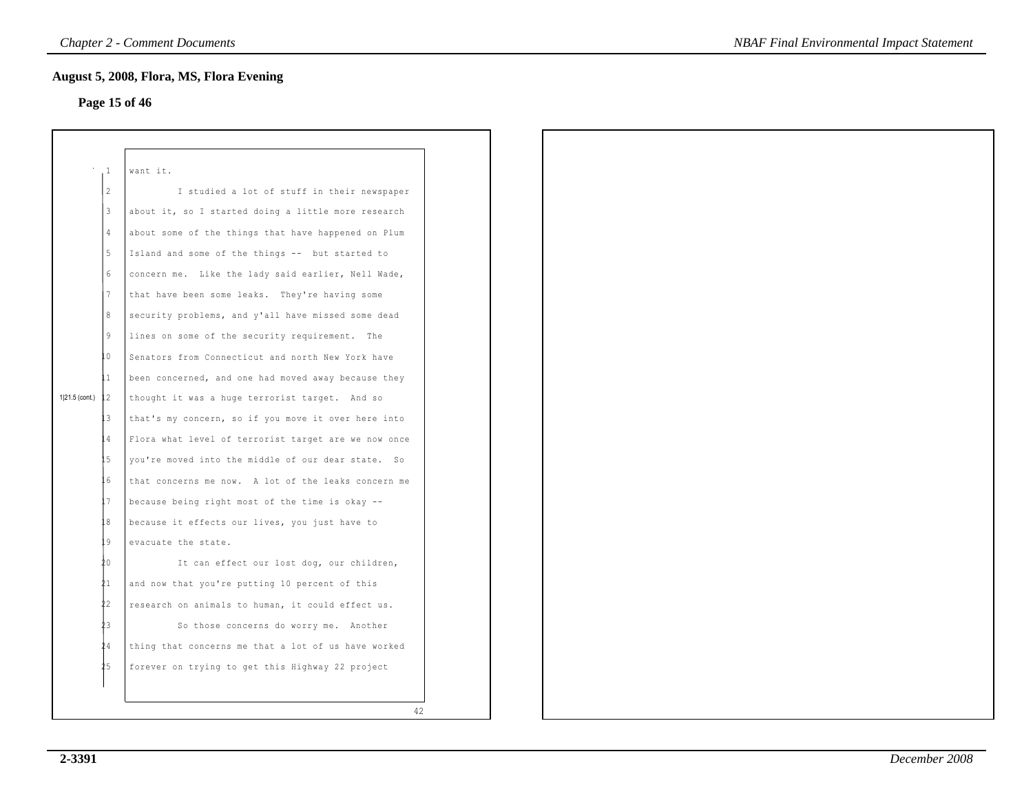## August 5, 2008, Flora, MS, Flora Evening

**Page 15 of 46**

1|21.5 (cont.)

want it.

I studied a lot of stuff in their newspaper about it, so I started doing a little more research about some of the things that have happened on Plum Island and some of the things -- but started to concern me. Like the lady said earlier, Nell Wade, that have been some leaks. They're having some security problems, and y'all have missed some dead lines on some of the security requirement. The Senators from Connecticut and north New York have been concerned, and one had moved away because they thought it was a huge terrorist target. And so that's my concern, so if you move it over here into Flora what level of terrorist target are we now once you're moved into the middle of our dear state. So that concerns me now. A lot of the leaks concern me because being right most of the time is okay -- because it effects our lives, you just have to evacuate the state.

It can effect our lost dog, our children, and now that you're putting 10 percent of this research on animals to human, it could effect us.

So those concerns do worry me. Another thing that concerns me that a lot of us have worked forever on trying to get this Highway 22 project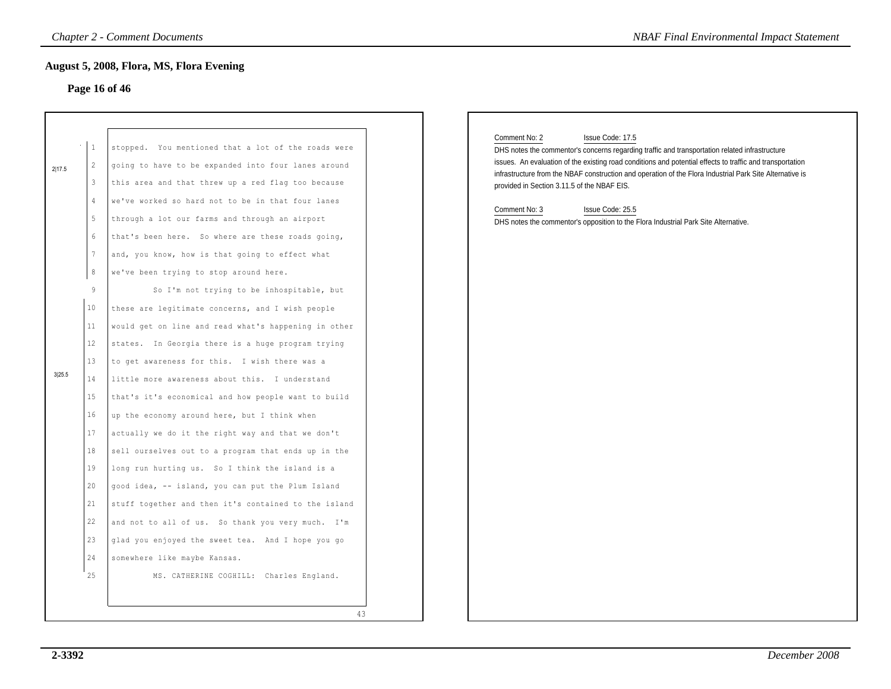## August 5, 2008, Flora, MS, Flora Evening

### Page 16 of 46

1 stopped. You mentioned that a lot of the roads were
2 going to have to be expanded into four lanes around
3 this area and that threw up a red flag too because
4 we've worked so hard not to be in that four lanes
5 through a lot our farms and through an airport
6 that's been here. So where are these roads going,
7 and, you know, how is that going to effect what
8 we've been trying to stop around here.

2|17.5

9 So I'm not trying to be inhospitable, but
10 these are legitimate concerns, and I wish people
11 would get on line and read what's happening in other
12 states. In Georgia there is a huge program trying
13 to get awareness for this. I wish there was a
14 little more awareness about this. I understand
15 that's it's economical and how people want to build
16 up the economy around here, but I think when
17 actually we do it the right way and that we don't
18 sell ourselves out to a program that ends up in the
19 long run hurting us. So I think the island is a
20 good idea, -- island, you can put the Plum Island
21 stuff together and then it's contained to the island
22 and not to all of us. So thank you very much. I'm
23 glad you enjoyed the sweet tea. And I hope you go
24 somewhere like maybe Kansas.

3|25.5

25 MS. CATHERINE COGHILL: Charles England.

43

Comment No: 2 Issue Code: 17.5

DHS notes the commentor's concerns regarding traffic and transportation related infrastructure issues. An evaluation of the existing road conditions and potential effects to traffic and transportation infrastructure from the NBAF construction and operation of the Flora Industrial Park Site Alternative is provided in Section 3.11.5 of the NBAF EIS.

Comment No: 3 Issue Code: 25.5

DHS notes the commentor's opposition to the Flora Industrial Park Site Alternative.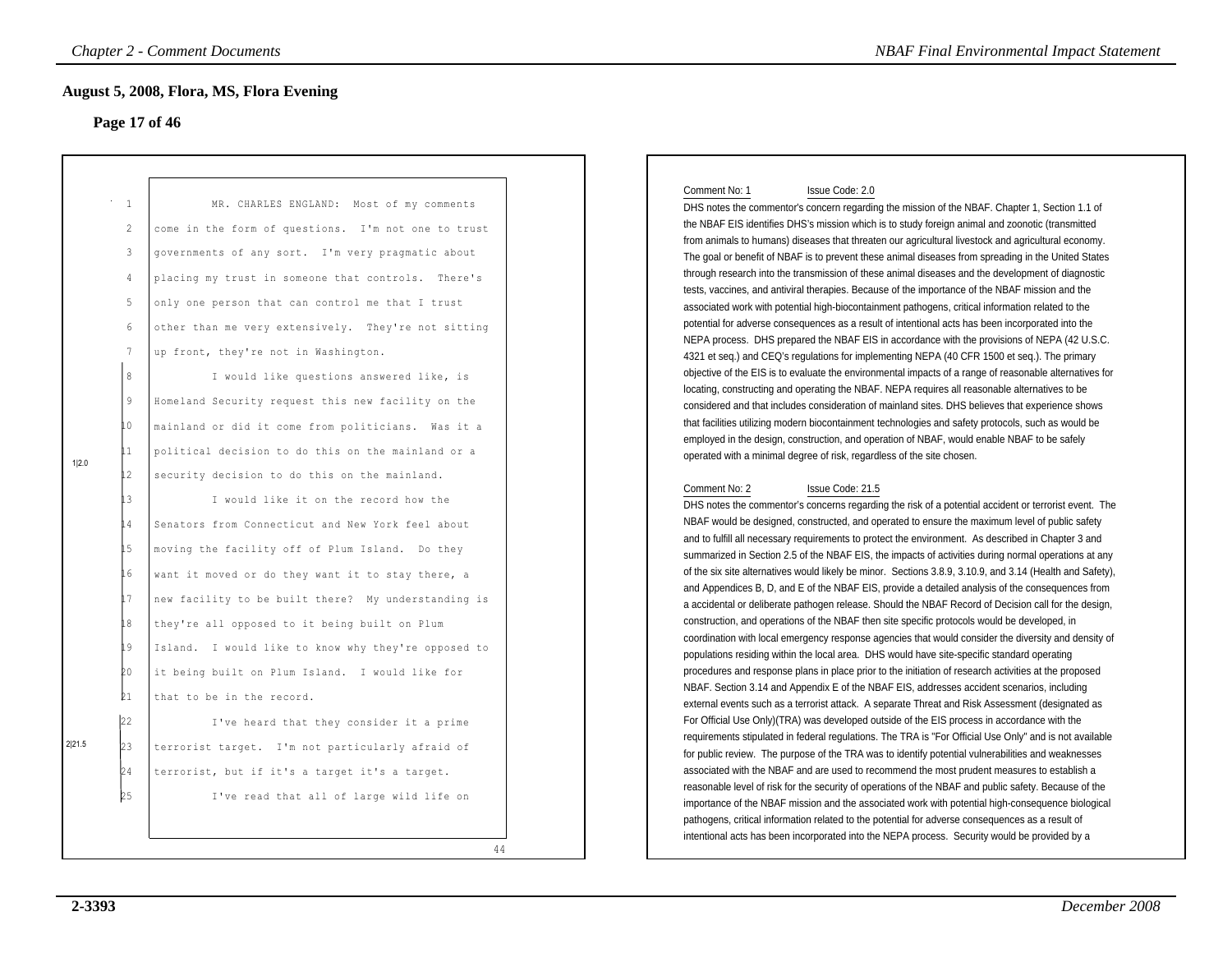## August 5, 2008, Flora, MS, Flora Evening

### Page 17 of 46

1 MR. CHARLES ENGLAND: Most of my comments
2 come in the form of questions. I'm not one to trust
3 governments of any sort. I'm very pragmatic about
4 placing my trust in someone that controls. There's
5 only one person that can control me that I trust
6 other than me very extensively. They're not sitting
7 up front, they're not in Washington.
8 I would like questions answered like, is
9 Homeland Security request this new facility on the
10 mainland or did it come from politicians. Was it a
11 political decision to do this on the mainland or a
12 security decision to do this on the mainland.
13 I would like it on the record how the
14 Senators from Connecticut and New York feel about
15 moving the facility off of Plum Island. Do they
16 want it moved or do they want it to stay there, a
17 new facility to be built there? My understanding is
18 they're all opposed to it being built on Plum
19 Island. I would like to know why they're opposed to
20 it being built on Plum Island. I would like for
21 that to be in the record.
22 I've heard that they consider it a prime
23 terrorist target. I'm not particularly afraid of
24 terrorist, but if it's a target it's a target.
25 I've read that all of large wild life on

1|2.0

2|21.5

44

Comment No: 1 Issue Code: 2.0

DHS notes the commentor's concern regarding the mission of the NBAF. Chapter 1, Section 1.1 of the NBAF EIS identifies DHS's mission which is to study foreign animal and zoonotic (transmitted from animals to humans) diseases that threaten our agricultural livestock and agricultural economy. The goal or benefit of NBAF is to prevent these animal diseases from spreading in the United States through research into the transmission of these animal diseases and the development of diagnostic tests, vaccines, and antiviral therapies. Because of the importance of the NBAF mission and the associated work with potential high-biocontainment pathogens, critical information related to the potential for adverse consequences as a result of intentional acts has been incorporated into the NEPA process. DHS prepared the NBAF EIS in accordance with the provisions of NEPA (42 U.S.C. 4321 et seq.) and CEQ's regulations for implementing NEPA (40 CFR 1500 et seq.). The primary objective of the EIS is to evaluate the environmental impacts of a range of reasonable alternatives for locating, constructing and operating the NBAF. NEPA requires all reasonable alternatives to be considered and that includes consideration of mainland sites. DHS believes that experience shows that facilities utilizing modern biocontainment technologies and safety protocols, such as would be employed in the design, construction, and operation of NBAF, would enable NBAF to be safely operated with a minimal degree of risk, regardless of the site chosen.

Comment No: 2 Issue Code: 21.5

DHS notes the commentor's concerns regarding the risk of a potential accident or terrorist event. The NBAF would be designed, constructed, and operated to ensure the maximum level of public safety and to fulfill all necessary requirements to protect the environment. As described in Chapter 3 and summarized in Section 2.5 of the NBAF EIS, the impacts of activities during normal operations at any of the six site alternatives would likely be minor. Sections 3.8.9, 3.10.9, and 3.14 (Health and Safety), and Appendices B, D, and E of the NBAF EIS, provide a detailed analysis of the consequences from a accidental or deliberate pathogen release. Should the NBAF Record of Decision call for the design, construction, and operations of the NBAF then site specific protocols would be developed, in coordination with local emergency response agencies that would consider the diversity and density of populations residing within the local area. DHS would have site-specific standard operating procedures and response plans in place prior to the initiation of research activities at the proposed NBAF. Section 3.14 and Appendix E of the NBAF EIS, addresses accident scenarios, including external events such as a terrorist attack. A separate Threat and Risk Assessment (designated as For Official Use Only)(TRA) was developed outside of the EIS process in accordance with the requirements stipulated in federal regulations. The TRA is "For Official Use Only" and is not available for public review. The purpose of the TRA was to identify potential vulnerabilities and weaknesses associated with the NBAF and are used to recommend the most prudent measures to establish a reasonable level of risk for the security of operations of the NBAF and public safety. Because of the importance of the NBAF mission and the associated work with potential high-consequence biological pathogens, critical information related to the potential for adverse consequences as a result of intentional acts has been incorporated into the NEPA process. Security would be provided by a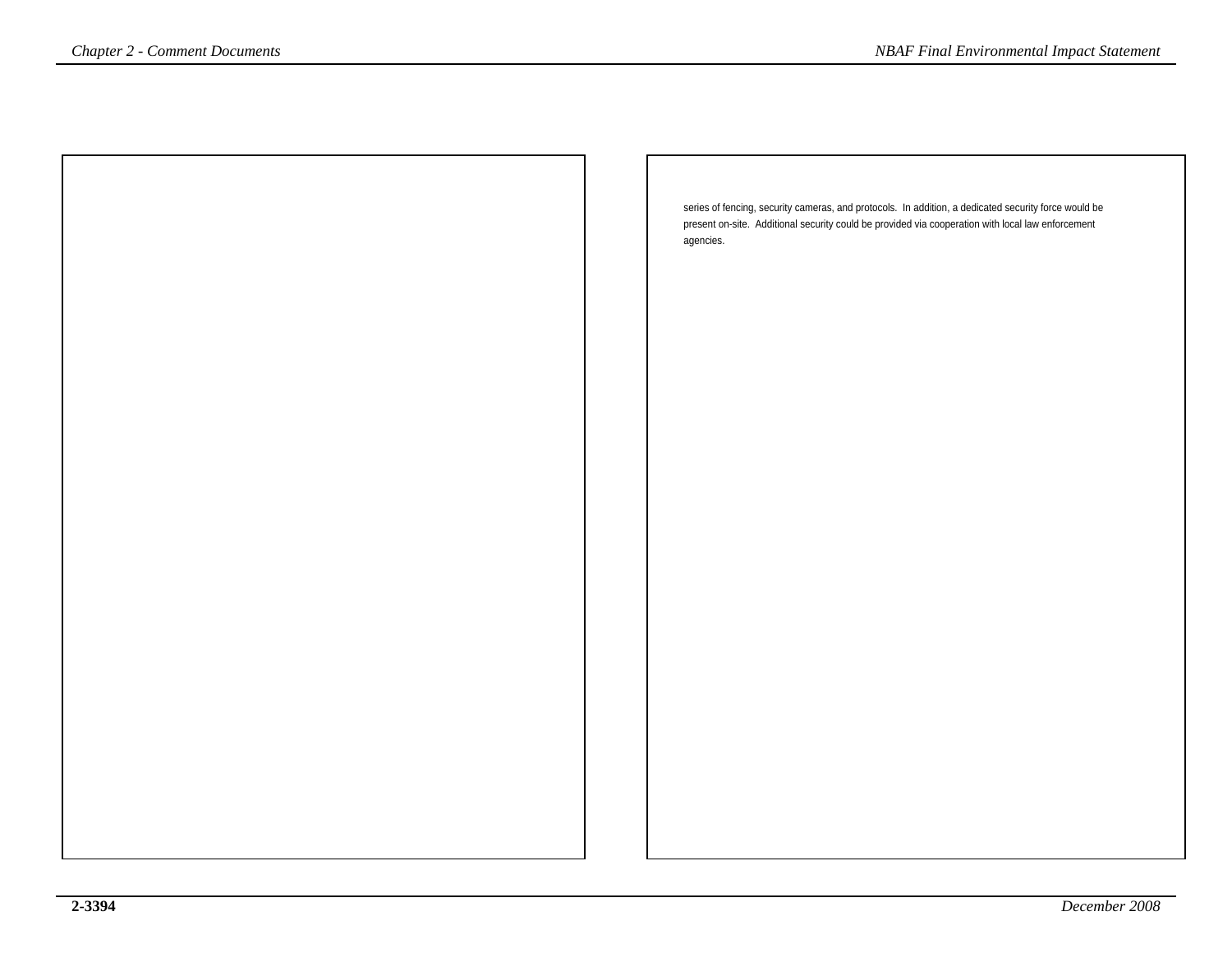series of fencing, security cameras, and protocols. In addition, a dedicated security force would be present on-site. Additional security could be provided via cooperation with local law enforcement agencies.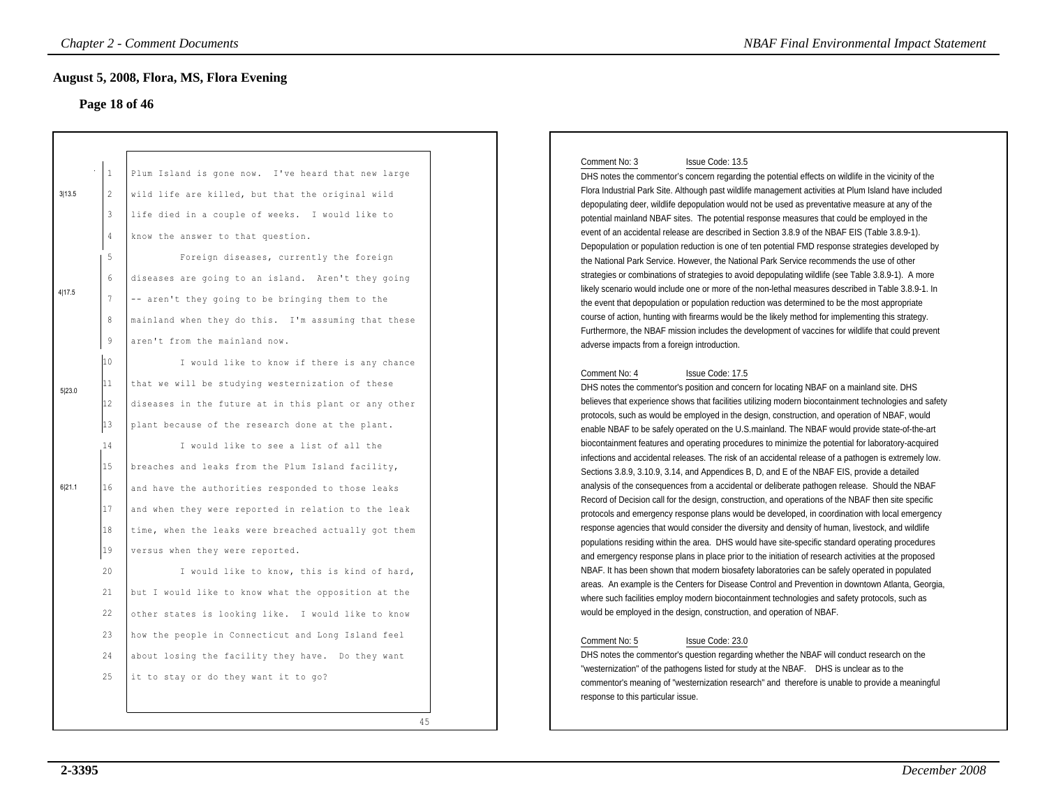## August 5, 2008, Flora, MS, Flora Evening

### Page 18 of 46

1 Plum Island is gone now. I've heard that new large

3|13.5 2 wild life are killed, but that the original wild

3 life died in a couple of weeks. I would like to

4 know the answer to that question.

5 Foreign diseases, currently the foreign

6 diseases are going to an island. Aren't they going

4|17.5 7 -- aren't they going to be bringing them to the

8 mainland when they do this. I'm assuming that these

9 aren't from the mainland now.

10 I would like to know if there is any chance

5|23.0 11 that we will be studying westernization of these

12 diseases in the future at in this plant or any other

13 plant because of the research done at the plant.

14 I would like to see a list of all the

15 breaches and leaks from the Plum Island facility,

6|21.1 16 and have the authorities responded to those leaks

17 and when they were reported in relation to the leak

18 time, when the leaks were breached actually got them

19 versus when they were reported.

20 I would like to know, this is kind of hard,

21 but I would like to know what the opposition at the

22 other states is looking like. I would like to know

23 how the people in Connecticut and Long Island feel

24 about losing the facility they have. Do they want

25 it to stay or do they want it to go?

45

Comment No: 3 Issue Code: 13.5

DHS notes the commentor's concern regarding the potential effects on wildlife in the vicinity of the Flora Industrial Park Site. Although past wildlife management activities at Plum Island have included depopulating deer, wildlife depopulation would not be used as preventative measure at any of the potential mainland NBAF sites. The potential response measures that could be employed in the event of an accidental release are described in Section 3.8.9 of the NBAF EIS (Table 3.8.9-1). Depopulation or population reduction is one of ten potential FMD response strategies developed by the National Park Service. However, the National Park Service recommends the use of other strategies or combinations of strategies to avoid depopulating wildlife (see Table 3.8.9-1). A more likely scenario would include one or more of the non-lethal measures described in Table 3.8.9-1. In the event that depopulation or population reduction was determined to be the most appropriate course of action, hunting with firearms would be the likely method for implementing this strategy. Furthermore, the NBAF mission includes the development of vaccines for wildlife that could prevent adverse impacts from a foreign introduction.

Comment No: 4 Issue Code: 17.5

DHS notes the commentor's position and concern for locating NBAF on a mainland site. DHS believes that experience shows that facilities utilizing modern biocontainment technologies and safety protocols, such as would be employed in the design, construction, and operation of NBAF, would enable NBAF to be safely operated on the U.S.mainland. The NBAF would provide state-of-the-art biocontainment features and operating procedures to minimize the potential for laboratory-acquired infections and accidental releases. The risk of an accidental release of a pathogen is extremely low. Sections 3.8.9, 3.10.9, 3.14, and Appendices B, D, and E of the NBAF EIS, provide a detailed analysis of the consequences from a accidental or deliberate pathogen release. Should the NBAF Record of Decision call for the design, construction, and operations of the NBAF then site specific protocols and emergency response plans would be developed, in coordination with local emergency response agencies that would consider the diversity and density of human, livestock, and wildlife populations residing within the area. DHS would have site-specific standard operating procedures and emergency response plans in place prior to the initiation of research activities at the proposed NBAF. It has been shown that modern biosafety laboratories can be safely operated in populated areas. An example is the Centers for Disease Control and Prevention in downtown Atlanta, Georgia, where such facilities employ modern biocontainment technologies and safety protocols, such as would be employed in the design, construction, and operation of NBAF.

Comment No: 5 Issue Code: 23.0

DHS notes the commentor's question regarding whether the NBAF will conduct research on the "westernization" of the pathogens listed for study at the NBAF. DHS is unclear as to the commentor's meaning of "westernization research" and therefore is unable to provide a meaningful response to this particular issue.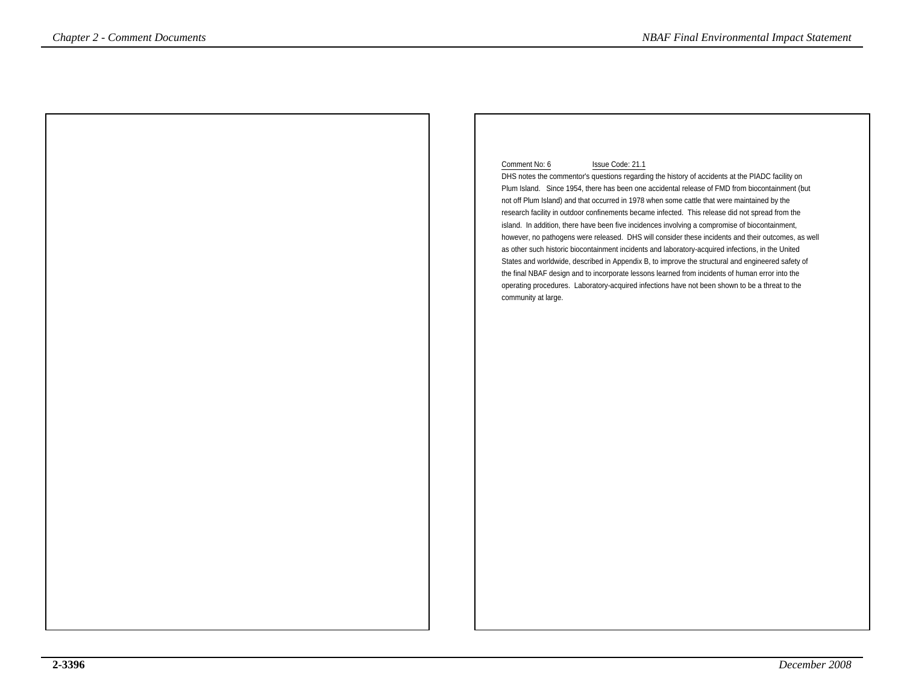Comment No: 6 Issue Code: 21.1

DHS notes the commentor's questions regarding the history of accidents at the PIADC facility on Plum Island. Since 1954, there has been one accidental release of FMD from biocontainment (but not off Plum Island) and that occurred in 1978 when some cattle that were maintained by the research facility in outdoor confinements became infected. This release did not spread from the island. In addition, there have been five incidences involving a compromise of biocontainment, however, no pathogens were released. DHS will consider these incidents and their outcomes, as well as other such historic biocontainment incidents and laboratory-acquired infections, in the United States and worldwide, described in Appendix B, to improve the structural and engineered safety of the final NBAF design and to incorporate lessons learned from incidents of human error into the operating procedures. Laboratory-acquired infections have not been shown to be a threat to the community at large.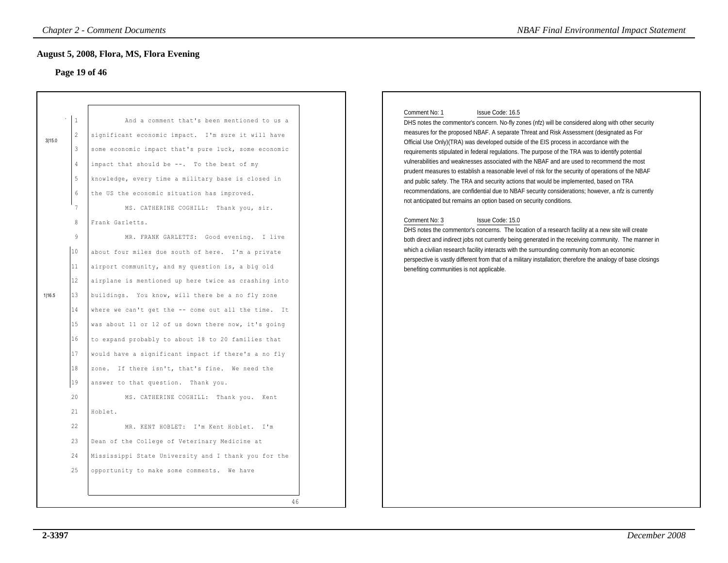## August 5, 2008, Flora, MS, Flora Evening

### Page 19 of 46

1 And a comment that's been mentioned to us a
2 significant economic impact. I'm sure it will have
3 some economic impact that's pure luck, some economic
4 impact that should be --. To the best of my
5 knowledge, every time a military base is closed in
6 the US the economic situation has improved.

3|15.0

7 MS. CATHERINE COGHILL: Thank you, sir.
8 Frank Garletts.
9 MR. FRANK GARLETTS: Good evening. I live
10 about four miles due south of here. I'm a private
11 airport community, and my question is, a big old
12 airplane is mentioned up here twice as crashing into
13 buildings. You know, will there be a no fly zone
14 where we can't get the -- come out all the time. It
15 was about 11 or 12 of us down there now, it's going
16 to expand probably to about 18 to 20 families that
17 would have a significant impact if there's a no fly
18 zone. If there isn't, that's fine. We need the
19 answer to that question. Thank you.

1|16.5

20 MS. CATHERINE COGHILL: Thank you. Kent
21 Hoblet.
22 MR. KENT HOBLET: I'm Kent Hoblet. I'm
23 Dean of the College of Veterinary Medicine at
24 Mississippi State University and I thank you for the
25 opportunity to make some comments. We have

46

---

Comment No: 1 Issue Code: 16.5

DHS notes the commentor's concern. No-fly zones (nfz) will be considered along with other security measures for the proposed NBAF. A separate Threat and Risk Assessment (designated as For Official Use Only)(TRA) was developed outside of the EIS process in accordance with the requirements stipulated in federal regulations. The purpose of the TRA was to identify potential vulnerabilities and weaknesses associated with the NBAF and are used to recommend the most prudent measures to establish a reasonable level of risk for the security of operations of the NBAF and public safety. The TRA and security actions that would be implemented, based on TRA recommendations, are confidential due to NBAF security considerations; however, a nfz is currently not anticipated but remains an option based on security conditions.

Comment No: 3 Issue Code: 15.0

DHS notes the commentor's concerns. The location of a research facility at a new site will create both direct and indirect jobs not currently being generated in the receiving community. The manner in which a civilian research facility interacts with the surrounding community from an economic perspective is vastly different from that of a military installation; therefore the analogy of base closings benefiting communities is not applicable.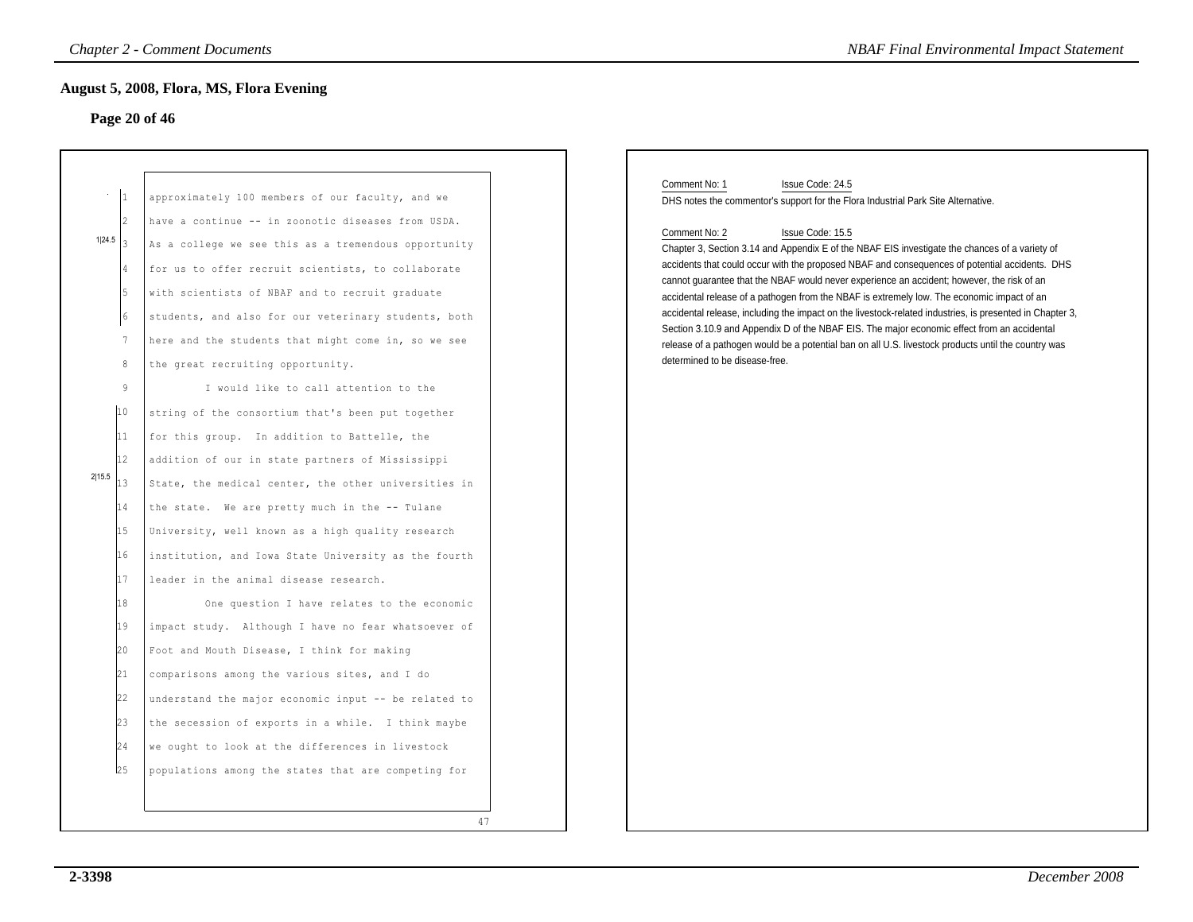## August 5, 2008, Flora, MS, Flora Evening

### Page 20 of 46

1 approximately 100 members of our faculty, and we
2 have a continue -- in zoonotic diseases from USDA.
1|24.5 3 As a college we see this as a tremendous opportunity
4 for us to offer recruit scientists, to collaborate
5 with scientists of NBAF and to recruit graduate
6 students, and also for our veterinary students, both
7 here and the students that might come in, so we see
8 the great recruiting opportunity.
9 I would like to call attention to the
10 string of the consortium that's been put together
11 for this group. In addition to Battelle, the
12 addition of our in state partners of Mississippi
2|15.5 13 State, the medical center, the other universities in
14 the state. We are pretty much in the -- Tulane
15 University, well known as a high quality research
16 institution, and Iowa State University as the fourth
17 leader in the animal disease research.
18 One question I have relates to the economic
19 impact study. Although I have no fear whatsoever of
20 Foot and Mouth Disease, I think for making
21 comparisons among the various sites, and I do
22 understand the major economic input -- be related to
23 the secession of exports in a while. I think maybe
24 we ought to look at the differences in livestock
25 populations among the states that are competing for

47

Comment No: 1 Issue Code: 24.5

DHS notes the commentor's support for the Flora Industrial Park Site Alternative.

Comment No: 2 Issue Code: 15.5

Chapter 3, Section 3.14 and Appendix E of the NBAF EIS investigate the chances of a variety of accidents that could occur with the proposed NBAF and consequences of potential accidents. DHS cannot guarantee that the NBAF would never experience an accident; however, the risk of an accidental release of a pathogen from the NBAF is extremely low. The economic impact of an accidental release, including the impact on the livestock-related industries, is presented in Chapter 3, Section 3.10.9 and Appendix D of the NBAF EIS. The major economic effect from an accidental release of a pathogen would be a potential ban on all U.S. livestock products until the country was determined to be disease-free.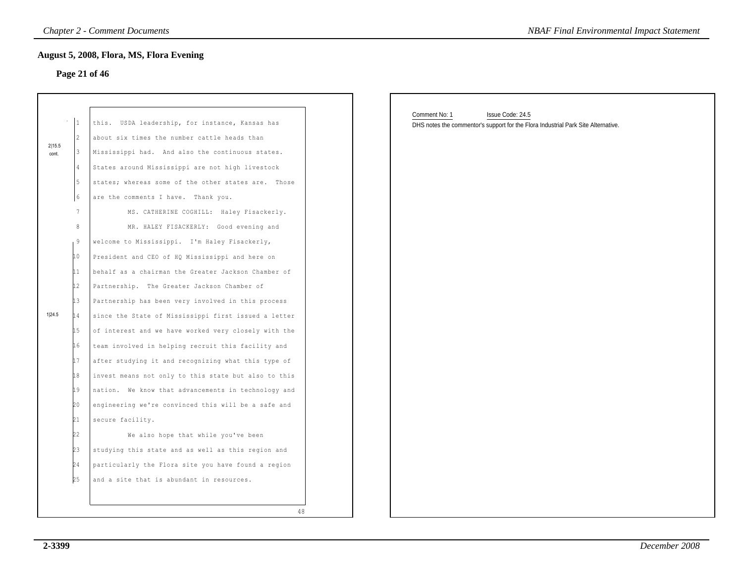## August 5, 2008, Flora, MS, Flora Evening

### Page 21 of 46

2|15.5 cont.

1 this. USDA leadership, for instance, Kansas has
2 about six times the number cattle heads than
3 Mississippi had. And also the continuous states.
4 States around Mississippi are not high livestock
5 states; whereas some of the other states are. Those
6 are the comments I have. Thank you.
7 MS. CATHERINE COGHILL: Haley Fisackerly.
8 MR. HALEY FISACKERLY: Good evening and
9 welcome to Mississippi. I'm Haley Fisackerly,
10 President and CEO of HQ Mississippi and here on
11 behalf as a chairman the Greater Jackson Chamber of
12 Partnership. The Greater Jackson Chamber of
13 Partnership has been very involved in this process
14 since the State of Mississippi first issued a letter
15 of interest and we have worked very closely with the
16 team involved in helping recruit this facility and
17 after studying it and recognizing what this type of
18 invest means not only to this state but also to this
19 nation. We know that advancements in technology and
20 engineering we're convinced this will be a safe and
21 secure facility.
22 We also hope that while you've been
23 studying this state and as well as this region and
24 particularly the Flora site you have found a region
25 and a site that is abundant in resources.

1|24.5

48

Comment No: 1 Issue Code: 24.5

DHS notes the commentor's support for the Flora Industrial Park Site Alternative.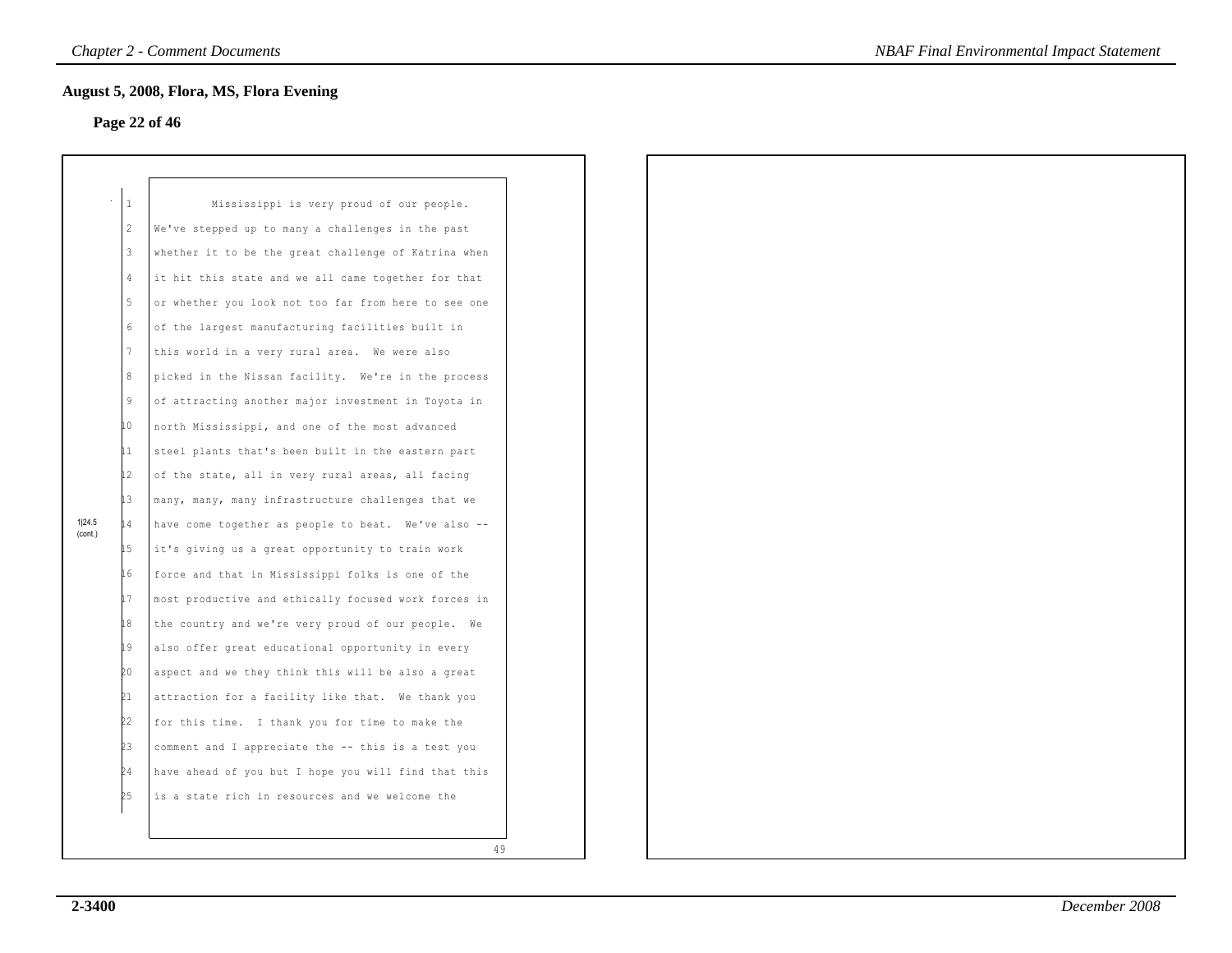## August 5, 2008, Flora, MS, Flora Evening

### Page 22 of 46

1|24.5 (cont.)

Mississippi is very proud of our people. We've stepped up to many a challenges in the past whether it to be the great challenge of Katrina when it hit this state and we all came together for that or whether you look not too far from here to see one of the largest manufacturing facilities built in this world in a very rural area. We were also picked in the Nissan facility. We're in the process of attracting another major investment in Toyota in north Mississippi, and one of the most advanced steel plants that's been built in the eastern part of the state, all in very rural areas, all facing many, many, many infrastructure challenges that we have come together as people to beat. We've also -- it's giving us a great opportunity to train work force and that in Mississippi folks is one of the most productive and ethically focused work forces in the country and we're very proud of our people. We also offer great educational opportunity in every aspect and we they think this will be also a great attraction for a facility like that. We thank you for this time. I thank you for time to make the comment and I appreciate the -- this is a test you have ahead of you but I hope you will find that this is a state rich in resources and we welcome the

49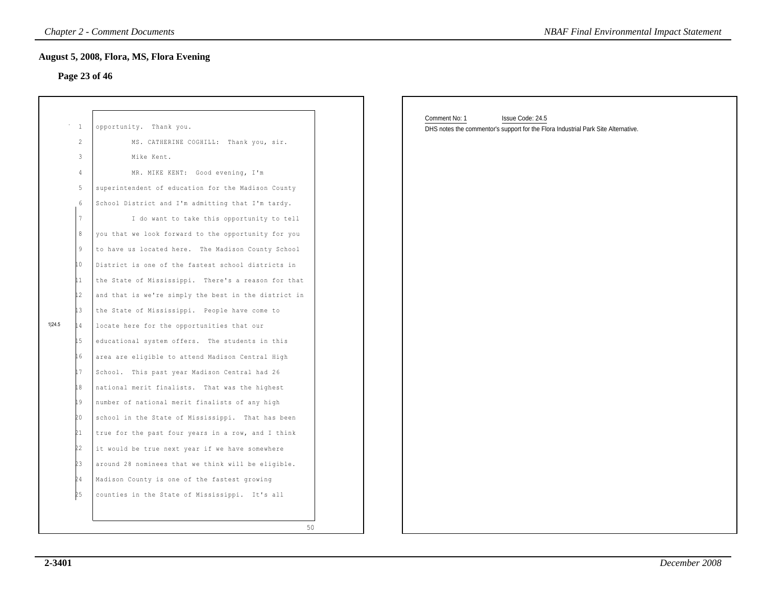## August 5, 2008, Flora, MS, Flora Evening

### Page 23 of 46

1 opportunity. Thank you.

2 MS. CATHERINE COGHILL: Thank you, sir.

3 Mike Kent.

4 MR. MIKE KENT: Good evening, I'm

5 superintendent of education for the Madison County

6 School District and I'm admitting that I'm tardy.

7 I do want to take this opportunity to tell

8 you that we look forward to the opportunity for you

9 to have us located here. The Madison County School

10 District is one of the fastest school districts in

11 the State of Mississippi. There's a reason for that

12 and that is we're simply the best in the district in

13 the State of Mississippi. People have come to

1|24.5 14 locate here for the opportunities that our

15 educational system offers. The students in this

16 area are eligible to attend Madison Central High

17 School. This past year Madison Central had 26

18 national merit finalists. That was the highest

19 number of national merit finalists of any high

20 school in the State of Mississippi. That has been

21 true for the past four years in a row, and I think

22 it would be true next year if we have somewhere

23 around 28 nominees that we think will be eligible.

24 Madison County is one of the fastest growing

25 counties in the State of Mississippi. It's all

50

Comment No: 1 Issue Code: 24.5

DHS notes the commentor's support for the Flora Industrial Park Site Alternative.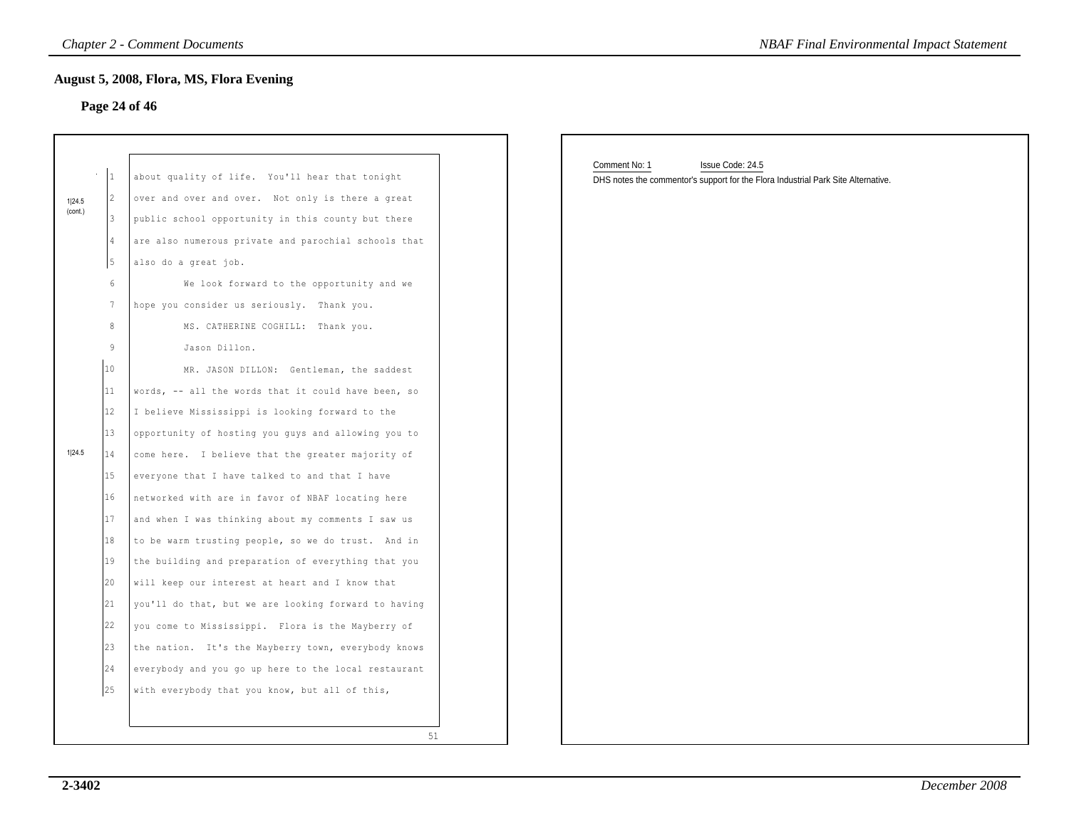## August 5, 2008, Flora, MS, Flora Evening

### Page 24 of 46

1|24.5 (cont.)

about quality of life. You'll hear that tonight over and over and over. Not only is there a great public school opportunity in this county but there are also numerous private and parochial schools that also do a great job.

We look forward to the opportunity and we hope you consider us seriously. Thank you.

MS. CATHERINE COGHILL: Thank you.

Jason Dillon.

1|24.5

MR. JASON DILLON: Gentleman, the saddest words, -- all the words that it could have been, so I believe Mississippi is looking forward to the opportunity of hosting you guys and allowing you to come here. I believe that the greater majority of everyone that I have talked to and that I have networked with are in favor of NBAF locating here and when I was thinking about my comments I saw us to be warm trusting people, so we do trust. And in the building and preparation of everything that you will keep our interest at heart and I know that you'll do that, but we are looking forward to having you come to Mississippi. Flora is the Mayberry of the nation. It's the Mayberry town, everybody knows everybody and you go up here to the local restaurant with everybody that you know, but all of this,

51

Comment No: 1 Issue Code: 24.5

DHS notes the commentor's support for the Flora Industrial Park Site Alternative.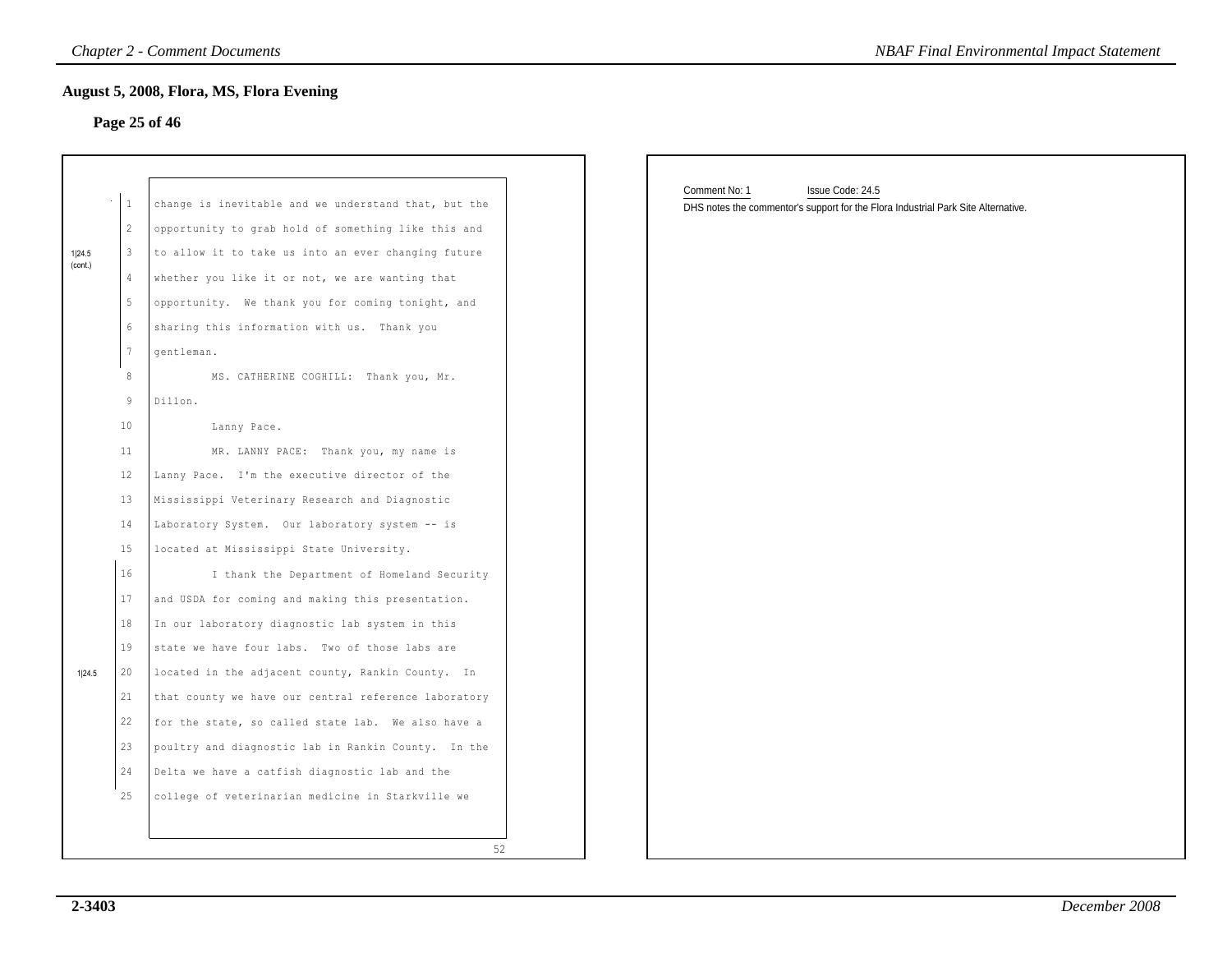## August 5, 2008, Flora, MS, Flora Evening

### Page 25 of 46

1|24.5 (cont.)

change is inevitable and we understand that, but the opportunity to grab hold of something like this and to allow it to take us into an ever changing future whether you like it or not, we are wanting that opportunity. We thank you for coming tonight, and sharing this information with us. Thank you gentleman.

MS. CATHERINE COGHILL: Thank you, Mr. Dillon.

Lanny Pace.

MR. LANNY PACE: Thank you, my name is Lanny Pace. I'm the executive director of the Mississippi Veterinary Research and Diagnostic Laboratory System. Our laboratory system -- is located at Mississippi State University.

1|24.5

I thank the Department of Homeland Security and USDA for coming and making this presentation. In our laboratory diagnostic lab system in this state we have four labs. Two of those labs are located in the adjacent county, Rankin County. In that county we have our central reference laboratory for the state, so called state lab. We also have a poultry and diagnostic lab in Rankin County. In the Delta we have a catfish diagnostic lab and the college of veterinarian medicine in Starkville we

52

Comment No: 1 Issue Code: 24.5

DHS notes the commentor's support for the Flora Industrial Park Site Alternative.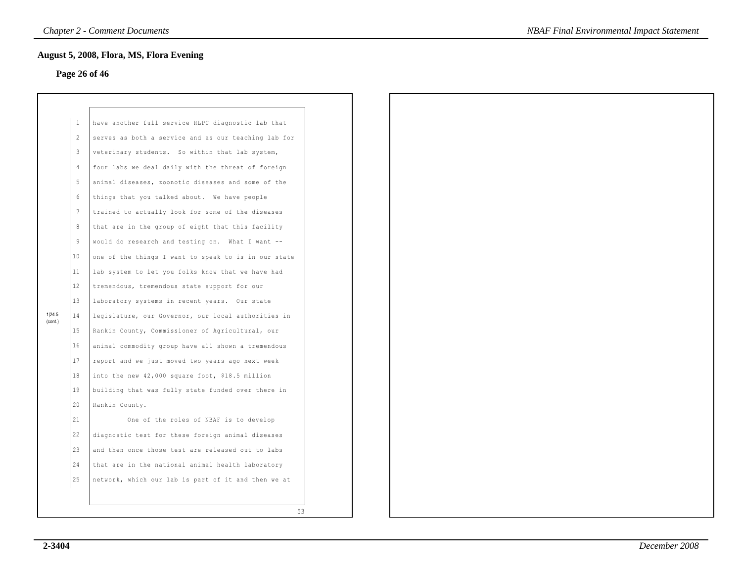## August 5, 2008, Flora, MS, Flora Evening

### Page 26 of 46

1|24.5 (cont.)

have another full service RLPC diagnostic lab that serves as both a service and as our teaching lab for veterinary students. So within that lab system, four labs we deal daily with the threat of foreign animal diseases, zoonotic diseases and some of the things that you talked about. We have people trained to actually look for some of the diseases that are in the group of eight that this facility would do research and testing on. What I want -- one of the things I want to speak to is in our state lab system to let you folks know that we have had tremendous, tremendous state support for our laboratory systems in recent years. Our state legislature, our Governor, our local authorities in Rankin County, Commissioner of Agricultural, our animal commodity group have all shown a tremendous report and we just moved two years ago next week into the new 42,000 square foot, $18.5 million building that was fully state funded over there in Rankin County.

One of the roles of NBAF is to develop diagnostic test for these foreign animal diseases and then once those test are released out to labs that are in the national animal health laboratory network, which our lab is part of it and then we at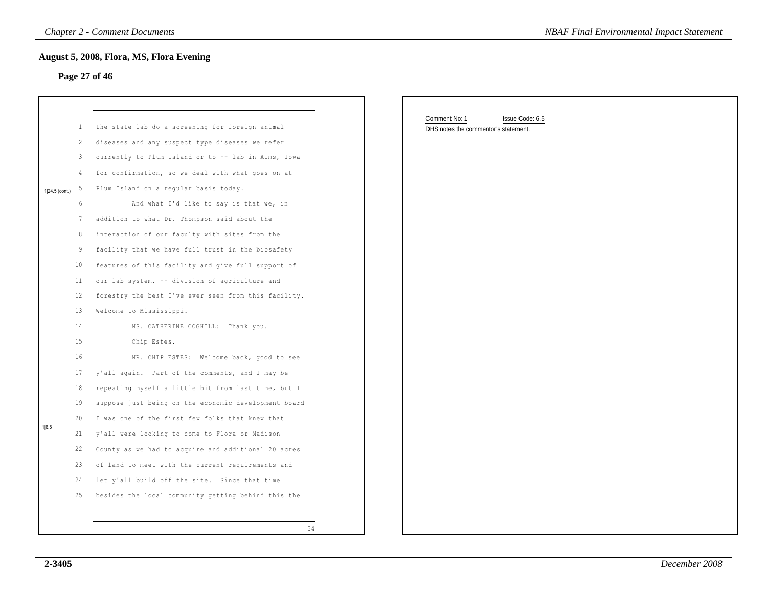## August 5, 2008, Flora, MS, Flora Evening

### Page 27 of 46

1|24.5 (cont.)

1 the state lab do a screening for foreign animal
2 diseases and any suspect type diseases we refer
3 currently to Plum Island or to -- lab in Aims, Iowa
4 for confirmation, so we deal with what goes on at
5 Plum Island on a regular basis today.
6 And what I'd like to say is that we, in
7 addition to what Dr. Thompson said about the
8 interaction of our faculty with sites from the
9 facility that we have full trust in the biosafety
10 features of this facility and give full support of
11 our lab system, -- division of agriculture and
12 forestry the best I've ever seen from this facility.
13 Welcome to Mississippi.
14 MS. CATHERINE COGHILL: Thank you.
15 Chip Estes.
16 MR. CHIP ESTES: Welcome back, good to see

1|6.5

17 y'all again. Part of the comments, and I may be
18 repeating myself a little bit from last time, but I
19 suppose just being on the economic development board
20 I was one of the first few folks that knew that
21 y'all were looking to come to Flora or Madison
22 County as we had to acquire and additional 20 acres
23 of land to meet with the current requirements and
24 let y'all build off the site. Since that time
25 besides the local community getting behind this the

54

Comment No: 1 Issue Code: 6.5

DHS notes the commentor's statement.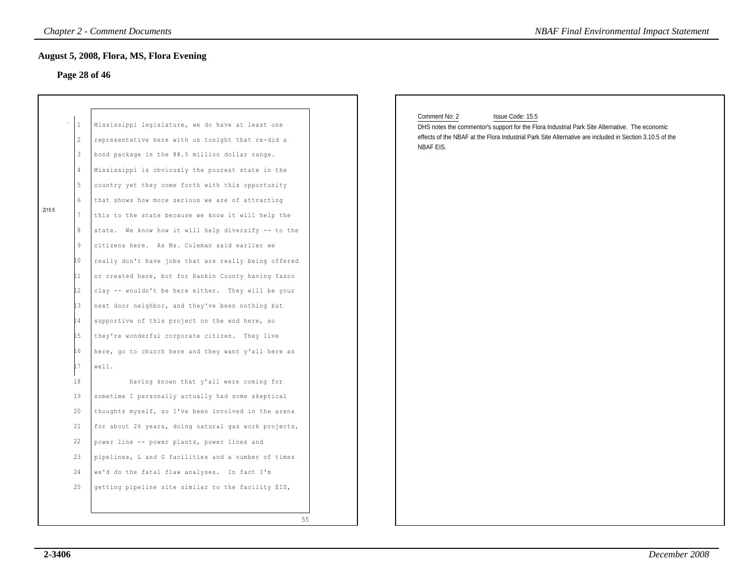## August 5, 2008, Flora, MS, Flora Evening

### Page 28 of 46

1 Mississippi legislature, we do have at least one
2 representative here with us tonight that re-did a
3 bond package in the 88.5 million dollar range.
4 Mississippi is obviously the poorest state in the
5 country yet they come forth with this opportunity
6 that shows how more serious we are of attracting
7 this to the state because we know it will help the
8 state. We know how it will help diversify -- to the
9 citizens here. As Ms. Coleman said earlier we
10 really don't have jobs that are really being offered
11 or created here, but for Rankin County having Yazoo
12 clay -- wouldn't be here either. They will be your
13 next door neighbor, and they've been nothing but
14 supportive of this project on the end here, so
15 they're wonderful corporate citizen. They live
16 here, go to church here and they want y'all here as
17 well.

2|15.5

18 Having known that y'all were coming for
19 sometime I personally actually had some skeptical
20 thoughts myself, so I've been involved in the arena
21 for about 26 years, doing natural gas work projects,
22 power line -- power plants, power lines and
23 pipelines, L and G facilities and a number of times
24 we'd do the fatal flaw analyses. In fact I'm
25 getting pipeline site similar to the facility EIS,

55

Comment No: 2 Issue Code: 15.5

DHS notes the commentor's support for the Flora Industrial Park Site Alternative. The economic effects of the NBAF at the Flora Industrial Park Site Alternative are included in Section 3.10.5 of the NBAF EIS.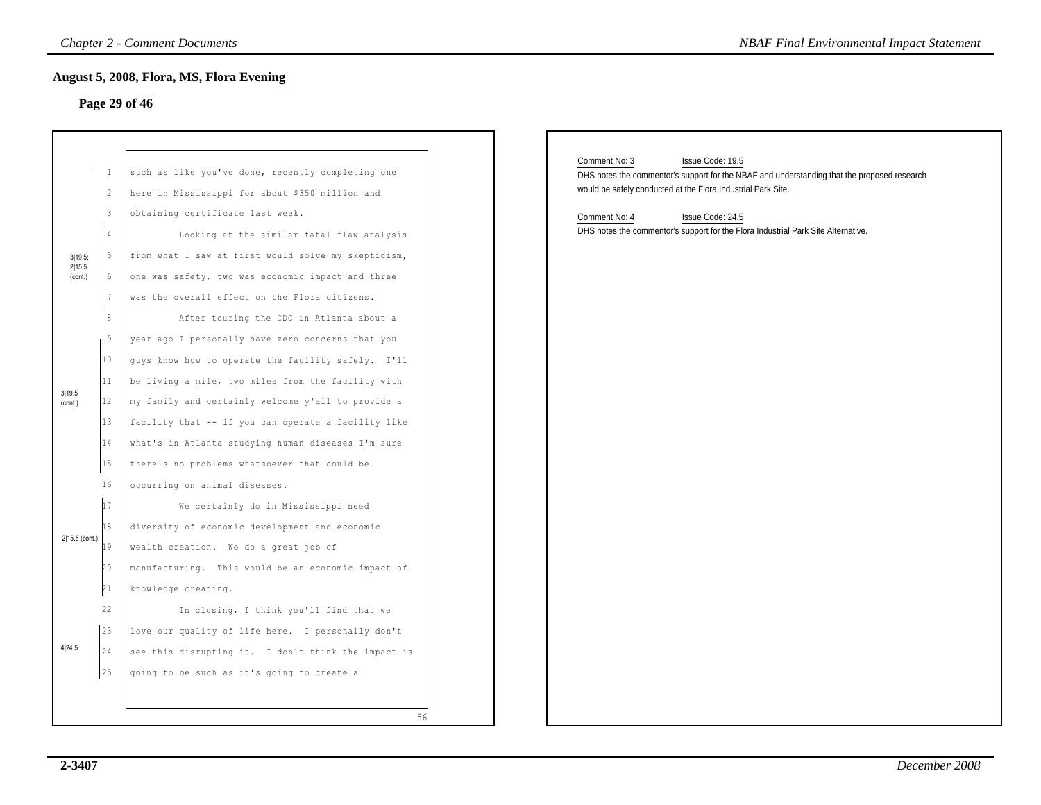## August 5, 2008, Flora, MS, Flora Evening

### Page 29 of 46

1 such as like you've done, recently completing one
2 here in Mississippi for about $350 million and
3 obtaining certificate last week.
4 Looking at the similar fatal flaw analysis
5 from what I saw at first would solve my skepticism,
6 one was safety, two was economic impact and three
7 was the overall effect on the Flora citizens.
8 After touring the CDC in Atlanta about a
9 year ago I personally have zero concerns that you
10 guys know how to operate the facility safely. I'll
11 be living a mile, two miles from the facility with
12 my family and certainly welcome y'all to provide a
13 facility that -- if you can operate a facility like
14 what's in Atlanta studying human diseases I'm sure
15 there's no problems whatsoever that could be
16 occurring on animal diseases.
17 We certainly do in Mississippi need
18 diversity of economic development and economic
19 wealth creation. We do a great job of
20 manufacturing. This would be an economic impact of
21 knowledge creating.
22 In closing, I think you'll find that we
23 love our quality of life here. I personally don't
24 see this disrupting it. I don't think the impact is
25 going to be such as it's going to create a

56

Margin annotations: 3|19.5; 2|15.5 (cont.) (lines 4–7); 3|19.5 (cont.) (lines 9–15); 2|15.5 (cont.) (lines 17–21); 4|24.5 (lines 23–25)

Comment No: 3 Issue Code: 19.5
DHS notes the commentor's support for the NBAF and understanding that the proposed research would be safely conducted at the Flora Industrial Park Site.

Comment No: 4 Issue Code: 24.5
DHS notes the commentor's support for the Flora Industrial Park Site Alternative.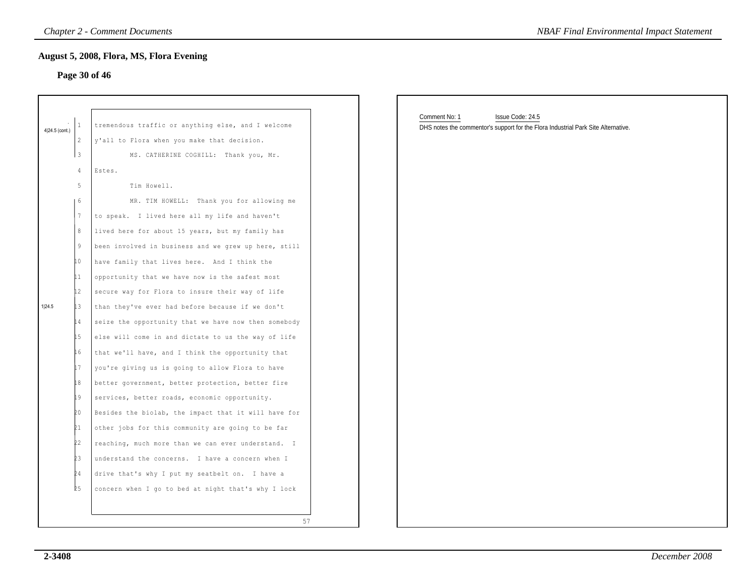## August 5, 2008, Flora, MS, Flora Evening

### Page 30 of 46

4|24.5 (cont.)

1 tremendous traffic or anything else, and I welcome
2 y'all to Flora when you make that decision.
3 MS. CATHERINE COGHILL: Thank you, Mr.
4 Estes.
5 Tim Howell.
6 MR. TIM HOWELL: Thank you for allowing me
7 to speak. I lived here all my life and haven't
8 lived here for about 15 years, but my family has
9 been involved in business and we grew up here, still
10 have family that lives here. And I think the
11 opportunity that we have now is the safest most
12 secure way for Flora to insure their way of life
13 than they've ever had before because if we don't
14 seize the opportunity that we have now then somebody
15 else will come in and dictate to us the way of life
16 that we'll have, and I think the opportunity that
17 you're giving us is going to allow Flora to have
18 better government, better protection, better fire
19 services, better roads, economic opportunity.
20 Besides the biolab, the impact that it will have for
21 other jobs for this community are going to be far
22 reaching, much more than we can ever understand. I
23 understand the concerns. I have a concern when I
24 drive that's why I put my seatbelt on. I have a
25 concern when I go to bed at night that's why I lock

1|24.5

57

Comment No: 1 Issue Code: 24.5

DHS notes the commentor's support for the Flora Industrial Park Site Alternative.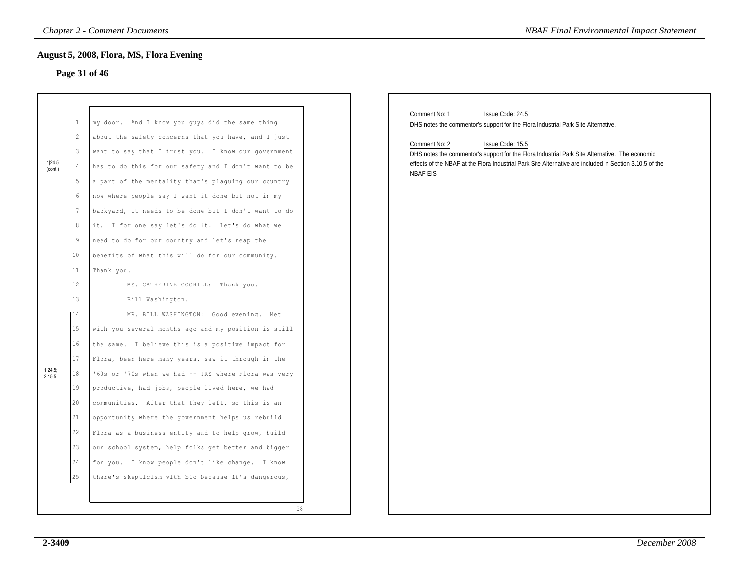## August 5, 2008, Flora, MS, Flora Evening

### Page 31 of 46

1|24.5 (cont.)

1 my door. And I know you guys did the same thing
2 about the safety concerns that you have, and I just
3 want to say that I trust you. I know our government
4 has to do this for our safety and I don't want to be
5 a part of the mentality that's plaguing our country
6 now where people say I want it done but not in my
7 backyard, it needs to be done but I don't want to do
8 it. I for one say let's do it. Let's do what we
9 need to do for our country and let's reap the
10 benefits of what this will do for our community.
11 Thank you.
12 MS. CATHERINE COGHILL: Thank you.
13 Bill Washington.

1|24.5; 2|15.5

14 MR. BILL WASHINGTON: Good evening. Met
15 with you several months ago and my position is still
16 the same. I believe this is a positive impact for
17 Flora, been here many years, saw it through in the
18 '60s or '70s when we had -- IRS where Flora was very
19 productive, had jobs, people lived here, we had
20 communities. After that they left, so this is an
21 opportunity where the government helps us rebuild
22 Flora as a business entity and to help grow, build
23 our school system, help folks get better and bigger
24 for you. I know people don't like change. I know
25 there's skepticism with bio because it's dangerous,

58

Comment No: 1 Issue Code: 24.5

DHS notes the commentor's support for the Flora Industrial Park Site Alternative.

Comment No: 2 Issue Code: 15.5

DHS notes the commentor's support for the Flora Industrial Park Site Alternative. The economic effects of the NBAF at the Flora Industrial Park Site Alternative are included in Section 3.10.5 of the NBAF EIS.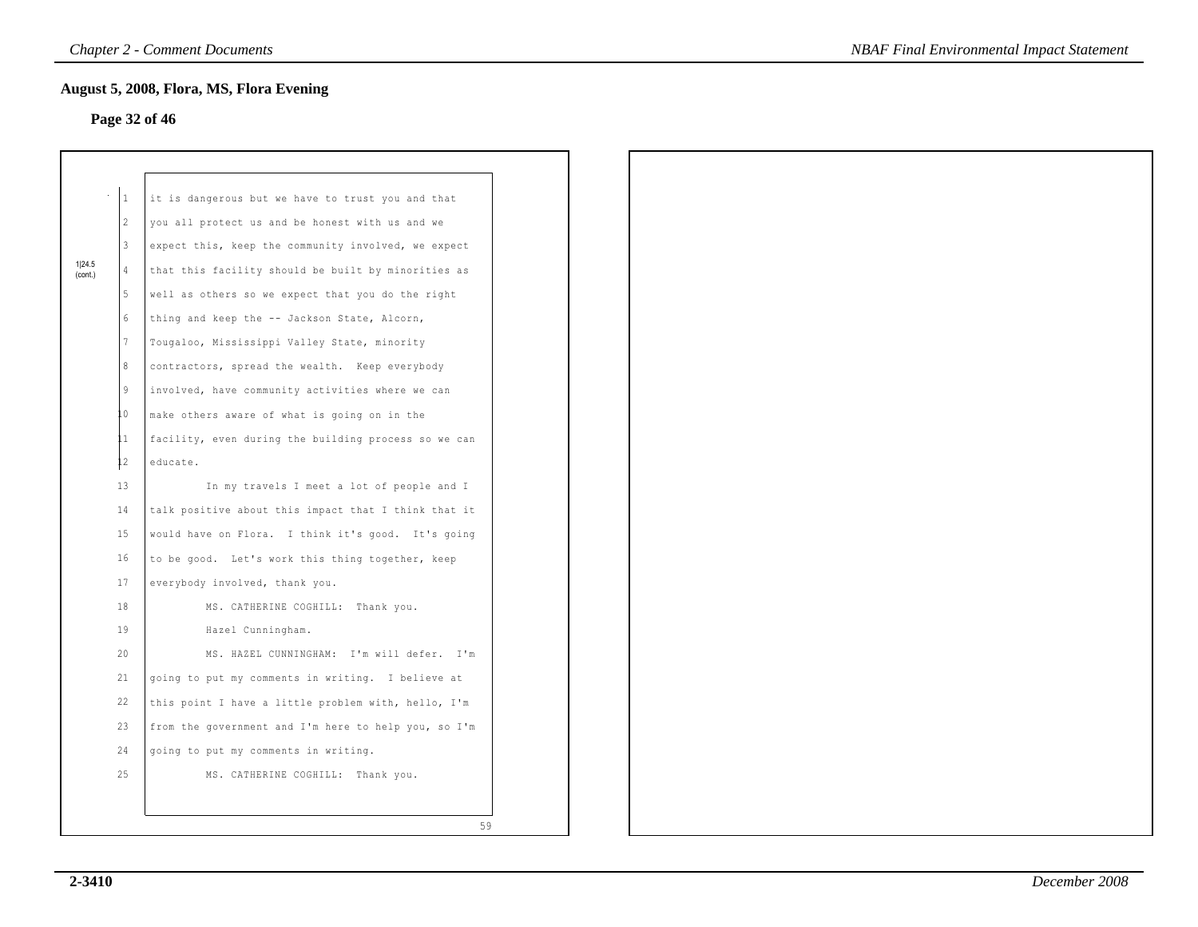## August 5, 2008, Flora, MS, Flora Evening

**Page 32 of 46**

1|24.5 (cont.)

it is dangerous but we have to trust you and that you all protect us and be honest with us and we expect this, keep the community involved, we expect that this facility should be built by minorities as well as others so we expect that you do the right thing and keep the -- Jackson State, Alcorn, Tougaloo, Mississippi Valley State, minority contractors, spread the wealth. Keep everybody involved, have community activities where we can make others aware of what is going on in the facility, even during the building process so we can educate.

In my travels I meet a lot of people and I talk positive about this impact that I think that it would have on Flora. I think it's good. It's going to be good. Let's work this thing together, keep everybody involved, thank you.

MS. CATHERINE COGHILL: Thank you.

Hazel Cunningham.

MS. HAZEL CUNNINGHAM: I'm will defer. I'm going to put my comments in writing. I believe at this point I have a little problem with, hello, I'm from the government and I'm here to help you, so I'm going to put my comments in writing.

MS. CATHERINE COGHILL: Thank you.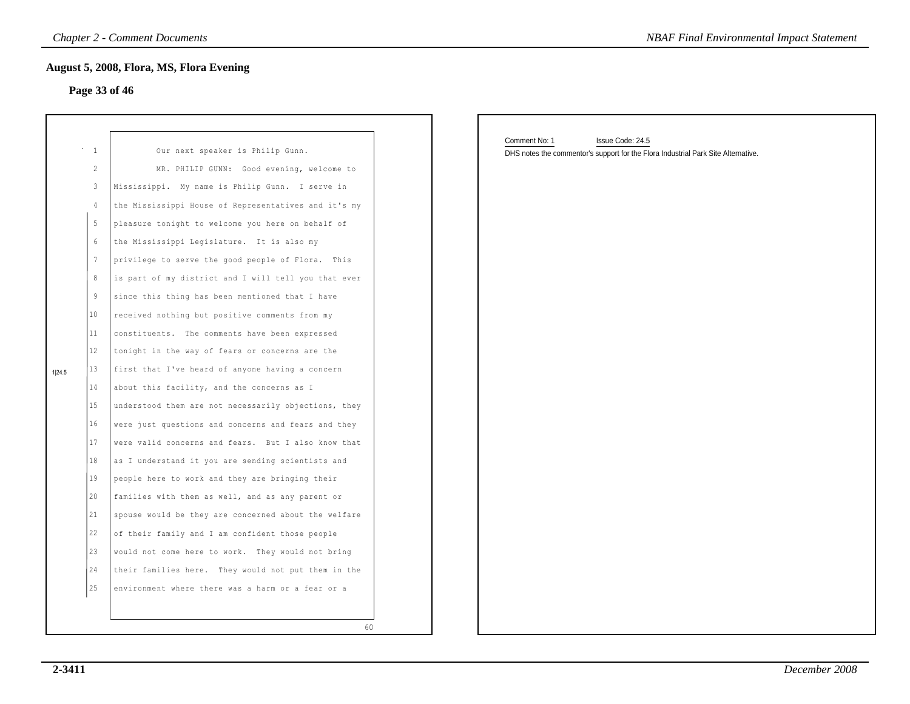## August 5, 2008, Flora, MS, Flora Evening

**Page 33 of 46**

1 Our next speaker is Philip Gunn.

2 MR. PHILIP GUNN: Good evening, welcome to

3 Mississippi. My name is Philip Gunn. I serve in

4 the Mississippi House of Representatives and it's my

5 pleasure tonight to welcome you here on behalf of

6 the Mississippi Legislature. It is also my

7 privilege to serve the good people of Flora. This

8 is part of my district and I will tell you that ever

9 since this thing has been mentioned that I have

10 received nothing but positive comments from my

11 constituents. The comments have been expressed

12 tonight in the way of fears or concerns are the

13 first that I've heard of anyone having a concern

14 about this facility, and the concerns as I

15 understood them are not necessarily objections, they

16 were just questions and concerns and fears and they

17 were valid concerns and fears. But I also know that

18 as I understand it you are sending scientists and

19 people here to work and they are bringing their

20 families with them as well, and as any parent or

21 spouse would be they are concerned about the welfare

22 of their family and I am confident those people

23 would not come here to work. They would not bring

24 their families here. They would not put them in the

25 environment where there was a harm or a fear or a

60

1|24.5

Comment No: 1 Issue Code: 24.5

DHS notes the commentor's support for the Flora Industrial Park Site Alternative.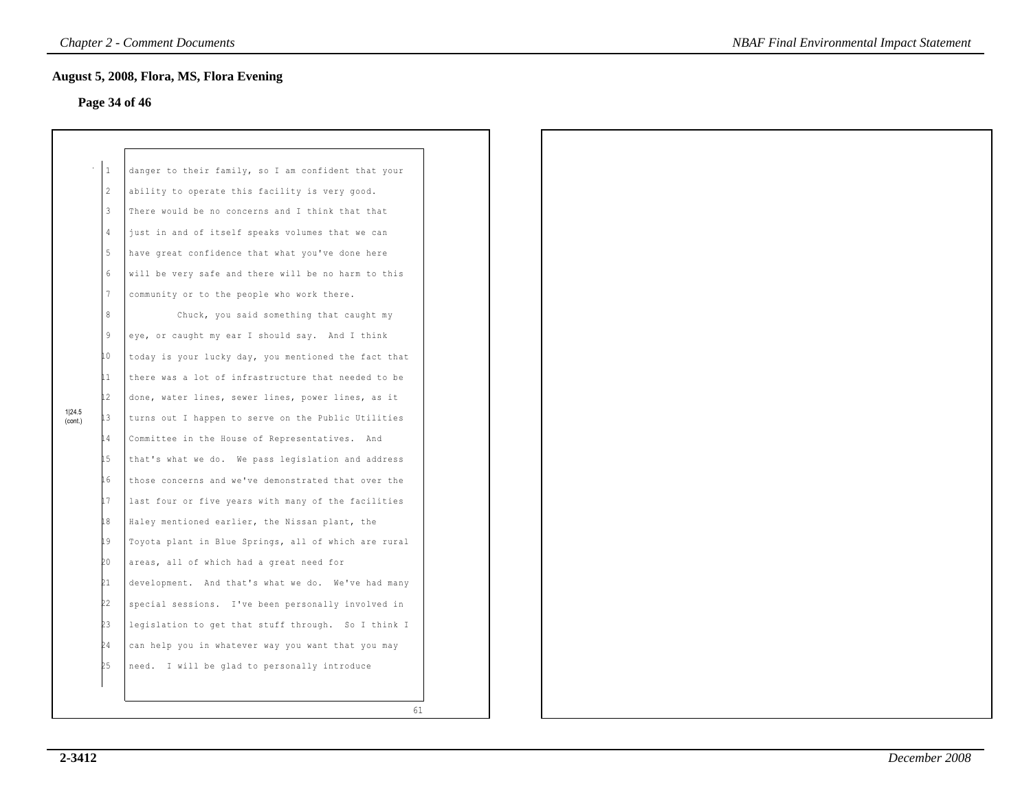## August 5, 2008, Flora, MS, Flora Evening

### Page 34 of 46

1|24.5 (cont.)

danger to their family, so I am confident that your ability to operate this facility is very good. There would be no concerns and I think that that just in and of itself speaks volumes that we can have great confidence that what you've done here will be very safe and there will be no harm to this community or to the people who work there.

Chuck, you said something that caught my eye, or caught my ear I should say. And I think today is your lucky day, you mentioned the fact that there was a lot of infrastructure that needed to be done, water lines, sewer lines, power lines, as it turns out I happen to serve on the Public Utilities Committee in the House of Representatives. And that's what we do. We pass legislation and address those concerns and we've demonstrated that over the last four or five years with many of the facilities Haley mentioned earlier, the Nissan plant, the Toyota plant in Blue Springs, all of which are rural areas, all of which had a great need for development. And that's what we do. We've had many special sessions. I've been personally involved in legislation to get that stuff through. So I think I can help you in whatever way you want that you may need. I will be glad to personally introduce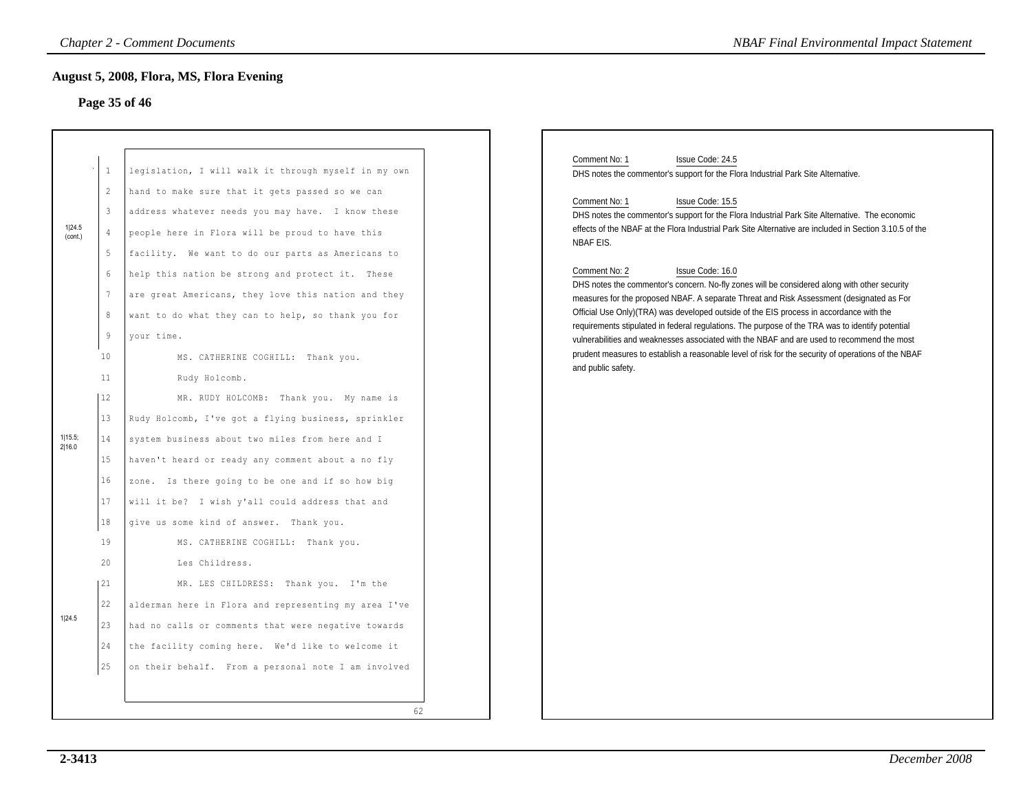## August 5, 2008, Flora, MS, Flora Evening

### Page 35 of 46

1|24.5 (cont.)

1 legislation, I will walk it through myself in my own
2 hand to make sure that it gets passed so we can
3 address whatever needs you may have. I know these
4 people here in Flora will be proud to have this
5 facility. We want to do our parts as Americans to
6 help this nation be strong and protect it. These
7 are great Americans, they love this nation and they
8 want to do what they can to help, so thank you for
9 your time.
10 MS. CATHERINE COGHILL: Thank you.
11 Rudy Holcomb.

1|15.5; 2|16.0

12 MR. RUDY HOLCOMB: Thank you. My name is
13 Rudy Holcomb, I've got a flying business, sprinkler
14 system business about two miles from here and I
15 haven't heard or ready any comment about a no fly
16 zone. Is there going to be one and if so how big
17 will it be? I wish y'all could address that and
18 give us some kind of answer. Thank you.
19 MS. CATHERINE COGHILL: Thank you.
20 Les Childress.

1|24.5

21 MR. LES CHILDRESS: Thank you. I'm the
22 alderman here in Flora and representing my area I've
23 had no calls or comments that were negative towards
24 the facility coming here. We'd like to welcome it
25 on their behalf. From a personal note I am involved

62

---

Comment No: 1 Issue Code: 24.5

DHS notes the commentor's support for the Flora Industrial Park Site Alternative.

Comment No: 1 Issue Code: 15.5

DHS notes the commentor's support for the Flora Industrial Park Site Alternative. The economic effects of the NBAF at the Flora Industrial Park Site Alternative are included in Section 3.10.5 of the NBAF EIS.

Comment No: 2 Issue Code: 16.0

DHS notes the commentor's concern. No-fly zones will be considered along with other security measures for the proposed NBAF. A separate Threat and Risk Assessment (designated as For Official Use Only)(TRA) was developed outside of the EIS process in accordance with the requirements stipulated in federal regulations. The purpose of the TRA was to identify potential vulnerabilities and weaknesses associated with the NBAF and are used to recommend the most prudent measures to establish a reasonable level of risk for the security of operations of the NBAF and public safety.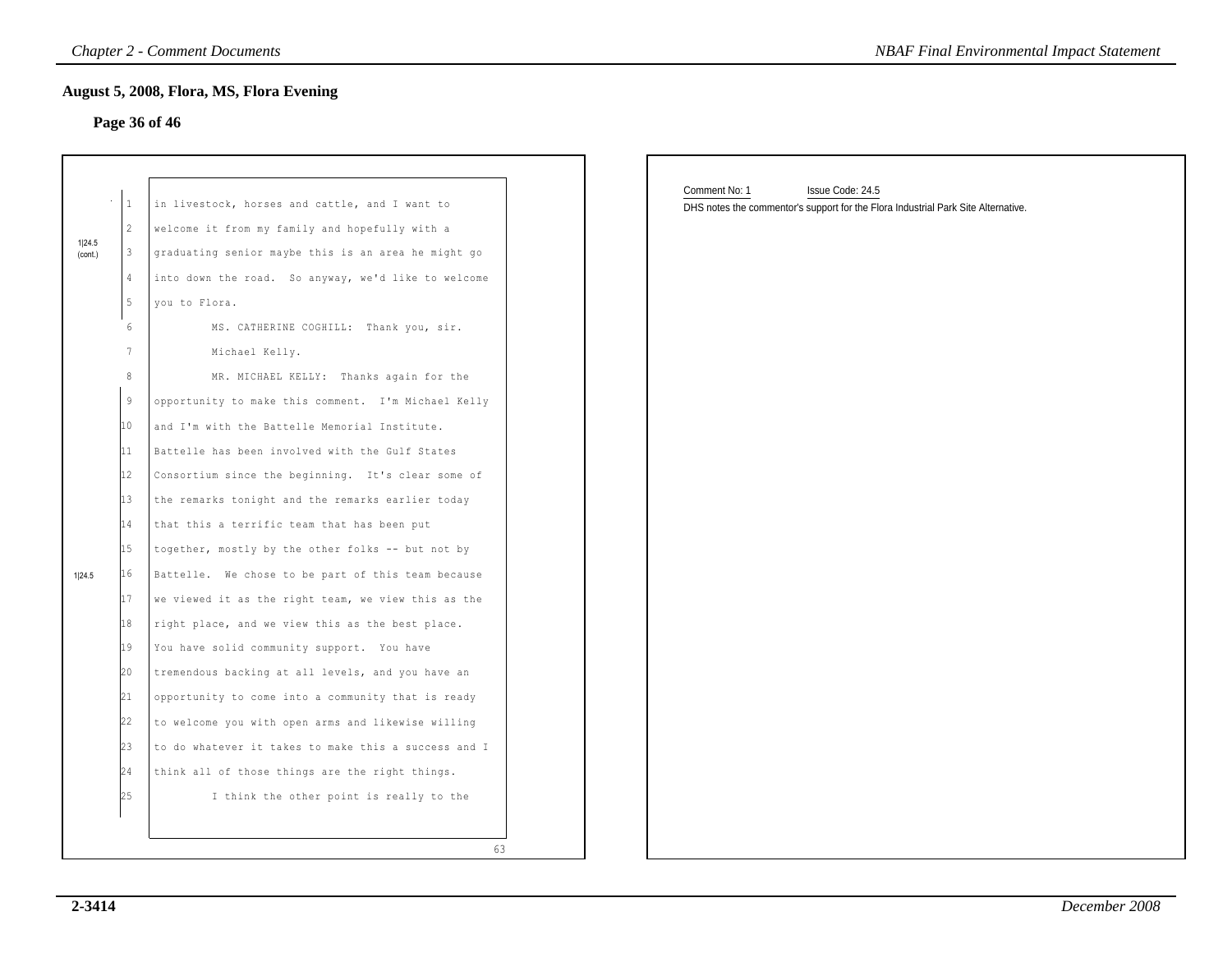## August 5, 2008, Flora, MS, Flora Evening

### Page 36 of 46

1|24.5 (cont.)

1 in livestock, horses and cattle, and I want to
2 welcome it from my family and hopefully with a
3 graduating senior maybe this is an area he might go
4 into down the road. So anyway, we'd like to welcome
5 you to Flora.
6 MS. CATHERINE COGHILL: Thank you, sir.
7 Michael Kelly.
8 MR. MICHAEL KELLY: Thanks again for the
9 opportunity to make this comment. I'm Michael Kelly
10 and I'm with the Battelle Memorial Institute.
11 Battelle has been involved with the Gulf States
12 Consortium since the beginning. It's clear some of
13 the remarks tonight and the remarks earlier today
14 that this a terrific team that has been put
15 together, mostly by the other folks -- but not by
16 Battelle. We chose to be part of this team because
17 we viewed it as the right team, we view this as the
18 right place, and we view this as the best place.
19 You have solid community support. You have
20 tremendous backing at all levels, and you have an
21 opportunity to come into a community that is ready
22 to welcome you with open arms and likewise willing
23 to do whatever it takes to make this a success and I
24 think all of those things are the right things.
25 I think the other point is really to the

1|24.5

63

Comment No: 1 Issue Code: 24.5

DHS notes the commentor's support for the Flora Industrial Park Site Alternative.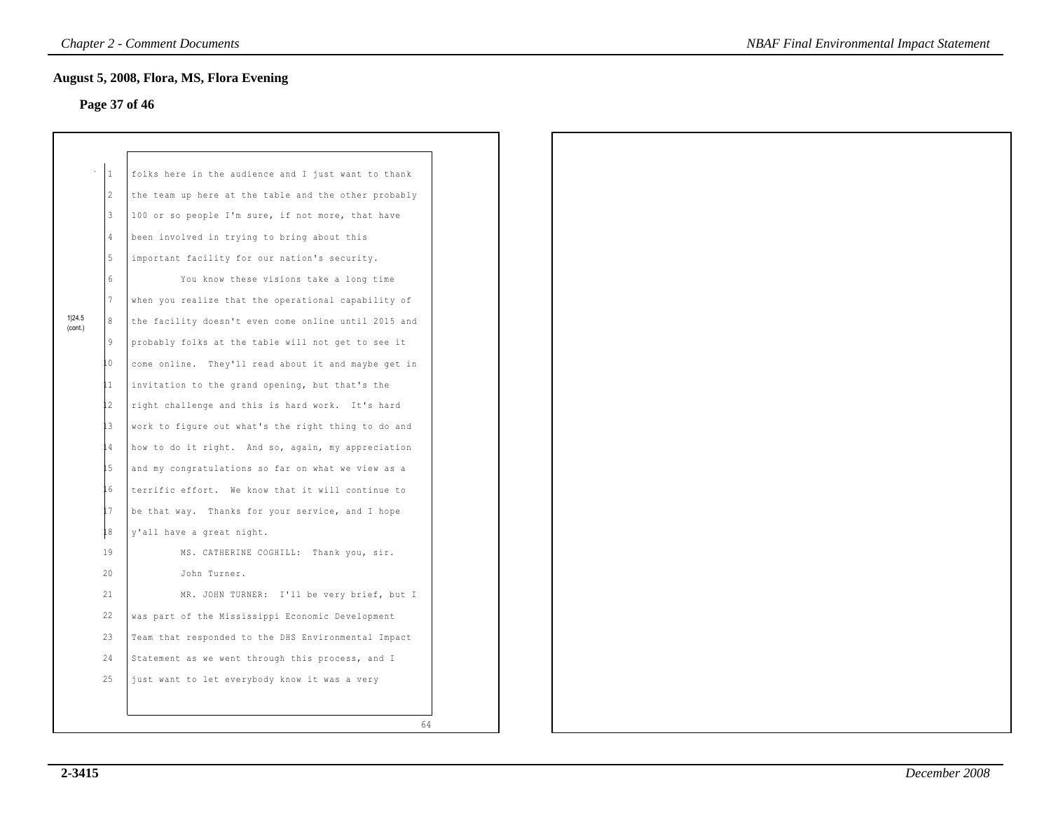## August 5, 2008, Flora, MS, Flora Evening

### Page 37 of 46

1|24.5 (cont.)

folks here in the audience and I just want to thank the team up here at the table and the other probably 100 or so people I'm sure, if not more, that have been involved in trying to bring about this important facility for our nation's security.

You know these visions take a long time when you realize that the operational capability of the facility doesn't even come online until 2015 and probably folks at the table will not get to see it come online. They'll read about it and maybe get in invitation to the grand opening, but that's the right challenge and this is hard work. It's hard work to figure out what's the right thing to do and how to do it right. And so, again, my appreciation and my congratulations so far on what we view as a terrific effort. We know that it will continue to be that way. Thanks for your service, and I hope y'all have a great night.

MS. CATHERINE COGHILL: Thank you, sir. John Turner.

MR. JOHN TURNER: I'll be very brief, but I was part of the Mississippi Economic Development Team that responded to the DHS Environmental Impact Statement as we went through this process, and I just want to let everybody know it was a very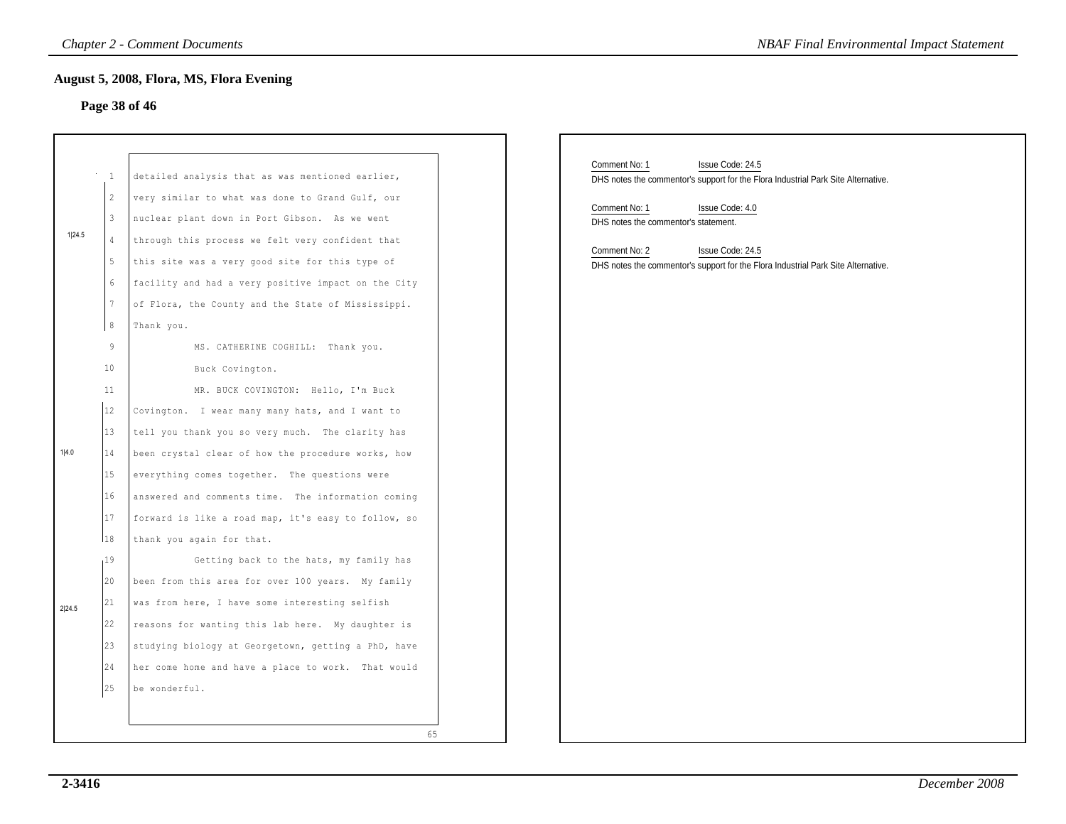## August 5, 2008, Flora, MS, Flora Evening

### Page 38 of 46

1|24.5

1 detailed analysis that as was mentioned earlier,
2 very similar to what was done to Grand Gulf, our
3 nuclear plant down in Port Gibson. As we went
4 through this process we felt very confident that
5 this site was a very good site for this type of
6 facility and had a very positive impact on the City
7 of Flora, the County and the State of Mississippi.
8 Thank you.
9 MS. CATHERINE COGHILL: Thank you.
10 Buck Covington.
11 MR. BUCK COVINGTON: Hello, I'm Buck

1|4.0

12 Covington. I wear many many hats, and I want to
13 tell you thank you so very much. The clarity has
14 been crystal clear of how the procedure works, how
15 everything comes together. The questions were
16 answered and comments time. The information coming
17 forward is like a road map, it's easy to follow, so
18 thank you again for that.

2|24.5

19 Getting back to the hats, my family has
20 been from this area for over 100 years. My family
21 was from here, I have some interesting selfish
22 reasons for wanting this lab here. My daughter is
23 studying biology at Georgetown, getting a PhD, have
24 her come home and have a place to work. That would
25 be wonderful.

65

Comment No: 1 Issue Code: 24.5
DHS notes the commentor's support for the Flora Industrial Park Site Alternative.

Comment No: 1 Issue Code: 4.0
DHS notes the commentor's statement.

Comment No: 2 Issue Code: 24.5
DHS notes the commentor's support for the Flora Industrial Park Site Alternative.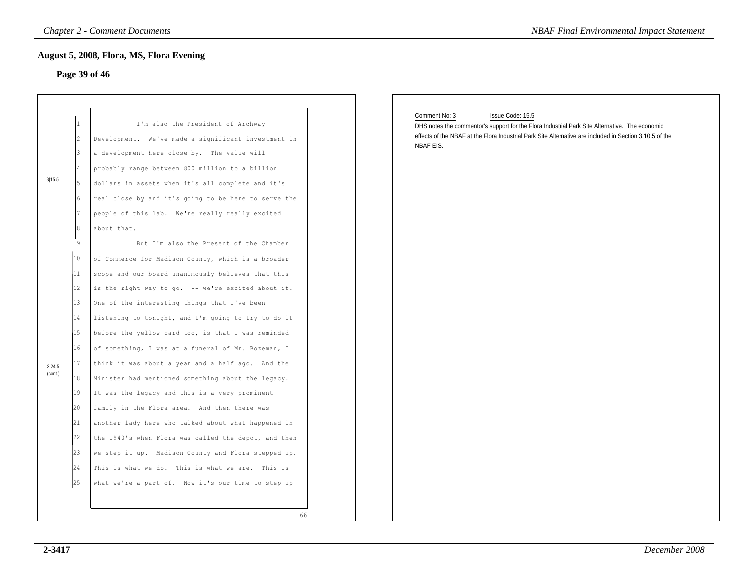## August 5, 2008, Flora, MS, Flora Evening

### Page 39 of 46

3|15.5

1 I'm also the President of Archway
2 Development. We've made a significant investment in
3 a development here close by. The value will
4 probably range between 800 million to a billion
5 dollars in assets when it's all complete and it's
6 real close by and it's going to be here to serve the
7 people of this lab. We're really really excited
8 about that.

2|24.5 (cont.)

9 But I'm also the Present of the Chamber
10 of Commerce for Madison County, which is a broader
11 scope and our board unanimously believes that this
12 is the right way to go. -- we're excited about it.
13 One of the interesting things that I've been
14 listening to tonight, and I'm going to try to do it
15 before the yellow card too, is that I was reminded
16 of something, I was at a funeral of Mr. Bozeman, I
17 think it was about a year and a half ago. And the
18 Minister had mentioned something about the legacy.
19 It was the legacy and this is a very prominent
20 family in the Flora area. And then there was
21 another lady here who talked about what happened in
22 the 1940's when Flora was called the depot, and then
23 we step it up. Madison County and Flora stepped up.
24 This is what we do. This is what we are. This is
25 what we're a part of. Now it's our time to step up

66

Comment No: 3 Issue Code: 15.5

DHS notes the commentor's support for the Flora Industrial Park Site Alternative. The economic effects of the NBAF at the Flora Industrial Park Site Alternative are included in Section 3.10.5 of the NBAF EIS.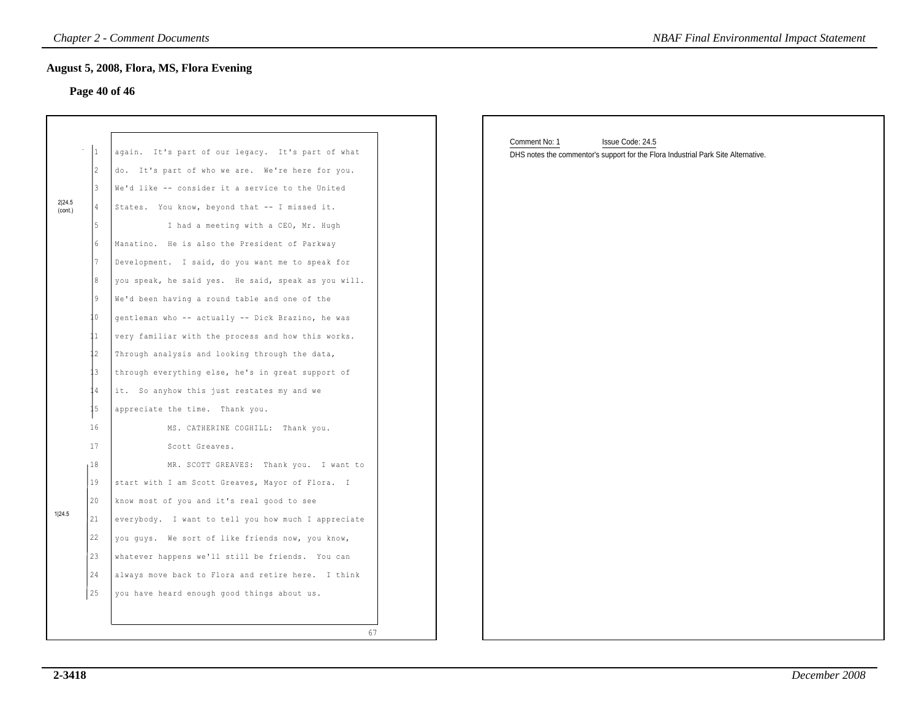## August 5, 2008, Flora, MS, Flora Evening

### Page 40 of 46

2|24.5 (cont.)

1 again. It's part of our legacy. It's part of what
2 do. It's part of who we are. We're here for you.
3 We'd like -- consider it a service to the United
4 States. You know, beyond that -- I missed it.
5 I had a meeting with a CEO, Mr. Hugh
6 Manatino. He is also the President of Parkway
7 Development. I said, do you want me to speak for
8 you speak, he said yes. He said, speak as you will.
9 We'd been having a round table and one of the
10 gentleman who -- actually -- Dick Brazino, he was
11 very familiar with the process and how this works.
12 Through analysis and looking through the data,
13 through everything else, he's in great support of
14 it. So anyhow this just restates my and we
15 appreciate the time. Thank you.
16 MS. CATHERINE COGHILL: Thank you.
17 Scott Greaves.

1|24.5

18 MR. SCOTT GREAVES: Thank you. I want to
19 start with I am Scott Greaves, Mayor of Flora. I
20 know most of you and it's real good to see
21 everybody. I want to tell you how much I appreciate
22 you guys. We sort of like friends now, you know,
23 whatever happens we'll still be friends. You can
24 always move back to Flora and retire here. I think
25 you have heard enough good things about us.

67

Comment No: 1 Issue Code: 24.5

DHS notes the commentor's support for the Flora Industrial Park Site Alternative.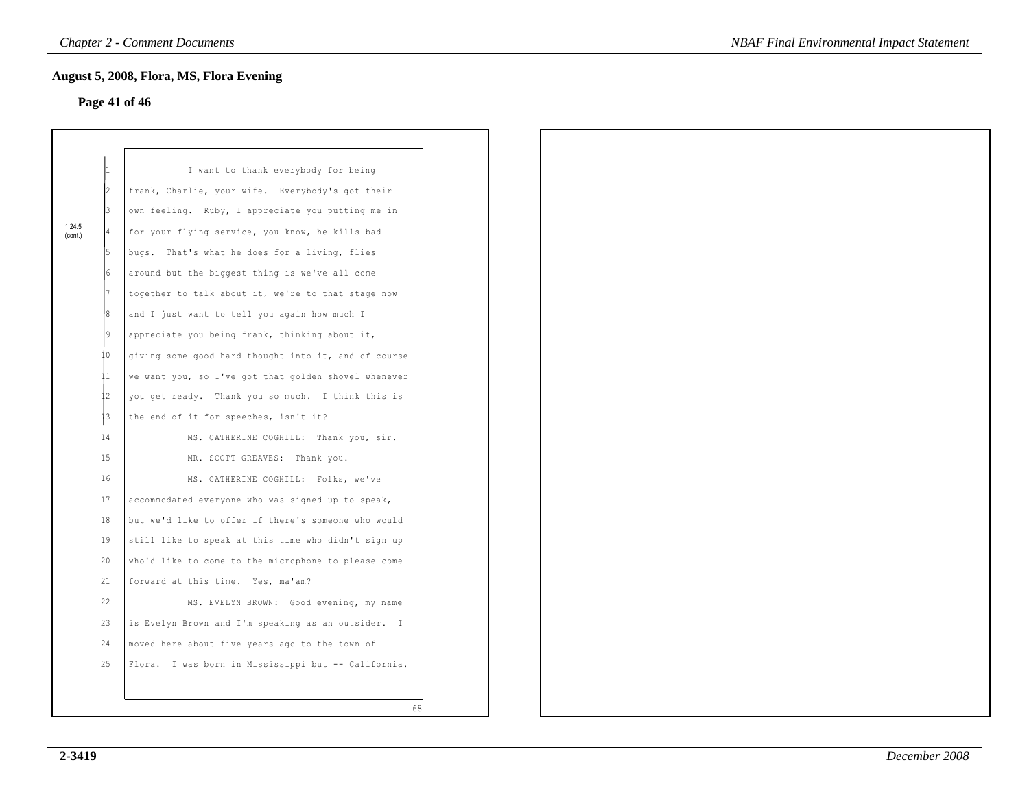## August 5, 2008, Flora, MS, Flora Evening

### Page 41 of 46

1|24.5 (cont.)

I want to thank everybody for being frank, Charlie, your wife. Everybody's got their own feeling. Ruby, I appreciate you putting me in for your flying service, you know, he kills bad bugs. That's what he does for a living, flies around but the biggest thing is we've all come together to talk about it, we're to that stage now and I just want to tell you again how much I appreciate you being frank, thinking about it, giving some good hard thought into it, and of course we want you, so I've got that golden shovel whenever you get ready. Thank you so much. I think this is the end of it for speeches, isn't it?

MS. CATHERINE COGHILL: Thank you, sir.

MR. SCOTT GREAVES: Thank you.

MS. CATHERINE COGHILL: Folks, we've accommodated everyone who was signed up to speak, but we'd like to offer if there's someone who would still like to speak at this time who didn't sign up who'd like to come to the microphone to please come forward at this time. Yes, ma'am?

MS. EVELYN BROWN: Good evening, my name is Evelyn Brown and I'm speaking as an outsider. I moved here about five years ago to the town of Flora. I was born in Mississippi but -- California.

68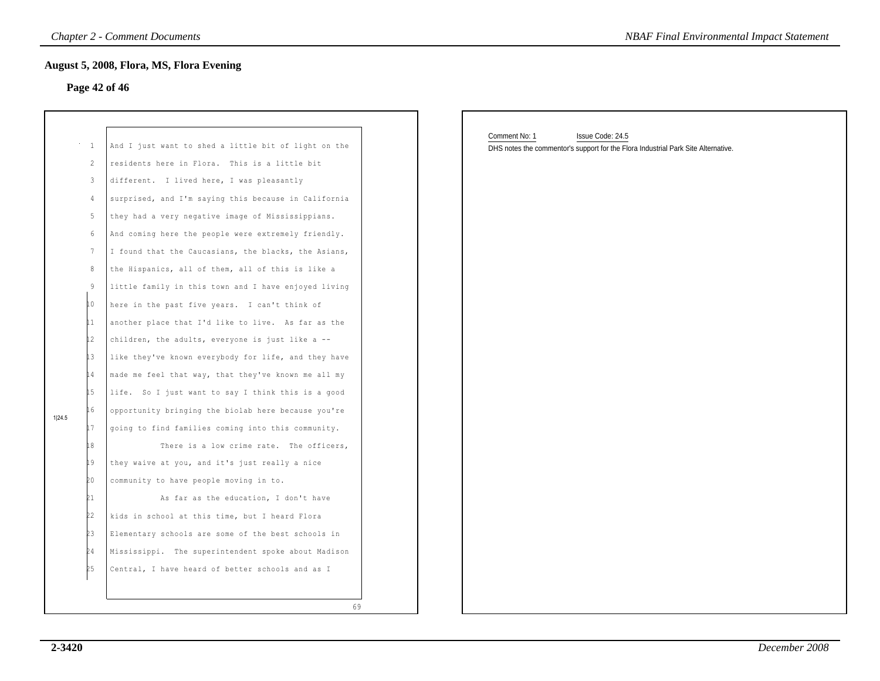## August 5, 2008, Flora, MS, Flora Evening

### Page 42 of 46

1 And I just want to shed a little bit of light on the
2 residents here in Flora. This is a little bit
3 different. I lived here, I was pleasantly
4 surprised, and I'm saying this because in California
5 they had a very negative image of Mississippians.
6 And coming here the people were extremely friendly.
7 I found that the Caucasians, the blacks, the Asians,
8 the Hispanics, all of them, all of this is like a
9 little family in this town and I have enjoyed living
10 here in the past five years. I can't think of
11 another place that I'd like to live. As far as the
12 children, the adults, everyone is just like a --
13 like they've known everybody for life, and they have
14 made me feel that way, that they've known me all my
15 life. So I just want to say I think this is a good
16 opportunity bringing the biolab here because you're
17 going to find families coming into this community.
18 There is a low crime rate. The officers,
19 they waive at you, and it's just really a nice
20 community to have people moving in to.
21 As far as the education, I don't have
22 kids in school at this time, but I heard Flora
23 Elementary schools are some of the best schools in
24 Mississippi. The superintendent spoke about Madison
25 Central, I have heard of better schools and as I

1|24.5

69

Comment No: 1 Issue Code: 24.5

DHS notes the commentor's support for the Flora Industrial Park Site Alternative.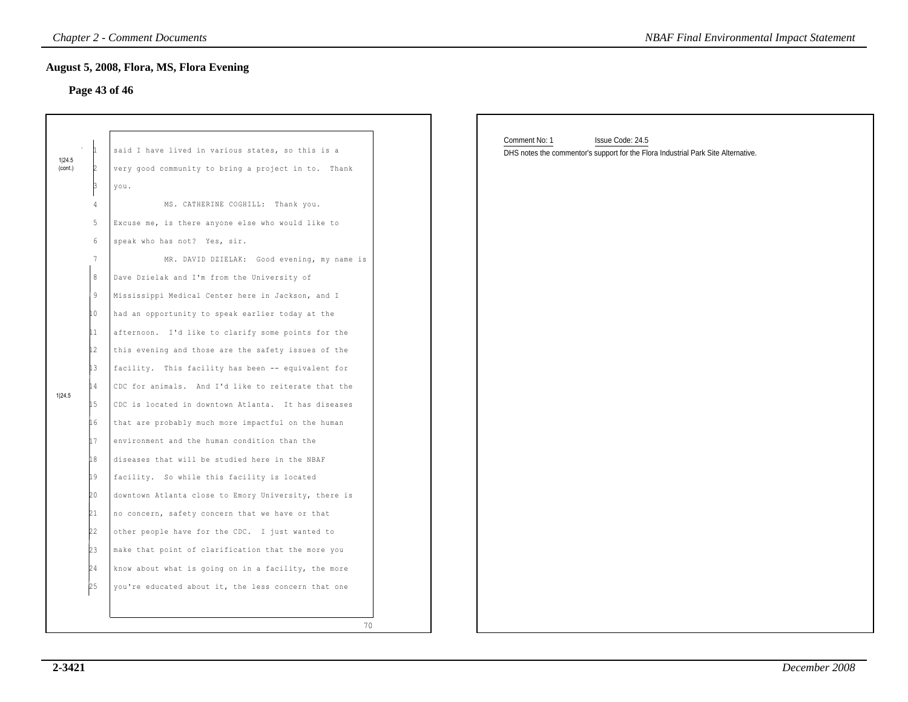## August 5, 2008, Flora, MS, Flora Evening

### Page 43 of 46

1|24.5 (cont.)

1 said I have lived in various states, so this is a
2 very good community to bring a project in to. Thank
3 you.
4 MS. CATHERINE COGHILL: Thank you.
5 Excuse me, is there anyone else who would like to
6 speak who has not? Yes, sir.
7 MR. DAVID DZIELAK: Good evening, my name is
8 Dave Dzielak and I'm from the University of
9 Mississippi Medical Center here in Jackson, and I
10 had an opportunity to speak earlier today at the
11 afternoon. I'd like to clarify some points for the
12 this evening and those are the safety issues of the
13 facility. This facility has been -- equivalent for
14 CDC for animals. And I'd like to reiterate that the
15 CDC is located in downtown Atlanta. It has diseases
16 that are probably much more impactful on the human
17 environment and the human condition than the
18 diseases that will be studied here in the NBAF
19 facility. So while this facility is located
20 downtown Atlanta close to Emory University, there is
21 no concern, safety concern that we have or that
22 other people have for the CDC. I just wanted to
23 make that point of clarification that the more you
24 know about what is going on in a facility, the more
25 you're educated about it, the less concern that one

1|24.5

70

Comment No: 1 Issue Code: 24.5

DHS notes the commentor's support for the Flora Industrial Park Site Alternative.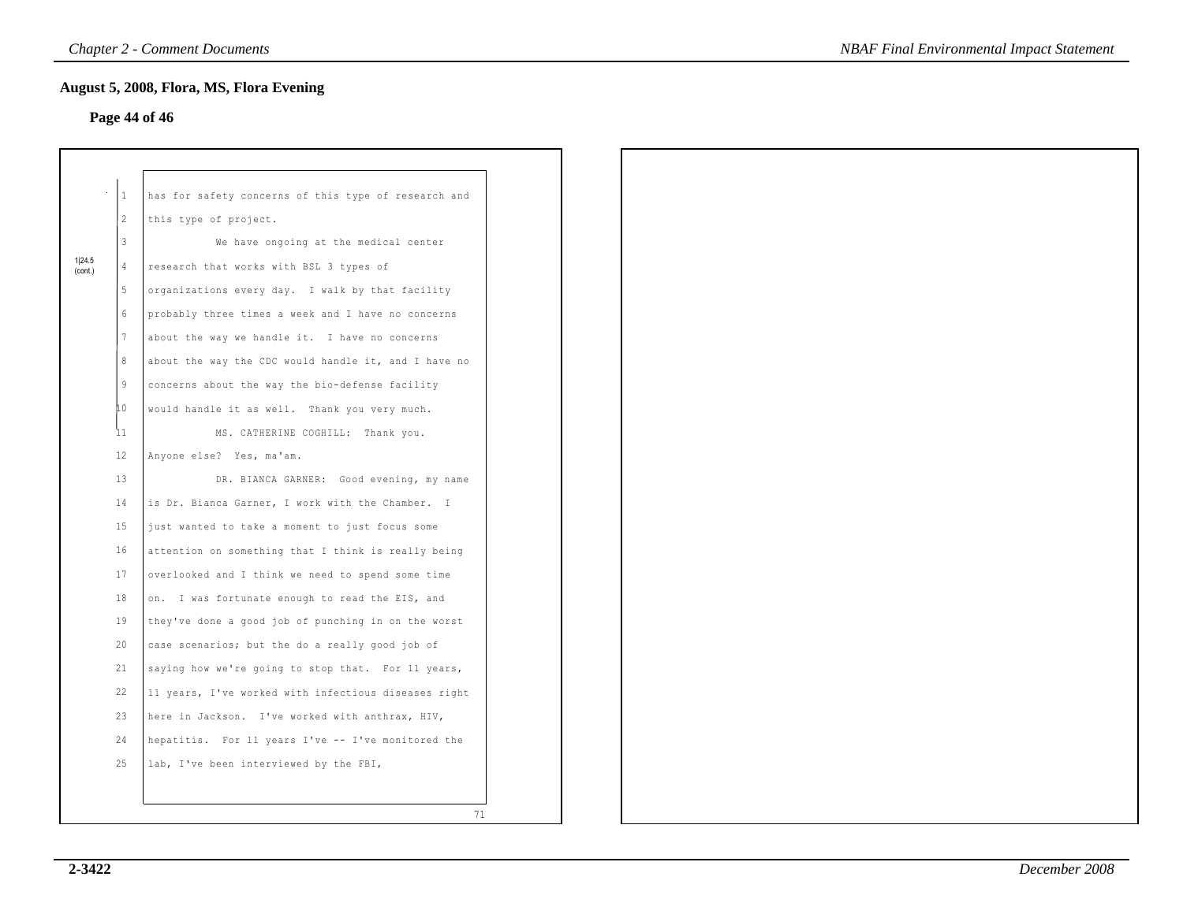## August 5, 2008, Flora, MS, Flora Evening

### Page 44 of 46

1|24.5 (cont.)

1 has for safety concerns of this type of research and
2 this type of project.
3 We have ongoing at the medical center
4 research that works with BSL 3 types of
5 organizations every day. I walk by that facility
6 probably three times a week and I have no concerns
7 about the way we handle it. I have no concerns
8 about the way the CDC would handle it, and I have no
9 concerns about the way the bio-defense facility
10 would handle it as well. Thank you very much.
11 MS. CATHERINE COGHILL: Thank you.
12 Anyone else? Yes, ma'am.
13 DR. BIANCA GARNER: Good evening, my name
14 is Dr. Bianca Garner, I work with the Chamber. I
15 just wanted to take a moment to just focus some
16 attention on something that I think is really being
17 overlooked and I think we need to spend some time
18 on. I was fortunate enough to read the EIS, and
19 they've done a good job of punching in on the worst
20 case scenarios; but the do a really good job of
21 saying how we're going to stop that. For 11 years,
22 11 years, I've worked with infectious diseases right
23 here in Jackson. I've worked with anthrax, HIV,
24 hepatitis. For 11 years I've -- I've monitored the
25 lab, I've been interviewed by the FBI,

71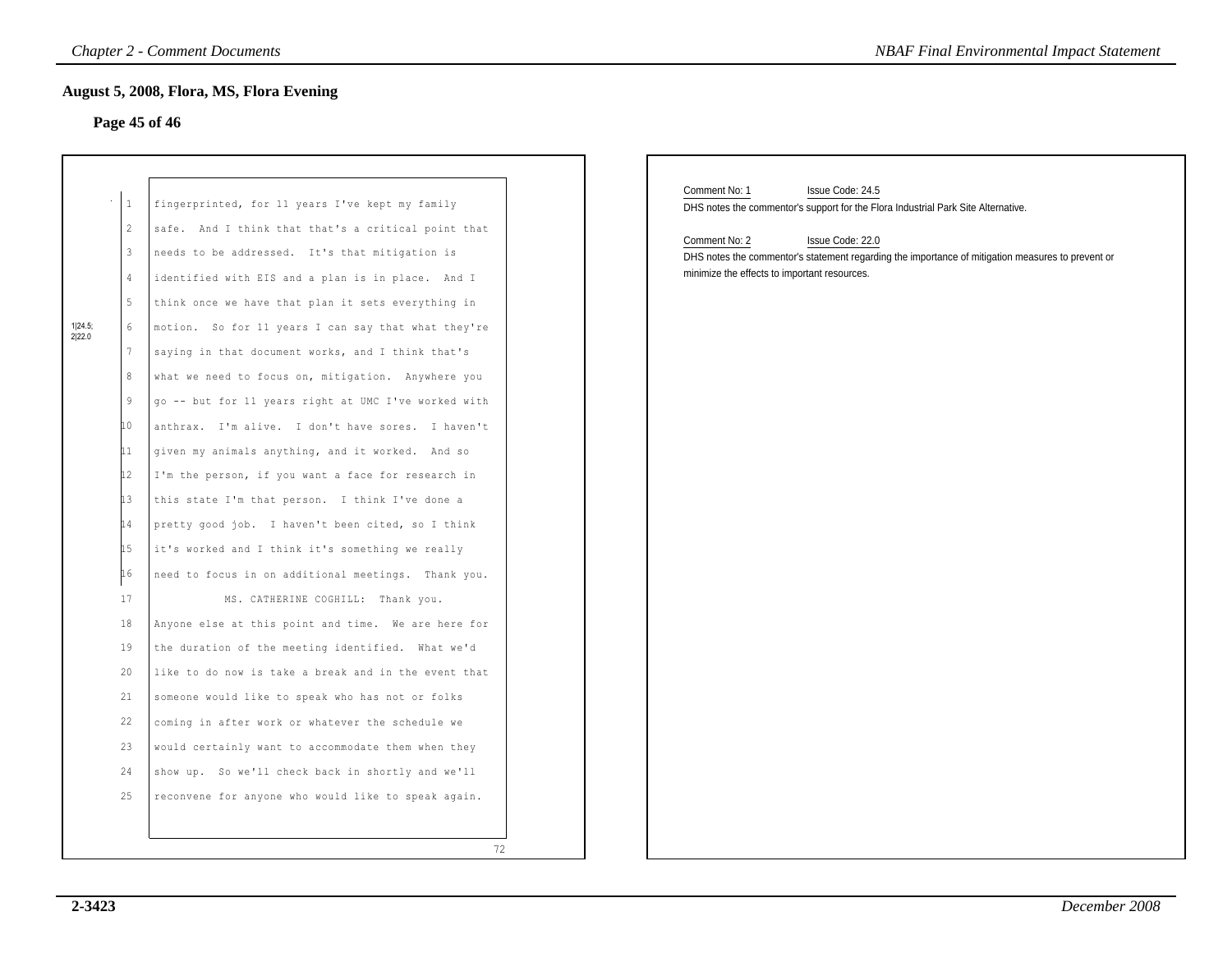## August 5, 2008, Flora, MS, Flora Evening

### Page 45 of 46

1 fingerprinted, for 11 years I've kept my family
2 safe. And I think that that's a critical point that
3 needs to be addressed. It's that mitigation is
4 identified with EIS and a plan is in place. And I
5 think once we have that plan it sets everything in
6 motion. So for 11 years I can say that what they're
7 saying in that document works, and I think that's
8 what we need to focus on, mitigation. Anywhere you
9 go -- but for 11 years right at UMC I've worked with
10 anthrax. I'm alive. I don't have sores. I haven't
11 given my animals anything, and it worked. And so
12 I'm the person, if you want a face for research in
13 this state I'm that person. I think I've done a
14 pretty good job. I haven't been cited, so I think
15 it's worked and I think it's something we really
16 need to focus in on additional meetings. Thank you.
17 MS. CATHERINE COGHILL: Thank you.
18 Anyone else at this point and time. We are here for
19 the duration of the meeting identified. What we'd
20 like to do now is take a break and in the event that
21 someone would like to speak who has not or folks
22 coming in after work or whatever the schedule we
23 would certainly want to accommodate them when they
24 show up. So we'll check back in shortly and we'll
25 reconvene for anyone who would like to speak again.

72

1|24.5; 2|22.0

Comment No: 1 Issue Code: 24.5

DHS notes the commentor's support for the Flora Industrial Park Site Alternative.

Comment No: 2 Issue Code: 22.0

DHS notes the commentor's statement regarding the importance of mitigation measures to prevent or minimize the effects to important resources.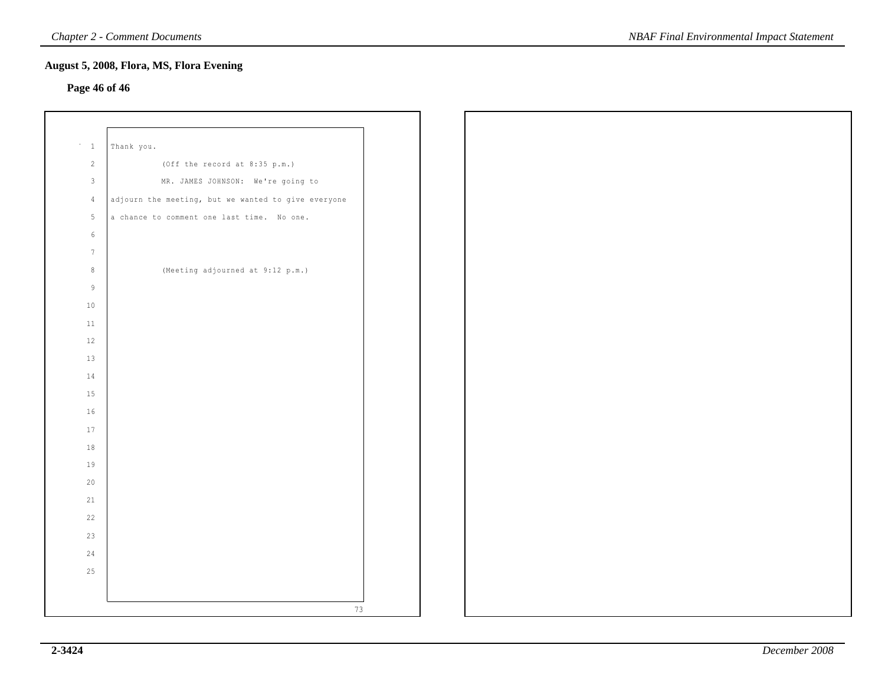## August 5, 2008, Flora, MS, Flora Evening

### Page 46 of 46

```
 1   Thank you.
 2             (Off the record at 8:35 p.m.)
 3             MR. JAMES JOHNSON:  We're going to
 4   adjourn the meeting, but we wanted to give everyone
 5   a chance to comment one last time.  No one.
 6
 7
 8             (Meeting adjourned at 9:12 p.m.)
 9
10
11
12
13
14
15
16
17
18
19
20
21
22
23
24
25
                                                    73
```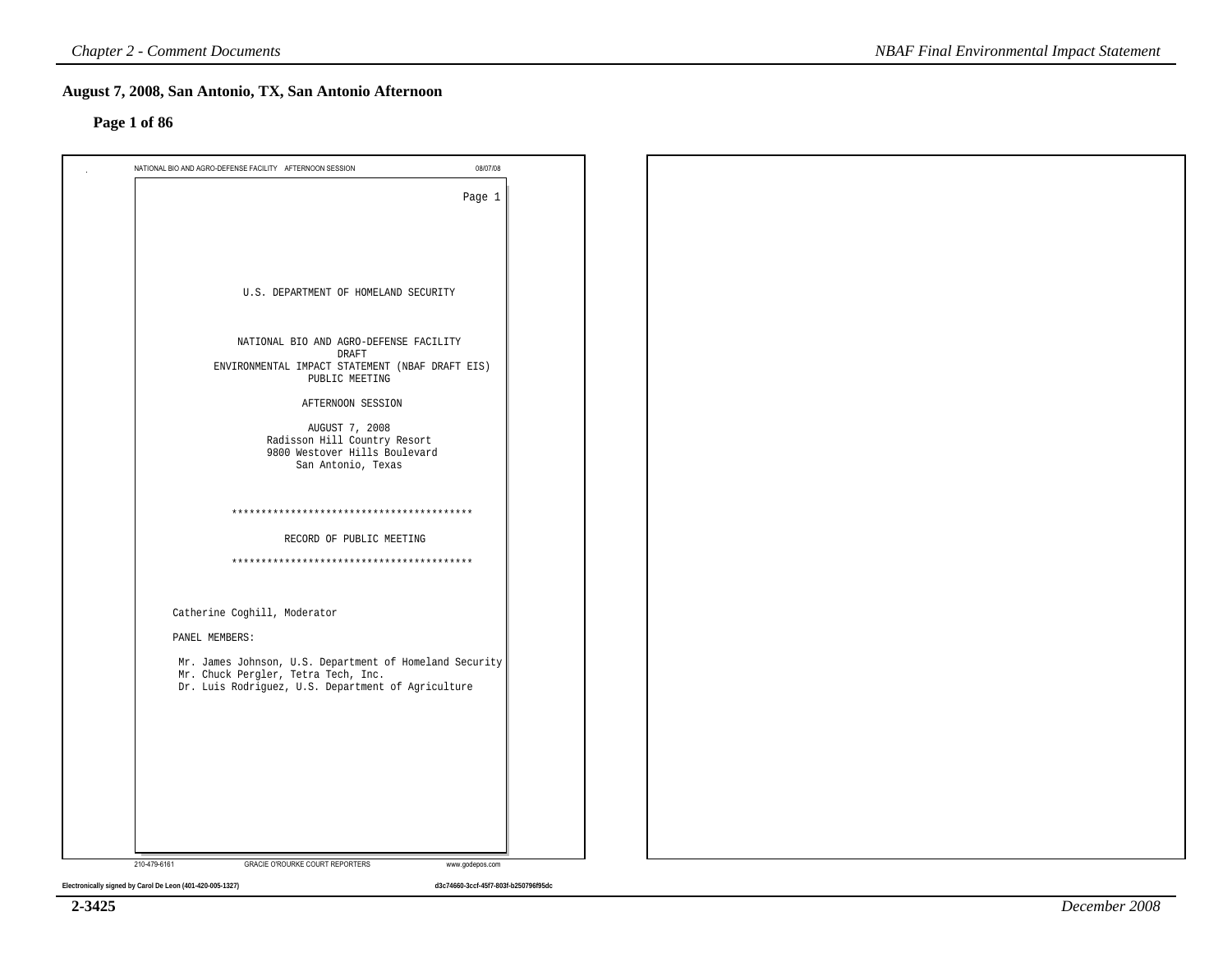## August 7, 2008, San Antonio, TX, San Antonio Afternoon

### Page 1 of 86

NATIONAL BIO AND AGRO-DEFENSE FACILITY AFTERNOON SESSION 08/07/08

U.S. DEPARTMENT OF HOMELAND SECURITY

NATIONAL BIO AND AGRO-DEFENSE FACILITY
DRAFT
ENVIRONMENTAL IMPACT STATEMENT (NBAF DRAFT EIS)
PUBLIC MEETING

AFTERNOON SESSION

AUGUST 7, 2008
Radisson Hill Country Resort
9800 Westover Hills Boulevard
San Antonio, Texas

\*\*\*\*\*\*\*\*\*\*\*\*\*\*\*\*\*\*\*\*\*\*\*\*\*\*\*\*\*\*\*\*\*\*\*\*\*\*\*\*\*

RECORD OF PUBLIC MEETING

\*\*\*\*\*\*\*\*\*\*\*\*\*\*\*\*\*\*\*\*\*\*\*\*\*\*\*\*\*\*\*\*\*\*\*\*\*\*\*\*\*

Catherine Coghill, Moderator

PANEL MEMBERS:

Mr. James Johnson, U.S. Department of Homeland Security
Mr. Chuck Pergler, Tetra Tech, Inc.
Dr. Luis Rodriguez, U.S. Department of Agriculture

210-479-6161 GRACIE O'ROURKE COURT REPORTERS www.godepos.com

Electronically signed by Carol De Leon (401-420-005-1327) d3c74660-3ccf-45f7-803f-b250796f95dc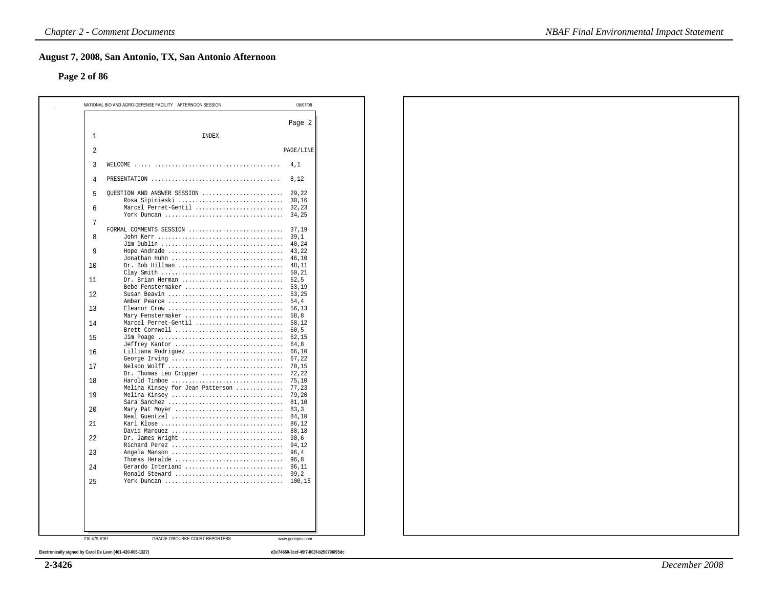## August 7, 2008, San Antonio, TX, San Antonio Afternoon

### Page 2 of 86

NATIONAL BIO AND AGRO-DEFENSE FACILITY AFTERNOON SESSION 08/07/08

Page 2

INDEX

| | PAGE/LINE |
|---|---|
| WELCOME | 4,1 |
| PRESENTATION | 8,12 |
| QUESTION AND ANSWER SESSION | 29,22 |
| Rosa Sipinieski | 30,16 |
| Marcel Perret-Gentil | 32,23 |
| York Duncan | 34,25 |
| FORMAL COMMENTS SESSION | 37,19 |
| John Kerr | 39,1 |
| Jim Dublin | 40,24 |
| Hope Andrade | 43,22 |
| Jonathan Huhn | 46,10 |
| Dr. Bob Hillman | 48,11 |
| Clay Smith | 50,21 |
| Dr. Brian Herman | 52,5 |
| Bebe Fenstermaker | 53,19 |
| Susan Beavin | 53,25 |
| Amber Pearce | 54,4 |
| Eleanor Crow | 56,13 |
| Mary Fenstermaker | 58,8 |
| Marcel Perret-Gentil | 58,12 |
| Brett Cornwell | 60,5 |
| Jim Poage | 62,15 |
| Jeffrey Kantor | 64,8 |
| Lilliana Rodriguez | 66,10 |
| George Irving | 67,22 |
| Nelson Wolff | 70,15 |
| Dr. Thomas Leo Cropper | 72,22 |
| Harold Timboe | 75,10 |
| Melina Kinsey for Jean Patterson | 77,23 |
| Melina Kinsey | 79,20 |
| Sara Sanchez | 81,10 |
| Mary Pat Moyer | 83,3 |
| Neal Guentzel | 84,10 |
| Karl Klose | 86,12 |
| David Marquez | 88,18 |
| Dr. James Wright | 90,6 |
| Richard Perez | 94,12 |
| Angela Manson | 96,4 |
| Thomas Heralde | 96,8 |
| Gerardo Interiano | 96,11 |
| Ronald Steward | 99,2 |
| York Duncan | 100,15 |

210-479-6161 GRACIE O'ROURKE COURT REPORTERS www.godepos.com

Electronically signed by Carol De Leon (401-420-005-1327) d3c74660-3ccf-45f7-803f-b250796f95dc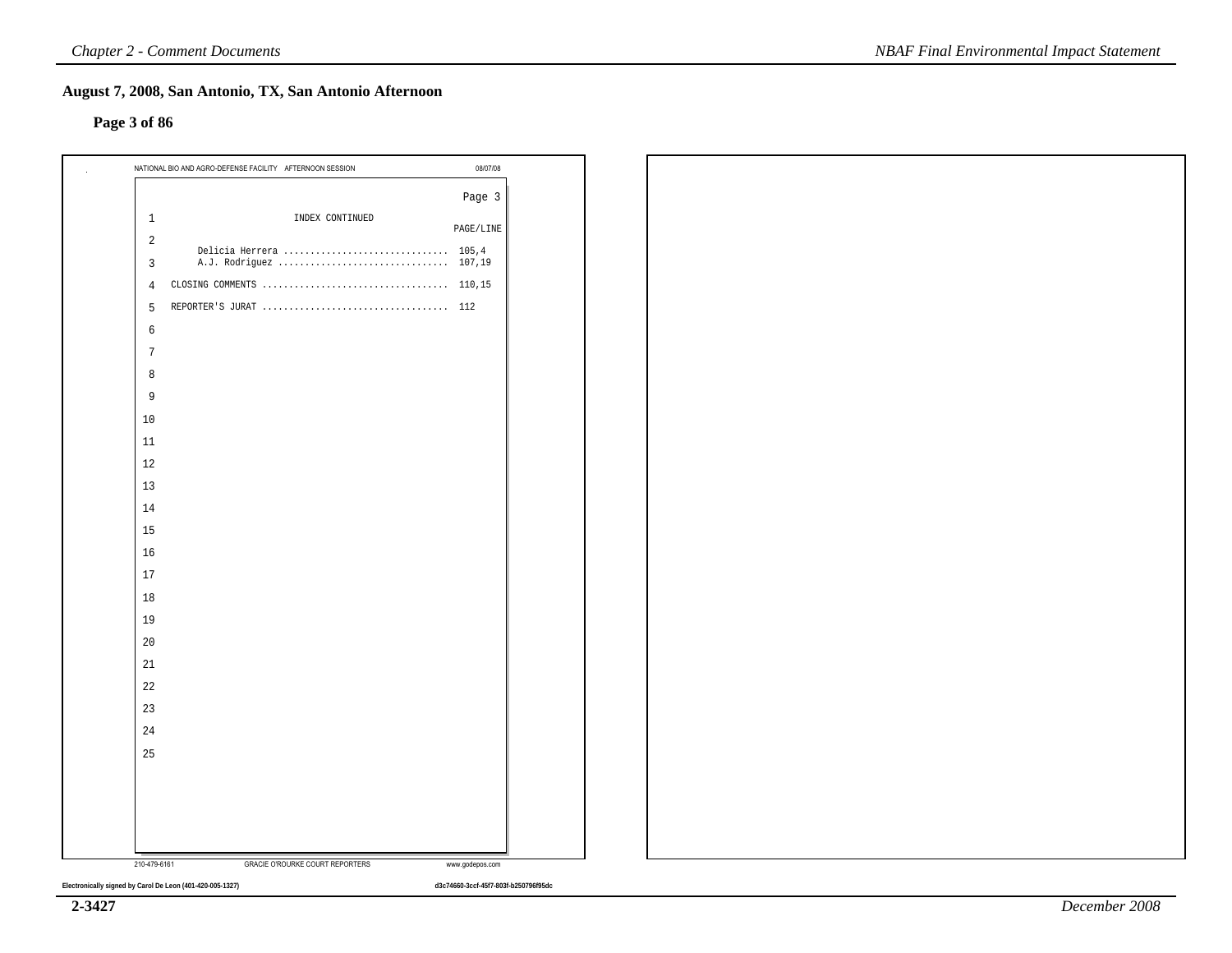## August 7, 2008, San Antonio, TX, San Antonio Afternoon

### Page 3 of 86

NATIONAL BIO AND AGRO-DEFENSE FACILITY AFTERNOON SESSION 08/07/08

Page 3

INDEX CONTINUED

| | PAGE/LINE |
|---|---|
| Delicia Herrera | 105,4 |
| A.J. Rodriguez | 107,19 |
| CLOSING COMMENTS | 110,15 |
| REPORTER'S JURAT | 112 |

210-479-6161 GRACIE O'ROURKE COURT REPORTERS www.godepos.com

Electronically signed by Carol De Leon (401-420-005-1327) d3c74660-3ccf-45f7-803f-b250796f95dc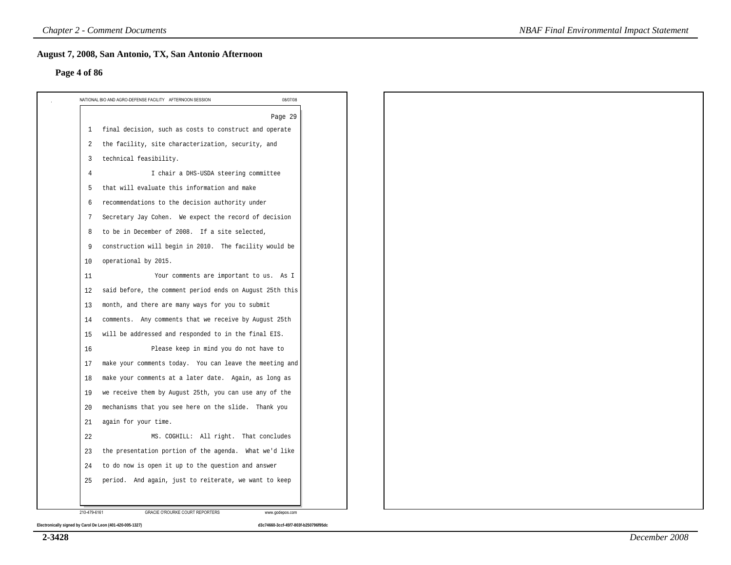## August 7, 2008, San Antonio, TX, San Antonio Afternoon

### Page 4 of 86

NATIONAL BIO AND AGRO-DEFENSE FACILITY AFTERNOON SESSION 08/07/08

Page 29

1 final decision, such as costs to construct and operate
2 the facility, site characterization, security, and
3 technical feasibility.
4 I chair a DHS-USDA steering committee
5 that will evaluate this information and make
6 recommendations to the decision authority under
7 Secretary Jay Cohen. We expect the record of decision
8 to be in December of 2008. If a site selected,
9 construction will begin in 2010. The facility would be
10 operational by 2015.
11 Your comments are important to us. As I
12 said before, the comment period ends on August 25th this
13 month, and there are many ways for you to submit
14 comments. Any comments that we receive by August 25th
15 will be addressed and responded to in the final EIS.
16 Please keep in mind you do not have to
17 make your comments today. You can leave the meeting and
18 make your comments at a later date. Again, as long as
19 we receive them by August 25th, you can use any of the
20 mechanisms that you see here on the slide. Thank you
21 again for your time.
22 MS. COGHILL: All right. That concludes
23 the presentation portion of the agenda. What we'd like
24 to do now is open it up to the question and answer
25 period. And again, just to reiterate, we want to keep

210-479-6161 GRACIE O'ROURKE COURT REPORTERS www.godepos.com

Electronically signed by Carol De Leon (401-420-005-1327) d3c74660-3ccf-45f7-803f-b250796f95dc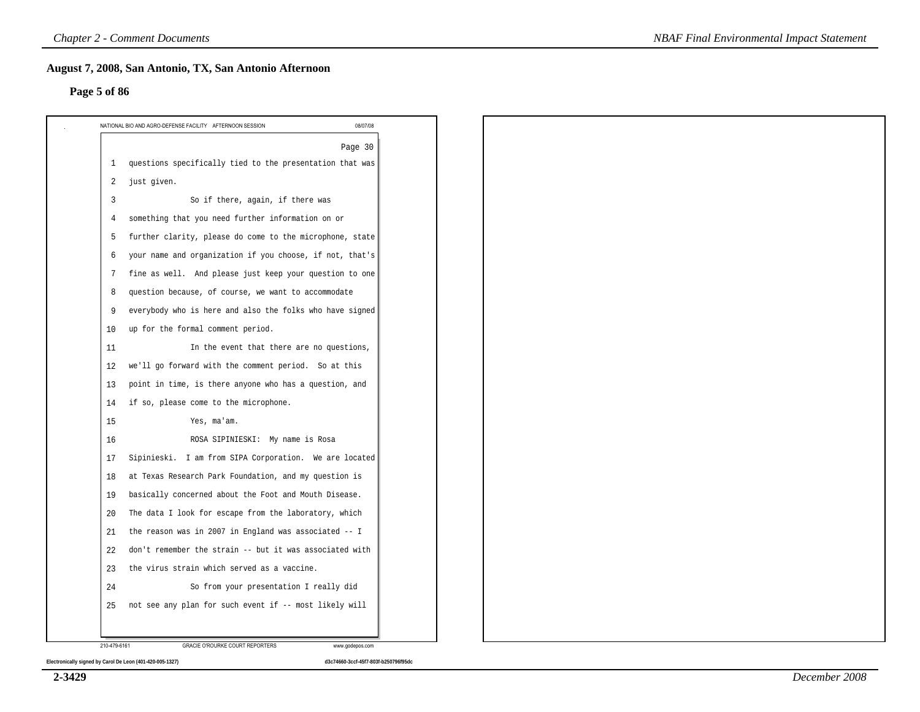## August 7, 2008, San Antonio, TX, San Antonio Afternoon

### Page 5 of 86

NATIONAL BIO AND AGRO-DEFENSE FACILITY AFTERNOON SESSION 08/07/08

Page 30

1 questions specifically tied to the presentation that was
2 just given.
3 So if there, again, if there was
4 something that you need further information on or
5 further clarity, please do come to the microphone, state
6 your name and organization if you choose, if not, that's
7 fine as well. And please just keep your question to one
8 question because, of course, we want to accommodate
9 everybody who is here and also the folks who have signed
10 up for the formal comment period.
11 In the event that there are no questions,
12 we'll go forward with the comment period. So at this
13 point in time, is there anyone who has a question, and
14 if so, please come to the microphone.
15 Yes, ma'am.
16 ROSA SIPINIESKI: My name is Rosa
17 Sipinieski. I am from SIPA Corporation. We are located
18 at Texas Research Park Foundation, and my question is
19 basically concerned about the Foot and Mouth Disease.
20 The data I look for escape from the laboratory, which
21 the reason was in 2007 in England was associated -- I
22 don't remember the strain -- but it was associated with
23 the virus strain which served as a vaccine.
24 So from your presentation I really did
25 not see any plan for such event if -- most likely will

210-479-6161 GRACIE O'ROURKE COURT REPORTERS www.godepos.com

Electronically signed by Carol De Leon (401-420-005-1327) d3c74660-3ccf-45f7-803f-b250796f95dc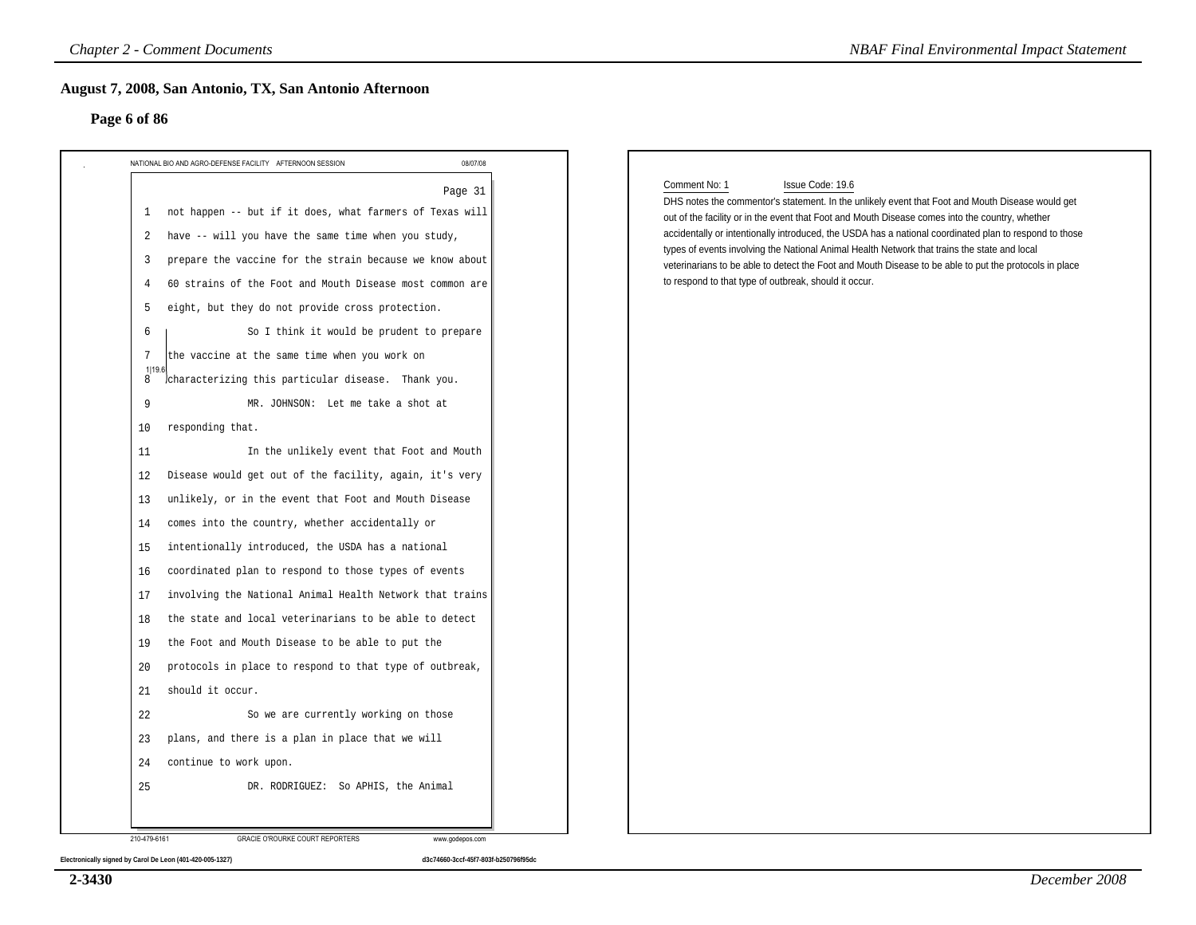## August 7, 2008, San Antonio, TX, San Antonio Afternoon

### Page 6 of 86

NATIONAL BIO AND AGRO-DEFENSE FACILITY AFTERNOON SESSION 08/07/08

Page 31

1 not happen -- but if it does, what farmers of Texas will
2 have -- will you have the same time when you study,
3 prepare the vaccine for the strain because we know about
4 60 strains of the Foot and Mouth Disease most common are
5 eight, but they do not provide cross protection.
6 So I think it would be prudent to prepare
7 the vaccine at the same time when you work on
8 characterizing this particular disease. Thank you. 1|19.6
9 MR. JOHNSON: Let me take a shot at
10 responding that.
11 In the unlikely event that Foot and Mouth
12 Disease would get out of the facility, again, it's very
13 unlikely, or in the event that Foot and Mouth Disease
14 comes into the country, whether accidentally or
15 intentionally introduced, the USDA has a national
16 coordinated plan to respond to those types of events
17 involving the National Animal Health Network that trains
18 the state and local veterinarians to be able to detect
19 the Foot and Mouth Disease to be able to put the
20 protocols in place to respond to that type of outbreak,
21 should it occur.
22 So we are currently working on those
23 plans, and there is a plan in place that we will
24 continue to work upon.
25 DR. RODRIGUEZ: So APHIS, the Animal

210-479-6161 GRACIE O'ROURKE COURT REPORTERS www.godepos.com

Electronically signed by Carol De Leon (401-420-005-1327) d3c74660-3ccf-45f7-803f-b250796f95dc

Comment No: 1 Issue Code: 19.6

DHS notes the commentor's statement. In the unlikely event that Foot and Mouth Disease would get out of the facility or in the event that Foot and Mouth Disease comes into the country, whether accidentally or intentionally introduced, the USDA has a national coordinated plan to respond to those types of events involving the National Animal Health Network that trains the state and local veterinarians to be able to detect the Foot and Mouth Disease to be able to put the protocols in place to respond to that type of outbreak, should it occur.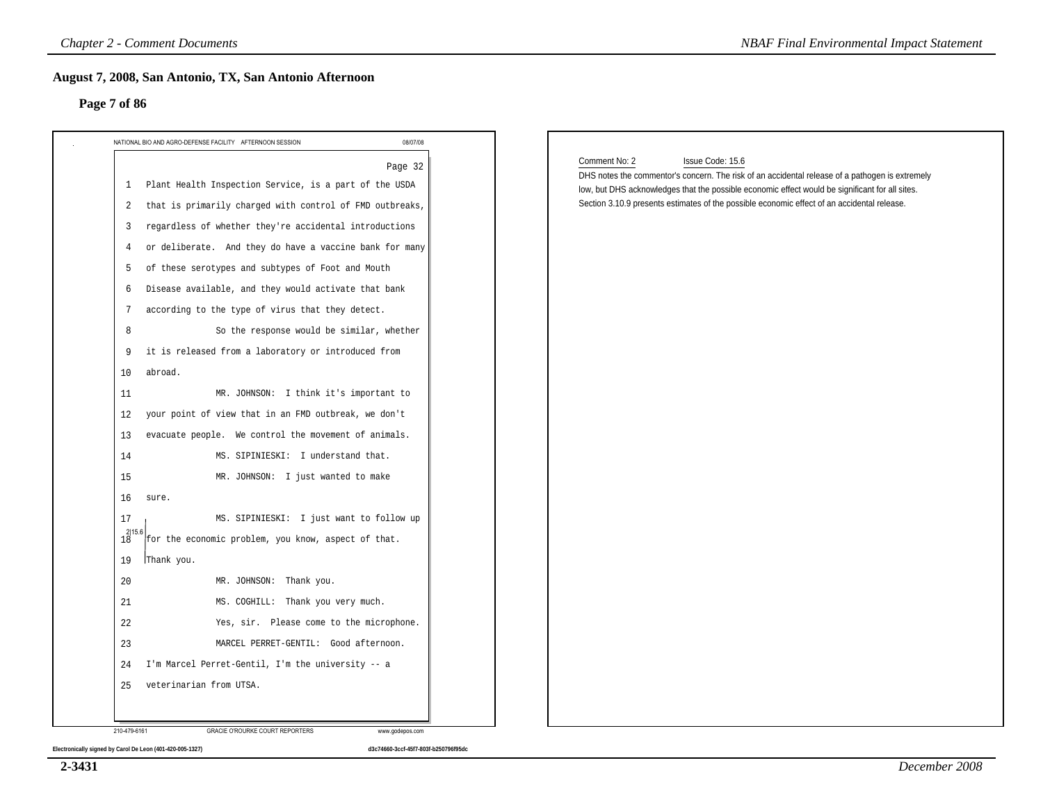## August 7, 2008, San Antonio, TX, San Antonio Afternoon

### Page 7 of 86

NATIONAL BIO AND AGRO-DEFENSE FACILITY AFTERNOON SESSION 08/07/08

Page 32

1 Plant Health Inspection Service, is a part of the USDA
2 that is primarily charged with control of FMD outbreaks,
3 regardless of whether they're accidental introductions
4 or deliberate. And they do have a vaccine bank for many
5 of these serotypes and subtypes of Foot and Mouth
6 Disease available, and they would activate that bank
7 according to the type of virus that they detect.
8 So the response would be similar, whether
9 it is released from a laboratory or introduced from
10 abroad.
11 MR. JOHNSON: I think it's important to
12 your point of view that in an FMD outbreak, we don't
13 evacuate people. We control the movement of animals.
14 MS. SIPINIESKI: I understand that.
15 MR. JOHNSON: I just wanted to make
16 sure.
17 MS. SIPINIESKI: I just want to follow up
18 for the economic problem, you know, aspect of that. [2|15.6]
19 Thank you.
20 MR. JOHNSON: Thank you.
21 MS. COGHILL: Thank you very much.
22 Yes, sir. Please come to the microphone.
23 MARCEL PERRET-GENTIL: Good afternoon.
24 I'm Marcel Perret-Gentil, I'm the university -- a
25 veterinarian from UTSA.

210-479-6161 GRACIE O'ROURKE COURT REPORTERS www.godepos.com

Electronically signed by Carol De Leon (401-420-005-1327) d3c74660-3ccf-45f7-803f-b250796f95dc

Comment No: 2 Issue Code: 15.6

DHS notes the commentor's concern. The risk of an accidental release of a pathogen is extremely low, but DHS acknowledges that the possible economic effect would be significant for all sites. Section 3.10.9 presents estimates of the possible economic effect of an accidental release.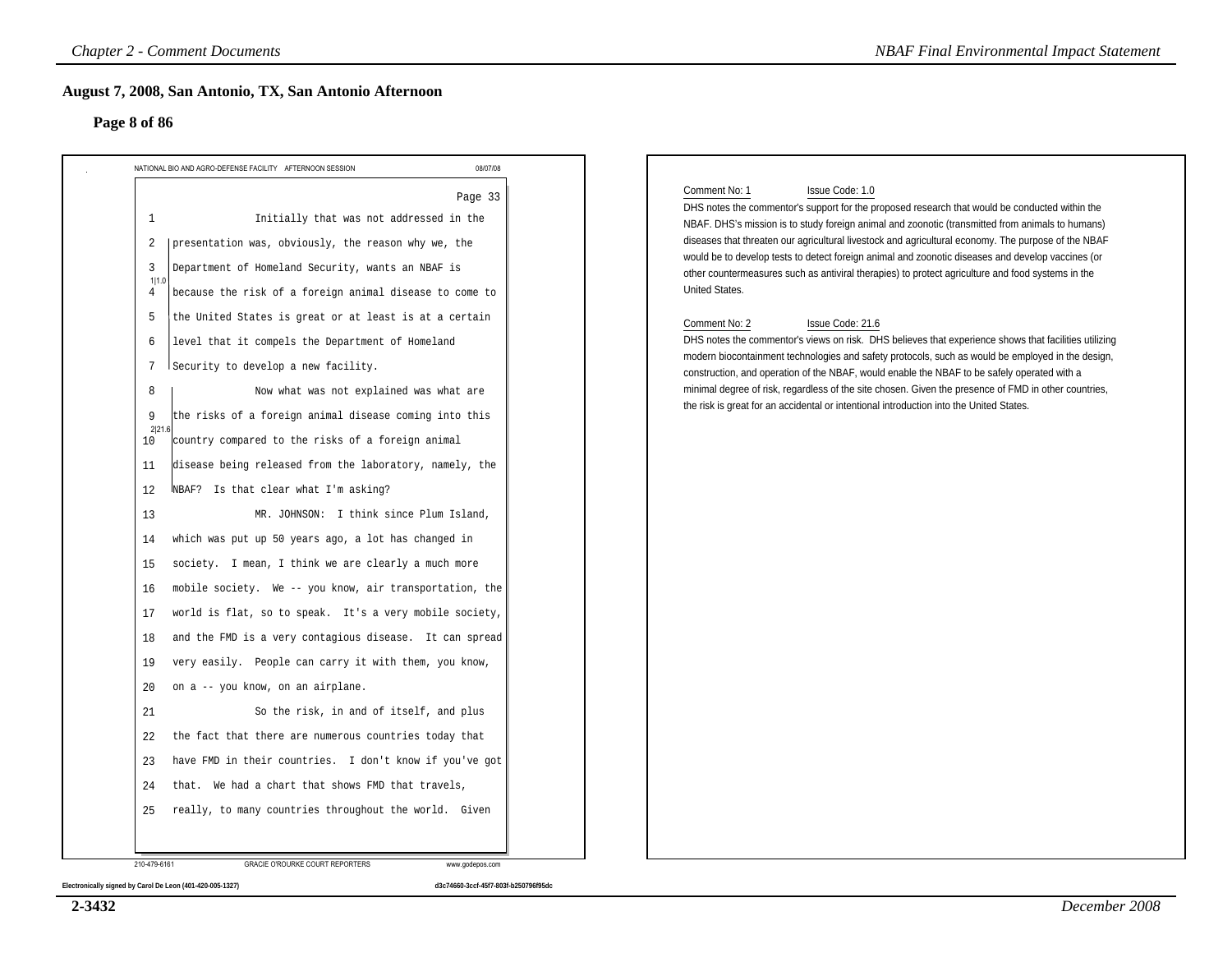## August 7, 2008, San Antonio, TX, San Antonio Afternoon

**Page 8 of 86**

NATIONAL BIO AND AGRO-DEFENSE FACILITY AFTERNOON SESSION 08/07/08

Page 33

1 Initially that was not addressed in the
2 presentation was, obviously, the reason why we, the
3 Department of Homeland Security, wants an NBAF is
4 because the risk of a foreign animal disease to come to
5 the United States is great or at least is at a certain
6 level that it compels the Department of Homeland
7 Security to develop a new facility.
8 Now what was not explained was what are
9 the risks of a foreign animal disease coming into this
10 country compared to the risks of a foreign animal
11 disease being released from the laboratory, namely, the
12 NBAF? Is that clear what I'm asking?
13 MR. JOHNSON: I think since Plum Island,
14 which was put up 50 years ago, a lot has changed in
15 society. I mean, I think we are clearly a much more
16 mobile society. We -- you know, air transportation, the
17 world is flat, so to speak. It's a very mobile society,
18 and the FMD is a very contagious disease. It can spread
19 very easily. People can carry it with them, you know,
20 on a -- you know, on an airplane.
21 So the risk, in and of itself, and plus
22 the fact that there are numerous countries today that
23 have FMD in their countries. I don't know if you've got
24 that. We had a chart that shows FMD that travels,
25 really, to many countries throughout the world. Given

(Comment markers: 1|1.0 at lines 2–7; 2|21.6 at lines 8–12)

210-479-6161 GRACIE O'ROURKE COURT REPORTERS www.godepos.com

Electronically signed by Carol De Leon (401-420-005-1327) d3c74660-3ccf-45f7-803f-b250796f95dc

Comment No: 1 Issue Code: 1.0

DHS notes the commentor's support for the proposed research that would be conducted within the NBAF. DHS's mission is to study foreign animal and zoonotic (transmitted from animals to humans) diseases that threaten our agricultural livestock and agricultural economy. The purpose of the NBAF would be to develop tests to detect foreign animal and zoonotic diseases and develop vaccines (or other countermeasures such as antiviral therapies) to protect agriculture and food systems in the United States.

Comment No: 2 Issue Code: 21.6

DHS notes the commentor's views on risk. DHS believes that experience shows that facilities utilizing modern biocontainment technologies and safety protocols, such as would be employed in the design, construction, and operation of the NBAF, would enable the NBAF to be safely operated with a minimal degree of risk, regardless of the site chosen. Given the presence of FMD in other countries, the risk is great for an accidental or intentional introduction into the United States.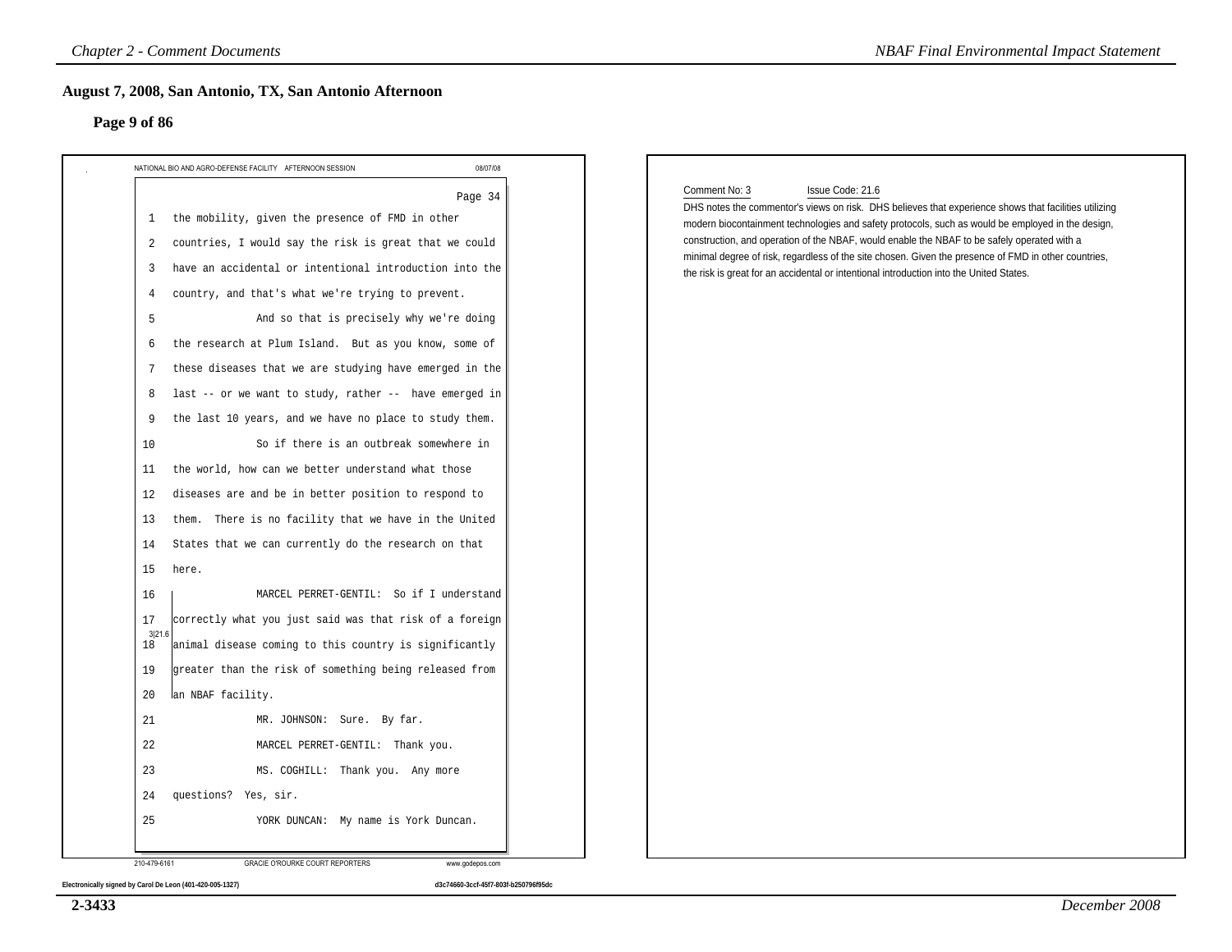## August 7, 2008, San Antonio, TX, San Antonio Afternoon

### Page 9 of 86

NATIONAL BIO AND AGRO-DEFENSE FACILITY AFTERNOON SESSION 08/07/08

Page 34

1 the mobility, given the presence of FMD in other
2 countries, I would say the risk is great that we could
3 have an accidental or intentional introduction into the
4 country, and that's what we're trying to prevent.
5 And so that is precisely why we're doing
6 the research at Plum Island. But as you know, some of
7 these diseases that we are studying have emerged in the
8 last -- or we want to study, rather -- have emerged in
9 the last 10 years, and we have no place to study them.
10 So if there is an outbreak somewhere in
11 the world, how can we better understand what those
12 diseases are and be in better position to respond to
13 them. There is no facility that we have in the United
14 States that we can currently do the research on that
15 here.
16 MARCEL PERRET-GENTIL: So if I understand
17 correctly what you just said was that risk of a foreign
18 animal disease coming to this country is significantly
19 greater than the risk of something being released from
20 an NBAF facility.
21 MR. JOHNSON: Sure. By far.
22 MARCEL PERRET-GENTIL: Thank you.
23 MS. COGHILL: Thank you. Any more
24 questions? Yes, sir.
25 YORK DUNCAN: My name is York Duncan.

3|21.6

210-479-6161 GRACIE O'ROURKE COURT REPORTERS www.godepos.com

Electronically signed by Carol De Leon (401-420-005-1327) d3c74660-3ccf-45f7-803f-b250796f95dc

Comment No: 3 Issue Code: 21.6

DHS notes the commentor's views on risk. DHS believes that experience shows that facilities utilizing modern biocontainment technologies and safety protocols, such as would be employed in the design, construction, and operation of the NBAF, would enable the NBAF to be safely operated with a minimal degree of risk, regardless of the site chosen. Given the presence of FMD in other countries, the risk is great for an accidental or intentional introduction into the United States.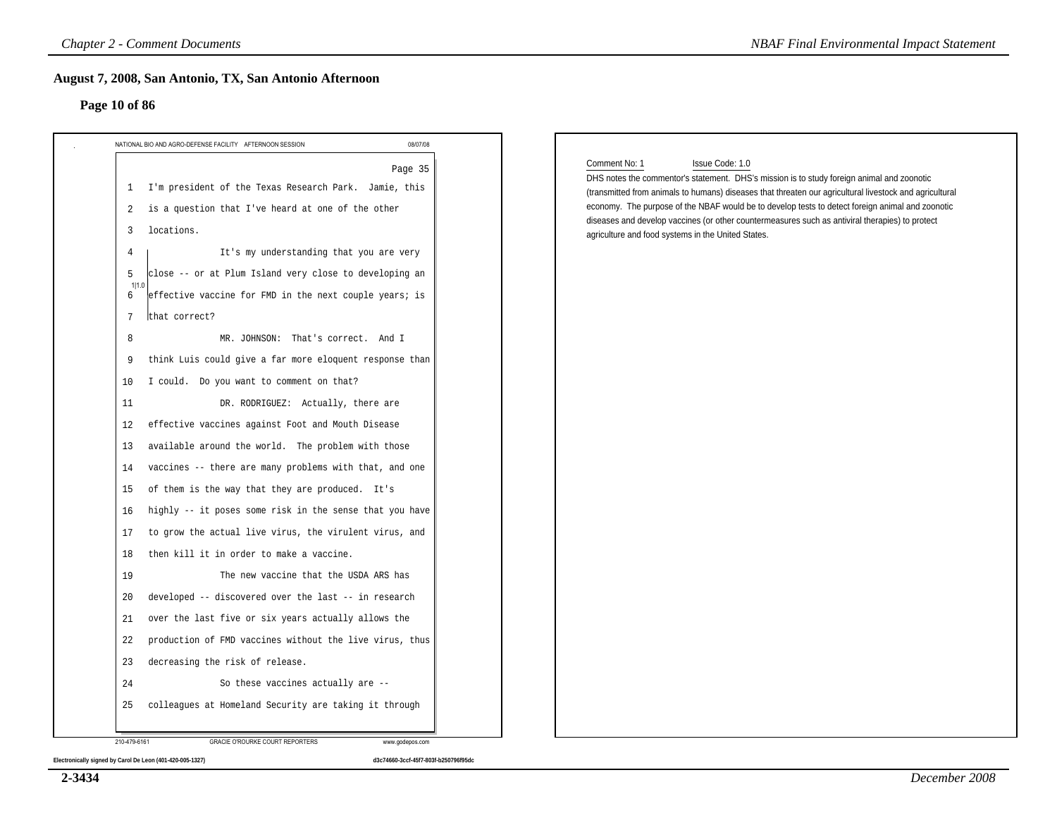## August 7, 2008, San Antonio, TX, San Antonio Afternoon

### Page 10 of 86

NATIONAL BIO AND AGRO-DEFENSE FACILITY AFTERNOON SESSION 08/07/08

Page 35

1 I'm president of the Texas Research Park. Jamie, this
2 is a question that I've heard at one of the other
3 locations.
4 It's my understanding that you are very
5 close -- or at Plum Island very close to developing an
6 effective vaccine for FMD in the next couple years; is
7 that correct?
8 MR. JOHNSON: That's correct. And I
9 think Luis could give a far more eloquent response than
10 I could. Do you want to comment on that?
11 DR. RODRIGUEZ: Actually, there are
12 effective vaccines against Foot and Mouth Disease
13 available around the world. The problem with those
14 vaccines -- there are many problems with that, and one
15 of them is the way that they are produced. It's
16 highly -- it poses some risk in the sense that you have
17 to grow the actual live virus, the virulent virus, and
18 then kill it in order to make a vaccine.
19 The new vaccine that the USDA ARS has
20 developed -- discovered over the last -- in research
21 over the last five or six years actually allows the
22 production of FMD vaccines without the live virus, thus
23 decreasing the risk of release.
24 So these vaccines actually are --
25 colleagues at Homeland Security are taking it through

1|1.0

210-479-6161 GRACIE O'ROURKE COURT REPORTERS www.godepos.com

Electronically signed by Carol De Leon (401-420-005-1327) d3c74660-3ccf-45f7-803f-b250796f95dc

Comment No: 1 Issue Code: 1.0

DHS notes the commentor's statement. DHS's mission is to study foreign animal and zoonotic (transmitted from animals to humans) diseases that threaten our agricultural livestock and agricultural economy. The purpose of the NBAF would be to develop tests to detect foreign animal and zoonotic diseases and develop vaccines (or other countermeasures such as antiviral therapies) to protect agriculture and food systems in the United States.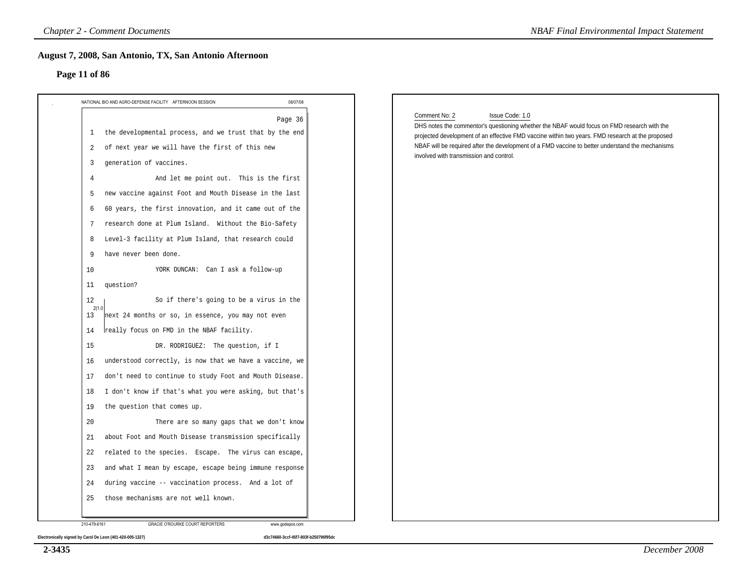## August 7, 2008, San Antonio, TX, San Antonio Afternoon

### Page 11 of 86

NATIONAL BIO AND AGRO-DEFENSE FACILITY AFTERNOON SESSION 08/07/08

Page 36

1 the developmental process, and we trust that by the end
2 of next year we will have the first of this new
3 generation of vaccines.
4 And let me point out. This is the first
5 new vaccine against Foot and Mouth Disease in the last
6 60 years, the first innovation, and it came out of the
7 research done at Plum Island. Without the Bio-Safety
8 Level-3 facility at Plum Island, that research could
9 have never been done.
10 YORK DUNCAN: Can I ask a follow-up
11 question?
12 So if there's going to be a virus in the
13 next 24 months or so, in essence, you may not even
14 really focus on FMD in the NBAF facility.
15 DR. RODRIGUEZ: The question, if I
16 understood correctly, is now that we have a vaccine, we
17 don't need to continue to study Foot and Mouth Disease.
18 I don't know if that's what you were asking, but that's
19 the question that comes up.
20 There are so many gaps that we don't know
21 about Foot and Mouth Disease transmission specifically
22 related to the species. Escape. The virus can escape,
23 and what I mean by escape, escape being immune response
24 during vaccine -- vaccination process. And a lot of
25 those mechanisms are not well known.

2|1.0

210-479-6161 GRACIE O'ROURKE COURT REPORTERS www.godepos.com

Electronically signed by Carol De Leon (401-420-005-1327) d3c74660-3ccf-45f7-803f-b250796f95dc

Comment No: 2 Issue Code: 1.0

DHS notes the commentor's questioning whether the NBAF would focus on FMD research with the projected development of an effective FMD vaccine within two years. FMD research at the proposed NBAF will be required after the development of a FMD vaccine to better understand the mechanisms involved with transmission and control.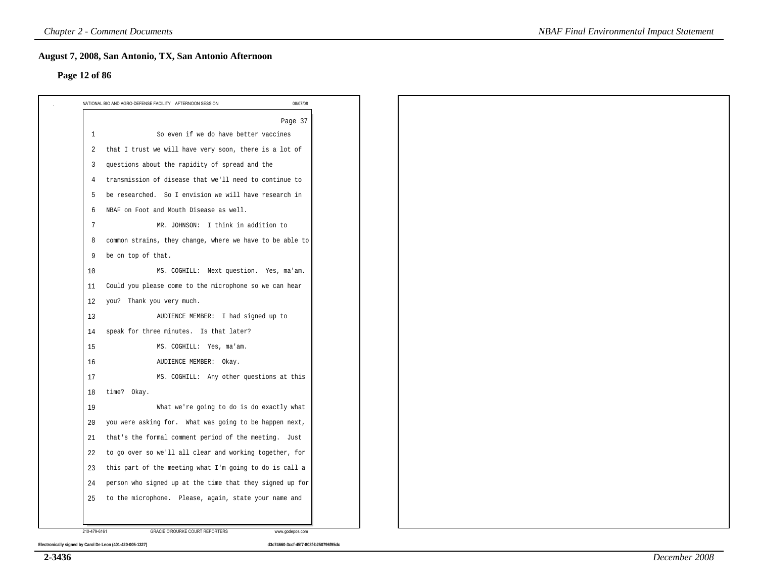## August 7, 2008, San Antonio, TX, San Antonio Afternoon

### Page 12 of 86

NATIONAL BIO AND AGRO-DEFENSE FACILITY AFTERNOON SESSION 08/07/08

Page 37

1 So even if we do have better vaccines
2 that I trust we will have very soon, there is a lot of
3 questions about the rapidity of spread and the
4 transmission of disease that we'll need to continue to
5 be researched. So I envision we will have research in
6 NBAF on Foot and Mouth Disease as well.
7 MR. JOHNSON: I think in addition to
8 common strains, they change, where we have to be able to
9 be on top of that.
10 MS. COGHILL: Next question. Yes, ma'am.
11 Could you please come to the microphone so we can hear
12 you? Thank you very much.
13 AUDIENCE MEMBER: I had signed up to
14 speak for three minutes. Is that later?
15 MS. COGHILL: Yes, ma'am.
16 AUDIENCE MEMBER: Okay.
17 MS. COGHILL: Any other questions at this
18 time? Okay.
19 What we're going to do is do exactly what
20 you were asking for. What was going to be happen next,
21 that's the formal comment period of the meeting. Just
22 to go over so we'll all clear and working together, for
23 this part of the meeting what I'm going to do is call a
24 person who signed up at the time that they signed up for
25 to the microphone. Please, again, state your name and

210-479-6161 GRACIE O'ROURKE COURT REPORTERS www.godepos.com

Electronically signed by Carol De Leon (401-420-005-1327) d3c74660-3ccf-45f7-803f-b250796f95dc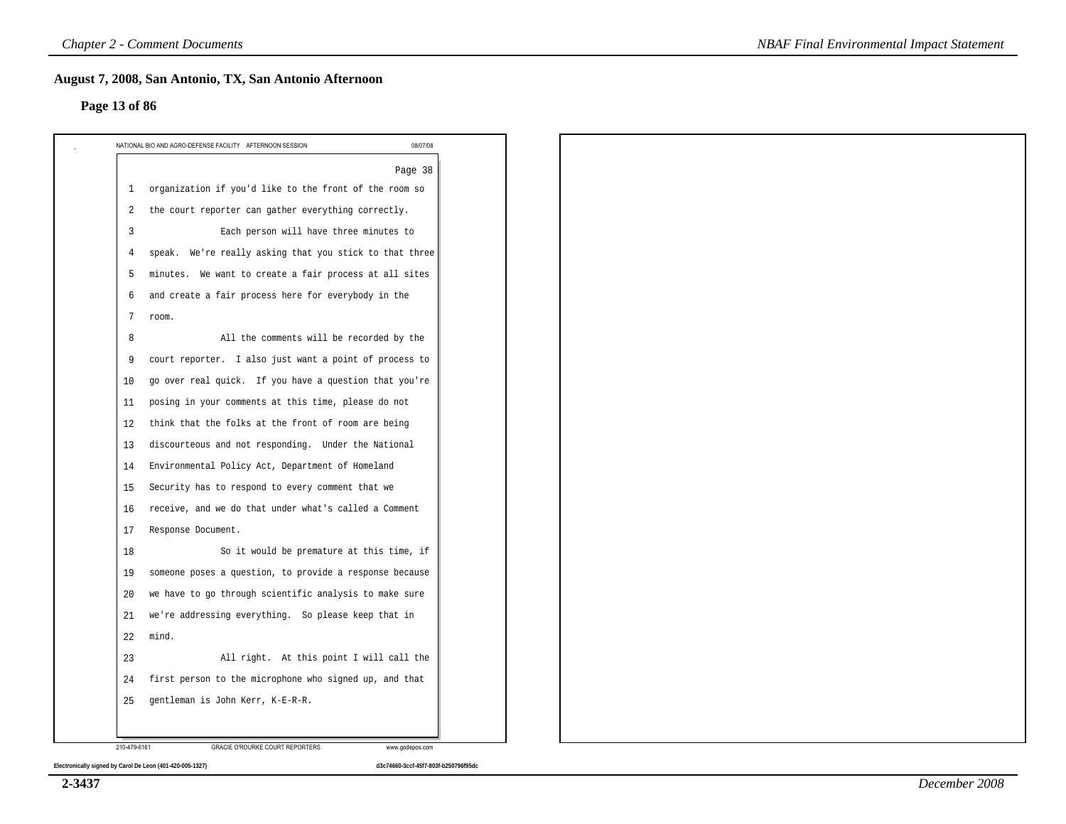## August 7, 2008, San Antonio, TX, San Antonio Afternoon

### Page 13 of 86

NATIONAL BIO AND AGRO-DEFENSE FACILITY AFTERNOON SESSION 08/07/08

Page 38

1 organization if you'd like to the front of the room so
2 the court reporter can gather everything correctly.
3 Each person will have three minutes to
4 speak. We're really asking that you stick to that three
5 minutes. We want to create a fair process at all sites
6 and create a fair process here for everybody in the
7 room.
8 All the comments will be recorded by the
9 court reporter. I also just want a point of process to
10 go over real quick. If you have a question that you're
11 posing in your comments at this time, please do not
12 think that the folks at the front of room are being
13 discourteous and not responding. Under the National
14 Environmental Policy Act, Department of Homeland
15 Security has to respond to every comment that we
16 receive, and we do that under what's called a Comment
17 Response Document.
18 So it would be premature at this time, if
19 someone poses a question, to provide a response because
20 we have to go through scientific analysis to make sure
21 we're addressing everything. So please keep that in
22 mind.
23 All right. At this point I will call the
24 first person to the microphone who signed up, and that
25 gentleman is John Kerr, K-E-R-R.

210-479-6161 GRACIE O'ROURKE COURT REPORTERS www.godepos.com

Electronically signed by Carol De Leon (401-420-005-1327) d3c74660-3ccf-45f7-803f-b250796f95dc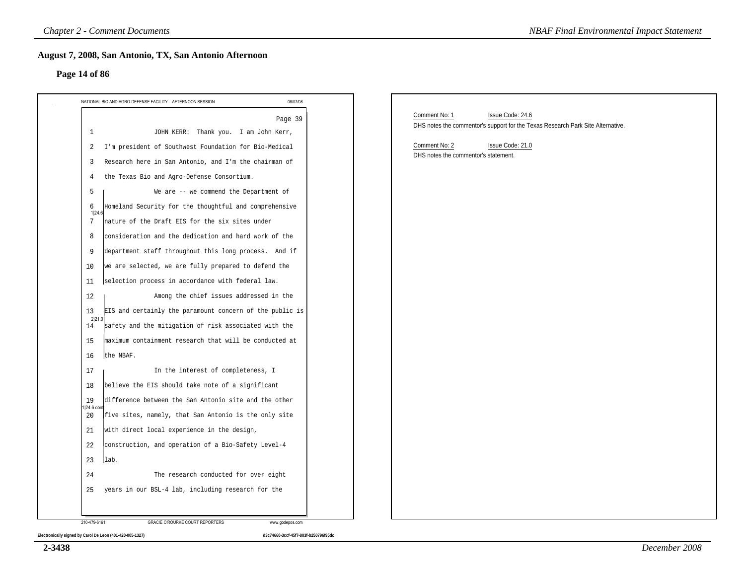## August 7, 2008, San Antonio, TX, San Antonio Afternoon

### Page 14 of 86

NATIONAL BIO AND AGRO-DEFENSE FACILITY AFTERNOON SESSION 08/07/08

Page 39

1 JOHN KERR: Thank you. I am John Kerr,
2 I'm president of Southwest Foundation for Bio-Medical
3 Research here in San Antonio, and I'm the chairman of
4 the Texas Bio and Agro-Defense Consortium.
5 We are -- we commend the Department of
6 Homeland Security for the thoughtful and comprehensive
7 nature of the Draft EIS for the six sites under
8 consideration and the dedication and hard work of the
9 department staff throughout this long process. And if
10 we are selected, we are fully prepared to defend the
11 selection process in accordance with federal law.

1|24.6

12 Among the chief issues addressed in the
13 EIS and certainly the paramount concern of the public is
14 safety and the mitigation of risk associated with the
15 maximum containment research that will be conducted at
16 the NBAF.

2|21.0

17 In the interest of completeness, I
18 believe the EIS should take note of a significant
19 difference between the San Antonio site and the other
20 five sites, namely, that San Antonio is the only site
21 with direct local experience in the design,
22 construction, and operation of a Bio-Safety Level-4
23 lab.

1|24.6 cont.

24 The research conducted for over eight
25 years in our BSL-4 lab, including research for the

210-479-6161 GRACIE O'ROURKE COURT REPORTERS www.godepos.com

Electronically signed by Carol De Leon (401-420-005-1327) d3c74660-3ccf-45f7-803f-b250796f95dc

Comment No: 1 Issue Code: 24.6
DHS notes the commentor's support for the Texas Research Park Site Alternative.

Comment No: 2 Issue Code: 21.0
DHS notes the commentor's statement.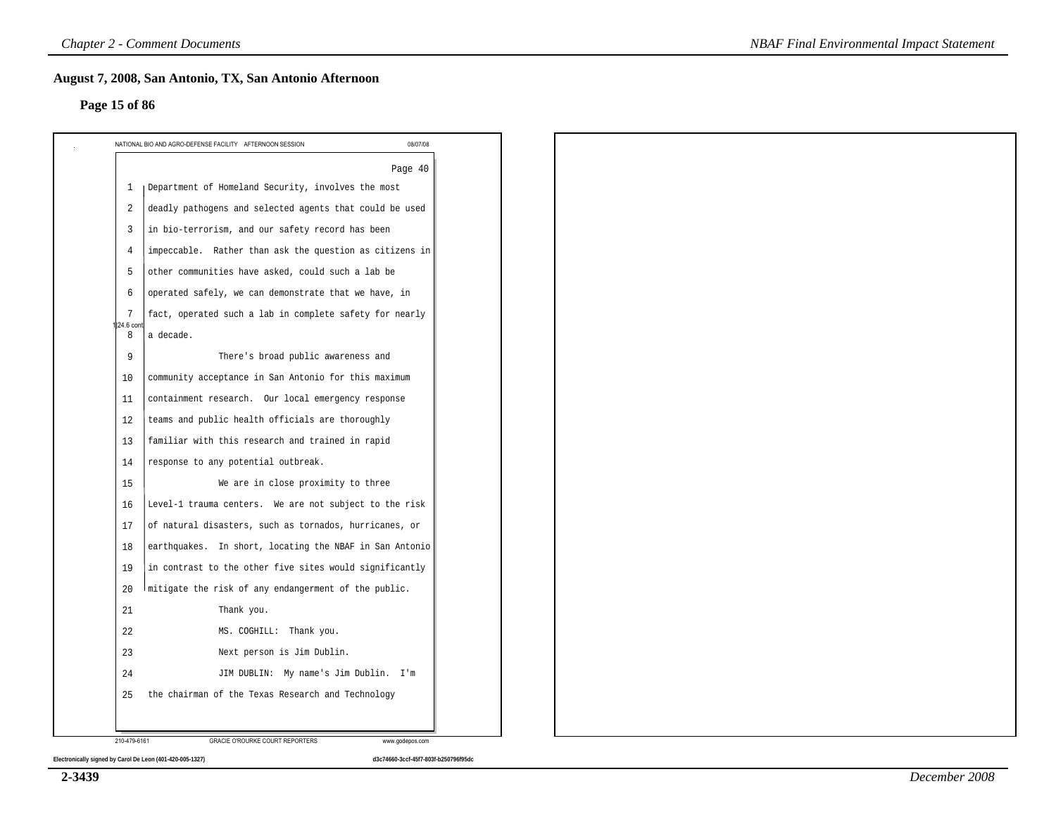## August 7, 2008, San Antonio, TX, San Antonio Afternoon

### Page 15 of 86

NATIONAL BIO AND AGRO-DEFENSE FACILITY AFTERNOON SESSION 08/07/08

Page 40

1 Department of Homeland Security, involves the most
2 deadly pathogens and selected agents that could be used
3 in bio-terrorism, and our safety record has been
4 impeccable. Rather than ask the question as citizens in
5 other communities have asked, could such a lab be
6 operated safely, we can demonstrate that we have, in
7 fact, operated such a lab in complete safety for nearly
8 a decade.

1|24.6 cont.

9 There's broad public awareness and
10 community acceptance in San Antonio for this maximum
11 containment research. Our local emergency response
12 teams and public health officials are thoroughly
13 familiar with this research and trained in rapid
14 response to any potential outbreak.
15 We are in close proximity to three
16 Level-1 trauma centers. We are not subject to the risk
17 of natural disasters, such as tornados, hurricanes, or
18 earthquakes. In short, locating the NBAF in San Antonio
19 in contrast to the other five sites would significantly
20 mitigate the risk of any endangerment of the public.
21 Thank you.
22 MS. COGHILL: Thank you.
23 Next person is Jim Dublin.
24 JIM DUBLIN: My name's Jim Dublin. I'm
25 the chairman of the Texas Research and Technology

210-479-6161 GRACIE O'ROURKE COURT REPORTERS www.godepos.com

Electronically signed by Carol De Leon (401-420-005-1327) d3c74660-3ccf-45f7-803f-b250796f95dc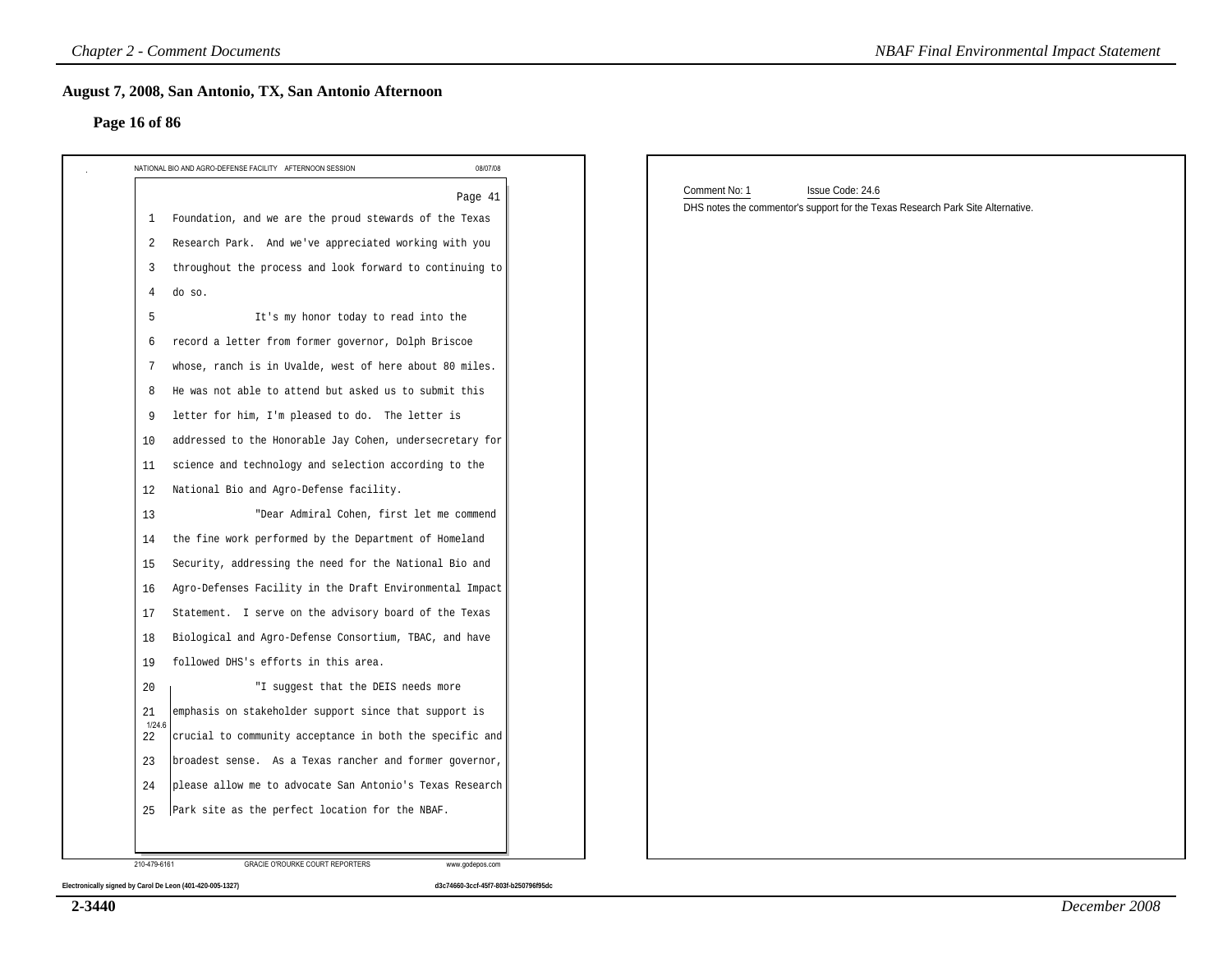## August 7, 2008, San Antonio, TX, San Antonio Afternoon

### Page 16 of 86

NATIONAL BIO AND AGRO-DEFENSE FACILITY AFTERNOON SESSION 08/07/08

Page 41

1 Foundation, and we are the proud stewards of the Texas
2 Research Park. And we've appreciated working with you
3 throughout the process and look forward to continuing to
4 do so.
5 It's my honor today to read into the
6 record a letter from former governor, Dolph Briscoe
7 whose, ranch is in Uvalde, west of here about 80 miles.
8 He was not able to attend but asked us to submit this
9 letter for him, I'm pleased to do. The letter is
10 addressed to the Honorable Jay Cohen, undersecretary for
11 science and technology and selection according to the
12 National Bio and Agro-Defense facility.
13 "Dear Admiral Cohen, first let me commend
14 the fine work performed by the Department of Homeland
15 Security, addressing the need for the National Bio and
16 Agro-Defenses Facility in the Draft Environmental Impact
17 Statement. I serve on the advisory board of the Texas
18 Biological and Agro-Defense Consortium, TBAC, and have
19 followed DHS's efforts in this area.
20 "I suggest that the DEIS needs more
21 emphasis on stakeholder support since that support is
22 crucial to community acceptance in both the specific and
23 broadest sense. As a Texas rancher and former governor,
24 please allow me to advocate San Antonio's Texas Research
25 Park site as the perfect location for the NBAF.

1/24.6

210-479-6161 GRACIE O'ROURKE COURT REPORTERS www.godepos.com

Electronically signed by Carol De Leon (401-420-005-1327) d3c74660-3ccf-45f7-803f-b250796f95dc

Comment No: 1 Issue Code: 24.6

DHS notes the commentor's support for the Texas Research Park Site Alternative.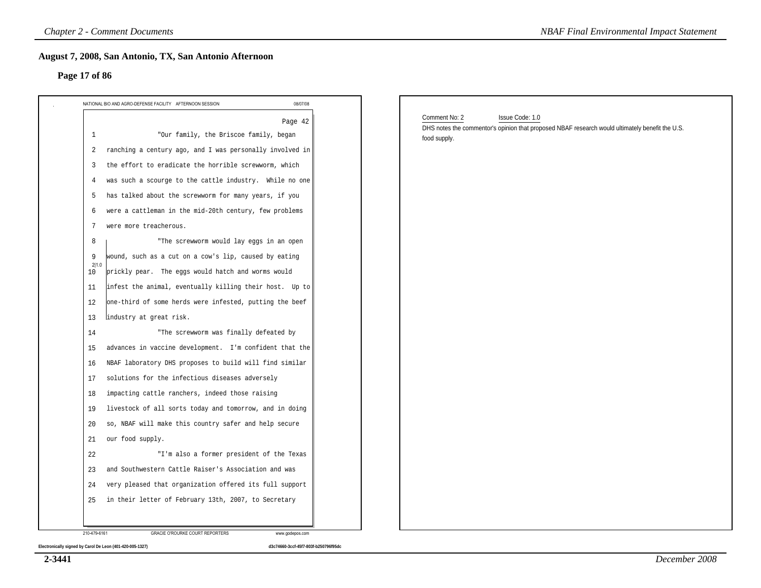## August 7, 2008, San Antonio, TX, San Antonio Afternoon

### Page 17 of 86

NATIONAL BIO AND AGRO-DEFENSE FACILITY AFTERNOON SESSION 08/07/08

Page 42

1 "Our family, the Briscoe family, began
2 ranching a century ago, and I was personally involved in
3 the effort to eradicate the horrible screwworm, which
4 was such a scourge to the cattle industry. While no one
5 has talked about the screwworm for many years, if you
6 were a cattleman in the mid-20th century, few problems
7 were more treacherous.
8 "The screwworm would lay eggs in an open
9 wound, such as a cut on a cow's lip, caused by eating
10 prickly pear. The eggs would hatch and worms would
11 infest the animal, eventually killing their host. Up to
12 one-third of some herds were infested, putting the beef
13 industry at great risk.
14 "The screwworm was finally defeated by
15 advances in vaccine development. I'm confident that the
16 NBAF laboratory DHS proposes to build will find similar
17 solutions for the infectious diseases adversely
18 impacting cattle ranchers, indeed those raising
19 livestock of all sorts today and tomorrow, and in doing
20 so, NBAF will make this country safer and help secure
21 our food supply.
22 "I'm also a former president of the Texas
23 and Southwestern Cattle Raiser's Association and was
24 very pleased that organization offered its full support
25 in their letter of February 13th, 2007, to Secretary

2|1.0

210-479-6161 GRACIE O'ROURKE COURT REPORTERS www.godepos.com

Electronically signed by Carol De Leon (401-420-005-1327) d3c74660-3ccf-45f7-803f-b250796f95dc

Comment No: 2 Issue Code: 1.0

DHS notes the commentor's opinion that proposed NBAF research would ultimately benefit the U.S. food supply.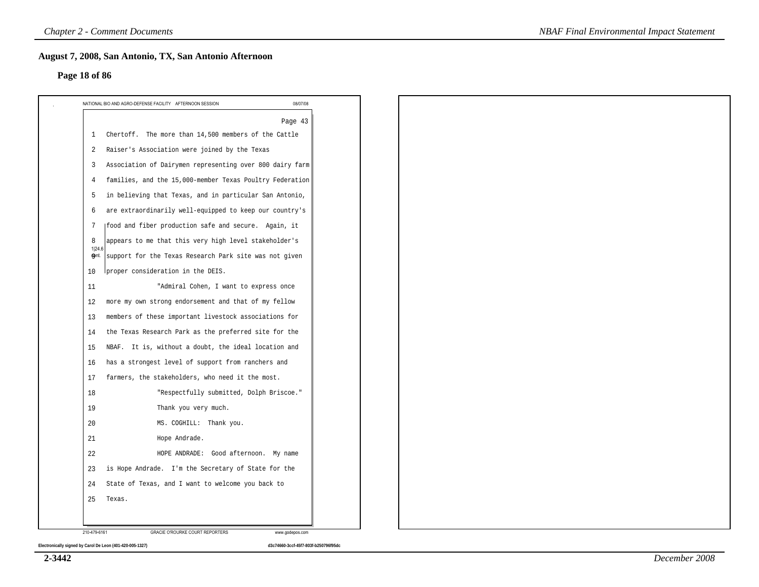## August 7, 2008, San Antonio, TX, San Antonio Afternoon

### Page 18 of 86

NATIONAL BIO AND AGRO-DEFENSE FACILITY AFTERNOON SESSION 08/07/08

Page 43

1 Chertoff. The more than 14,500 members of the Cattle
2 Raiser's Association were joined by the Texas
3 Association of Dairymen representing over 800 dairy farm
4 families, and the 15,000-member Texas Poultry Federation
5 in believing that Texas, and in particular San Antonio,
6 are extraordinarily well-equipped to keep our country's
7 food and fiber production safe and secure. Again, it
8 appears to me that this very high level stakeholder's
9 support for the Texas Research Park site was not given
10 proper consideration in the DEIS.

1|24.6 cont.

11 "Admiral Cohen, I want to express once
12 more my own strong endorsement and that of my fellow
13 members of these important livestock associations for
14 the Texas Research Park as the preferred site for the
15 NBAF. It is, without a doubt, the ideal location and
16 has a strongest level of support from ranchers and
17 farmers, the stakeholders, who need it the most.
18 "Respectfully submitted, Dolph Briscoe."
19 Thank you very much.
20 MS. COGHILL: Thank you.
21 Hope Andrade.
22 HOPE ANDRADE: Good afternoon. My name
23 is Hope Andrade. I'm the Secretary of State for the
24 State of Texas, and I want to welcome you back to
25 Texas.

210-479-6161 GRACIE O'ROURKE COURT REPORTERS www.godepos.com

Electronically signed by Carol De Leon (401-420-005-1327) d3c74660-3ccf-45f7-803f-b250796f95dc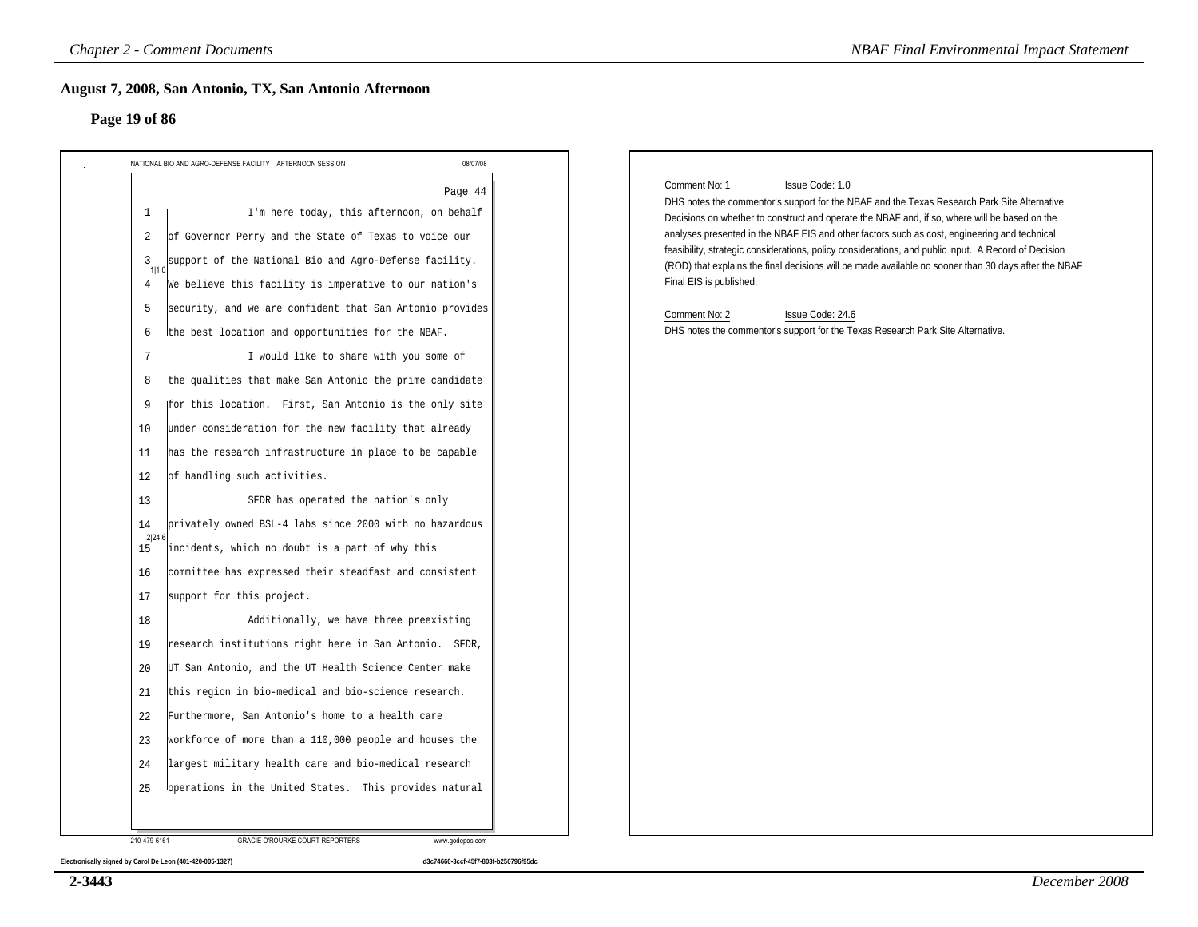## August 7, 2008, San Antonio, TX, San Antonio Afternoon

### Page 19 of 86

NATIONAL BIO AND AGRO-DEFENSE FACILITY AFTERNOON SESSION 08/07/08

Page 44

1 I'm here today, this afternoon, on behalf
2 of Governor Perry and the State of Texas to voice our
3 support of the National Bio and Agro-Defense facility. [1|1.0]
4 We believe this facility is imperative to our nation's
5 security, and we are confident that San Antonio provides
6 the best location and opportunities for the NBAF.
7 I would like to share with you some of
8 the qualities that make San Antonio the prime candidate
9 for this location. First, San Antonio is the only site
10 under consideration for the new facility that already
11 has the research infrastructure in place to be capable
12 of handling such activities.
13 SFDR has operated the nation's only
14 privately owned BSL-4 labs since 2000 with no hazardous
15 incidents, which no doubt is a part of why this [2|24.6]
16 committee has expressed their steadfast and consistent
17 support for this project.
18 Additionally, we have three preexisting
19 research institutions right here in San Antonio. SFDR,
20 UT San Antonio, and the UT Health Science Center make
21 this region in bio-medical and bio-science research.
22 Furthermore, San Antonio's home to a health care
23 workforce of more than a 110,000 people and houses the
24 largest military health care and bio-medical research
25 operations in the United States. This provides natural

210-479-6161 GRACIE O'ROURKE COURT REPORTERS www.godepos.com

Electronically signed by Carol De Leon (401-420-005-1327) d3c74660-3ccf-45f7-803f-b250796f95dc

Comment No: 1 Issue Code: 1.0

DHS notes the commentor's support for the NBAF and the Texas Research Park Site Alternative. Decisions on whether to construct and operate the NBAF and, if so, where will be based on the analyses presented in the NBAF EIS and other factors such as cost, engineering and technical feasibility, strategic considerations, policy considerations, and public input. A Record of Decision (ROD) that explains the final decisions will be made available no sooner than 30 days after the NBAF Final EIS is published.

Comment No: 2 Issue Code: 24.6

DHS notes the commentor's support for the Texas Research Park Site Alternative.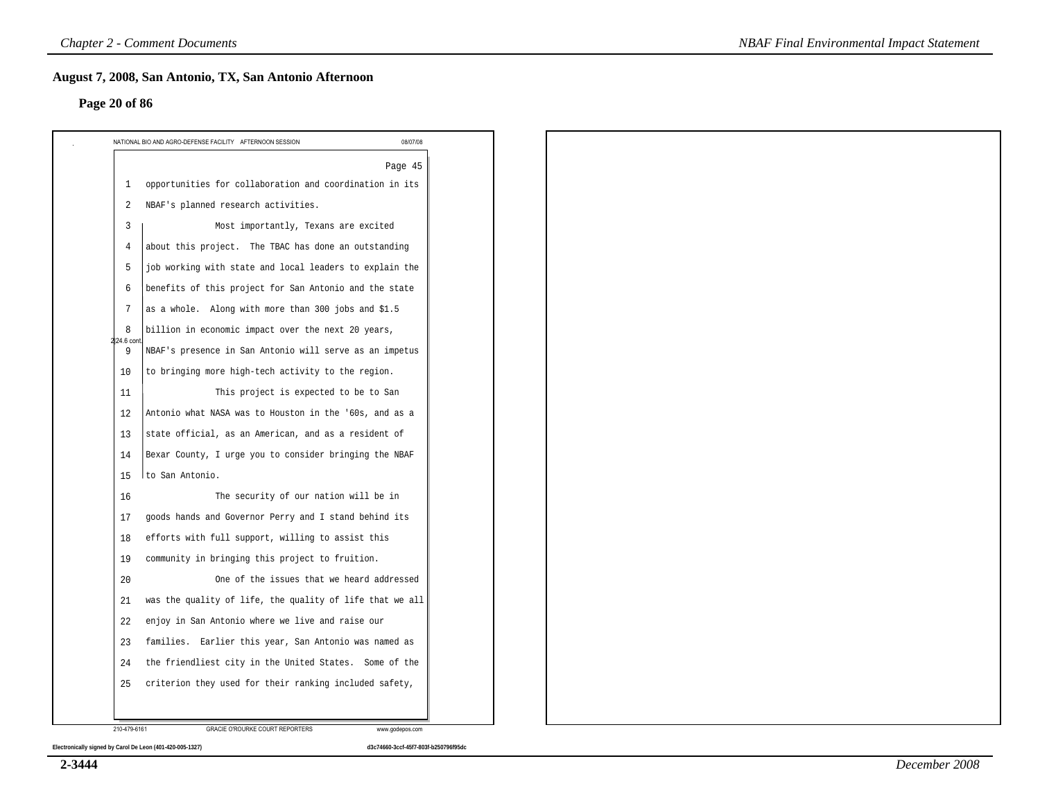## August 7, 2008, San Antonio, TX, San Antonio Afternoon

### Page 20 of 86

NATIONAL BIO AND AGRO-DEFENSE FACILITY AFTERNOON SESSION 08/07/08

Page 45

1 opportunities for collaboration and coordination in its
2 NBAF's planned research activities.
3 Most importantly, Texans are excited
4 about this project. The TBAC has done an outstanding
5 job working with state and local leaders to explain the
6 benefits of this project for San Antonio and the state
7 as a whole. Along with more than 300 jobs and $1.5
8 billion in economic impact over the next 20 years,
9 NBAF's presence in San Antonio will serve as an impetus
10 to bringing more high-tech activity to the region.
11 This project is expected to be to San
12 Antonio what NASA was to Houston in the '60s, and as a
13 state official, as an American, and as a resident of
14 Bexar County, I urge you to consider bringing the NBAF
15 to San Antonio.
16 The security of our nation will be in
17 goods hands and Governor Perry and I stand behind its
18 efforts with full support, willing to assist this
19 community in bringing this project to fruition.
20 One of the issues that we heard addressed
21 was the quality of life, the quality of life that we all
22 enjoy in San Antonio where we live and raise our
23 families. Earlier this year, San Antonio was named as
24 the friendliest city in the United States. Some of the
25 criterion they used for their ranking included safety,

2|24.6 cont.

210-479-6161 GRACIE O'ROURKE COURT REPORTERS www.godepos.com

Electronically signed by Carol De Leon (401-420-005-1327) d3c74660-3ccf-45f7-803f-b250796f95dc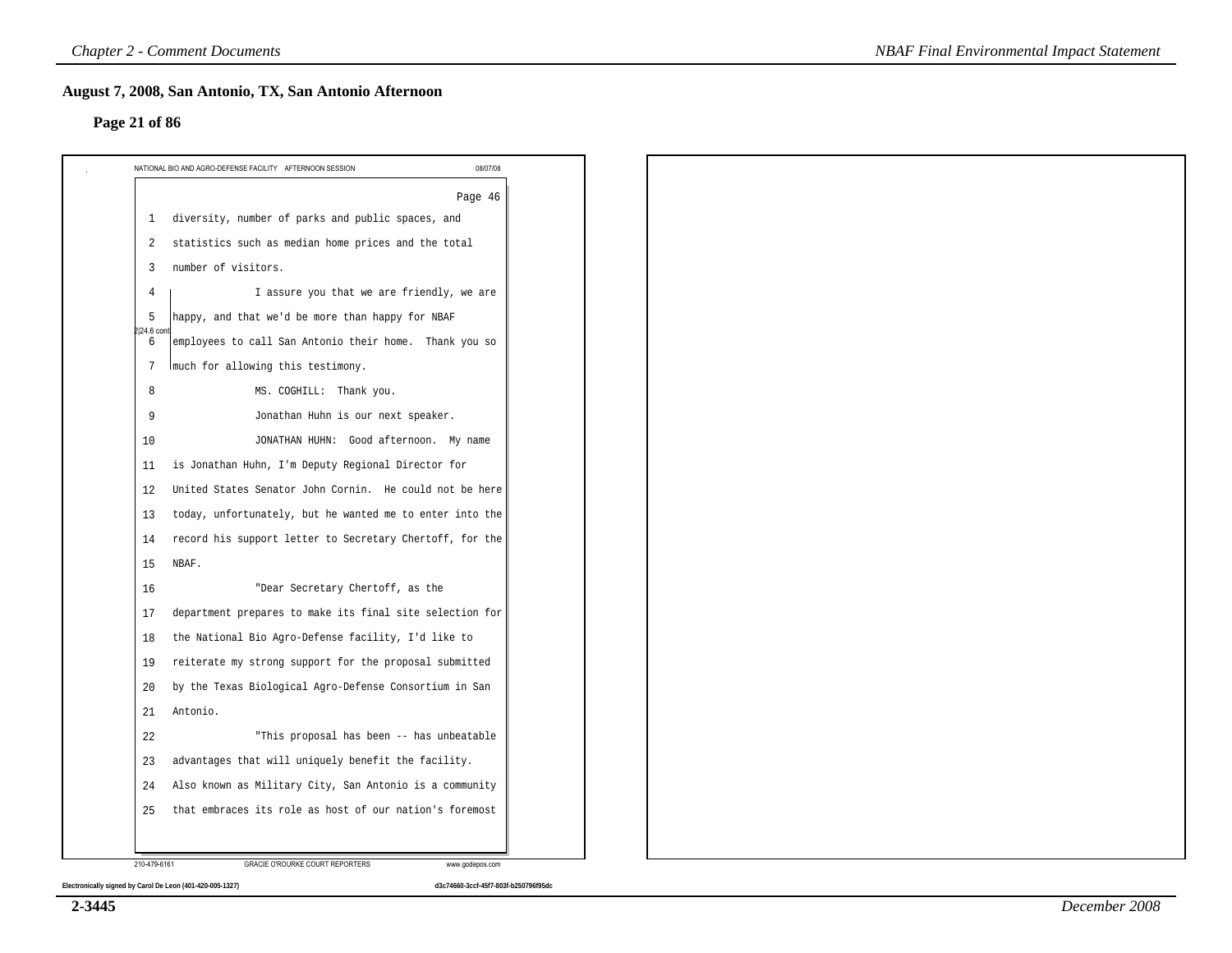## August 7, 2008, San Antonio, TX, San Antonio Afternoon

**Page 21 of 86**

NATIONAL BIO AND AGRO-DEFENSE FACILITY AFTERNOON SESSION 08/07/08

Page 46

1 diversity, number of parks and public spaces, and
2 statistics such as median home prices and the total
3 number of visitors.
4 I assure you that we are friendly, we are
5 happy, and that we'd be more than happy for NBAF
6 employees to call San Antonio their home. Thank you so
7 much for allowing this testimony.

2|24.6 cont

8 MS. COGHILL: Thank you.
9 Jonathan Huhn is our next speaker.
10 JONATHAN HUHN: Good afternoon. My name
11 is Jonathan Huhn, I'm Deputy Regional Director for
12 United States Senator John Cornin. He could not be here
13 today, unfortunately, but he wanted me to enter into the
14 record his support letter to Secretary Chertoff, for the
15 NBAF.
16 "Dear Secretary Chertoff, as the
17 department prepares to make its final site selection for
18 the National Bio Agro-Defense facility, I'd like to
19 reiterate my strong support for the proposal submitted
20 by the Texas Biological Agro-Defense Consortium in San
21 Antonio.
22 "This proposal has been -- has unbeatable
23 advantages that will uniquely benefit the facility.
24 Also known as Military City, San Antonio is a community
25 that embraces its role as host of our nation's foremost

210-479-6161 GRACIE O'ROURKE COURT REPORTERS www.godepos.com

Electronically signed by Carol De Leon (401-420-005-1327) d3c74660-3ccf-45f7-803f-b250796f95dc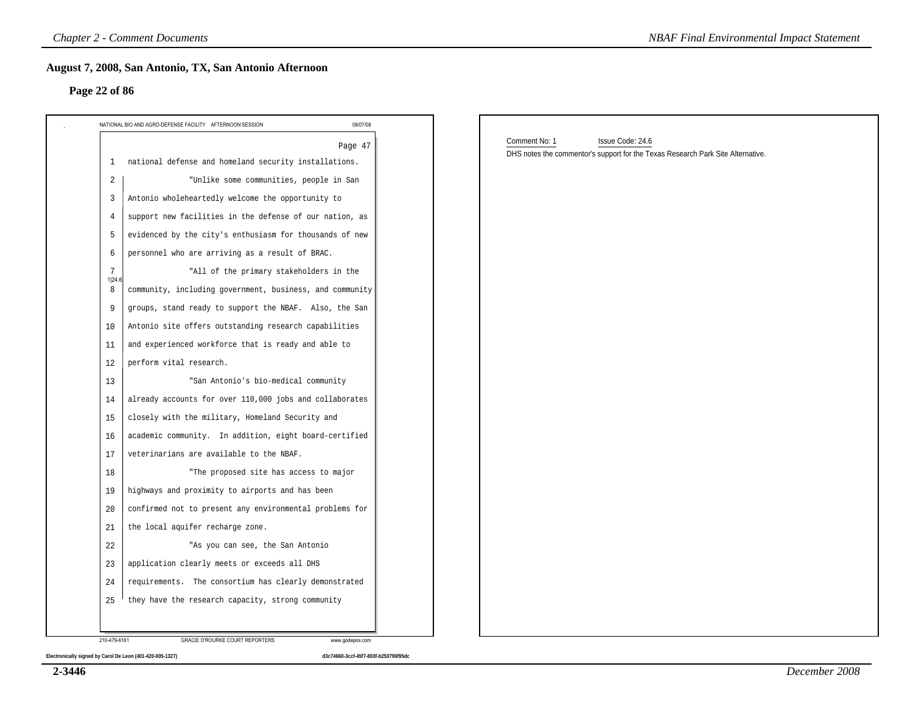## August 7, 2008, San Antonio, TX, San Antonio Afternoon

### Page 22 of 86

NATIONAL BIO AND AGRO-DEFENSE FACILITY AFTERNOON SESSION 08/07/08

Page 47

1 national defense and homeland security installations.

2 "Unlike some communities, people in San

3 Antonio wholeheartedly welcome the opportunity to

4 support new facilities in the defense of our nation, as

5 evidenced by the city's enthusiasm for thousands of new

6 personnel who are arriving as a result of BRAC.

7 "All of the primary stakeholders in the

1|24.6

8 community, including government, business, and community

9 groups, stand ready to support the NBAF. Also, the San

10 Antonio site offers outstanding research capabilities

11 and experienced workforce that is ready and able to

12 perform vital research.

13 "San Antonio's bio-medical community

14 already accounts for over 110,000 jobs and collaborates

15 closely with the military, Homeland Security and

16 academic community. In addition, eight board-certified

17 veterinarians are available to the NBAF.

18 "The proposed site has access to major

19 highways and proximity to airports and has been

20 confirmed not to present any environmental problems for

21 the local aquifer recharge zone.

22 "As you can see, the San Antonio

23 application clearly meets or exceeds all DHS

24 requirements. The consortium has clearly demonstrated

25 they have the research capacity, strong community

210-479-6161 GRACIE O'ROURKE COURT REPORTERS www.godepos.com

Electronically signed by Carol De Leon (401-420-005-1327) d3c74660-3ccf-45f7-803f-b250796f95dc

Comment No: 1 Issue Code: 24.6

DHS notes the commentor's support for the Texas Research Park Site Alternative.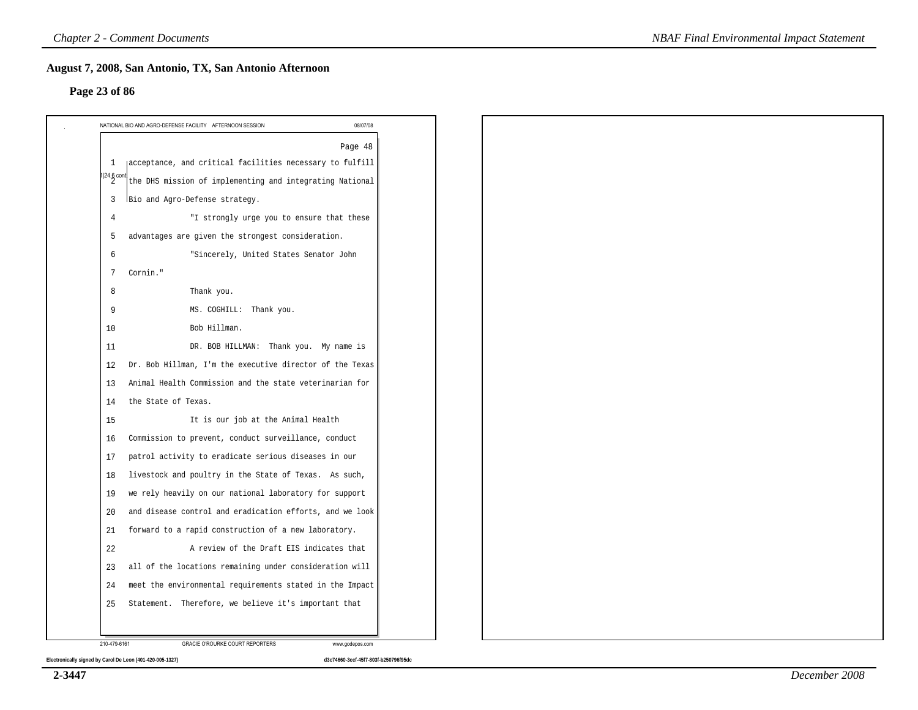## August 7, 2008, San Antonio, TX, San Antonio Afternoon

### Page 23 of 86

NATIONAL BIO AND AGRO-DEFENSE FACILITY AFTERNOON SESSION 08/07/08

Page 48

1 acceptance, and critical facilities necessary to fulfill
2 the DHS mission of implementing and integrating National
3 Bio and Agro-Defense strategy.

[24.6 cont.]

4 "I strongly urge you to ensure that these
5 advantages are given the strongest consideration.
6 "Sincerely, United States Senator John
7 Cornin."
8 Thank you.
9 MS. COGHILL: Thank you.
10 Bob Hillman.
11 DR. BOB HILLMAN: Thank you. My name is
12 Dr. Bob Hillman, I'm the executive director of the Texas
13 Animal Health Commission and the state veterinarian for
14 the State of Texas.
15 It is our job at the Animal Health
16 Commission to prevent, conduct surveillance, conduct
17 patrol activity to eradicate serious diseases in our
18 livestock and poultry in the State of Texas. As such,
19 we rely heavily on our national laboratory for support
20 and disease control and eradication efforts, and we look
21 forward to a rapid construction of a new laboratory.
22 A review of the Draft EIS indicates that
23 all of the locations remaining under consideration will
24 meet the environmental requirements stated in the Impact
25 Statement. Therefore, we believe it's important that

210-479-6161 GRACIE O'ROURKE COURT REPORTERS www.godepos.com

Electronically signed by Carol De Leon (401-420-005-1327) d3c74660-3ccf-45f7-803f-b250796f95dc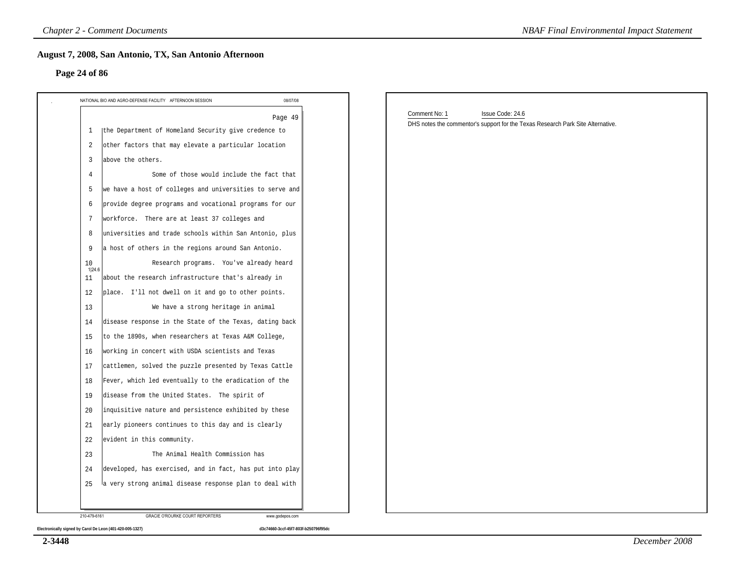## August 7, 2008, San Antonio, TX, San Antonio Afternoon

### Page 24 of 86

NATIONAL BIO AND AGRO-DEFENSE FACILITY AFTERNOON SESSION 08/07/08

Page 49

1 the Department of Homeland Security give credence to
2 other factors that may elevate a particular location
3 above the others.
4 Some of those would include the fact that
5 we have a host of colleges and universities to serve and
6 provide degree programs and vocational programs for our
7 workforce. There are at least 37 colleges and
8 universities and trade schools within San Antonio, plus
9 a host of others in the regions around San Antonio.
10 Research programs. You've already heard
11 about the research infrastructure that's already in
12 place. I'll not dwell on it and go to other points.
13 We have a strong heritage in animal
14 disease response in the State of the Texas, dating back
15 to the 1890s, when researchers at Texas A&M College,
16 working in concert with USDA scientists and Texas
17 cattlemen, solved the puzzle presented by Texas Cattle
18 Fever, which led eventually to the eradication of the
19 disease from the United States. The spirit of
20 inquisitive nature and persistence exhibited by these
21 early pioneers continues to this day and is clearly
22 evident in this community.
23 The Animal Health Commission has
24 developed, has exercised, and in fact, has put into play
25 a very strong animal disease response plan to deal with

1|24.6

210-479-6161 GRACIE O'ROURKE COURT REPORTERS www.godepos.com

Electronically signed by Carol De Leon (401-420-005-1327) d3c74660-3ccf-45f7-803f-b250796f95dc

Comment No: 1 Issue Code: 24.6

DHS notes the commentor's support for the Texas Research Park Site Alternative.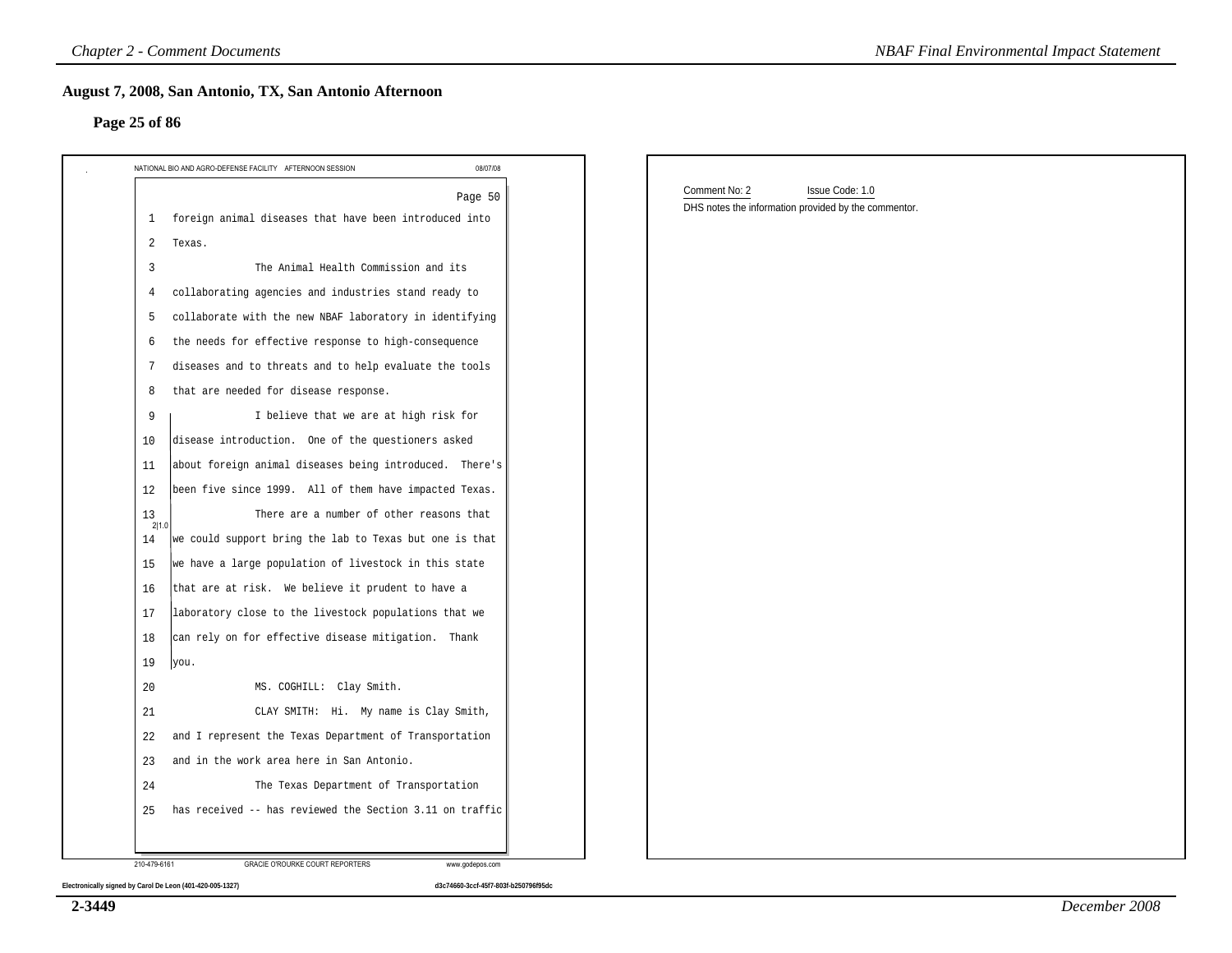## August 7, 2008, San Antonio, TX, San Antonio Afternoon

### Page 25 of 86

NATIONAL BIO AND AGRO-DEFENSE FACILITY AFTERNOON SESSION 08/07/08

Page 50

1 foreign animal diseases that have been introduced into
2 Texas.
3 The Animal Health Commission and its
4 collaborating agencies and industries stand ready to
5 collaborate with the new NBAF laboratory in identifying
6 the needs for effective response to high-consequence
7 diseases and to threats and to help evaluate the tools
8 that are needed for disease response.
9 I believe that we are at high risk for
10 disease introduction. One of the questioners asked
11 about foreign animal diseases being introduced. There's
12 been five since 1999. All of them have impacted Texas.
13 There are a number of other reasons that
14 we could support bring the lab to Texas but one is that
15 we have a large population of livestock in this state
16 that are at risk. We believe it prudent to have a
17 laboratory close to the livestock populations that we
18 can rely on for effective disease mitigation. Thank
19 you.
20 MS. COGHILL: Clay Smith.
21 CLAY SMITH: Hi. My name is Clay Smith,
22 and I represent the Texas Department of Transportation
23 and in the work area here in San Antonio.
24 The Texas Department of Transportation
25 has received -- has reviewed the Section 3.11 on traffic

2|1.0

210-479-6161 GRACIE O'ROURKE COURT REPORTERS www.godepos.com

Electronically signed by Carol De Leon (401-420-005-1327) d3c74660-3ccf-45f7-803f-b250796f95dc

Comment No: 2 Issue Code: 1.0

DHS notes the information provided by the commentor.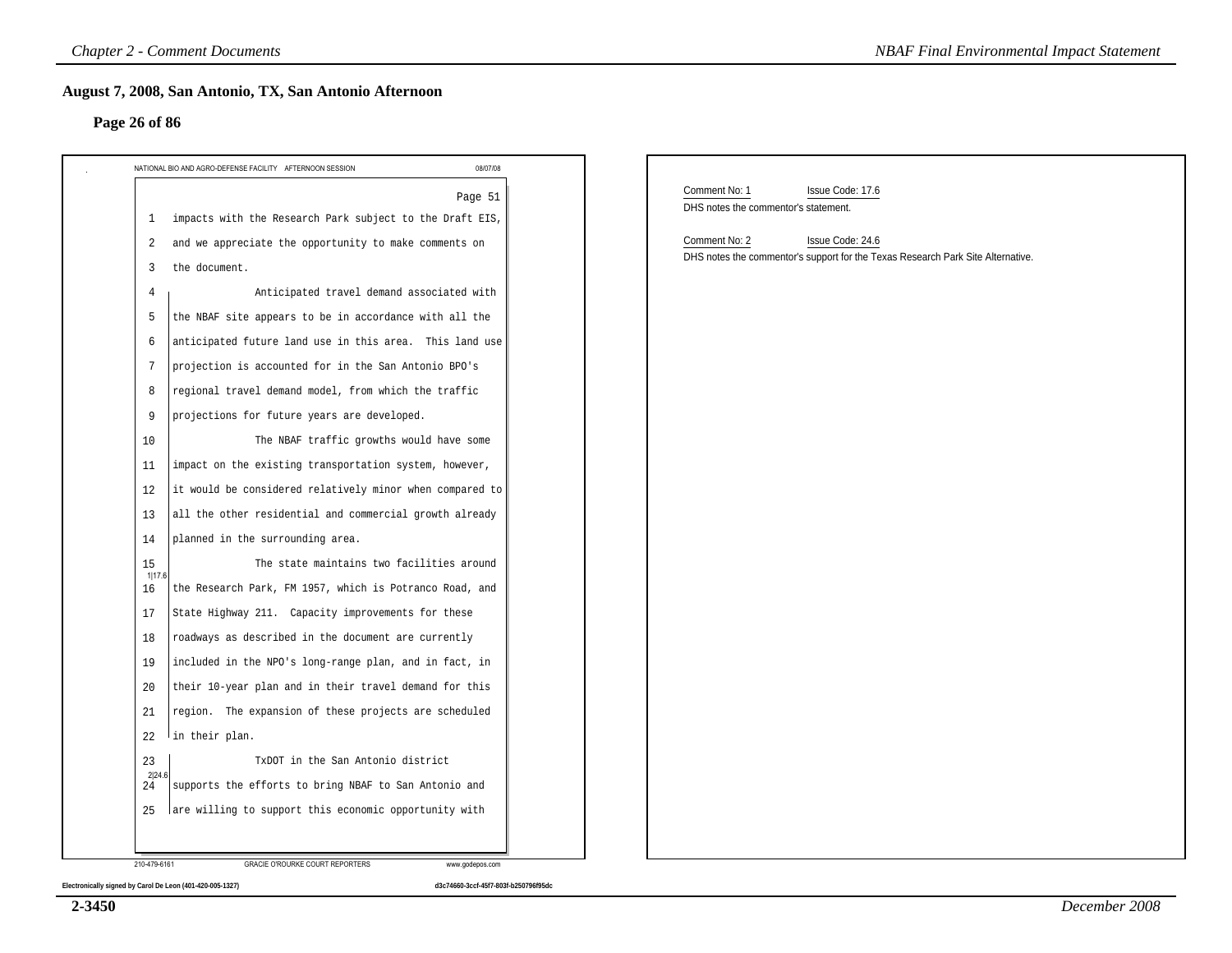## August 7, 2008, San Antonio, TX, San Antonio Afternoon

### Page 26 of 86

NATIONAL BIO AND AGRO-DEFENSE FACILITY AFTERNOON SESSION 08/07/08

Page 51

1 impacts with the Research Park subject to the Draft EIS,
2 and we appreciate the opportunity to make comments on
3 the document.
4 Anticipated travel demand associated with
5 the NBAF site appears to be in accordance with all the
6 anticipated future land use in this area. This land use
7 projection is accounted for in the San Antonio BPO's
8 regional travel demand model, from which the traffic
9 projections for future years are developed.
10 The NBAF traffic growths would have some
11 impact on the existing transportation system, however,
12 it would be considered relatively minor when compared to
13 all the other residential and commercial growth already
14 planned in the surrounding area.
15 The state maintains two facilities around
1|17.6
16 the Research Park, FM 1957, which is Potranco Road, and
17 State Highway 211. Capacity improvements for these
18 roadways as described in the document are currently
19 included in the NPO's long-range plan, and in fact, in
20 their 10-year plan and in their travel demand for this
21 region. The expansion of these projects are scheduled
22 in their plan.
23 TxDOT in the San Antonio district
2|24.6
24 supports the efforts to bring NBAF to San Antonio and
25 are willing to support this economic opportunity with

210-479-6161 GRACIE O'ROURKE COURT REPORTERS www.godepos.com

Electronically signed by Carol De Leon (401-420-005-1327) d3c74660-3ccf-45f7-803f-b250796f95dc

Comment No: 1 Issue Code: 17.6
DHS notes the commentor's statement.

Comment No: 2 Issue Code: 24.6
DHS notes the commentor's support for the Texas Research Park Site Alternative.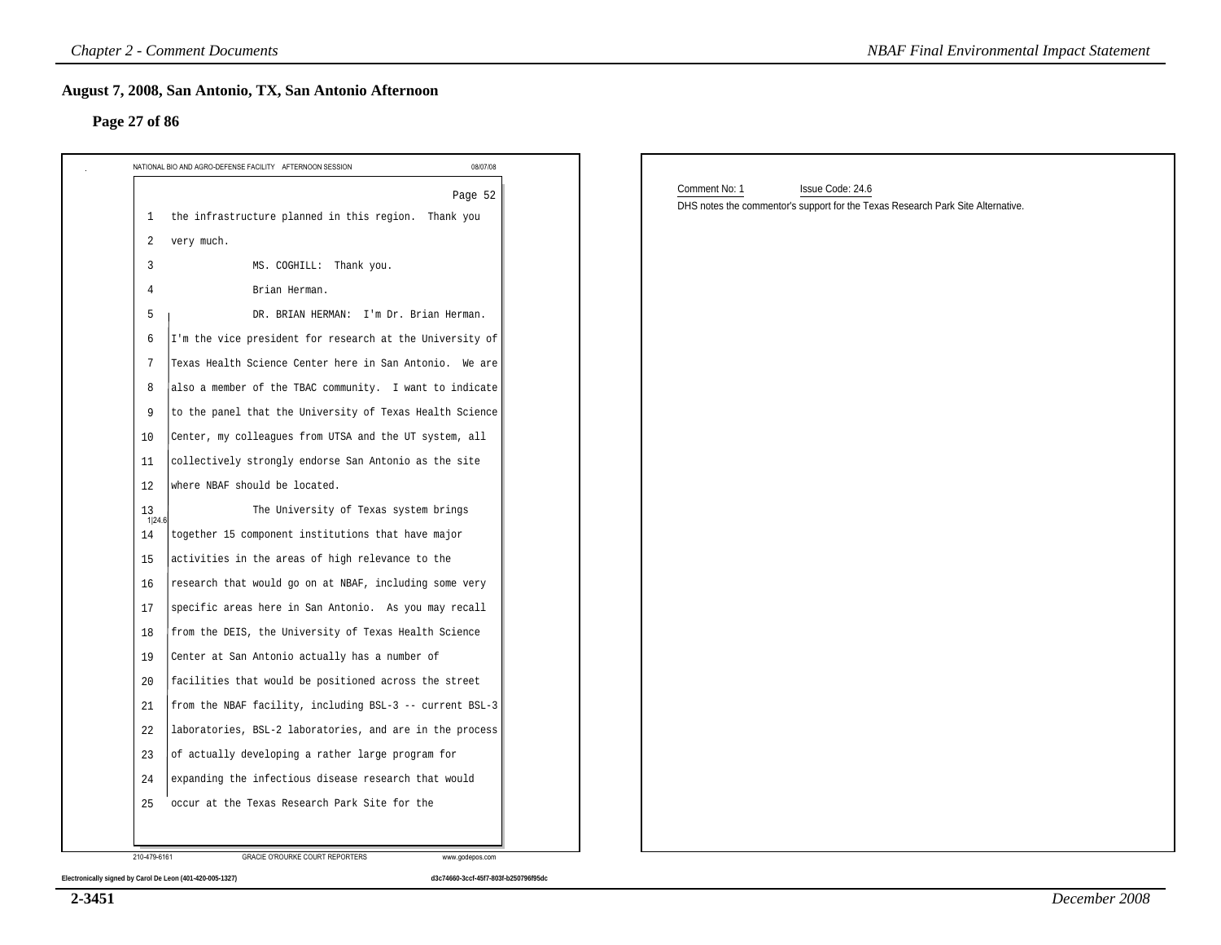## August 7, 2008, San Antonio, TX, San Antonio Afternoon

### Page 27 of 86

NATIONAL BIO AND AGRO-DEFENSE FACILITY AFTERNOON SESSION 08/07/08

Page 52

1 the infrastructure planned in this region. Thank you
2 very much.
3 MS. COGHILL: Thank you.
4 Brian Herman.
5 DR. BRIAN HERMAN: I'm Dr. Brian Herman.
6 I'm the vice president for research at the University of
7 Texas Health Science Center here in San Antonio. We are
8 also a member of the TBAC community. I want to indicate
9 to the panel that the University of Texas Health Science
10 Center, my colleagues from UTSA and the UT system, all
11 collectively strongly endorse San Antonio as the site
12 where NBAF should be located.
13 The University of Texas system brings
14 together 15 component institutions that have major
15 activities in the areas of high relevance to the
16 research that would go on at NBAF, including some very
17 specific areas here in San Antonio. As you may recall
18 from the DEIS, the University of Texas Health Science
19 Center at San Antonio actually has a number of
20 facilities that would be positioned across the street
21 from the NBAF facility, including BSL-3 -- current BSL-3
22 laboratories, BSL-2 laboratories, and are in the process
23 of actually developing a rather large program for
24 expanding the infectious disease research that would
25 occur at the Texas Research Park Site for the

1|24.6

210-479-6161 GRACIE O'ROURKE COURT REPORTERS www.godepos.com

Electronically signed by Carol De Leon (401-420-005-1327) d3c74660-3ccf-45f7-803f-b250796f95dc

Comment No: 1 Issue Code: 24.6

DHS notes the commentor's support for the Texas Research Park Site Alternative.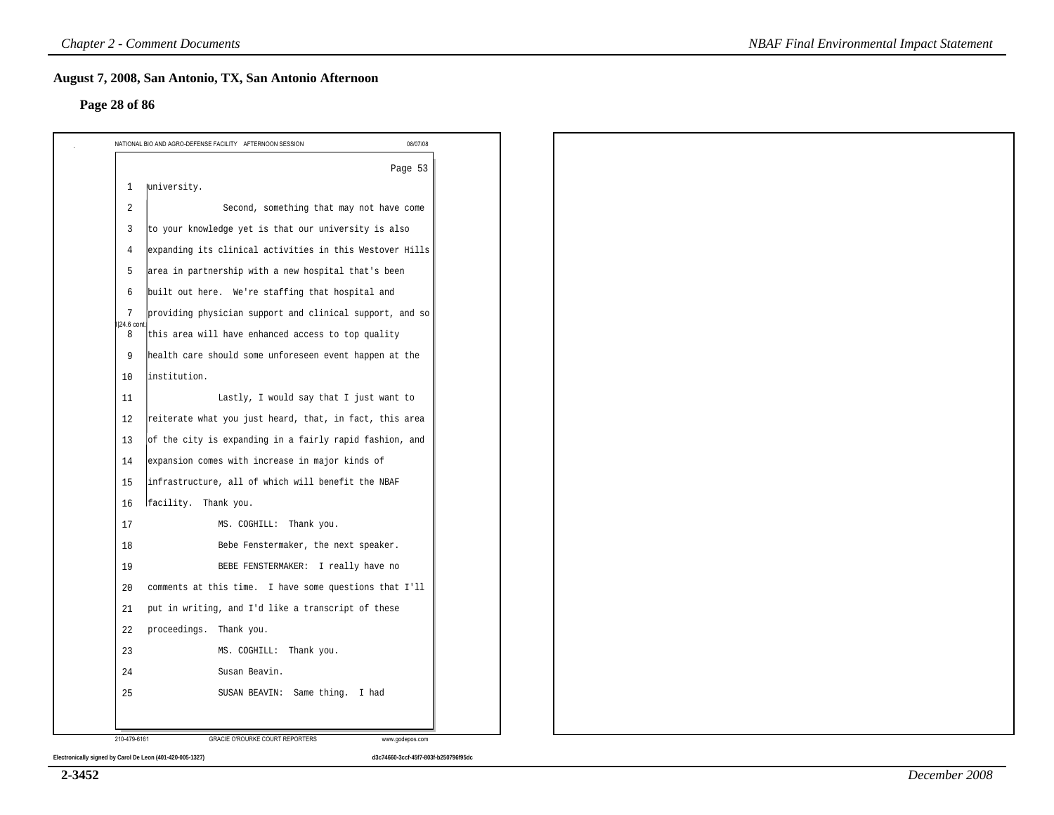## August 7, 2008, San Antonio, TX, San Antonio Afternoon

### Page 28 of 86

NATIONAL BIO AND AGRO-DEFENSE FACILITY AFTERNOON SESSION 08/07/08

Page 53

1 university.

2 Second, something that may not have come

3 to your knowledge yet is that our university is also

4 expanding its clinical activities in this Westover Hills

5 area in partnership with a new hospital that's been

6 built out here. We're staffing that hospital and

7 providing physician support and clinical support, and so

8 this area will have enhanced access to top quality

9 health care should some unforeseen event happen at the

10 institution.

11 Lastly, I would say that I just want to

12 reiterate what you just heard, that, in fact, this area

13 of the city is expanding in a fairly rapid fashion, and

14 expansion comes with increase in major kinds of

15 infrastructure, all of which will benefit the NBAF

16 facility. Thank you.

24.6 cont.

17 MS. COGHILL: Thank you.

18 Bebe Fenstermaker, the next speaker.

19 BEBE FENSTERMAKER: I really have no

20 comments at this time. I have some questions that I'll

21 put in writing, and I'd like a transcript of these

22 proceedings. Thank you.

23 MS. COGHILL: Thank you.

24 Susan Beavin.

25 SUSAN BEAVIN: Same thing. I had

210-479-6161 GRACIE O'ROURKE COURT REPORTERS www.godepos.com

Electronically signed by Carol De Leon (401-420-005-1327) d3c74660-3ccf-45f7-803f-b250796f95dc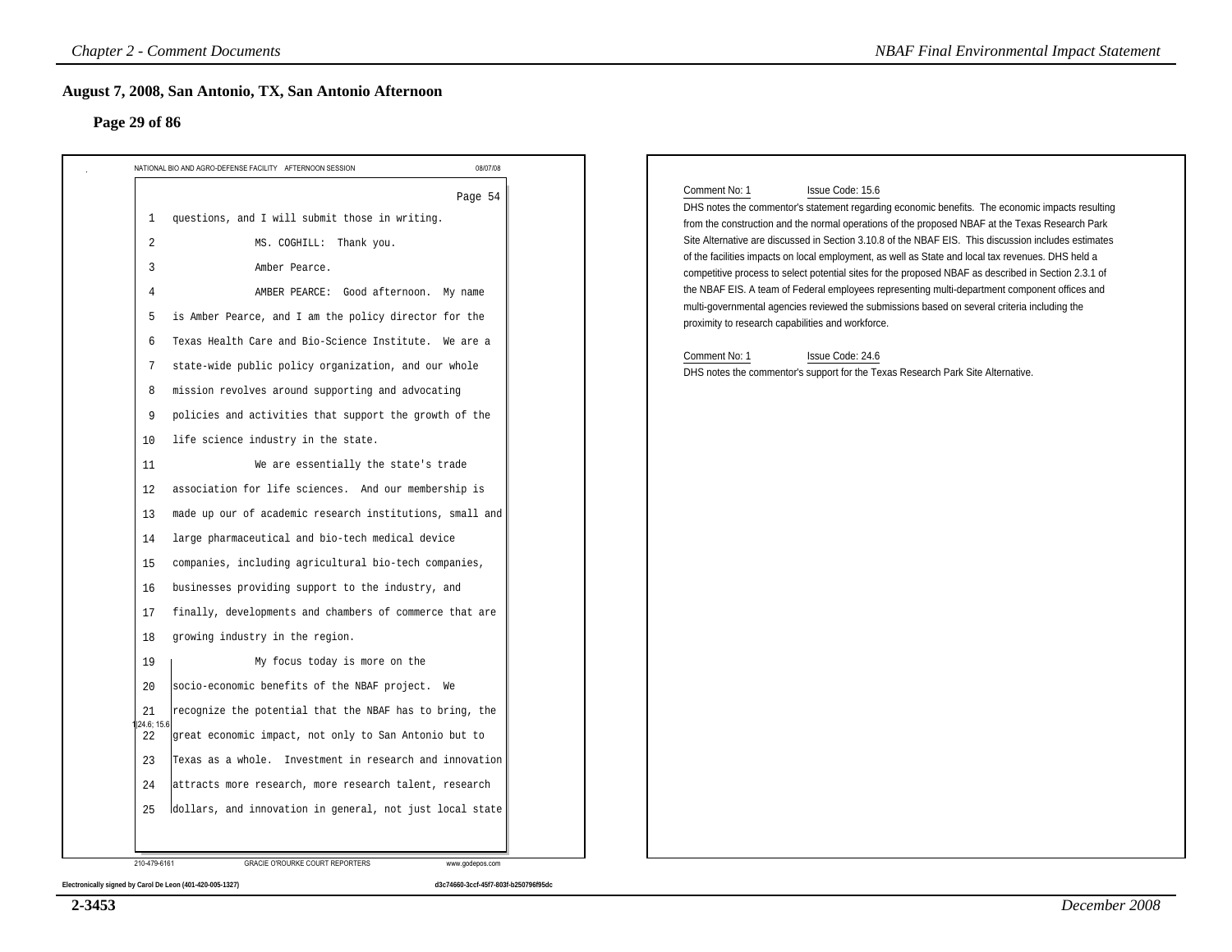## August 7, 2008, San Antonio, TX, San Antonio Afternoon

### Page 29 of 86

NATIONAL BIO AND AGRO-DEFENSE FACILITY AFTERNOON SESSION 08/07/08

Page 54

```
1   questions, and I will submit those in writing.
2             MS. COGHILL:  Thank you.
3             Amber Pearce.
4             AMBER PEARCE:  Good afternoon.  My name
5   is Amber Pearce, and I am the policy director for the
6   Texas Health Care and Bio-Science Institute.  We are a
7   state-wide public policy organization, and our whole
8   mission revolves around supporting and advocating
9   policies and activities that support the growth of the
10  life science industry in the state.
11            We are essentially the state's trade
12  association for life sciences.  And our membership is
13  made up our of academic research institutions, small and
14  large pharmaceutical and bio-tech medical device
15  companies, including agricultural bio-tech companies,
16  businesses providing support to the industry, and
17  finally, developments and chambers of commerce that are
18  growing industry in the region.
19            My focus today is more on the
20  socio-economic benefits of the NBAF project.  We
21  recognize the potential that the NBAF has to bring, the
22  great economic impact, not only to San Antonio but to
23  Texas as a whole.  Investment in research and innovation
24  attracts more research, more research talent, research
25  dollars, and innovation in general, not just local state
```

1|24.6; 15.6

210-479-6161 GRACIE O'ROURKE COURT REPORTERS www.godepos.com

Electronically signed by Carol De Leon (401-420-005-1327) d3c74660-3ccf-45f7-803f-b250796f95dc

Comment No: 1 Issue Code: 15.6

DHS notes the commentor's statement regarding economic benefits. The economic impacts resulting from the construction and the normal operations of the proposed NBAF at the Texas Research Park Site Alternative are discussed in Section 3.10.8 of the NBAF EIS. This discussion includes estimates of the facilities impacts on local employment, as well as State and local tax revenues. DHS held a competitive process to select potential sites for the proposed NBAF as described in Section 2.3.1 of the NBAF EIS. A team of Federal employees representing multi-department component offices and multi-governmental agencies reviewed the submissions based on several criteria including the proximity to research capabilities and workforce.

Comment No: 1 Issue Code: 24.6

DHS notes the commentor's support for the Texas Research Park Site Alternative.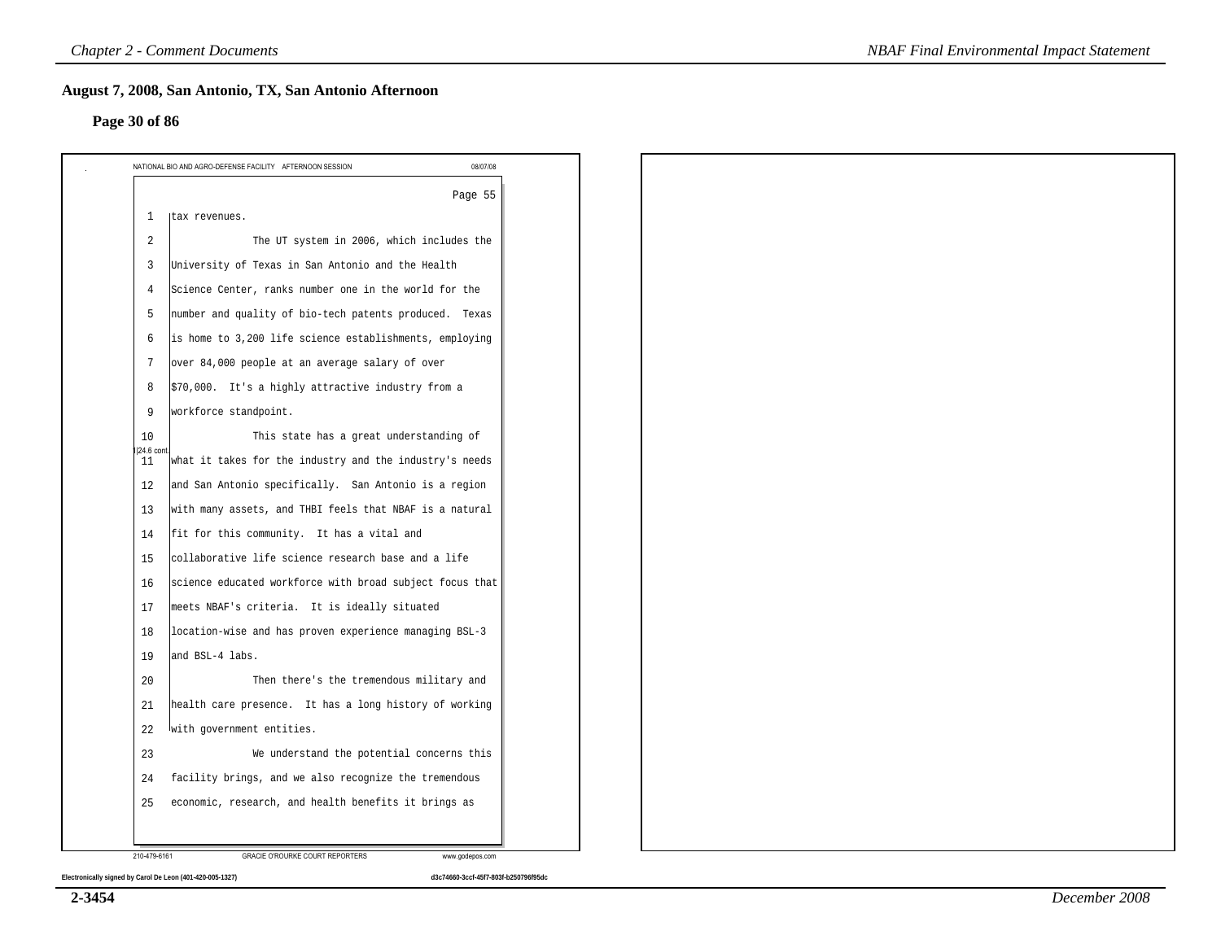## August 7, 2008, San Antonio, TX, San Antonio Afternoon

### Page 30 of 86

NATIONAL BIO AND AGRO-DEFENSE FACILITY AFTERNOON SESSION 08/07/08

Page 55

1 tax revenues.

2 The UT system in 2006, which includes the

3 University of Texas in San Antonio and the Health

4 Science Center, ranks number one in the world for the

5 number and quality of bio-tech patents produced. Texas

6 is home to 3,200 life science establishments, employing

7 over 84,000 people at an average salary of over

8 $70,000. It's a highly attractive industry from a

9 workforce standpoint.

10 This state has a great understanding of

24.6 cont.

11 what it takes for the industry and the industry's needs

12 and San Antonio specifically. San Antonio is a region

13 with many assets, and THBI feels that NBAF is a natural

14 fit for this community. It has a vital and

15 collaborative life science research base and a life

16 science educated workforce with broad subject focus that

17 meets NBAF's criteria. It is ideally situated

18 location-wise and has proven experience managing BSL-3

19 and BSL-4 labs.

20 Then there's the tremendous military and

21 health care presence. It has a long history of working

22 with government entities.

23 We understand the potential concerns this

24 facility brings, and we also recognize the tremendous

25 economic, research, and health benefits it brings as

210-479-6161 GRACIE O'ROURKE COURT REPORTERS www.godepos.com

Electronically signed by Carol De Leon (401-420-005-1327) d3c74660-3ccf-45f7-803f-b250796f95dc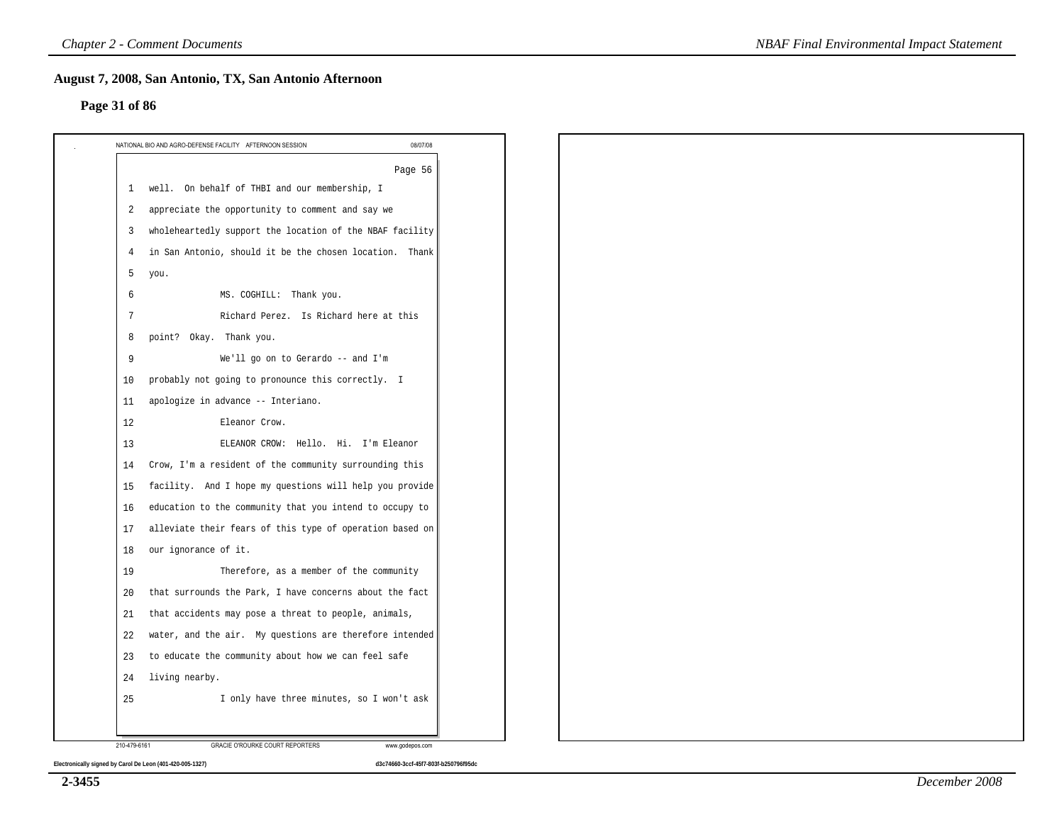## August 7, 2008, San Antonio, TX, San Antonio Afternoon

### Page 31 of 86

NATIONAL BIO AND AGRO-DEFENSE FACILITY AFTERNOON SESSION 08/07/08

Page 56

1 well. On behalf of THBI and our membership, I
2 appreciate the opportunity to comment and say we
3 wholeheartedly support the location of the NBAF facility
4 in San Antonio, should it be the chosen location. Thank
5 you.
6 MS. COGHILL: Thank you.
7 Richard Perez. Is Richard here at this
8 point? Okay. Thank you.
9 We'll go on to Gerardo -- and I'm
10 probably not going to pronounce this correctly. I
11 apologize in advance -- Interiano.
12 Eleanor Crow.
13 ELEANOR CROW: Hello. Hi. I'm Eleanor
14 Crow, I'm a resident of the community surrounding this
15 facility. And I hope my questions will help you provide
16 education to the community that you intend to occupy to
17 alleviate their fears of this type of operation based on
18 our ignorance of it.
19 Therefore, as a member of the community
20 that surrounds the Park, I have concerns about the fact
21 that accidents may pose a threat to people, animals,
22 water, and the air. My questions are therefore intended
23 to educate the community about how we can feel safe
24 living nearby.
25 I only have three minutes, so I won't ask

210-479-6161 GRACIE O'ROURKE COURT REPORTERS www.godepos.com

Electronically signed by Carol De Leon (401-420-005-1327) d3c74660-3ccf-45f7-803f-b250796f95dc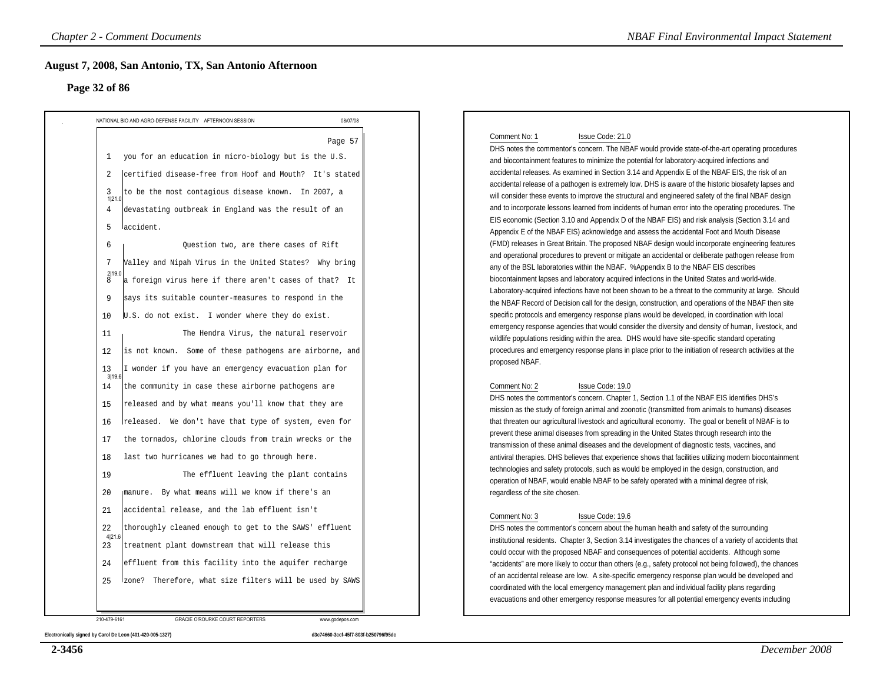## August 7, 2008, San Antonio, TX, San Antonio Afternoon

### Page 32 of 86

NATIONAL BIO AND AGRO-DEFENSE FACILITY AFTERNOON SESSION 08/07/08

Page 57

1 you for an education in micro-biology but is the U.S.
2 certified disease-free from Hoof and Mouth? It's stated
3 to be the most contagious disease known. In 2007, a
4 devastating outbreak in England was the result of an
5 accident.

1|21.0

6 Question two, are there cases of Rift
7 Valley and Nipah Virus in the United States? Why bring
8 a foreign virus here if there aren't cases of that? It
9 says its suitable counter-measures to respond in the
10 U.S. do not exist. I wonder where they do exist.

2|19.0

11 The Hendra Virus, the natural reservoir
12 is not known. Some of these pathogens are airborne, and
13 I wonder if you have an emergency evacuation plan for
14 the community in case these airborne pathogens are
15 released and by what means you'll know that they are
16 released. We don't have that type of system, even for
17 the tornados, chlorine clouds from train wrecks or the
18 last two hurricanes we had to go through here.

3|19.6

19 The effluent leaving the plant contains
20 manure. By what means will we know if there's an
21 accidental release, and the lab effluent isn't
22 thoroughly cleaned enough to get to the SAWS' effluent
23 treatment plant downstream that will release this
24 effluent from this facility into the aquifer recharge
25 zone? Therefore, what size filters will be used by SAWS

4|21.6

210-479-6161 GRACIE O'ROURKE COURT REPORTERS www.godepos.com

Electronically signed by Carol De Leon (401-420-005-1327) d3c74660-3ccf-45f7-803f-b250796f95dc

Comment No: 1 Issue Code: 21.0

DHS notes the commentor's concern. The NBAF would provide state-of-the-art operating procedures and biocontainment features to minimize the potential for laboratory-acquired infections and accidental releases. As examined in Section 3.14 and Appendix E of the NBAF EIS, the risk of an accidental release of a pathogen is extremely low. DHS is aware of the historic biosafety lapses and will consider these events to improve the structural and engineered safety of the final NBAF design and to incorporate lessons learned from incidents of human error into the operating procedures. The EIS economic (Section 3.10 and Appendix D of the NBAF EIS) and risk analysis (Section 3.14 and Appendix E of the NBAF EIS) acknowledge and assess the accidental Foot and Mouth Disease (FMD) releases in Great Britain. The proposed NBAF design would incorporate engineering features and operational procedures to prevent or mitigate an accidental or deliberate pathogen release from any of the BSL laboratories within the NBAF. %Appendix B to the NBAF EIS describes biocontainment lapses and laboratory acquired infections in the United States and world-wide. Laboratory-acquired infections have not been shown to be a threat to the community at large. Should the NBAF Record of Decision call for the design, construction, and operations of the NBAF then site specific protocols and emergency response plans would be developed, in coordination with local emergency response agencies that would consider the diversity and density of human, livestock, and wildlife populations residing within the area. DHS would have site-specific standard operating procedures and emergency response plans in place prior to the initiation of research activities at the proposed NBAF.

Comment No: 2 Issue Code: 19.0

DHS notes the commentor's concern. Chapter 1, Section 1.1 of the NBAF EIS identifies DHS's mission as the study of foreign animal and zoonotic (transmitted from animals to humans) diseases that threaten our agricultural livestock and agricultural economy. The goal or benefit of NBAF is to prevent these animal diseases from spreading in the United States through research into the transmission of these animal diseases and the development of diagnostic tests, vaccines, and antiviral therapies. DHS believes that experience shows that facilities utilizing modern biocontainment technologies and safety protocols, such as would be employed in the design, construction, and operation of NBAF, would enable NBAF to be safely operated with a minimal degree of risk, regardless of the site chosen.

Comment No: 3 Issue Code: 19.6

DHS notes the commentor's concern about the human health and safety of the surrounding institutional residents. Chapter 3, Section 3.14 investigates the chances of a variety of accidents that could occur with the proposed NBAF and consequences of potential accidents. Although some "accidents" are more likely to occur than others (e.g., safety protocol not being followed), the chances of an accidental release are low. A site-specific emergency response plan would be developed and coordinated with the local emergency management plan and individual facility plans regarding evacuations and other emergency response measures for all potential emergency events including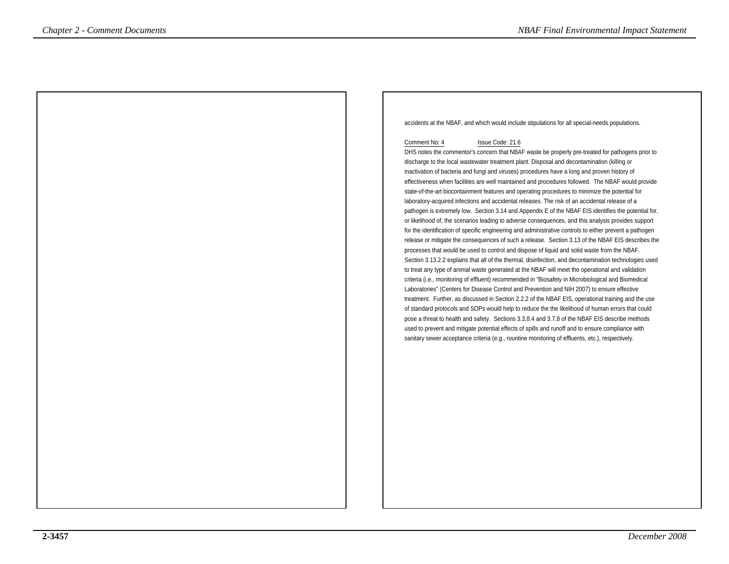accidents at the NBAF, and which would include stipulations for all special-needs populations.

Comment No: 4 Issue Code: 21.6

DHS notes the commentor's concern that NBAF waste be properly pre-treated for pathogens prior to discharge to the local wastewater treatment plant. Disposal and decontamination (killing or inactivation of bacteria and fungi and viruses) procedures have a long and proven history of effectiveness when facilities are well maintained and procedures followed. The NBAF would provide state-of-the-art biocontainment features and operating procedures to minimize the potential for laboratory-acquired infections and accidental releases. The risk of an accidental release of a pathogen is extremely low. Section 3.14 and Appendix E of the NBAF EIS identifies the potential for, or likelihood of, the scenarios leading to adverse consequences, and this analysis provides support for the identification of specific engineering and administrative controls to either prevent a pathogen release or mitigate the consequences of such a release. Section 3.13 of the NBAF EIS describes the processes that would be used to control and dispose of liquid and solid waste from the NBAF. Section 3.13.2.2 explains that all of the thermal, disinfection, and decontamination technologies used to treat any type of animal waste generated at the NBAF will meet the operational and validation criteria (i.e., monitoring of effluent) recommended in "Biosafety in Microbiological and Biomedical Laboratories" (Centers for Disease Control and Prevention and NIH 2007) to ensure effective treatment. Further, as discussed in Section 2.2.2 of the NBAF EIS, operational training and the use of standard protocols and SOPs would help to reduce the the likelihood of human errors that could pose a threat to health and safety. Sections 3.3.8.4 and 3.7.8 of the NBAF EIS describe methods used to prevent and mitigate potential effects of spills and runoff and to ensure compliance with sanitary sewer acceptance criteria (e.g., rountine monitoring of effluents, etc.), respectively.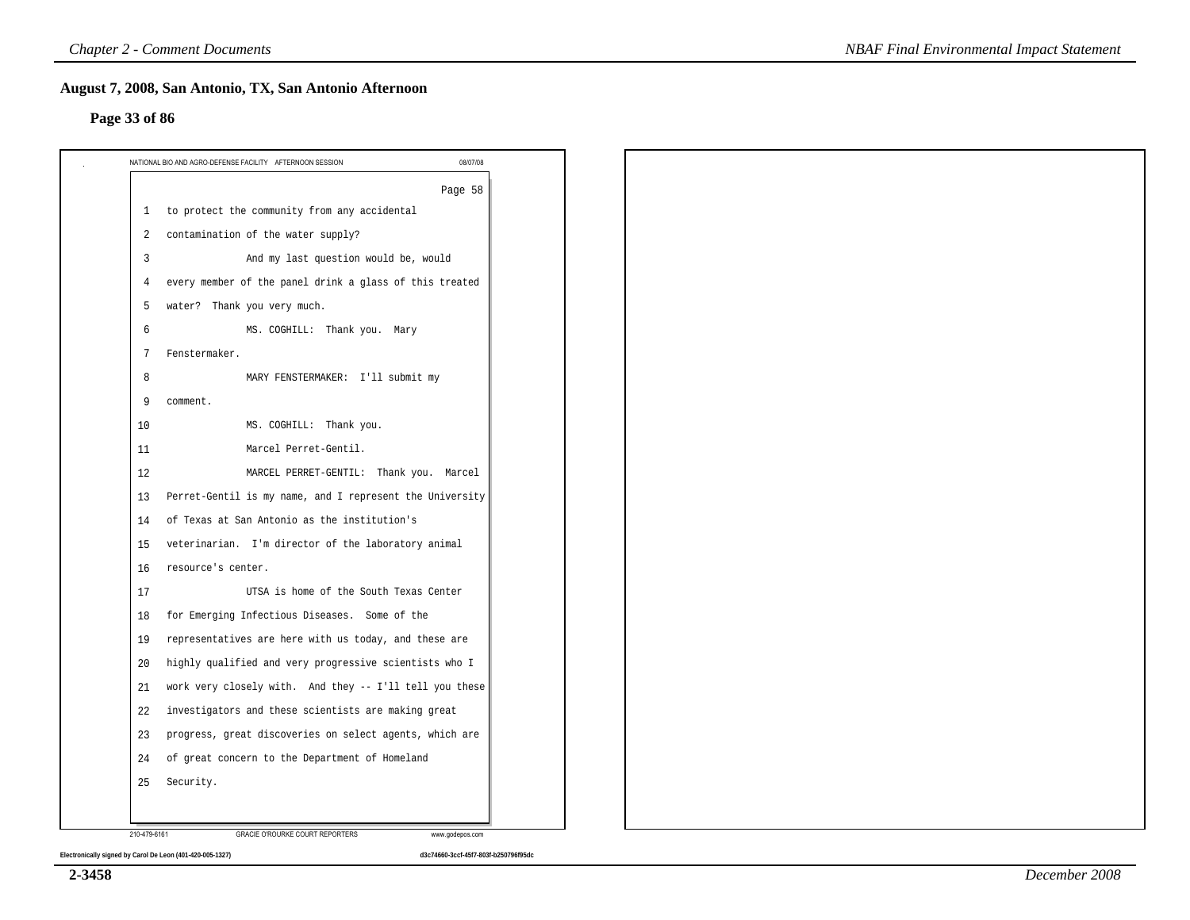## August 7, 2008, San Antonio, TX, San Antonio Afternoon

### Page 33 of 86

NATIONAL BIO AND AGRO-DEFENSE FACILITY AFTERNOON SESSION 08/07/08

Page 58

1 to protect the community from any accidental
2 contamination of the water supply?
3 And my last question would be, would
4 every member of the panel drink a glass of this treated
5 water? Thank you very much.
6 MS. COGHILL: Thank you. Mary
7 Fenstermaker.
8 MARY FENSTERMAKER: I'll submit my
9 comment.
10 MS. COGHILL: Thank you.
11 Marcel Perret-Gentil.
12 MARCEL PERRET-GENTIL: Thank you. Marcel
13 Perret-Gentil is my name, and I represent the University
14 of Texas at San Antonio as the institution's
15 veterinarian. I'm director of the laboratory animal
16 resource's center.
17 UTSA is home of the South Texas Center
18 for Emerging Infectious Diseases. Some of the
19 representatives are here with us today, and these are
20 highly qualified and very progressive scientists who I
21 work very closely with. And they -- I'll tell you these
22 investigators and these scientists are making great
23 progress, great discoveries on select agents, which are
24 of great concern to the Department of Homeland
25 Security.

210-479-6161 GRACIE O'ROURKE COURT REPORTERS www.godepos.com

Electronically signed by Carol De Leon (401-420-005-1327) d3c74660-3ccf-45f7-803f-b250796f95dc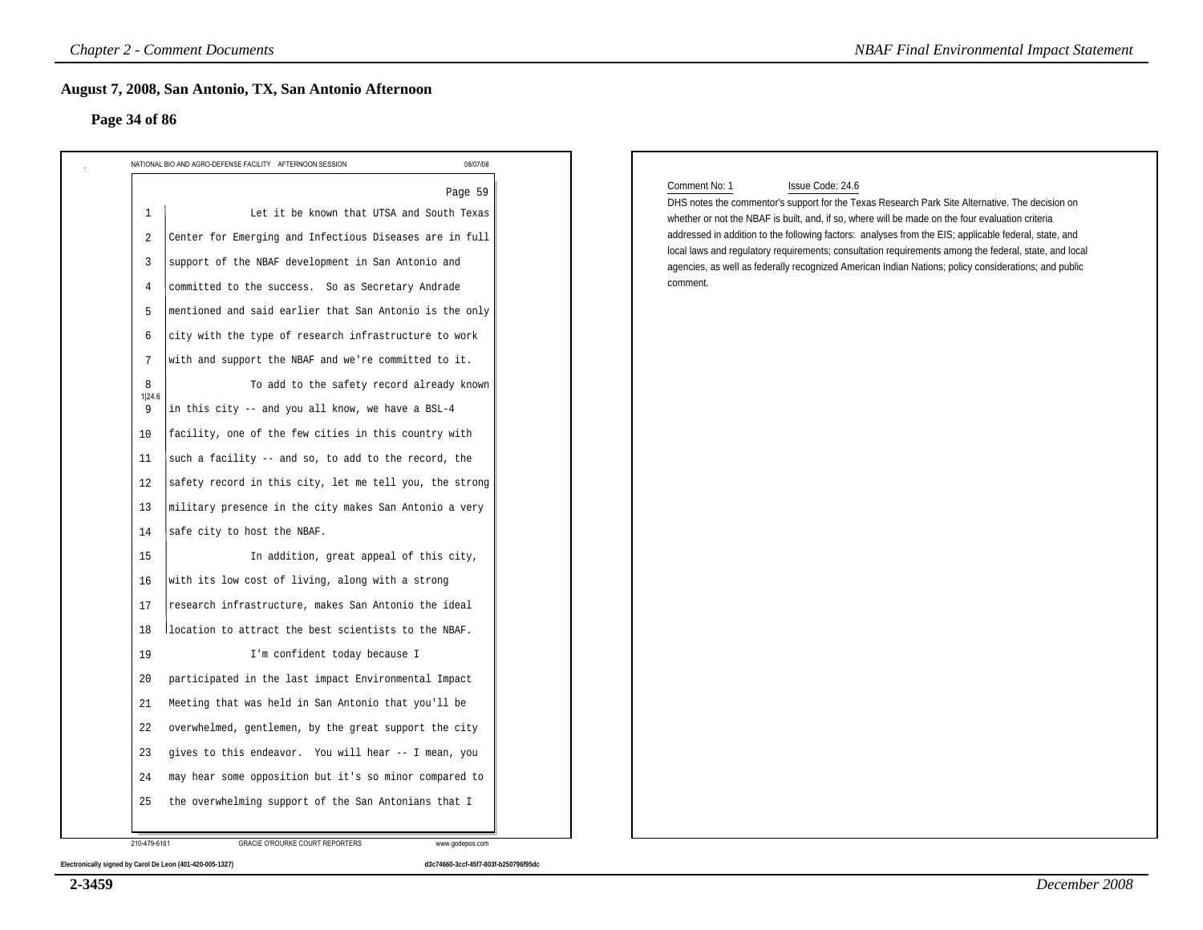## August 7, 2008, San Antonio, TX, San Antonio Afternoon

### Page 34 of 86

NATIONAL BIO AND AGRO-DEFENSE FACILITY AFTERNOON SESSION 08/07/08

Page 59

1 Let it be known that UTSA and South Texas
2 Center for Emerging and Infectious Diseases are in full
3 support of the NBAF development in San Antonio and
4 committed to the success. So as Secretary Andrade
5 mentioned and said earlier that San Antonio is the only
6 city with the type of research infrastructure to work
7 with and support the NBAF and we're committed to it.
8 To add to the safety record already known
9 in this city -- and you all know, we have a BSL-4
10 facility, one of the few cities in this country with
11 such a facility -- and so, to add to the record, the
12 safety record in this city, let me tell you, the strong
13 military presence in the city makes San Antonio a very
14 safe city to host the NBAF.
15 In addition, great appeal of this city,
16 with its low cost of living, along with a strong
17 research infrastructure, makes San Antonio the ideal
18 location to attract the best scientists to the NBAF.
19 I'm confident today because I
20 participated in the last impact Environmental Impact
21 Meeting that was held in San Antonio that you'll be
22 overwhelmed, gentlemen, by the great support the city
23 gives to this endeavor. You will hear -- I mean, you
24 may hear some opposition but it's so minor compared to
25 the overwhelming support of the San Antonians that I

1|24.6

210-479-6161 GRACIE O'ROURKE COURT REPORTERS www.godepos.com

Electronically signed by Carol De Leon (401-420-005-1327) d3c74660-3ccf-45f7-803f-b250796f95dc

Comment No: 1 Issue Code: 24.6

DHS notes the commentor's support for the Texas Research Park Site Alternative. The decision on whether or not the NBAF is built, and, if so, where will be made on the four evaluation criteria addressed in addition to the following factors: analyses from the EIS; applicable federal, state, and local laws and regulatory requirements; consultation requirements among the federal, state, and local agencies, as well as federally recognized American Indian Nations; policy considerations; and public comment.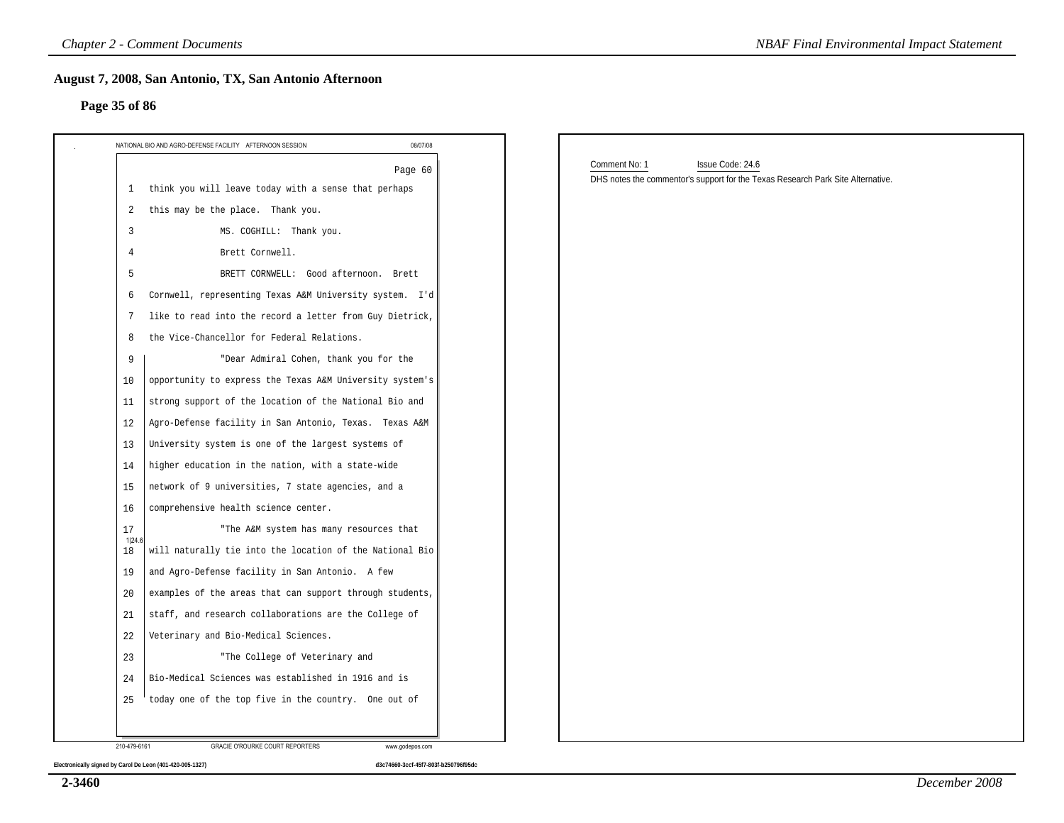## August 7, 2008, San Antonio, TX, San Antonio Afternoon

### Page 35 of 86

NATIONAL BIO AND AGRO-DEFENSE FACILITY AFTERNOON SESSION 08/07/08

Page 60

1 think you will leave today with a sense that perhaps
2 this may be the place. Thank you.
3 MS. COGHILL: Thank you.
4 Brett Cornwell.
5 BRETT CORNWELL: Good afternoon. Brett
6 Cornwell, representing Texas A&M University system. I'd
7 like to read into the record a letter from Guy Dietrick,
8 the Vice-Chancellor for Federal Relations.
9 "Dear Admiral Cohen, thank you for the
10 opportunity to express the Texas A&M University system's
11 strong support of the location of the National Bio and
12 Agro-Defense facility in San Antonio, Texas. Texas A&M
13 University system is one of the largest systems of
14 higher education in the nation, with a state-wide
15 network of 9 universities, 7 state agencies, and a
16 comprehensive health science center.
17 "The A&M system has many resources that
18 will naturally tie into the location of the National Bio
19 and Agro-Defense facility in San Antonio. A few
20 examples of the areas that can support through students,
21 staff, and research collaborations are the College of
22 Veterinary and Bio-Medical Sciences.
23 "The College of Veterinary and
24 Bio-Medical Sciences was established in 1916 and is
25 today one of the top five in the country. One out of

1|24.6

210-479-6161 GRACIE O'ROURKE COURT REPORTERS www.godepos.com

Electronically signed by Carol De Leon (401-420-005-1327) d3c74660-3ccf-45f7-803f-b250796f95dc

Comment No: 1 Issue Code: 24.6

DHS notes the commentor's support for the Texas Research Park Site Alternative.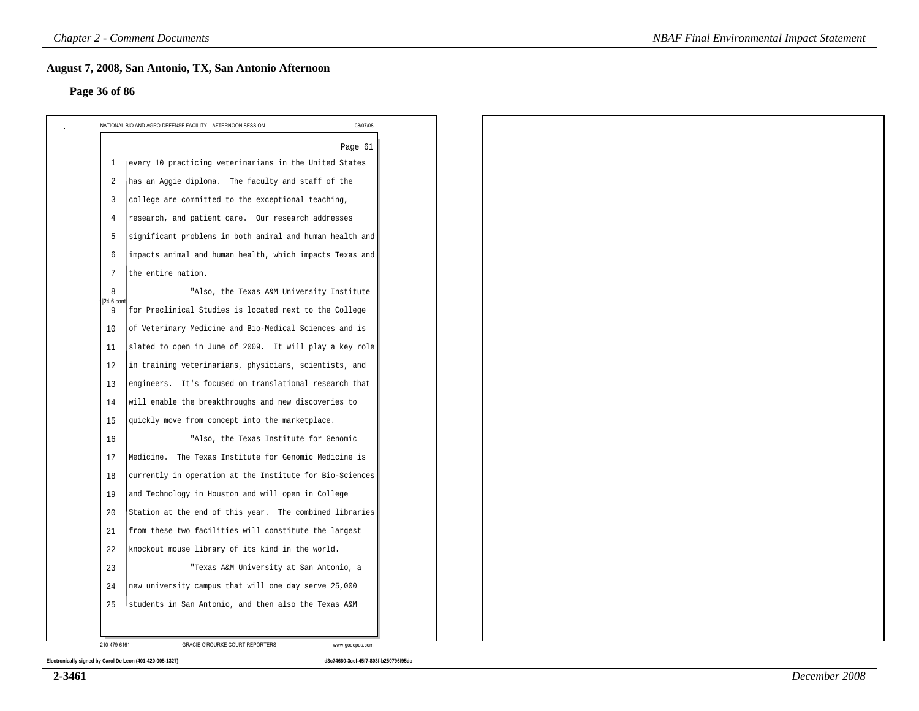## August 7, 2008, San Antonio, TX, San Antonio Afternoon

### Page 36 of 86

NATIONAL BIO AND AGRO-DEFENSE FACILITY AFTERNOON SESSION 08/07/08

Page 61

1 every 10 practicing veterinarians in the United States
2 has an Aggie diploma. The faculty and staff of the
3 college are committed to the exceptional teaching,
4 research, and patient care. Our research addresses
5 significant problems in both animal and human health and
6 impacts animal and human health, which impacts Texas and
7 the entire nation.
8 "Also, the Texas A&M University Institute
9 for Preclinical Studies is located next to the College
10 of Veterinary Medicine and Bio-Medical Sciences and is
11 slated to open in June of 2009. It will play a key role
12 in training veterinarians, physicians, scientists, and
13 engineers. It's focused on translational research that
14 will enable the breakthroughs and new discoveries to
15 quickly move from concept into the marketplace.
16 "Also, the Texas Institute for Genomic
17 Medicine. The Texas Institute for Genomic Medicine is
18 currently in operation at the Institute for Bio-Sciences
19 and Technology in Houston and will open in College
20 Station at the end of this year. The combined libraries
21 from these two facilities will constitute the largest
22 knockout mouse library of its kind in the world.
23 "Texas A&M University at San Antonio, a
24 new university campus that will one day serve 25,000
25 students in San Antonio, and then also the Texas A&M

24.6 cont.

210-479-6161 GRACIE O'ROURKE COURT REPORTERS www.godepos.com

Electronically signed by Carol De Leon (401-420-005-1327) d3c74660-3ccf-45f7-803f-b250796f95dc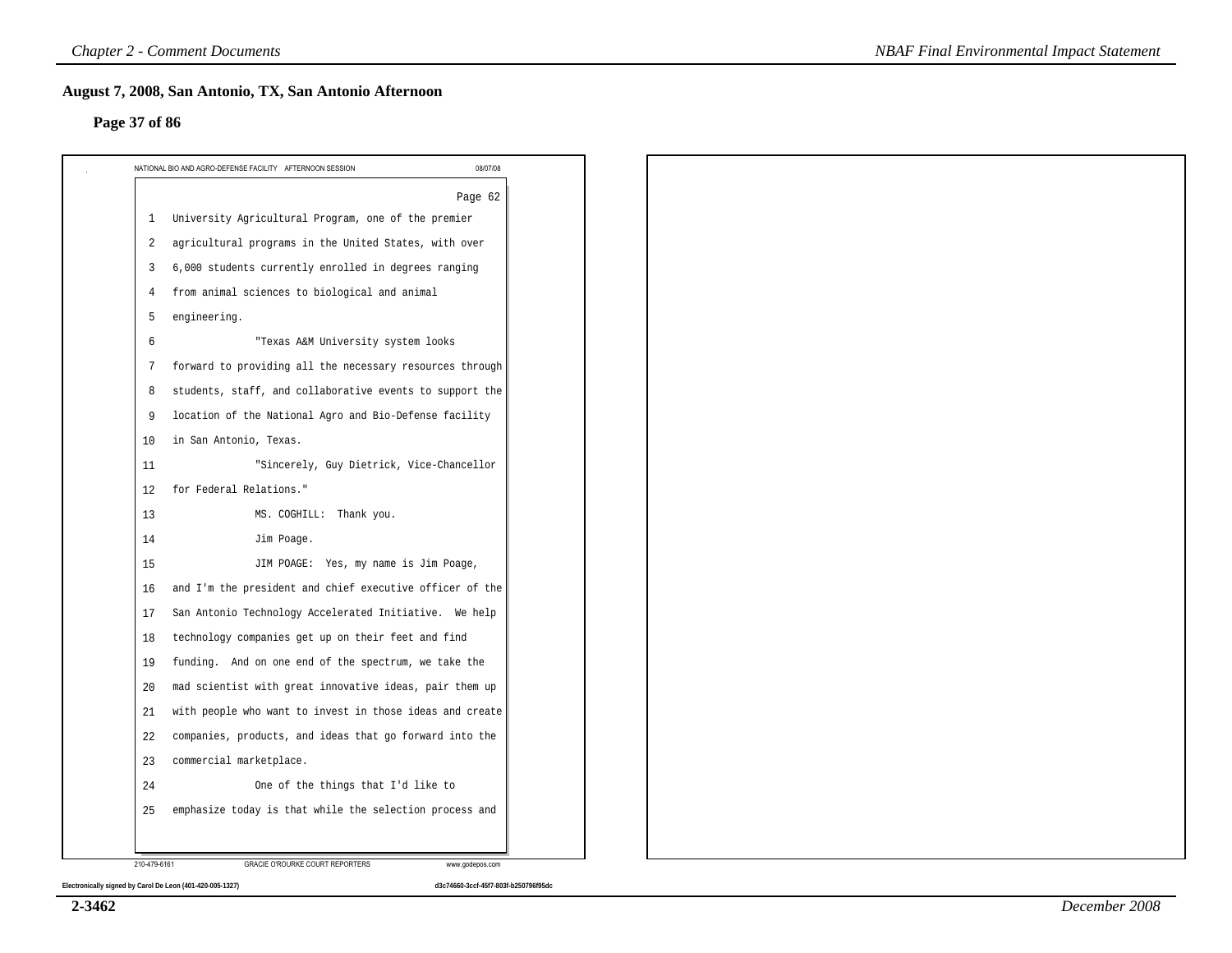## August 7, 2008, San Antonio, TX, San Antonio Afternoon

### Page 37 of 86

NATIONAL BIO AND AGRO-DEFENSE FACILITY AFTERNOON SESSION 08/07/08

Page 62

1 University Agricultural Program, one of the premier
2 agricultural programs in the United States, with over
3 6,000 students currently enrolled in degrees ranging
4 from animal sciences to biological and animal
5 engineering.
6 "Texas A&M University system looks
7 forward to providing all the necessary resources through
8 students, staff, and collaborative events to support the
9 location of the National Agro and Bio-Defense facility
10 in San Antonio, Texas.
11 "Sincerely, Guy Dietrick, Vice-Chancellor
12 for Federal Relations."
13 MS. COGHILL: Thank you.
14 Jim Poage.
15 JIM POAGE: Yes, my name is Jim Poage,
16 and I'm the president and chief executive officer of the
17 San Antonio Technology Accelerated Initiative. We help
18 technology companies get up on their feet and find
19 funding. And on one end of the spectrum, we take the
20 mad scientist with great innovative ideas, pair them up
21 with people who want to invest in those ideas and create
22 companies, products, and ideas that go forward into the
23 commercial marketplace.
24 One of the things that I'd like to
25 emphasize today is that while the selection process and

210-479-6161 GRACIE O'ROURKE COURT REPORTERS www.godepos.com

Electronically signed by Carol De Leon (401-420-005-1327) d3c74660-3ccf-45f7-803f-b250796f95dc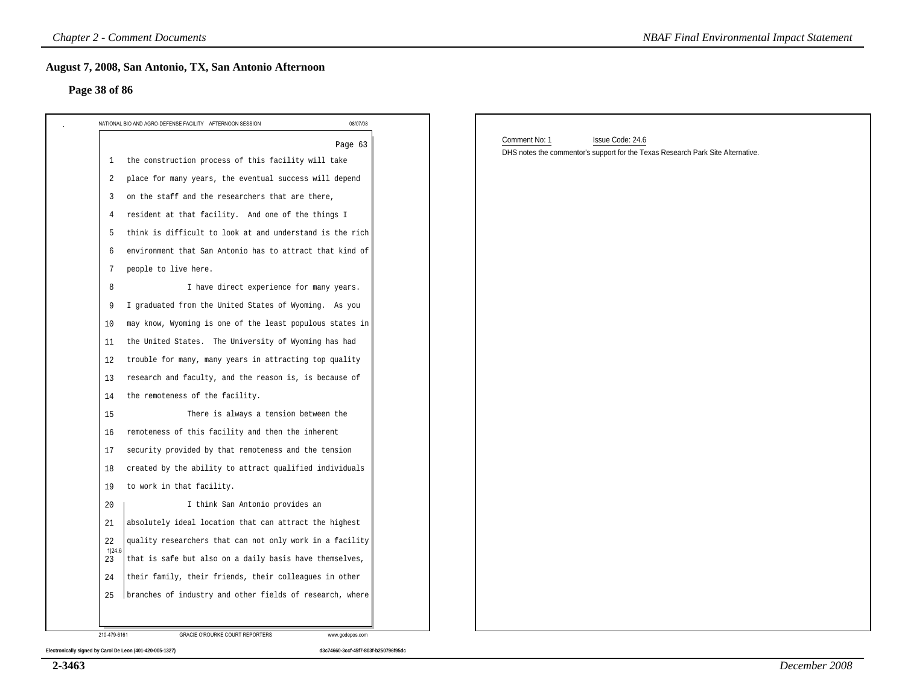## August 7, 2008, San Antonio, TX, San Antonio Afternoon

### Page 38 of 86

NATIONAL BIO AND AGRO-DEFENSE FACILITY AFTERNOON SESSION 08/07/08

Page 63

1 the construction process of this facility will take
2 place for many years, the eventual success will depend
3 on the staff and the researchers that are there,
4 resident at that facility. And one of the things I
5 think is difficult to look at and understand is the rich
6 environment that San Antonio has to attract that kind of
7 people to live here.
8 I have direct experience for many years.
9 I graduated from the United States of Wyoming. As you
10 may know, Wyoming is one of the least populous states in
11 the United States. The University of Wyoming has had
12 trouble for many, many years in attracting top quality
13 research and faculty, and the reason is, is because of
14 the remoteness of the facility.
15 There is always a tension between the
16 remoteness of this facility and then the inherent
17 security provided by that remoteness and the tension
18 created by the ability to attract qualified individuals
19 to work in that facility.
20 I think San Antonio provides an
21 absolutely ideal location that can attract the highest
22 quality researchers that can not only work in a facility
23 that is safe but also on a daily basis have themselves,
24 their family, their friends, their colleagues in other
25 branches of industry and other fields of research, where

1|24.6

210-479-6161 GRACIE O'ROURKE COURT REPORTERS www.godepos.com

Electronically signed by Carol De Leon (401-420-005-1327) d3c74660-3ccf-45f7-803f-b250796f95dc

Comment No: 1 Issue Code: 24.6

DHS notes the commentor's support for the Texas Research Park Site Alternative.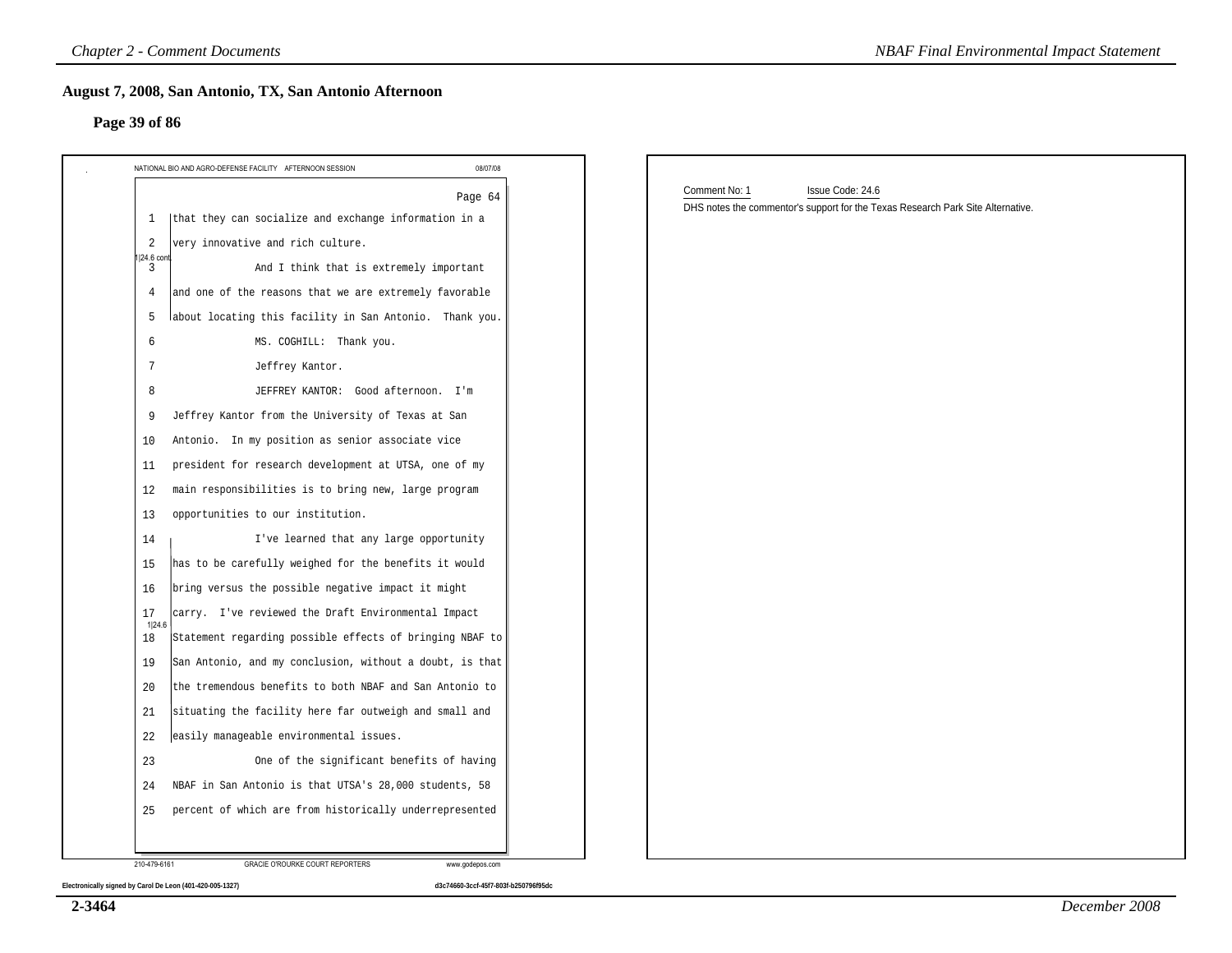## August 7, 2008, San Antonio, TX, San Antonio Afternoon

### Page 39 of 86

NATIONAL BIO AND AGRO-DEFENSE FACILITY AFTERNOON SESSION 08/07/08

Page 64

1 that they can socialize and exchange information in a
2 very innovative and rich culture.
3 And I think that is extremely important [1|24.6 cont.]
4 and one of the reasons that we are extremely favorable
5 about locating this facility in San Antonio. Thank you.
6 MS. COGHILL: Thank you.
7 Jeffrey Kantor.
8 JEFFREY KANTOR: Good afternoon. I'm
9 Jeffrey Kantor from the University of Texas at San
10 Antonio. In my position as senior associate vice
11 president for research development at UTSA, one of my
12 main responsibilities is to bring new, large program
13 opportunities to our institution.
14 I've learned that any large opportunity
15 has to be carefully weighed for the benefits it would
16 bring versus the possible negative impact it might
17 carry. I've reviewed the Draft Environmental Impact
18 Statement regarding possible effects of bringing NBAF to [1|24.6]
19 San Antonio, and my conclusion, without a doubt, is that
20 the tremendous benefits to both NBAF and San Antonio to
21 situating the facility here far outweigh and small and
22 easily manageable environmental issues.
23 One of the significant benefits of having
24 NBAF in San Antonio is that UTSA's 28,000 students, 58
25 percent of which are from historically underrepresented

210-479-6161 GRACIE O'ROURKE COURT REPORTERS www.godepos.com

Electronically signed by Carol De Leon (401-420-005-1327) d3c74660-3ccf-45f7-803f-b250796f95dc

Comment No: 1 Issue Code: 24.6

DHS notes the commentor's support for the Texas Research Park Site Alternative.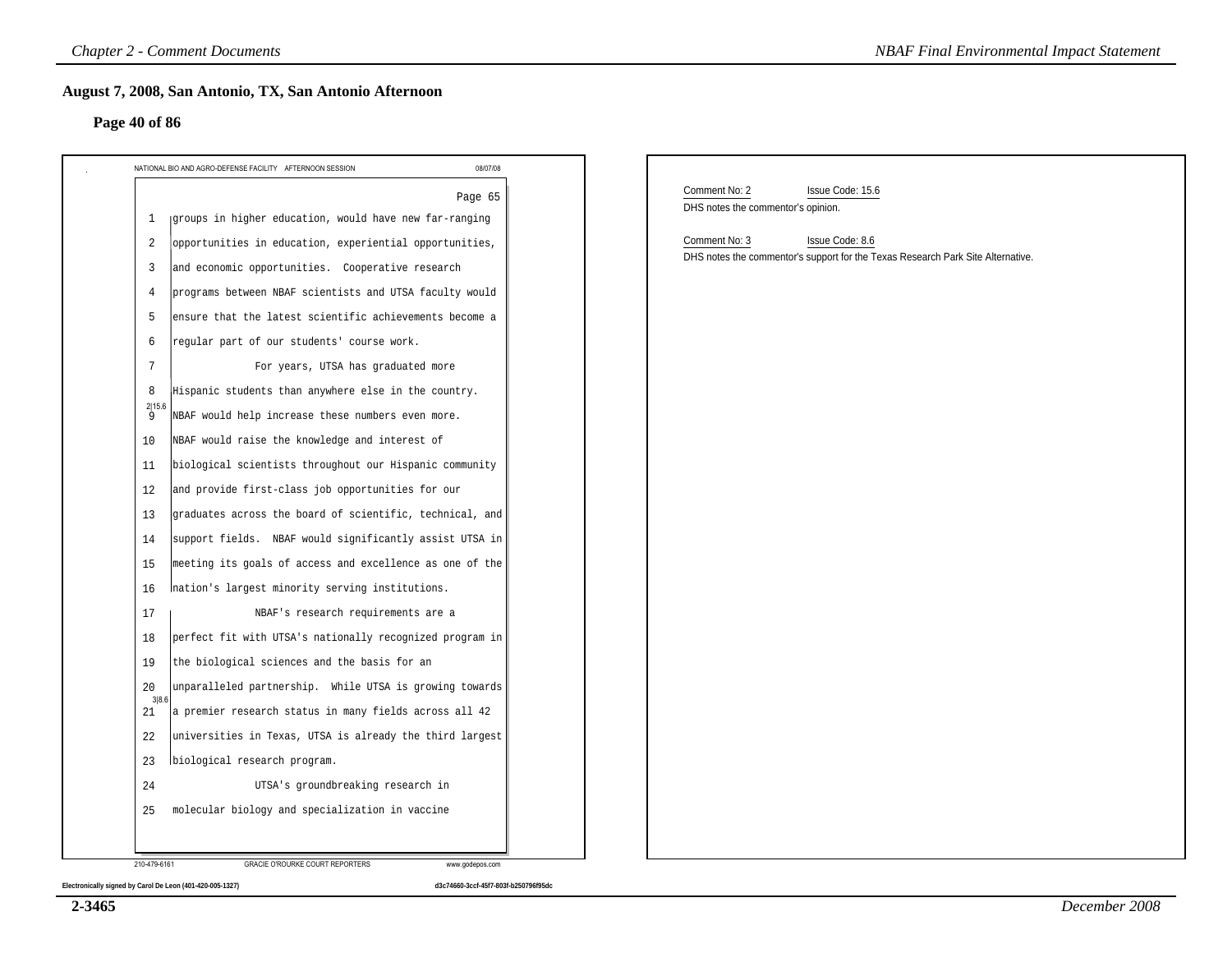## August 7, 2008, San Antonio, TX, San Antonio Afternoon

### Page 40 of 86

NATIONAL BIO AND AGRO-DEFENSE FACILITY AFTERNOON SESSION 08/07/08

Page 65

1 groups in higher education, would have new far-ranging
2 opportunities in education, experiential opportunities,
3 and economic opportunities. Cooperative research
4 programs between NBAF scientists and UTSA faculty would
5 ensure that the latest scientific achievements become a
6 regular part of our students' course work.
7 For years, UTSA has graduated more
8 Hispanic students than anywhere else in the country.
2|15.6
9 NBAF would help increase these numbers even more.
10 NBAF would raise the knowledge and interest of
11 biological scientists throughout our Hispanic community
12 and provide first-class job opportunities for our
13 graduates across the board of scientific, technical, and
14 support fields. NBAF would significantly assist UTSA in
15 meeting its goals of access and excellence as one of the
16 nation's largest minority serving institutions.
17 NBAF's research requirements are a
18 perfect fit with UTSA's nationally recognized program in
19 the biological sciences and the basis for an
20 unparalleled partnership. While UTSA is growing towards
3|8.6
21 a premier research status in many fields across all 42
22 universities in Texas, UTSA is already the third largest
23 biological research program.
24 UTSA's groundbreaking research in
25 molecular biology and specialization in vaccine

210-479-6161 GRACIE O'ROURKE COURT REPORTERS www.godepos.com

Electronically signed by Carol De Leon (401-420-005-1327) d3c74660-3ccf-45f7-803f-b250796f95dc

Comment No: 2 Issue Code: 15.6
DHS notes the commentor's opinion.

Comment No: 3 Issue Code: 8.6
DHS notes the commentor's support for the Texas Research Park Site Alternative.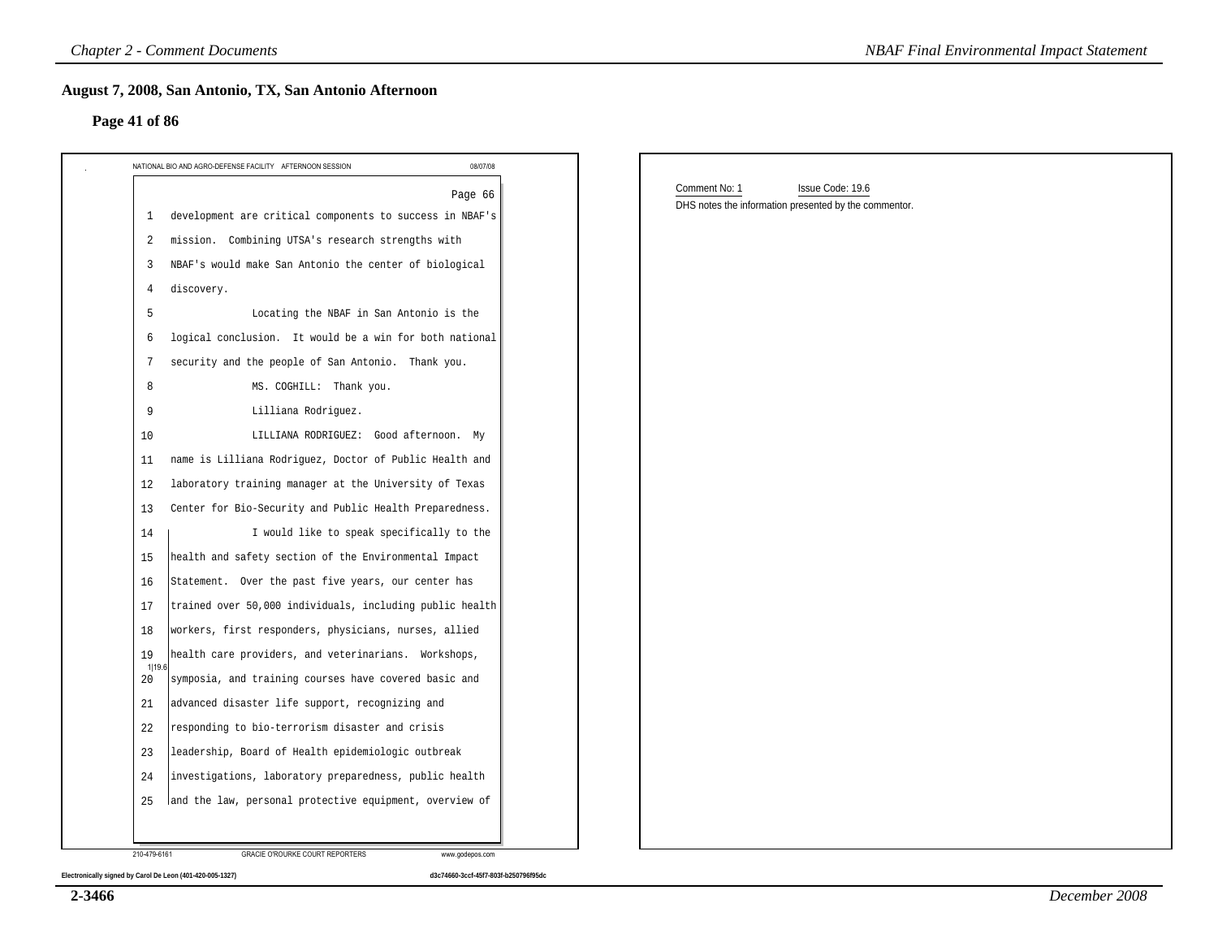## August 7, 2008, San Antonio, TX, San Antonio Afternoon

### Page 41 of 86

NATIONAL BIO AND AGRO-DEFENSE FACILITY AFTERNOON SESSION 08/07/08

Page 66

1 development are critical components to success in NBAF's
2 mission. Combining UTSA's research strengths with
3 NBAF's would make San Antonio the center of biological
4 discovery.
5 Locating the NBAF in San Antonio is the
6 logical conclusion. It would be a win for both national
7 security and the people of San Antonio. Thank you.
8 MS. COGHILL: Thank you.
9 Lilliana Rodriguez.
10 LILLIANA RODRIGUEZ: Good afternoon. My
11 name is Lilliana Rodriguez, Doctor of Public Health and
12 laboratory training manager at the University of Texas
13 Center for Bio-Security and Public Health Preparedness.
14 I would like to speak specifically to the
15 health and safety section of the Environmental Impact
16 Statement. Over the past five years, our center has
17 trained over 50,000 individuals, including public health
18 workers, first responders, physicians, nurses, allied
19 health care providers, and veterinarians. Workshops,
20 symposia, and training courses have covered basic and
21 advanced disaster life support, recognizing and
22 responding to bio-terrorism disaster and crisis
23 leadership, Board of Health epidemiologic outbreak
24 investigations, laboratory preparedness, public health
25 and the law, personal protective equipment, overview of

1|19.6

210-479-6161 GRACIE O'ROURKE COURT REPORTERS www.godepos.com

Electronically signed by Carol De Leon (401-420-005-1327) d3c74660-3ccf-45f7-803f-b250796f95dc

Comment No: 1 Issue Code: 19.6

DHS notes the information presented by the commentor.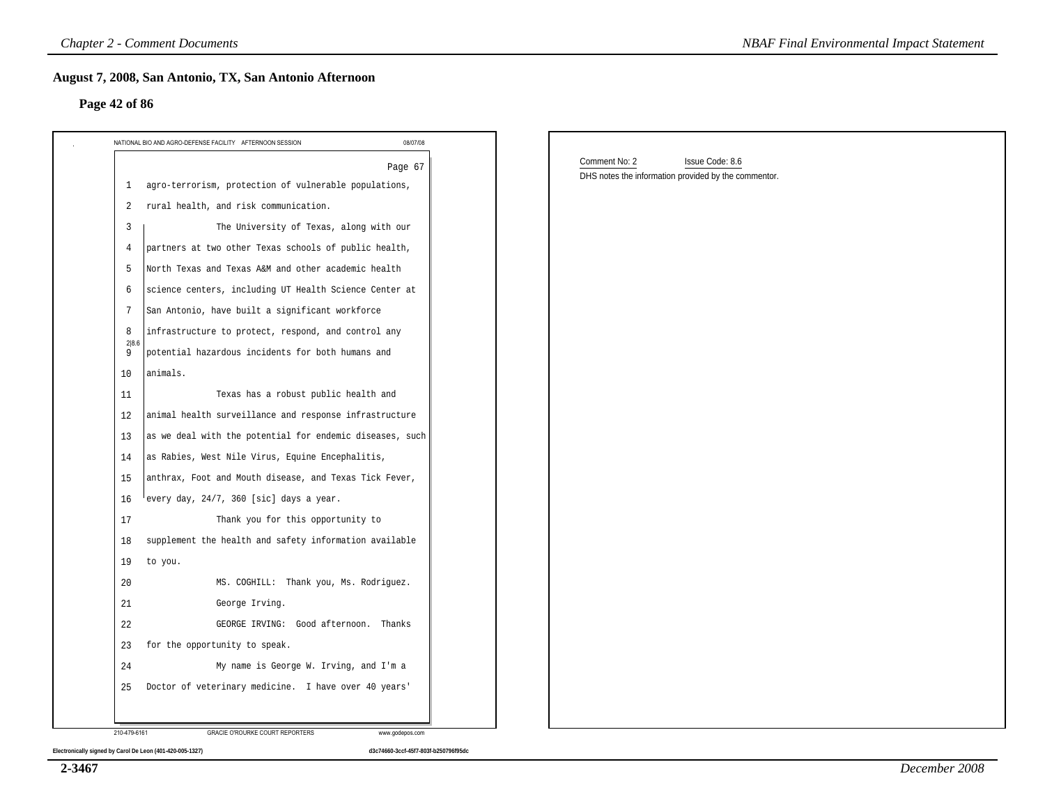## August 7, 2008, San Antonio, TX, San Antonio Afternoon

**Page 42 of 86**

NATIONAL BIO AND AGRO-DEFENSE FACILITY AFTERNOON SESSION 08/07/08

Page 67

1 agro-terrorism, protection of vulnerable populations,
2 rural health, and risk communication.
3 The University of Texas, along with our
4 partners at two other Texas schools of public health,
5 North Texas and Texas A&M and other academic health
6 science centers, including UT Health Science Center at
7 San Antonio, have built a significant workforce
8 infrastructure to protect, respond, and control any
9 potential hazardous incidents for both humans and
10 animals.
11 Texas has a robust public health and
12 animal health surveillance and response infrastructure
13 as we deal with the potential for endemic diseases, such
14 as Rabies, West Nile Virus, Equine Encephalitis,
15 anthrax, Foot and Mouth disease, and Texas Tick Fever,
16 every day, 24/7, 360 [sic] days a year.
17 Thank you for this opportunity to
18 supplement the health and safety information available
19 to you.
20 MS. COGHILL: Thank you, Ms. Rodriguez.
21 George Irving.
22 GEORGE IRVING: Good afternoon. Thanks
23 for the opportunity to speak.
24 My name is George W. Irving, and I'm a
25 Doctor of veterinary medicine. I have over 40 years'

2|8.6

210-479-6161 GRACIE O'ROURKE COURT REPORTERS www.godepos.com

Electronically signed by Carol De Leon (401-420-005-1327) d3c74660-3ccf-45f7-803f-b250796f95dc

Comment No: 2 Issue Code: 8.6

DHS notes the information provided by the commentor.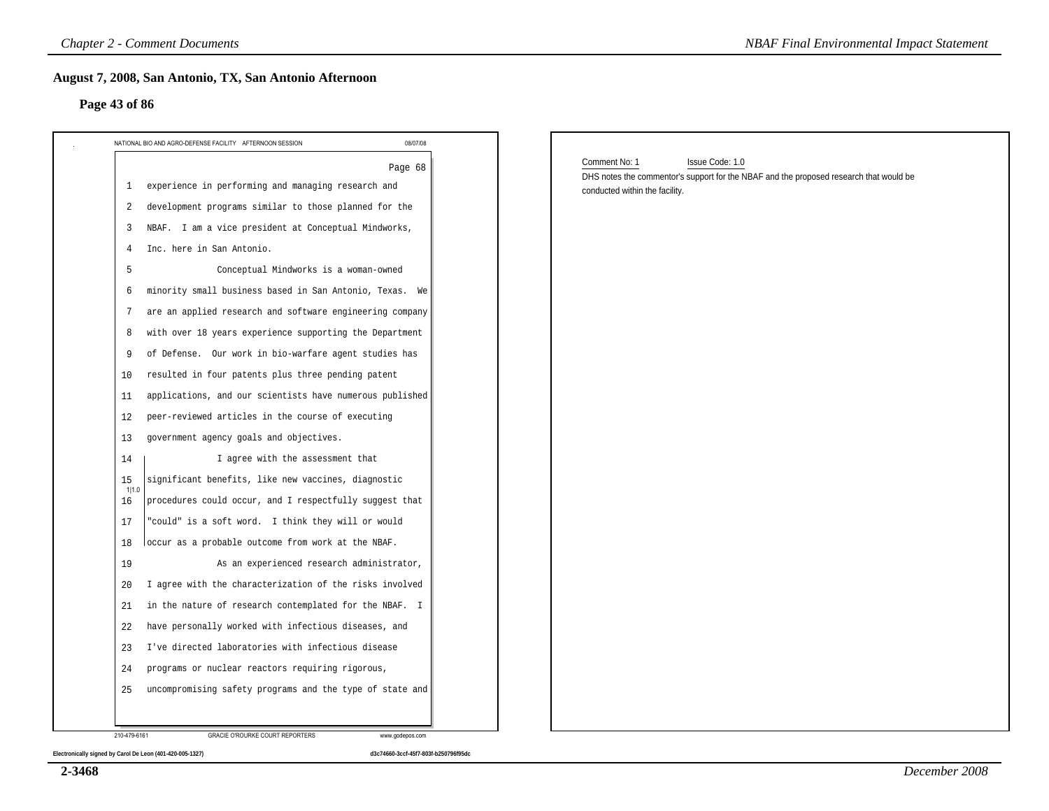## August 7, 2008, San Antonio, TX, San Antonio Afternoon

### Page 43 of 86

NATIONAL BIO AND AGRO-DEFENSE FACILITY AFTERNOON SESSION 08/07/08

Page 68

1 experience in performing and managing research and
2 development programs similar to those planned for the
3 NBAF. I am a vice president at Conceptual Mindworks,
4 Inc. here in San Antonio.
5 Conceptual Mindworks is a woman-owned
6 minority small business based in San Antonio, Texas. We
7 are an applied research and software engineering company
8 with over 18 years experience supporting the Department
9 of Defense. Our work in bio-warfare agent studies has
10 resulted in four patents plus three pending patent
11 applications, and our scientists have numerous published
12 peer-reviewed articles in the course of executing
13 government agency goals and objectives.
14 I agree with the assessment that
15 significant benefits, like new vaccines, diagnostic
16 procedures could occur, and I respectfully suggest that
17 "could" is a soft word. I think they will or would
18 occur as a probable outcome from work at the NBAF.
19 As an experienced research administrator,
20 I agree with the characterization of the risks involved
21 in the nature of research contemplated for the NBAF. I
22 have personally worked with infectious diseases, and
23 I've directed laboratories with infectious disease
24 programs or nuclear reactors requiring rigorous,
25 uncompromising safety programs and the type of state and

1|1.0

210-479-6161 GRACIE O'ROURKE COURT REPORTERS www.godepos.com

Electronically signed by Carol De Leon (401-420-005-1327) d3c74660-3ccf-45f7-803f-b250796f95dc

Comment No: 1 Issue Code: 1.0

DHS notes the commentor's support for the NBAF and the proposed research that would be conducted within the facility.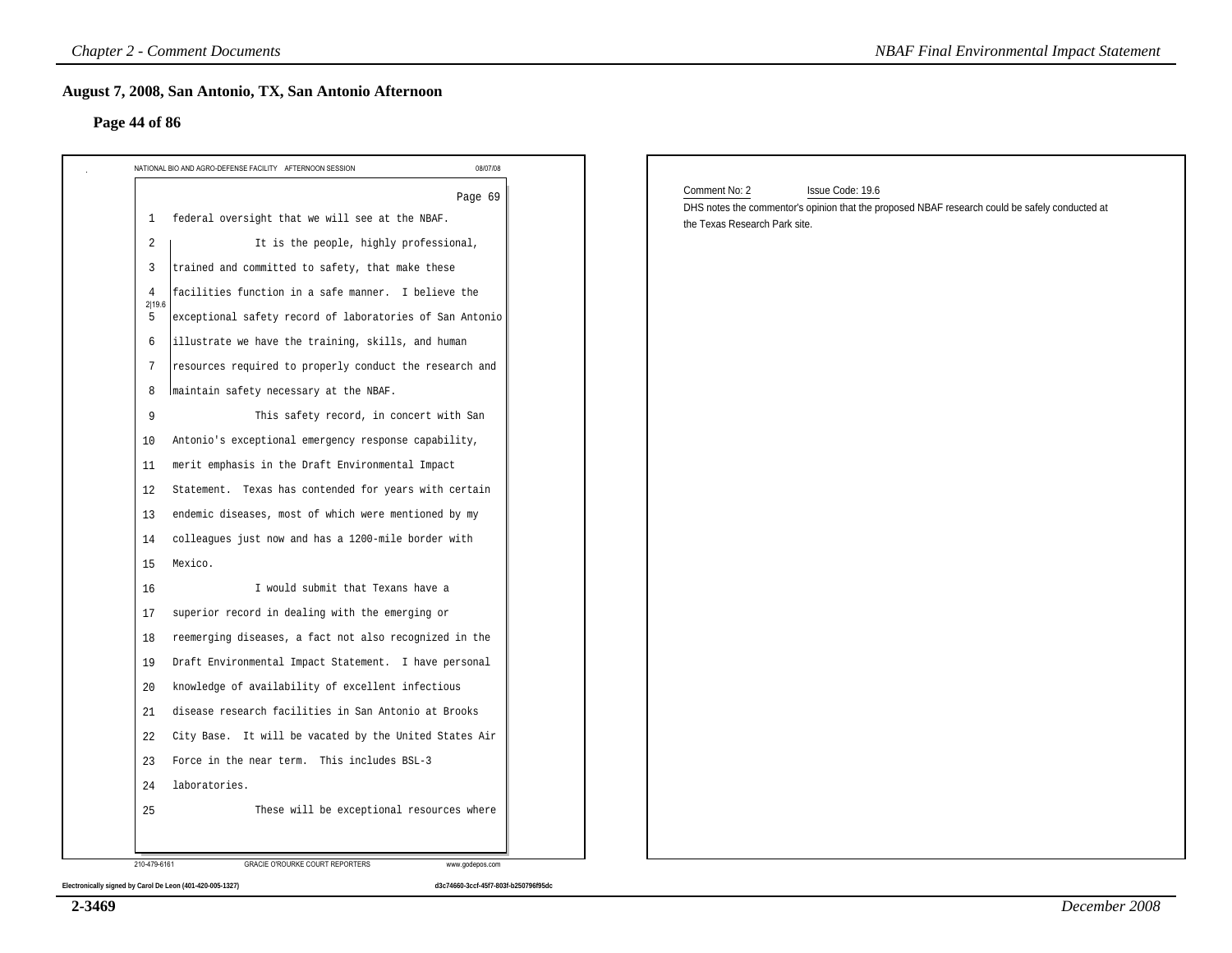## August 7, 2008, San Antonio, TX, San Antonio Afternoon

### Page 44 of 86

NATIONAL BIO AND AGRO-DEFENSE FACILITY AFTERNOON SESSION 08/07/08

Page 69

1 federal oversight that we will see at the NBAF.

2 It is the people, highly professional,

3 trained and committed to safety, that make these

4 facilities function in a safe manner. I believe the

5 exceptional safety record of laboratories of San Antonio

6 illustrate we have the training, skills, and human

7 resources required to properly conduct the research and

8 maintain safety necessary at the NBAF.

2|19.6

9 This safety record, in concert with San

10 Antonio's exceptional emergency response capability,

11 merit emphasis in the Draft Environmental Impact

12 Statement. Texas has contended for years with certain

13 endemic diseases, most of which were mentioned by my

14 colleagues just now and has a 1200-mile border with

15 Mexico.

16 I would submit that Texans have a

17 superior record in dealing with the emerging or

18 reemerging diseases, a fact not also recognized in the

19 Draft Environmental Impact Statement. I have personal

20 knowledge of availability of excellent infectious

21 disease research facilities in San Antonio at Brooks

22 City Base. It will be vacated by the United States Air

23 Force in the near term. This includes BSL-3

24 laboratories.

25 These will be exceptional resources where

210-479-6161 GRACIE O'ROURKE COURT REPORTERS www.godepos.com

Electronically signed by Carol De Leon (401-420-005-1327) d3c74660-3ccf-45f7-803f-b250796f95dc

Comment No: 2 Issue Code: 19.6

DHS notes the commentor's opinion that the proposed NBAF research could be safely conducted at the Texas Research Park site.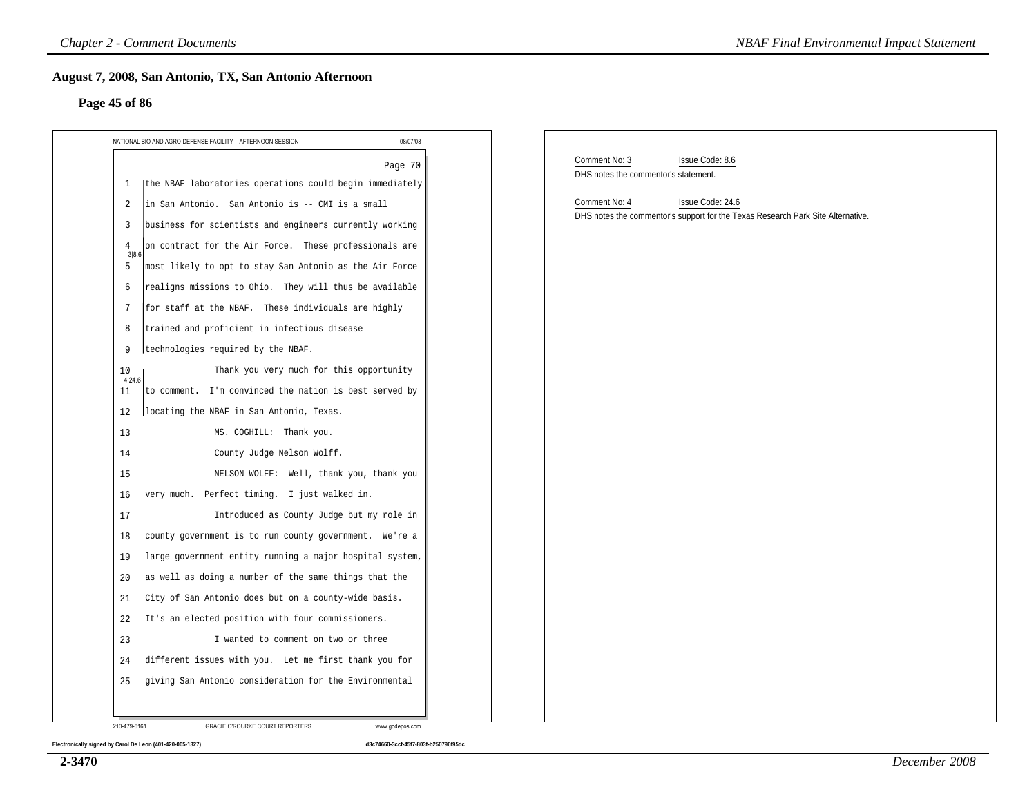## August 7, 2008, San Antonio, TX, San Antonio Afternoon

### Page 45 of 86

NATIONAL BIO AND AGRO-DEFENSE FACILITY AFTERNOON SESSION 08/07/08

Page 70

```
1   the NBAF laboratories operations could begin immediately
2   in San Antonio.  San Antonio is -- CMI is a small
3   business for scientists and engineers currently working
4   on contract for the Air Force.  These professionals are
    3|8.6
5   most likely to opt to stay San Antonio as the Air Force
6   realigns missions to Ohio.  They will thus be available
7   for staff at the NBAF.  These individuals are highly
8   trained and proficient in infectious disease
9   technologies required by the NBAF.
10              Thank you very much for this opportunity
    4|24.6
11  to comment.  I'm convinced the nation is best served by
12  locating the NBAF in San Antonio, Texas.
13              MS. COGHILL:  Thank you.
14              County Judge Nelson Wolff.
15              NELSON WOLFF:  Well, thank you, thank you
16  very much.  Perfect timing.  I just walked in.
17              Introduced as County Judge but my role in
18  county government is to run county government.  We're a
19  large government entity running a major hospital system,
20  as well as doing a number of the same things that the
21  City of San Antonio does but on a county-wide basis.
22  It's an elected position with four commissioners.
23              I wanted to comment on two or three
24  different issues with you.  Let me first thank you for
25  giving San Antonio consideration for the Environmental
```

210-479-6161 GRACIE O'ROURKE COURT REPORTERS www.godepos.com

Electronically signed by Carol De Leon (401-420-005-1327) d3c74660-3ccf-45f7-803f-b250796f95dc

Comment No: 3 Issue Code: 8.6
DHS notes the commentor's statement.

Comment No: 4 Issue Code: 24.6
DHS notes the commentor's support for the Texas Research Park Site Alternative.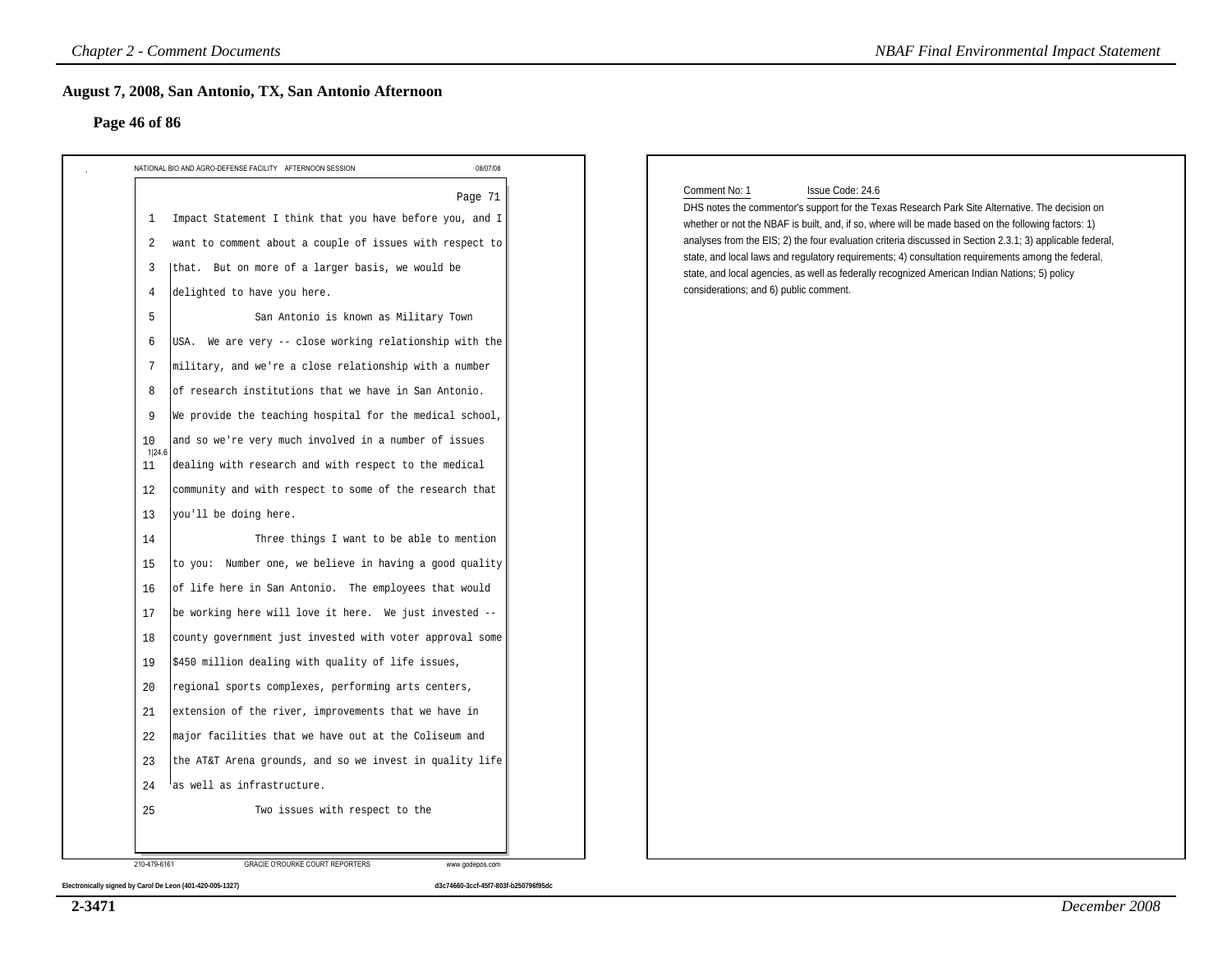## August 7, 2008, San Antonio, TX, San Antonio Afternoon

### Page 46 of 86

NATIONAL BIO AND AGRO-DEFENSE FACILITY AFTERNOON SESSION 08/07/08

Page 71

```
1   Impact Statement I think that you have before you, and I
2   want to comment about a couple of issues with respect to
3   that. But on more of a larger basis, we would be
4   delighted to have you here.
5               San Antonio is known as Military Town
6   USA. We are very -- close working relationship with the
7   military, and we're a close relationship with a number
8   of research institutions that we have in San Antonio.
9   We provide the teaching hospital for the medical school,
10  and so we're very much involved in a number of issues
11  dealing with research and with respect to the medical
12  community and with respect to some of the research that
13  you'll be doing here.
14              Three things I want to be able to mention
15  to you: Number one, we believe in having a good quality
16  of life here in San Antonio. The employees that would
17  be working here will love it here. We just invested --
18  county government just invested with voter approval some
19  $450 million dealing with quality of life issues,
20  regional sports complexes, performing arts centers,
21  extension of the river, improvements that we have in
22  major facilities that we have out at the Coliseum and
23  the AT&T Arena grounds, and so we invest in quality life
24  as well as infrastructure.
25              Two issues with respect to the
```

1|24.6

210-479-6161 GRACIE O'ROURKE COURT REPORTERS www.godepos.com

Electronically signed by Carol De Leon (401-420-005-1327) d3c74660-3ccf-45f7-803f-b250796f95dc

Comment No: 1 Issue Code: 24.6

DHS notes the commentor's support for the Texas Research Park Site Alternative. The decision on whether or not the NBAF is built, and, if so, where will be made based on the following factors: 1) analyses from the EIS; 2) the four evaluation criteria discussed in Section 2.3.1; 3) applicable federal, state, and local laws and regulatory requirements; 4) consultation requirements among the federal, state, and local agencies, as well as federally recognized American Indian Nations; 5) policy considerations; and 6) public comment.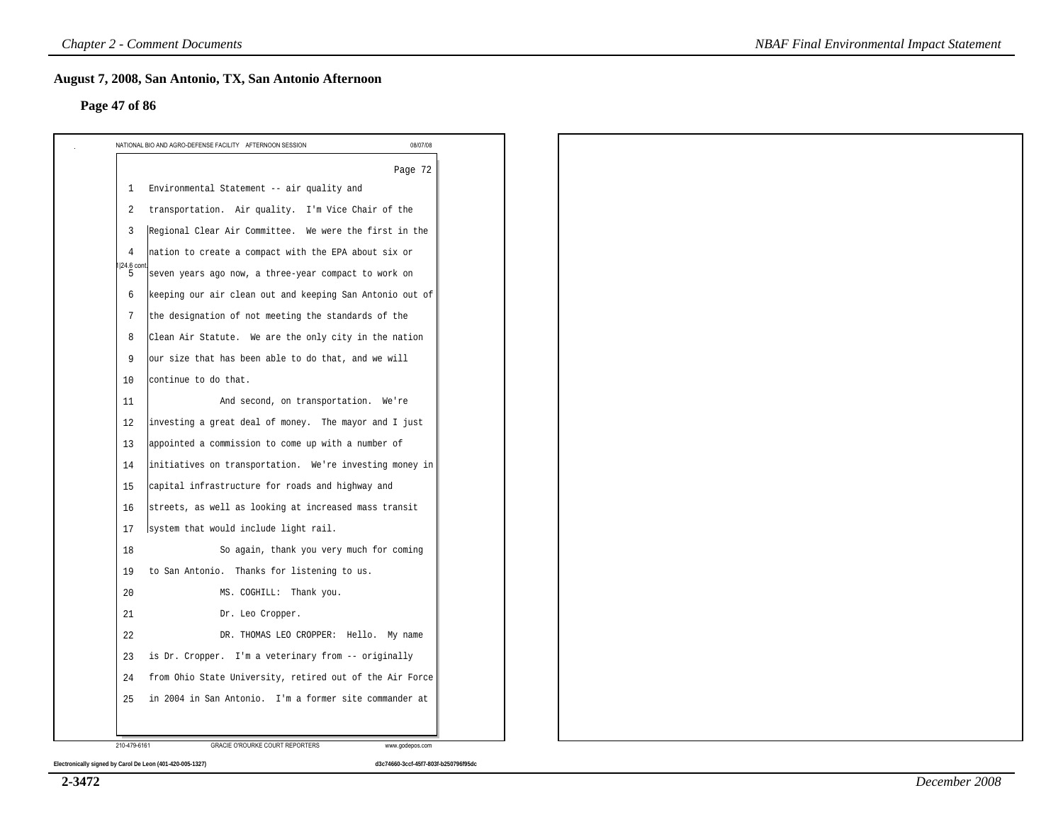## August 7, 2008, San Antonio, TX, San Antonio Afternoon

### Page 47 of 86

NATIONAL BIO AND AGRO-DEFENSE FACILITY AFTERNOON SESSION 08/07/08

Page 72

1 Environmental Statement -- air quality and
2 transportation. Air quality. I'm Vice Chair of the
3 Regional Clear Air Committee. We were the first in the
4 nation to create a compact with the EPA about six or
5 seven years ago now, a three-year compact to work on
6 keeping our air clean out and keeping San Antonio out of
7 the designation of not meeting the standards of the
8 Clean Air Statute. We are the only city in the nation
9 our size that has been able to do that, and we will
10 continue to do that.
11 And second, on transportation. We're
12 investing a great deal of money. The mayor and I just
13 appointed a commission to come up with a number of
14 initiatives on transportation. We're investing money in
15 capital infrastructure for roads and highway and
16 streets, as well as looking at increased mass transit
17 system that would include light rail.
18 So again, thank you very much for coming
19 to San Antonio. Thanks for listening to us.
20 MS. COGHILL: Thank you.
21 Dr. Leo Cropper.
22 DR. THOMAS LEO CROPPER: Hello. My name
23 is Dr. Cropper. I'm a veterinary from -- originally
24 from Ohio State University, retired out of the Air Force
25 in 2004 in San Antonio. I'm a former site commander at

1|24.6 cont.

210-479-6161 GRACIE O'ROURKE COURT REPORTERS www.godepos.com

Electronically signed by Carol De Leon (401-420-005-1327) d3c74660-3ccf-45f7-803f-b250796f95dc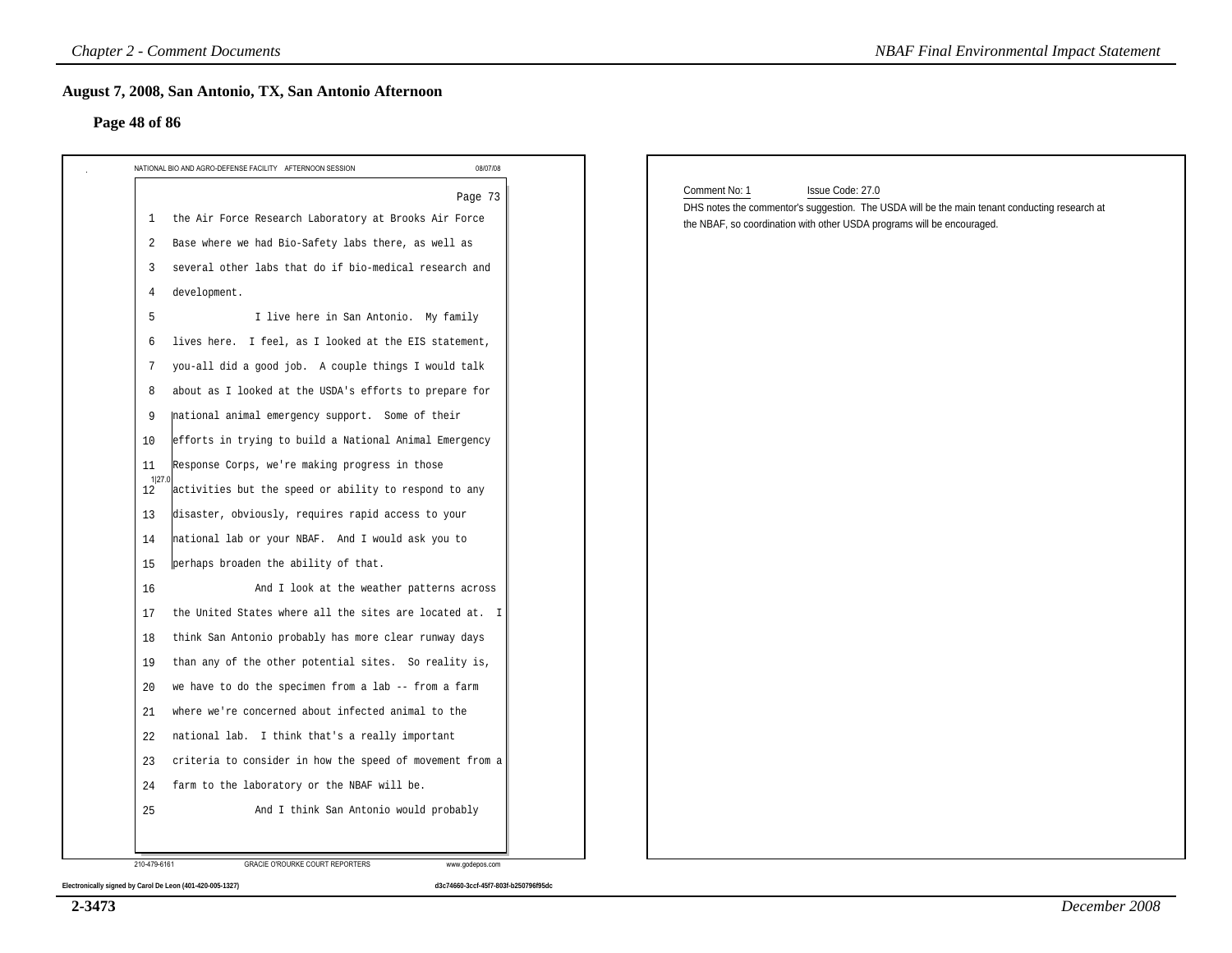## August 7, 2008, San Antonio, TX, San Antonio Afternoon

### Page 48 of 86

NATIONAL BIO AND AGRO-DEFENSE FACILITY AFTERNOON SESSION 08/07/08

Page 73

1 the Air Force Research Laboratory at Brooks Air Force
2 Base where we had Bio-Safety labs there, as well as
3 several other labs that do if bio-medical research and
4 development.
5 I live here in San Antonio. My family
6 lives here. I feel, as I looked at the EIS statement,
7 you-all did a good job. A couple things I would talk
8 about as I looked at the USDA's efforts to prepare for
9 national animal emergency support. Some of their
10 efforts in trying to build a National Animal Emergency
11 Response Corps, we're making progress in those
12 activities but the speed or ability to respond to any
13 disaster, obviously, requires rapid access to your
14 national lab or your NBAF. And I would ask you to
15 perhaps broaden the ability of that.
16 And I look at the weather patterns across
17 the United States where all the sites are located at. I
18 think San Antonio probably has more clear runway days
19 than any of the other potential sites. So reality is,
20 we have to do the specimen from a lab -- from a farm
21 where we're concerned about infected animal to the
22 national lab. I think that's a really important
23 criteria to consider in how the speed of movement from a
24 farm to the laboratory or the NBAF will be.
25 And I think San Antonio would probably

1|27.0

210-479-6161 GRACIE O'ROURKE COURT REPORTERS www.godepos.com

Electronically signed by Carol De Leon (401-420-005-1327) d3c74660-3ccf-45f7-803f-b250796f95dc

Comment No: 1 Issue Code: 27.0

DHS notes the commentor's suggestion. The USDA will be the main tenant conducting research at the NBAF, so coordination with other USDA programs will be encouraged.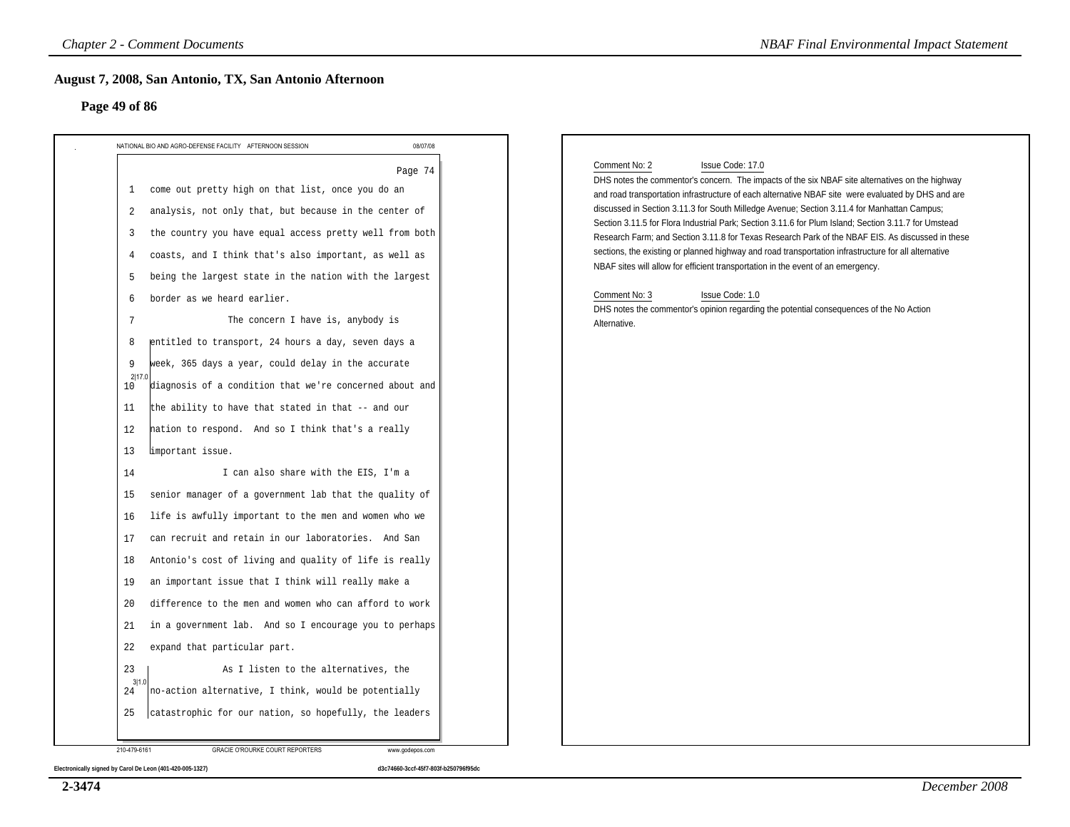## August 7, 2008, San Antonio, TX, San Antonio Afternoon

### Page 49 of 86

NATIONAL BIO AND AGRO-DEFENSE FACILITY AFTERNOON SESSION 08/07/08

Page 74

1 come out pretty high on that list, once you do an
2 analysis, not only that, but because in the center of
3 the country you have equal access pretty well from both
4 coasts, and I think that's also important, as well as
5 being the largest state in the nation with the largest
6 border as we heard earlier.
7 The concern I have is, anybody is
8 entitled to transport, 24 hours a day, seven days a
9 week, 365 days a year, could delay in the accurate
10 diagnosis of a condition that we're concerned about and
11 the ability to have that stated in that -- and our
12 nation to respond. And so I think that's a really
13 important issue.

2|17.0

14 I can also share with the EIS, I'm a
15 senior manager of a government lab that the quality of
16 life is awfully important to the men and women who we
17 can recruit and retain in our laboratories. And San
18 Antonio's cost of living and quality of life is really
19 an important issue that I think will really make a
20 difference to the men and women who can afford to work
21 in a government lab. And so I encourage you to perhaps
22 expand that particular part.
23 As I listen to the alternatives, the
24 no-action alternative, I think, would be potentially
25 catastrophic for our nation, so hopefully, the leaders

3|1.0

210-479-6161 GRACIE O'ROURKE COURT REPORTERS www.godepos.com

Electronically signed by Carol De Leon (401-420-005-1327) d3c74660-3ccf-45f7-803f-b250796f95dc

Comment No: 2 Issue Code: 17.0

DHS notes the commentor's concern. The impacts of the six NBAF site alternatives on the highway and road transportation infrastructure of each alternative NBAF site were evaluated by DHS and are discussed in Section 3.11.3 for South Milledge Avenue; Section 3.11.4 for Manhattan Campus; Section 3.11.5 for Flora Industrial Park; Section 3.11.6 for Plum Island; Section 3.11.7 for Umstead Research Farm; and Section 3.11.8 for Texas Research Park of the NBAF EIS. As discussed in these sections, the existing or planned highway and road transportation infrastructure for all alternative NBAF sites will allow for efficient transportation in the event of an emergency.

Comment No: 3 Issue Code: 1.0

DHS notes the commentor's opinion regarding the potential consequences of the No Action Alternative.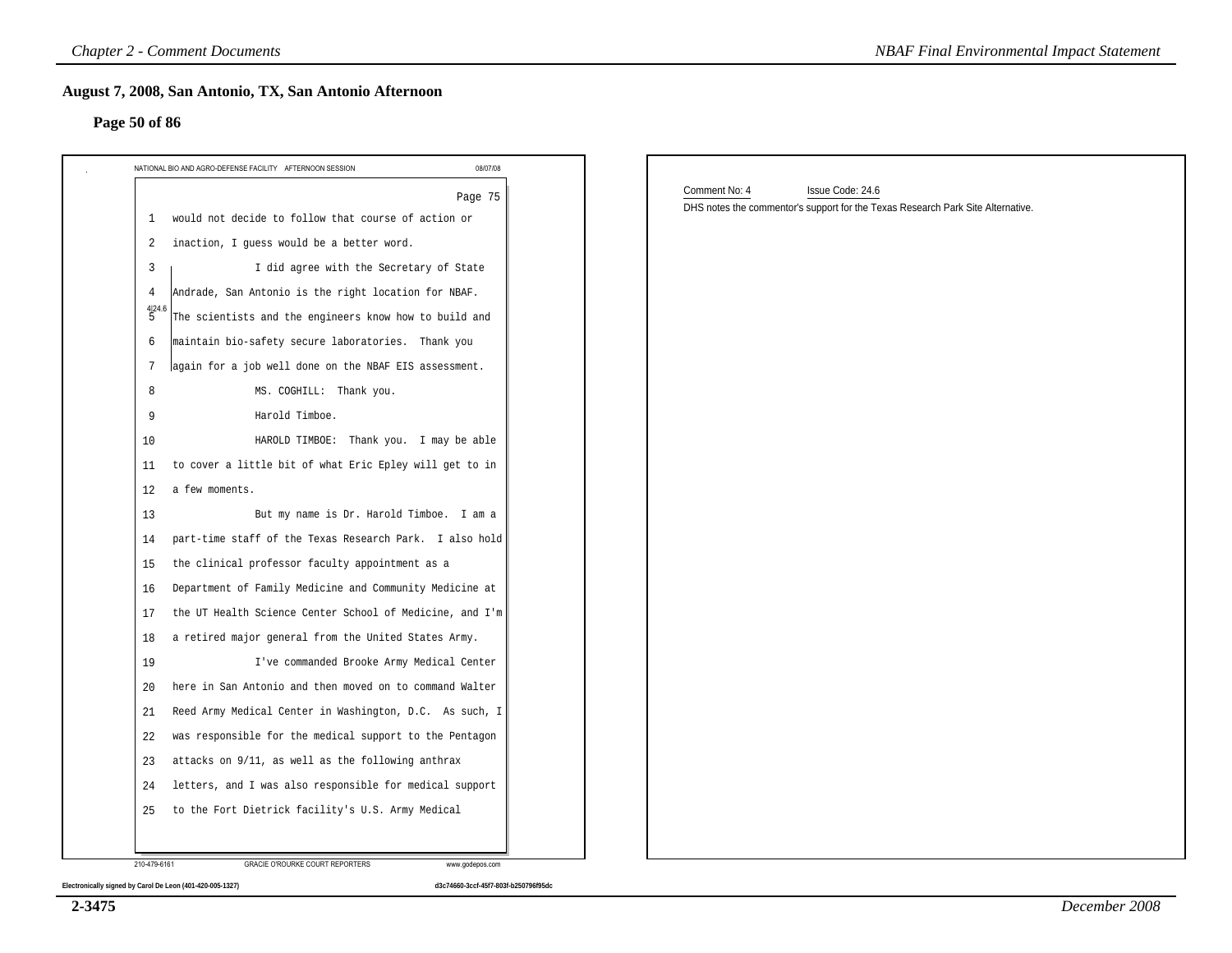## August 7, 2008, San Antonio, TX, San Antonio Afternoon

### Page 50 of 86

NATIONAL BIO AND AGRO-DEFENSE FACILITY AFTERNOON SESSION 08/07/08

Page 75

1 would not decide to follow that course of action or
2 inaction, I guess would be a better word.
3 I did agree with the Secretary of State
4 Andrade, San Antonio is the right location for NBAF.
5 The scientists and the engineers know how to build and
6 maintain bio-safety secure laboratories. Thank you
7 again for a job well done on the NBAF EIS assessment.

4|24.6

8 MS. COGHILL: Thank you.
9 Harold Timboe.
10 HAROLD TIMBOE: Thank you. I may be able
11 to cover a little bit of what Eric Epley will get to in
12 a few moments.
13 But my name is Dr. Harold Timboe. I am a
14 part-time staff of the Texas Research Park. I also hold
15 the clinical professor faculty appointment as a
16 Department of Family Medicine and Community Medicine at
17 the UT Health Science Center School of Medicine, and I'm
18 a retired major general from the United States Army.
19 I've commanded Brooke Army Medical Center
20 here in San Antonio and then moved on to command Walter
21 Reed Army Medical Center in Washington, D.C. As such, I
22 was responsible for the medical support to the Pentagon
23 attacks on 9/11, as well as the following anthrax
24 letters, and I was also responsible for medical support
25 to the Fort Dietrick facility's U.S. Army Medical

210-479-6161 GRACIE O'ROURKE COURT REPORTERS www.godepos.com

Electronically signed by Carol De Leon (401-420-005-1327) d3c74660-3ccf-45f7-803f-b250796f95dc

Comment No: 4 Issue Code: 24.6

DHS notes the commentor's support for the Texas Research Park Site Alternative.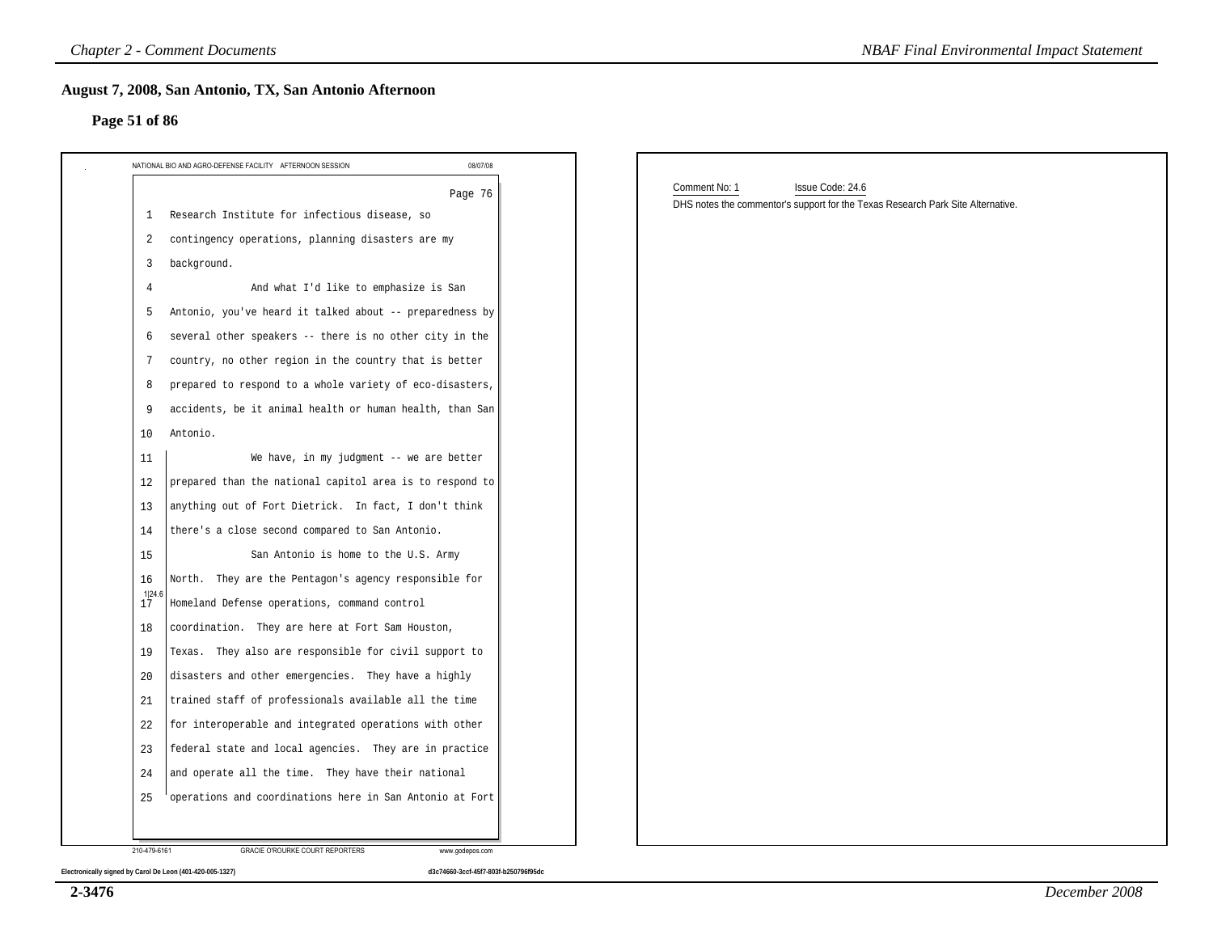## August 7, 2008, San Antonio, TX, San Antonio Afternoon

### Page 51 of 86

NATIONAL BIO AND AGRO-DEFENSE FACILITY AFTERNOON SESSION 08/07/08

Page 76

1 Research Institute for infectious disease, so
2 contingency operations, planning disasters are my
3 background.
4 And what I'd like to emphasize is San
5 Antonio, you've heard it talked about -- preparedness by
6 several other speakers -- there is no other city in the
7 country, no other region in the country that is better
8 prepared to respond to a whole variety of eco-disasters,
9 accidents, be it animal health or human health, than San
10 Antonio.
11 We have, in my judgment -- we are better
12 prepared than the national capitol area is to respond to
13 anything out of Fort Dietrick. In fact, I don't think
14 there's a close second compared to San Antonio.
15 San Antonio is home to the U.S. Army
16 North. They are the Pentagon's agency responsible for
17 Homeland Defense operations, command control
18 coordination. They are here at Fort Sam Houston,
19 Texas. They also are responsible for civil support to
20 disasters and other emergencies. They have a highly
21 trained staff of professionals available all the time
22 for interoperable and integrated operations with other
23 federal state and local agencies. They are in practice
24 and operate all the time. They have their national
25 operations and coordinations here in San Antonio at Fort

1|24.6

210-479-6161 GRACIE O'ROURKE COURT REPORTERS www.godepos.com

Electronically signed by Carol De Leon (401-420-005-1327) d3c74660-3ccf-45f7-803f-b250796f95dc

Comment No: 1 Issue Code: 24.6

DHS notes the commentor's support for the Texas Research Park Site Alternative.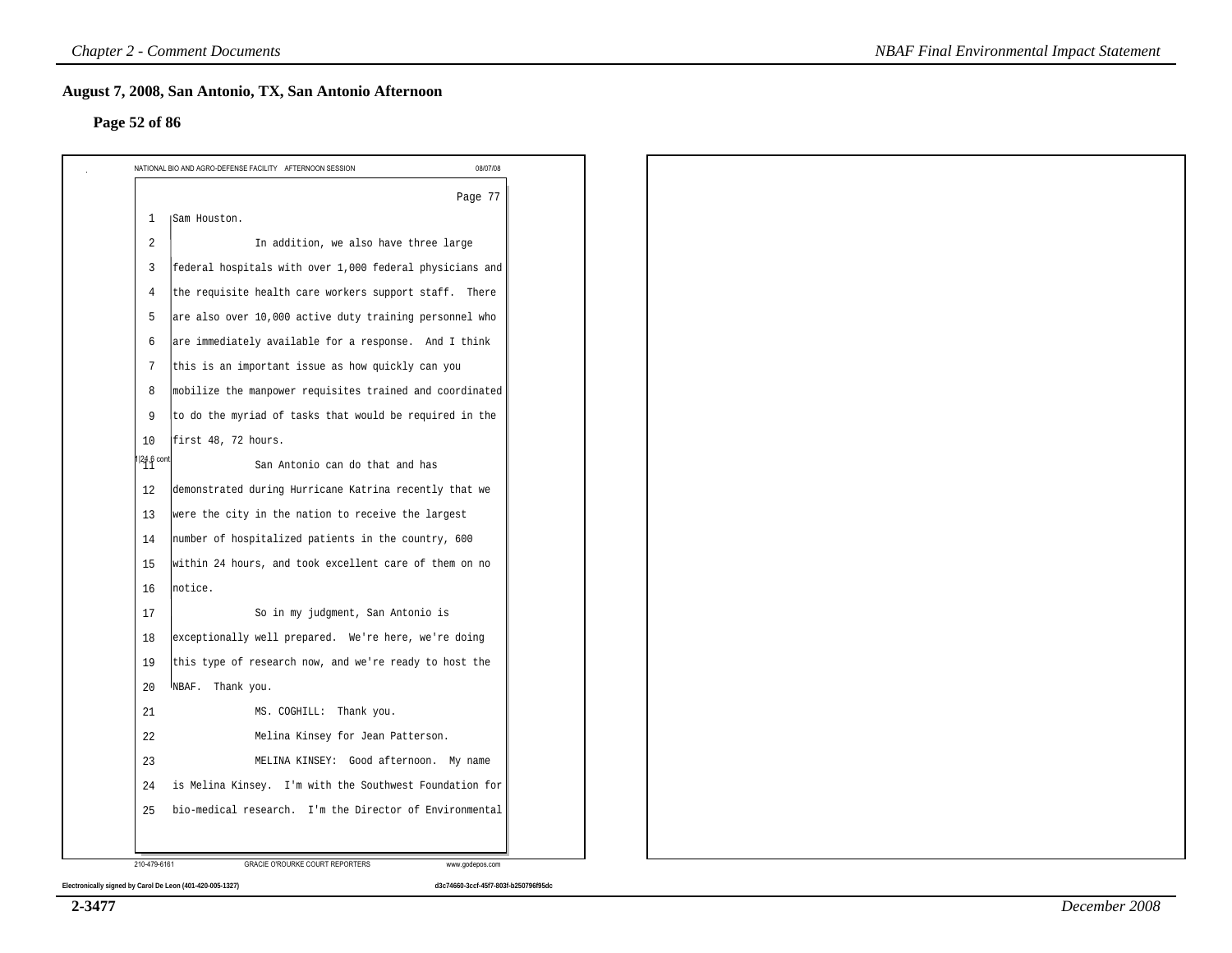## August 7, 2008, San Antonio, TX, San Antonio Afternoon

### Page 52 of 86

NATIONAL BIO AND AGRO-DEFENSE FACILITY AFTERNOON SESSION 08/07/08

Page 77

1 Sam Houston.

2 In addition, we also have three large

3 federal hospitals with over 1,000 federal physicians and

4 the requisite health care workers support staff. There

5 are also over 10,000 active duty training personnel who

6 are immediately available for a response. And I think

7 this is an important issue as how quickly can you

8 mobilize the manpower requisites trained and coordinated

9 to do the myriad of tasks that would be required in the

10 first 48, 72 hours.

11 San Antonio can do that and has

12 demonstrated during Hurricane Katrina recently that we

13 were the city in the nation to receive the largest

14 number of hospitalized patients in the country, 600

15 within 24 hours, and took excellent care of them on no

16 notice.

17 So in my judgment, San Antonio is

18 exceptionally well prepared. We're here, we're doing

19 this type of research now, and we're ready to host the

20 NBAF. Thank you.

1|24.6 cont.

21 MS. COGHILL: Thank you.

22 Melina Kinsey for Jean Patterson.

23 MELINA KINSEY: Good afternoon. My name

24 is Melina Kinsey. I'm with the Southwest Foundation for

25 bio-medical research. I'm the Director of Environmental

210-479-6161 GRACIE O'ROURKE COURT REPORTERS www.godepos.com

Electronically signed by Carol De Leon (401-420-005-1327) d3c74660-3ccf-45f7-803f-b250796f95dc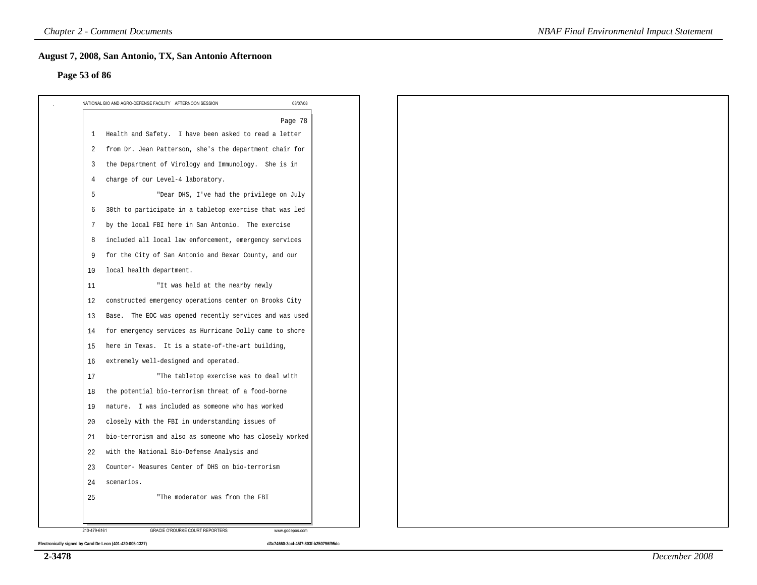## August 7, 2008, San Antonio, TX, San Antonio Afternoon

**Page 53 of 86**

NATIONAL BIO AND AGRO-DEFENSE FACILITY AFTERNOON SESSION 08/07/08

Page 78

1 Health and Safety. I have been asked to read a letter
2 from Dr. Jean Patterson, she's the department chair for
3 the Department of Virology and Immunology. She is in
4 charge of our Level-4 laboratory.
5 "Dear DHS, I've had the privilege on July
6 30th to participate in a tabletop exercise that was led
7 by the local FBI here in San Antonio. The exercise
8 included all local law enforcement, emergency services
9 for the City of San Antonio and Bexar County, and our
10 local health department.
11 "It was held at the nearby newly
12 constructed emergency operations center on Brooks City
13 Base. The EOC was opened recently services and was used
14 for emergency services as Hurricane Dolly came to shore
15 here in Texas. It is a state-of-the-art building,
16 extremely well-designed and operated.
17 "The tabletop exercise was to deal with
18 the potential bio-terrorism threat of a food-borne
19 nature. I was included as someone who has worked
20 closely with the FBI in understanding issues of
21 bio-terrorism and also as someone who has closely worked
22 with the National Bio-Defense Analysis and
23 Counter- Measures Center of DHS on bio-terrorism
24 scenarios.
25 "The moderator was from the FBI

210-479-6161 GRACIE O'ROURKE COURT REPORTERS www.godepos.com

Electronically signed by Carol De Leon (401-420-005-1327) d3c74660-3ccf-45f7-803f-b250796f95dc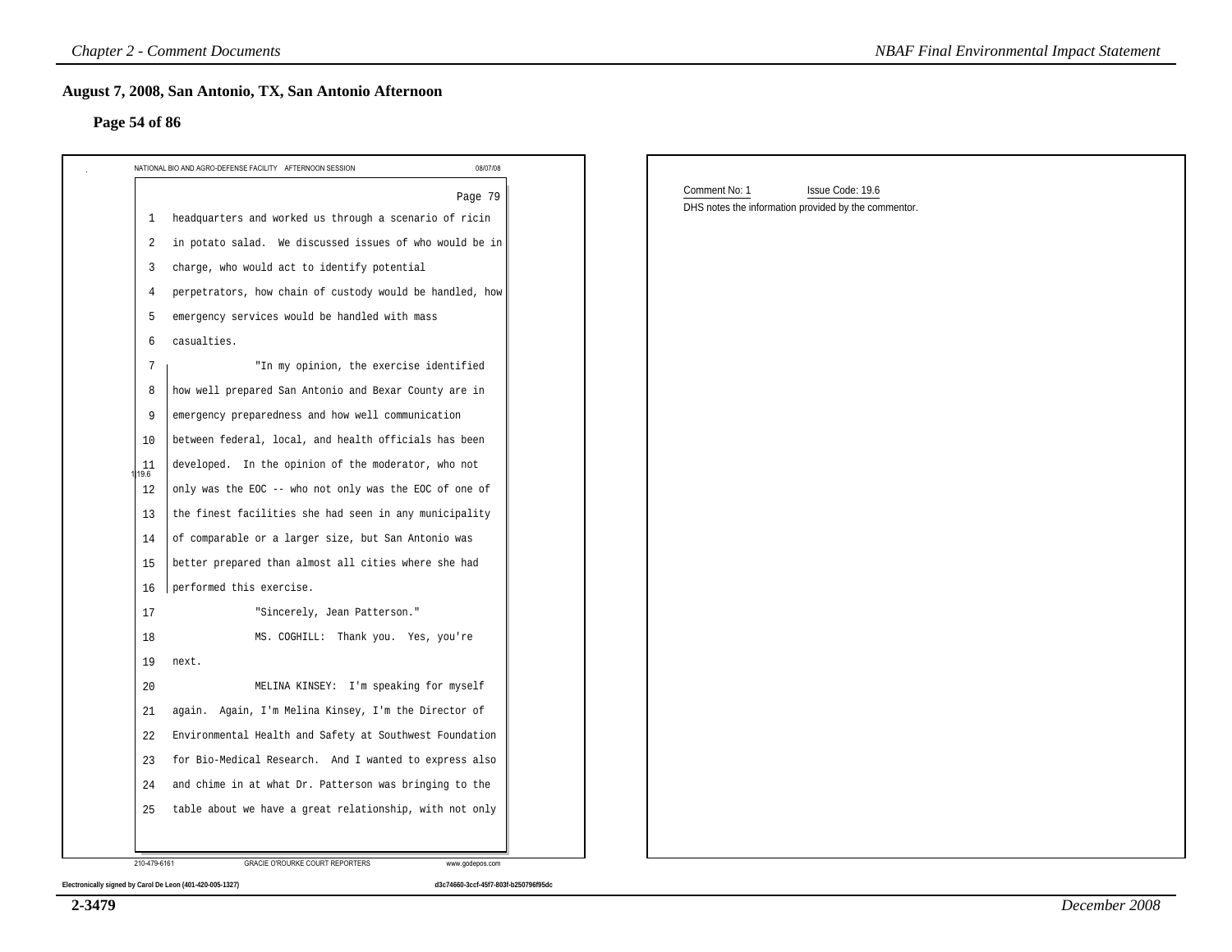## August 7, 2008, San Antonio, TX, San Antonio Afternoon

### Page 54 of 86

NATIONAL BIO AND AGRO-DEFENSE FACILITY AFTERNOON SESSION 08/07/08

Page 79

1 headquarters and worked us through a scenario of ricin
2 in potato salad. We discussed issues of who would be in
3 charge, who would act to identify potential
4 perpetrators, how chain of custody would be handled, how
5 emergency services would be handled with mass
6 casualties.
7 "In my opinion, the exercise identified
8 how well prepared San Antonio and Bexar County are in
9 emergency preparedness and how well communication
10 between federal, local, and health officials has been
11 developed. In the opinion of the moderator, who not
12 only was the EOC -- who not only was the EOC of one of
13 the finest facilities she had seen in any municipality
14 of comparable or a larger size, but San Antonio was
15 better prepared than almost all cities where she had
16 performed this exercise.
17 "Sincerely, Jean Patterson."
18 MS. COGHILL: Thank you. Yes, you're
19 next.
20 MELINA KINSEY: I'm speaking for myself
21 again. Again, I'm Melina Kinsey, I'm the Director of
22 Environmental Health and Safety at Southwest Foundation
23 for Bio-Medical Research. And I wanted to express also
24 and chime in at what Dr. Patterson was bringing to the
25 table about we have a great relationship, with not only

1|19.6

210-479-6161 GRACIE O'ROURKE COURT REPORTERS www.godepos.com

Electronically signed by Carol De Leon (401-420-005-1327) d3c74660-3ccf-45f7-803f-b250796f95dc

Comment No: 1 Issue Code: 19.6

DHS notes the information provided by the commentor.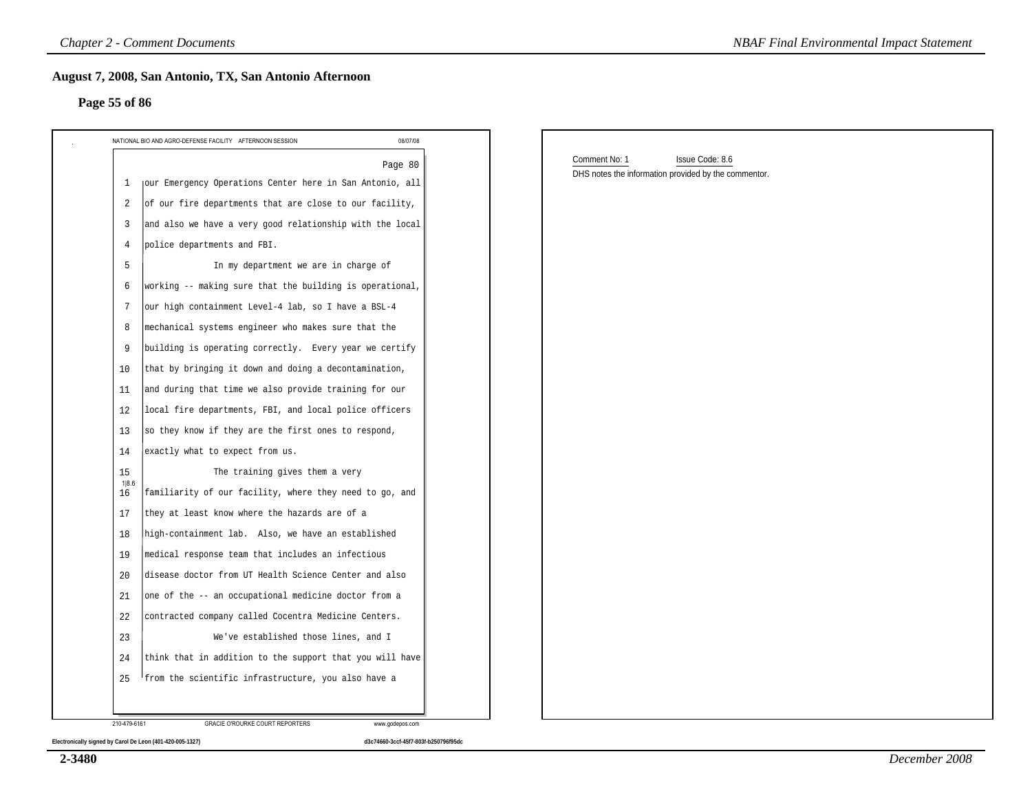## August 7, 2008, San Antonio, TX, San Antonio Afternoon

### Page 55 of 86

NATIONAL BIO AND AGRO-DEFENSE FACILITY AFTERNOON SESSION 08/07/08

Page 80

1 our Emergency Operations Center here in San Antonio, all
2 of our fire departments that are close to our facility,
3 and also we have a very good relationship with the local
4 police departments and FBI.
5 In my department we are in charge of
6 working -- making sure that the building is operational,
7 our high containment Level-4 lab, so I have a BSL-4
8 mechanical systems engineer who makes sure that the
9 building is operating correctly. Every year we certify
10 that by bringing it down and doing a decontamination,
11 and during that time we also provide training for our
12 local fire departments, FBI, and local police officers
13 so they know if they are the first ones to respond,
14 exactly what to expect from us.
15 The training gives them a very
16 familiarity of our facility, where they need to go, and
17 they at least know where the hazards are of a
18 high-containment lab. Also, we have an established
19 medical response team that includes an infectious
20 disease doctor from UT Health Science Center and also
21 one of the -- an occupational medicine doctor from a
22 contracted company called Cocentra Medicine Centers.
23 We've established those lines, and I
24 think that in addition to the support that you will have
25 from the scientific infrastructure, you also have a

1|8.6

210-479-6161 GRACIE O'ROURKE COURT REPORTERS www.godepos.com

Electronically signed by Carol De Leon (401-420-005-1327) d3c74660-3ccf-45f7-803f-b250796f95dc

Comment No: 1 Issue Code: 8.6

DHS notes the information provided by the commentor.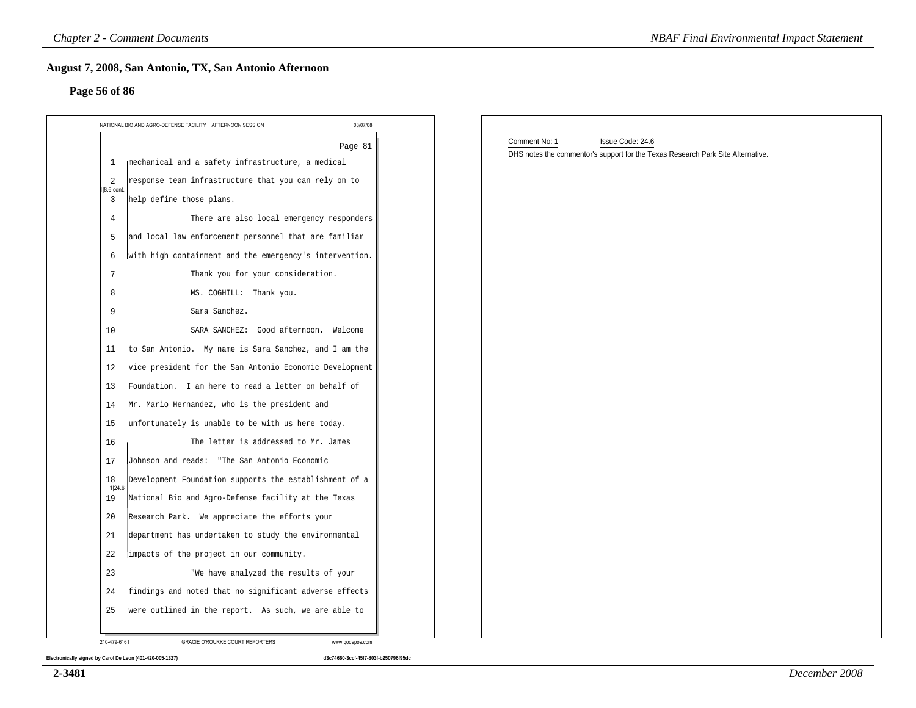## August 7, 2008, San Antonio, TX, San Antonio Afternoon

### Page 56 of 86

NATIONAL BIO AND AGRO-DEFENSE FACILITY AFTERNOON SESSION 08/07/08

Page 81

1 mechanical and a safety infrastructure, a medical
2 response team infrastructure that you can rely on to
3 help define those plans.
4 There are also local emergency responders
5 and local law enforcement personnel that are familiar
6 with high containment and the emergency's intervention.
7 Thank you for your consideration.
8 MS. COGHILL: Thank you.
9 Sara Sanchez.
10 SARA SANCHEZ: Good afternoon. Welcome
11 to San Antonio. My name is Sara Sanchez, and I am the
12 vice president for the San Antonio Economic Development
13 Foundation. I am here to read a letter on behalf of
14 Mr. Mario Hernandez, who is the president and
15 unfortunately is unable to be with us here today.
16 The letter is addressed to Mr. James
17 Johnson and reads: "The San Antonio Economic
18 Development Foundation supports the establishment of a
19 National Bio and Agro-Defense facility at the Texas
20 Research Park. We appreciate the efforts your
21 department has undertaken to study the environmental
22 impacts of the project in our community.
23 "We have analyzed the results of your
24 findings and noted that no significant adverse effects
25 were outlined in the report. As such, we are able to

210-479-6161 GRACIE O'ROURKE COURT REPORTERS www.godepos.com

Electronically signed by Carol De Leon (401-420-005-1327) d3c74660-3ccf-45f7-803f-b250796f95dc

Comment No: 1 Issue Code: 24.6

DHS notes the commentor's support for the Texas Research Park Site Alternative.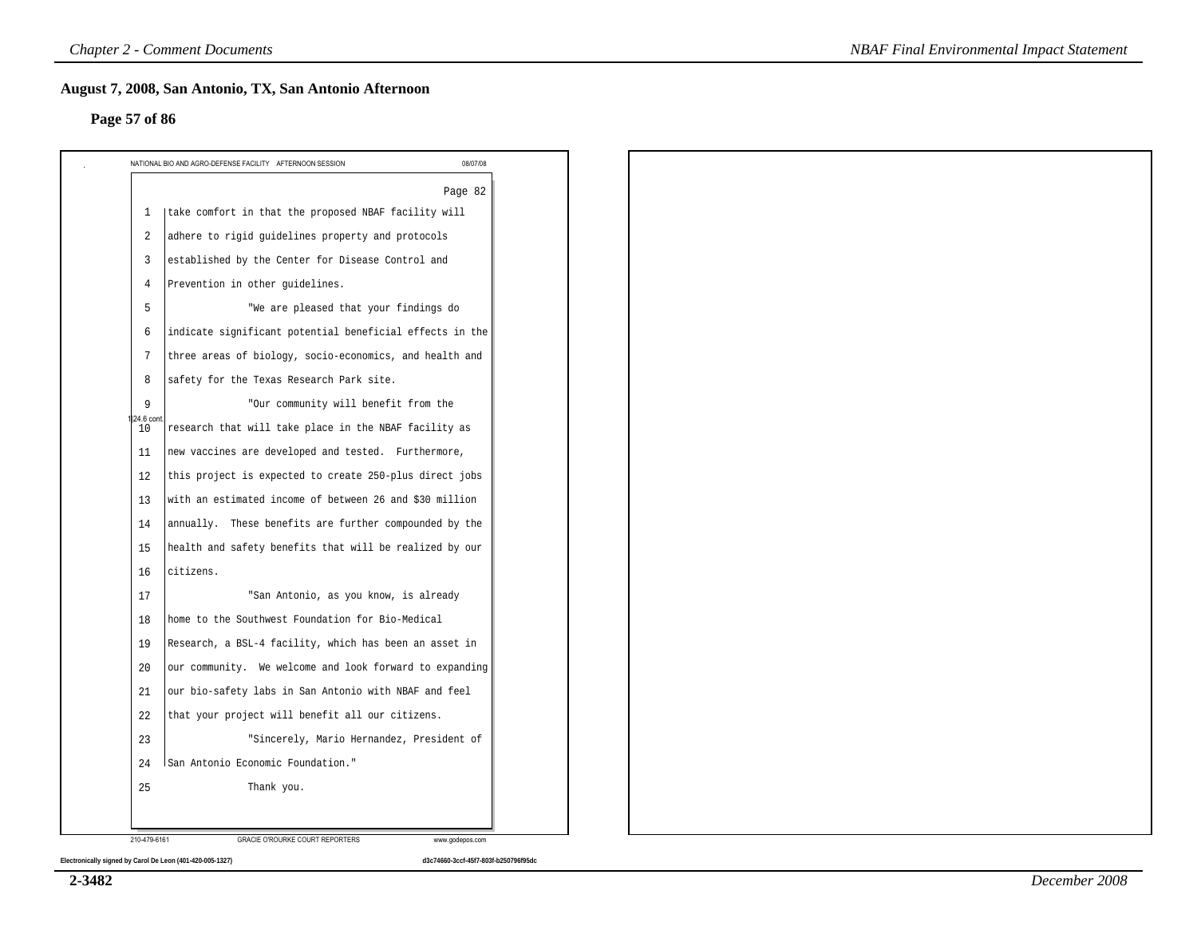## August 7, 2008, San Antonio, TX, San Antonio Afternoon

### Page 57 of 86

NATIONAL BIO AND AGRO-DEFENSE FACILITY AFTERNOON SESSION 08/07/08

Page 82

1 take comfort in that the proposed NBAF facility will
2 adhere to rigid guidelines property and protocols
3 established by the Center for Disease Control and
4 Prevention in other guidelines.
5 "We are pleased that your findings do
6 indicate significant potential beneficial effects in the
7 three areas of biology, socio-economics, and health and
8 safety for the Texas Research Park site.
9 "Our community will benefit from the
10 research that will take place in the NBAF facility as
11 new vaccines are developed and tested. Furthermore,
12 this project is expected to create 250-plus direct jobs
13 with an estimated income of between 26 and $30 million
14 annually. These benefits are further compounded by the
15 health and safety benefits that will be realized by our
16 citizens.
17 "San Antonio, as you know, is already
18 home to the Southwest Foundation for Bio-Medical
19 Research, a BSL-4 facility, which has been an asset in
20 our community. We welcome and look forward to expanding
21 our bio-safety labs in San Antonio with NBAF and feel
22 that your project will benefit all our citizens.
23 "Sincerely, Mario Hernandez, President of
24 San Antonio Economic Foundation."
25 Thank you.

1|24.6 cont.

210-479-6161 GRACIE O'ROURKE COURT REPORTERS www.godepos.com

Electronically signed by Carol De Leon (401-420-005-1327) d3c74660-3ccf-45f7-803f-b250796f95dc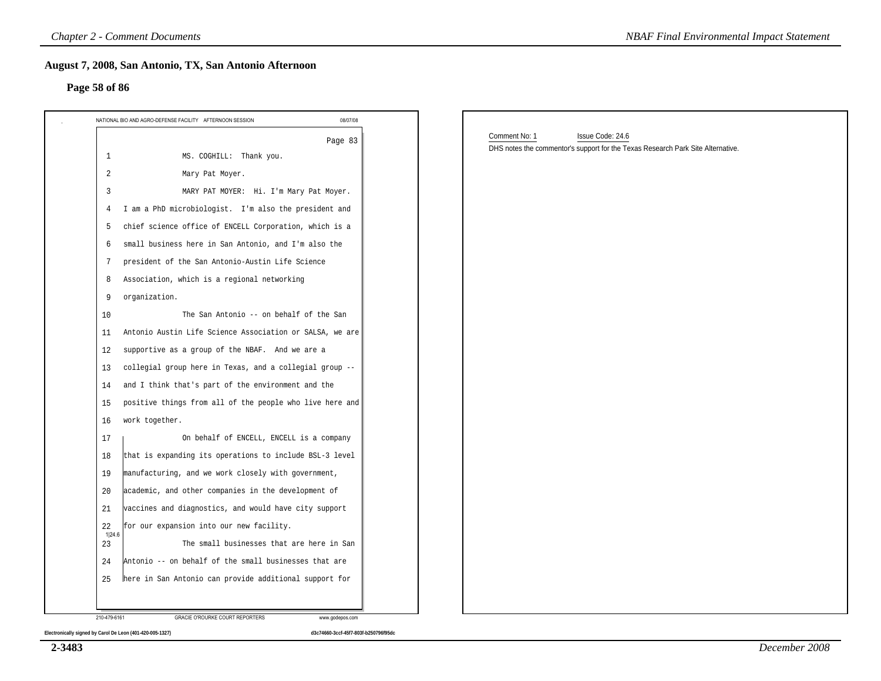## August 7, 2008, San Antonio, TX, San Antonio Afternoon

### Page 58 of 86

NATIONAL BIO AND AGRO-DEFENSE FACILITY AFTERNOON SESSION 08/07/08

Page 83

1 MS. COGHILL: Thank you.

2 Mary Pat Moyer.

3 MARY PAT MOYER: Hi. I'm Mary Pat Moyer.

4 I am a PhD microbiologist. I'm also the president and

5 chief science office of ENCELL Corporation, which is a

6 small business here in San Antonio, and I'm also the

7 president of the San Antonio-Austin Life Science

8 Association, which is a regional networking

9 organization.

10 The San Antonio -- on behalf of the San

11 Antonio Austin Life Science Association or SALSA, we are

12 supportive as a group of the NBAF. And we are a

13 collegial group here in Texas, and a collegial group --

14 and I think that's part of the environment and the

15 positive things from all of the people who live here and

16 work together.

17 On behalf of ENCELL, ENCELL is a company

18 that is expanding its operations to include BSL-3 level

19 manufacturing, and we work closely with government,

20 academic, and other companies in the development of

21 vaccines and diagnostics, and would have city support

22 for our expansion into our new facility.

1|24.6

23 The small businesses that are here in San

24 Antonio -- on behalf of the small businesses that are

25 here in San Antonio can provide additional support for

210-479-6161 GRACIE O'ROURKE COURT REPORTERS www.godepos.com

Electronically signed by Carol De Leon (401-420-005-1327) d3c74660-3ccf-45f7-803f-b250796f95dc

Comment No: 1 Issue Code: 24.6

DHS notes the commentor's support for the Texas Research Park Site Alternative.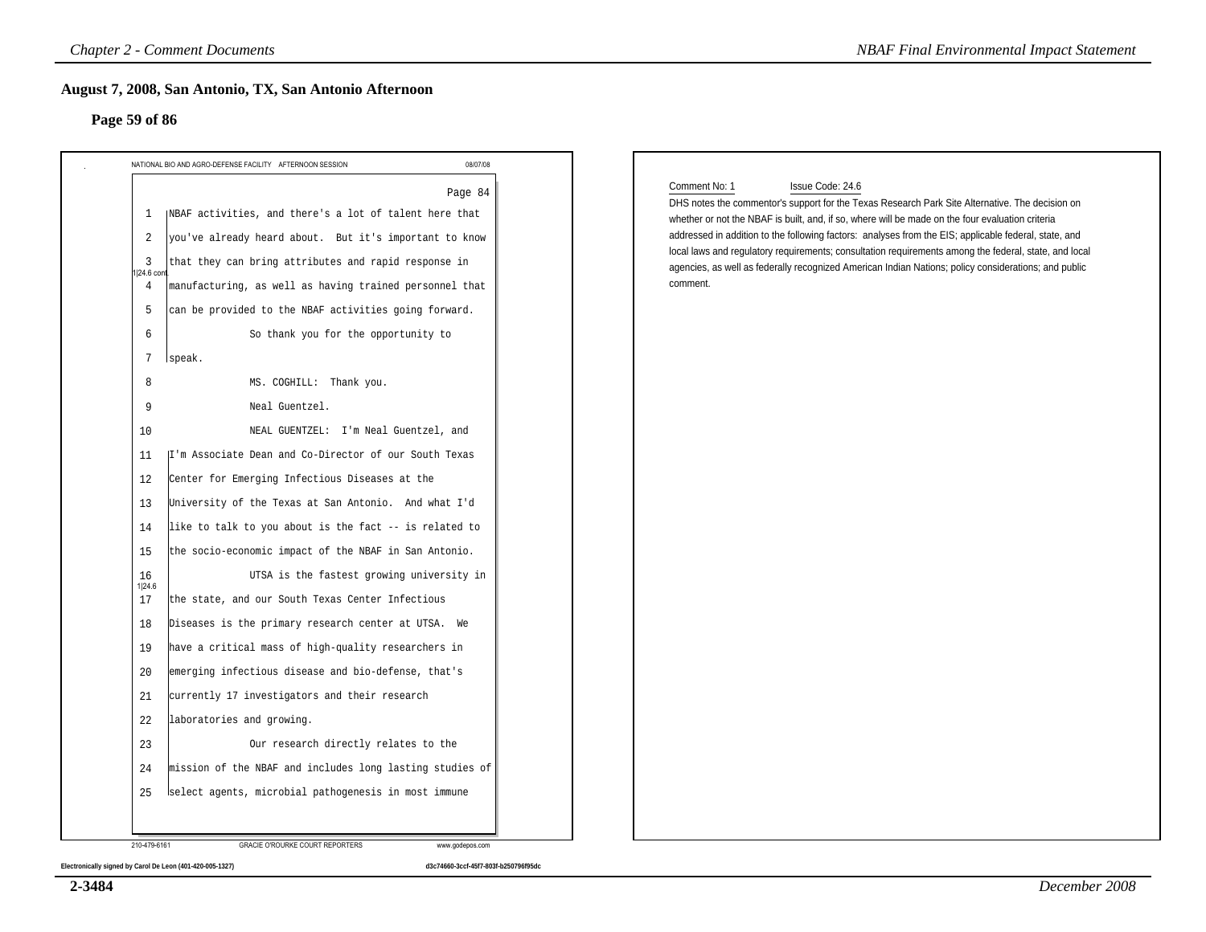## August 7, 2008, San Antonio, TX, San Antonio Afternoon

### Page 59 of 86

NATIONAL BIO AND AGRO-DEFENSE FACILITY AFTERNOON SESSION 08/07/08

Page 84

1 NBAF activities, and there's a lot of talent here that
2 you've already heard about. But it's important to know
3 that they can bring attributes and rapid response in
4 manufacturing, as well as having trained personnel that
5 can be provided to the NBAF activities going forward.
6 So thank you for the opportunity to
7 speak.
8 MS. COGHILL: Thank you.
9 Neal Guentzel.
10 NEAL GUENTZEL: I'm Neal Guentzel, and
11 I'm Associate Dean and Co-Director of our South Texas
12 Center for Emerging Infectious Diseases at the
13 University of the Texas at San Antonio. And what I'd
14 like to talk to you about is the fact -- is related to
15 the socio-economic impact of the NBAF in San Antonio.
16 UTSA is the fastest growing university in
17 the state, and our South Texas Center Infectious
18 Diseases is the primary research center at UTSA. We
19 have a critical mass of high-quality researchers in
20 emerging infectious disease and bio-defense, that's
21 currently 17 investigators and their research
22 laboratories and growing.
23 Our research directly relates to the
24 mission of the NBAF and includes long lasting studies of
25 select agents, microbial pathogenesis in most immune

(Margin annotations: 1|24.6 cont. at lines 1–7; 1|24.6 at lines 11–25)

210-479-6161 GRACIE O'ROURKE COURT REPORTERS www.godepos.com

Electronically signed by Carol De Leon (401-420-005-1327) d3c74660-3ccf-45f7-803f-b250796f95dc

Comment No: 1 Issue Code: 24.6

DHS notes the commentor's support for the Texas Research Park Site Alternative. The decision on whether or not the NBAF is built, and, if so, where will be made on the four evaluation criteria addressed in addition to the following factors: analyses from the EIS; applicable federal, state, and local laws and regulatory requirements; consultation requirements among the federal, state, and local agencies, as well as federally recognized American Indian Nations; policy considerations; and public comment.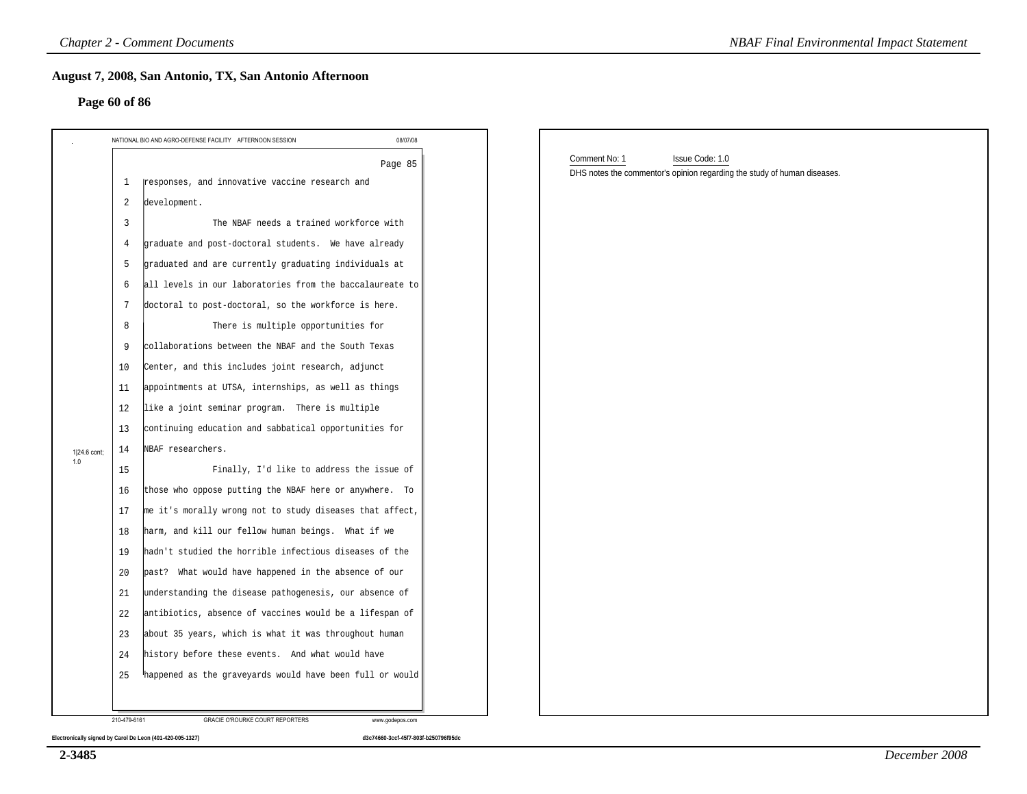## August 7, 2008, San Antonio, TX, San Antonio Afternoon

### Page 60 of 86

NATIONAL BIO AND AGRO-DEFENSE FACILITY AFTERNOON SESSION 08/07/08

Page 85

1 responses, and innovative vaccine research and
2 development.
3 The NBAF needs a trained workforce with
4 graduate and post-doctoral students. We have already
5 graduated and are currently graduating individuals at
6 all levels in our laboratories from the baccalaureate to
7 doctoral to post-doctoral, so the workforce is here.
8 There is multiple opportunities for
9 collaborations between the NBAF and the South Texas
10 Center, and this includes joint research, adjunct
11 appointments at UTSA, internships, as well as things
12 like a joint seminar program. There is multiple
13 continuing education and sabbatical opportunities for
14 NBAF researchers.

1|24.6 cont; 1.0

15 Finally, I'd like to address the issue of
16 those who oppose putting the NBAF here or anywhere. To
17 me it's morally wrong not to study diseases that affect,
18 harm, and kill our fellow human beings. What if we
19 hadn't studied the horrible infectious diseases of the
20 past? What would have happened in the absence of our
21 understanding the disease pathogenesis, our absence of
22 antibiotics, absence of vaccines would be a lifespan of
23 about 35 years, which is what it was throughout human
24 history before these events. And what would have
25 happened as the graveyards would have been full or would

210-479-6161 GRACIE O'ROURKE COURT REPORTERS www.godepos.com

Electronically signed by Carol De Leon (401-420-005-1327) d3c74660-3ccf-45f7-803f-b250796f95dc

Comment No: 1 Issue Code: 1.0

DHS notes the commentor's opinion regarding the study of human diseases.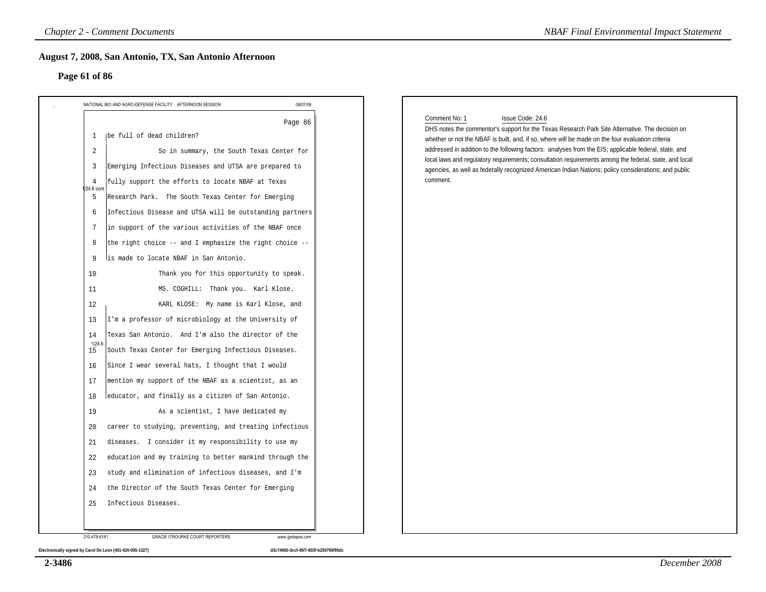## August 7, 2008, San Antonio, TX, San Antonio Afternoon

### Page 61 of 86

NATIONAL BIO AND AGRO-DEFENSE FACILITY AFTERNOON SESSION 08/07/08

Page 86

1 be full of dead children?

2 So in summary, the South Texas Center for

3 Emerging Infectious Diseases and UTSA are prepared to

4 fully support the efforts to locate NBAF at Texas

5 Research Park. The South Texas Center for Emerging

6 Infectious Disease and UTSA will be outstanding partners

7 in support of the various activities of the NBAF once

8 the right choice -- and I emphasize the right choice --

9 is made to locate NBAF in San Antonio.

1|24.6 cont.

10 Thank you for this opportunity to speak.

11 MS. COGHILL: Thank you. Karl Klose.

12 KARL KLOSE: My name is Karl Klose, and

13 I'm a professor of microbiology at the University of

14 Texas San Antonio. And I'm also the director of the

15 South Texas Center for Emerging Infectious Diseases.

16 Since I wear several hats, I thought that I would

17 mention my support of the NBAF as a scientist, as an

18 educator, and finally as a citizen of San Antonio.

1|24.6

19 As a scientist, I have dedicated my

20 career to studying, preventing, and treating infectious

21 diseases. I consider it my responsibility to use my

22 education and my training to better mankind through the

23 study and elimination of infectious diseases, and I'm

24 the Director of the South Texas Center for Emerging

25 Infectious Diseases.

210-479-6161 GRACIE O'ROURKE COURT REPORTERS www.godepos.com

Electronically signed by Carol De Leon (401-420-005-1327) d3c74660-3ccf-45f7-803f-b250796f95dc

Comment No: 1 Issue Code: 24.6

DHS notes the commentor's support for the Texas Research Park Site Alternative. The decision on whether or not the NBAF is built, and, if so, where will be made on the four evaluation criteria addressed in addition to the following factors: analyses from the EIS; applicable federal, state, and local laws and regulatory requirements; consultation requirements among the federal, state, and local agencies, as well as federally recognized American Indian Nations; policy considerations; and public comment.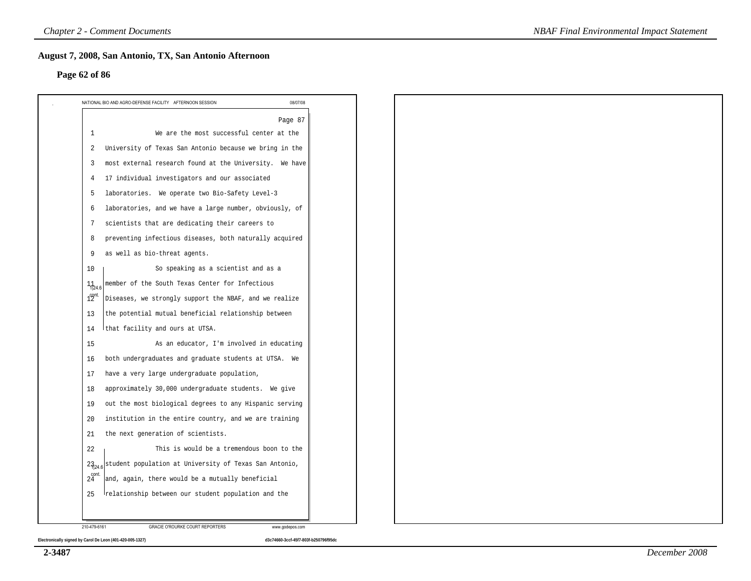## August 7, 2008, San Antonio, TX, San Antonio Afternoon

### Page 62 of 86

NATIONAL BIO AND AGRO-DEFENSE FACILITY AFTERNOON SESSION 08/07/08

Page 87

1 We are the most successful center at the
2 University of Texas San Antonio because we bring in the
3 most external research found at the University. We have
4 17 individual investigators and our associated
5 laboratories. We operate two Bio-Safety Level-3
6 laboratories, and we have a large number, obviously, of
7 scientists that are dedicating their careers to
8 preventing infectious diseases, both naturally acquired
9 as well as bio-threat agents.
10 So speaking as a scientist and as a
11 member of the South Texas Center for Infectious
12 Diseases, we strongly support the NBAF, and we realize
13 the potential mutual beneficial relationship between
14 that facility and ours at UTSA.

24.6 cont.

15 As an educator, I'm involved in educating
16 both undergraduates and graduate students at UTSA. We
17 have a very large undergraduate population,
18 approximately 30,000 undergraduate students. We give
19 out the most biological degrees to any Hispanic serving
20 institution in the entire country, and we are training
21 the next generation of scientists.
22 This is would be a tremendous boon to the
23 student population at University of Texas San Antonio,
24 and, again, there would be a mutually beneficial
25 relationship between our student population and the

24.6 cont.

210-479-6161 GRACIE O'ROURKE COURT REPORTERS www.godepos.com

Electronically signed by Carol De Leon (401-420-005-1327) d3c74660-3ccf-45f7-803f-b250796f95dc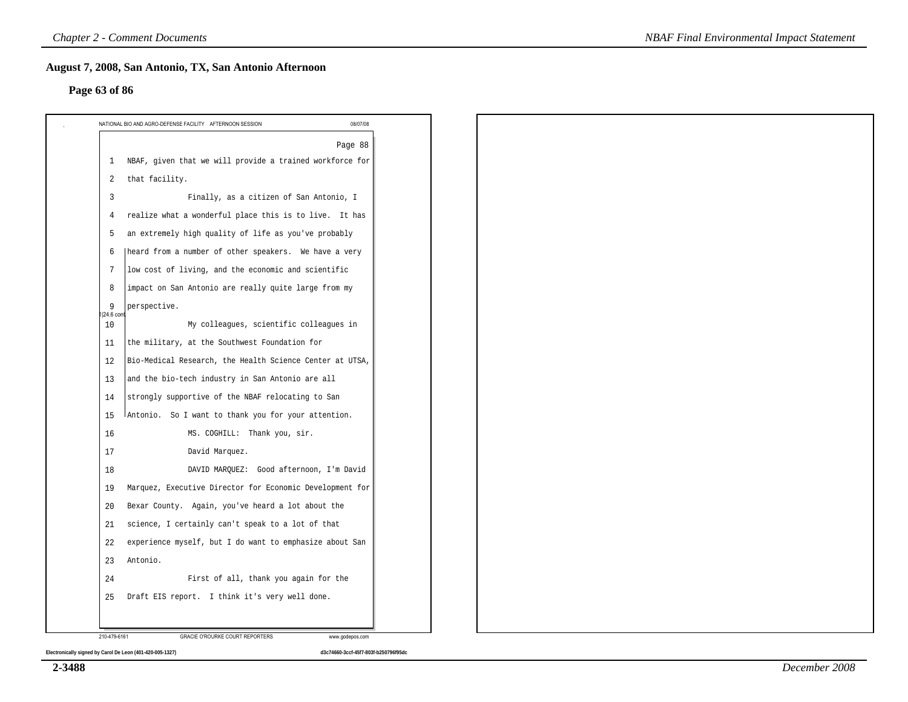## August 7, 2008, San Antonio, TX, San Antonio Afternoon

### Page 63 of 86

NATIONAL BIO AND AGRO-DEFENSE FACILITY AFTERNOON SESSION 08/07/08

Page 88

1 NBAF, given that we will provide a trained workforce for
2 that facility.
3 Finally, as a citizen of San Antonio, I
4 realize what a wonderful place this is to live. It has
5 an extremely high quality of life as you've probably
6 heard from a number of other speakers. We have a very
7 low cost of living, and the economic and scientific
8 impact on San Antonio are really quite large from my
9 perspective.

I|24.6 cont.

10 My colleagues, scientific colleagues in
11 the military, at the Southwest Foundation for
12 Bio-Medical Research, the Health Science Center at UTSA,
13 and the bio-tech industry in San Antonio are all
14 strongly supportive of the NBAF relocating to San
15 Antonio. So I want to thank you for your attention.
16 MS. COGHILL: Thank you, sir.
17 David Marquez.
18 DAVID MARQUEZ: Good afternoon, I'm David
19 Marquez, Executive Director for Economic Development for
20 Bexar County. Again, you've heard a lot about the
21 science, I certainly can't speak to a lot of that
22 experience myself, but I do want to emphasize about San
23 Antonio.
24 First of all, thank you again for the
25 Draft EIS report. I think it's very well done.

210-479-6161 GRACIE O'ROURKE COURT REPORTERS www.godepos.com

Electronically signed by Carol De Leon (401-420-005-1327) d3c74660-3ccf-45f7-803f-b250796f95dc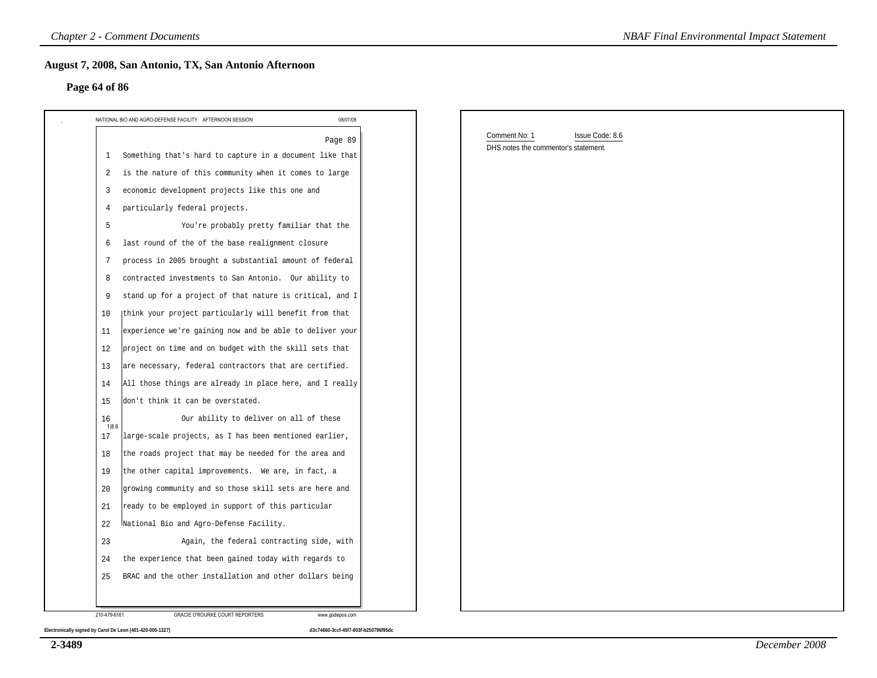## August 7, 2008, San Antonio, TX, San Antonio Afternoon

### Page 64 of 86

NATIONAL BIO AND AGRO-DEFENSE FACILITY AFTERNOON SESSION 08/07/08

Page 89

1 Something that's hard to capture in a document like that
2 is the nature of this community when it comes to large
3 economic development projects like this one and
4 particularly federal projects.
5 You're probably pretty familiar that the
6 last round of the of the base realignment closure
7 process in 2005 brought a substantial amount of federal
8 contracted investments to San Antonio. Our ability to
9 stand up for a project of that nature is critical, and I
10 think your project particularly will benefit from that
11 experience we're gaining now and be able to deliver your
12 project on time and on budget with the skill sets that
13 are necessary, federal contractors that are certified.
14 All those things are already in place here, and I really
15 don't think it can be overstated.
16 Our ability to deliver on all of these
17 large-scale projects, as I has been mentioned earlier,
18 the roads project that may be needed for the area and
19 the other capital improvements. We are, in fact, a
20 growing community and so those skill sets are here and
21 ready to be employed in support of this particular
22 National Bio and Agro-Defense Facility.
23 Again, the federal contracting side, with
24 the experience that been gained today with regards to
25 BRAC and the other installation and other dollars being

1|8.6

210-479-6161 GRACIE O'ROURKE COURT REPORTERS www.godepos.com

Electronically signed by Carol De Leon (401-420-005-1327) d3c74660-3ccf-45f7-803f-b250796f95dc

Comment No: 1 Issue Code: 8.6

DHS notes the commentor's statement.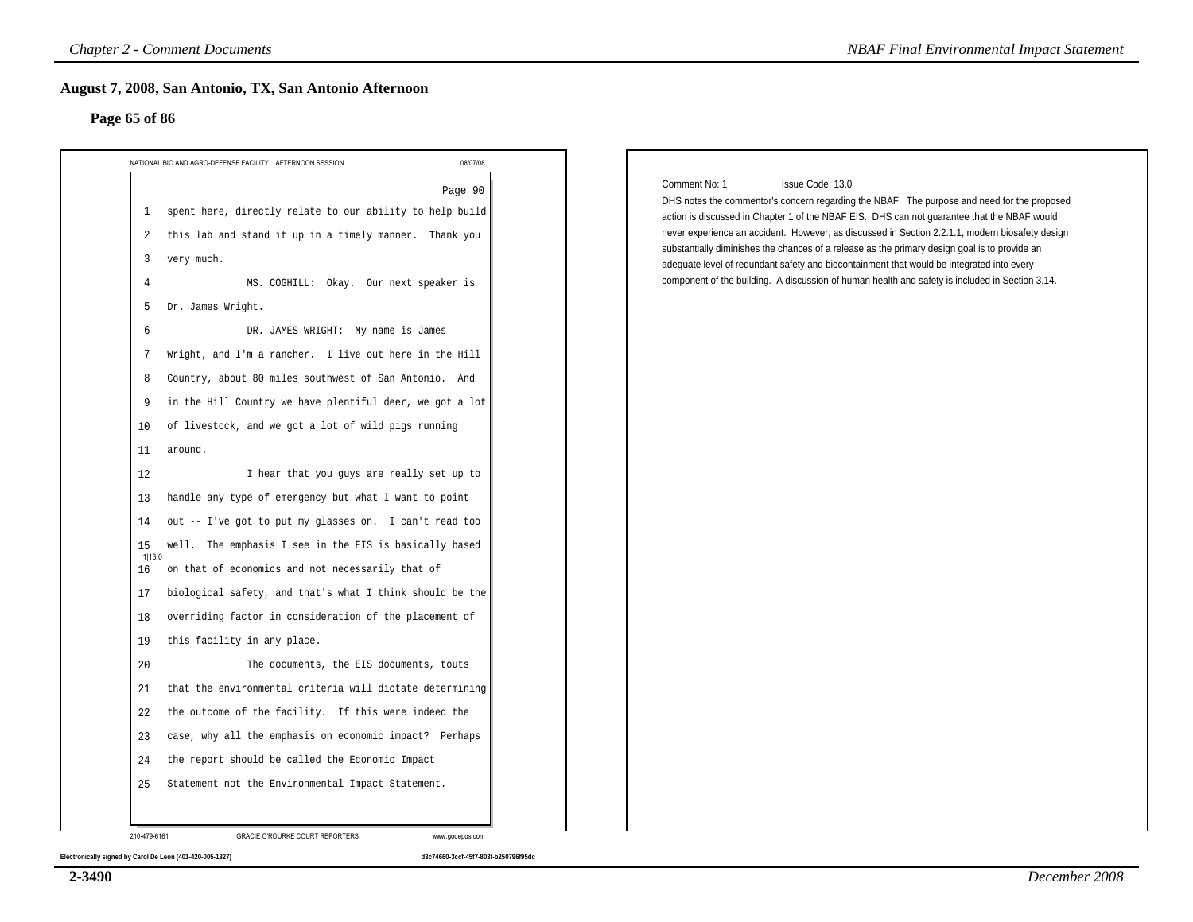## August 7, 2008, San Antonio, TX, San Antonio Afternoon

### Page 65 of 86

NATIONAL BIO AND AGRO-DEFENSE FACILITY AFTERNOON SESSION 08/07/08

Page 90

1 spent here, directly relate to our ability to help build
2 this lab and stand it up in a timely manner. Thank you
3 very much.
4 MS. COGHILL: Okay. Our next speaker is
5 Dr. James Wright.
6 DR. JAMES WRIGHT: My name is James
7 Wright, and I'm a rancher. I live out here in the Hill
8 Country, about 80 miles southwest of San Antonio. And
9 in the Hill Country we have plentiful deer, we got a lot
10 of livestock, and we got a lot of wild pigs running
11 around.
12 I hear that you guys are really set up to
13 handle any type of emergency but what I want to point
14 out -- I've got to put my glasses on. I can't read too
15 well. The emphasis I see in the EIS is basically based
16 on that of economics and not necessarily that of
17 biological safety, and that's what I think should be the
18 overriding factor in consideration of the placement of
19 this facility in any place.
20 The documents, the EIS documents, touts
21 that the environmental criteria will dictate determining
22 the outcome of the facility. If this were indeed the
23 case, why all the emphasis on economic impact? Perhaps
24 the report should be called the Economic Impact
25 Statement not the Environmental Impact Statement.

1|13.0

210-479-6161 GRACIE O'ROURKE COURT REPORTERS www.godepos.com

Electronically signed by Carol De Leon (401-420-005-1327) d3c74660-3ccf-45f7-803f-b250796f95dc

Comment No: 1 Issue Code: 13.0

DHS notes the commentor's concern regarding the NBAF. The purpose and need for the proposed action is discussed in Chapter 1 of the NBAF EIS. DHS can not guarantee that the NBAF would never experience an accident. However, as discussed in Section 2.2.1.1, modern biosafety design substantially diminishes the chances of a release as the primary design goal is to provide an adequate level of redundant safety and biocontainment that would be integrated into every component of the building. A discussion of human health and safety is included in Section 3.14.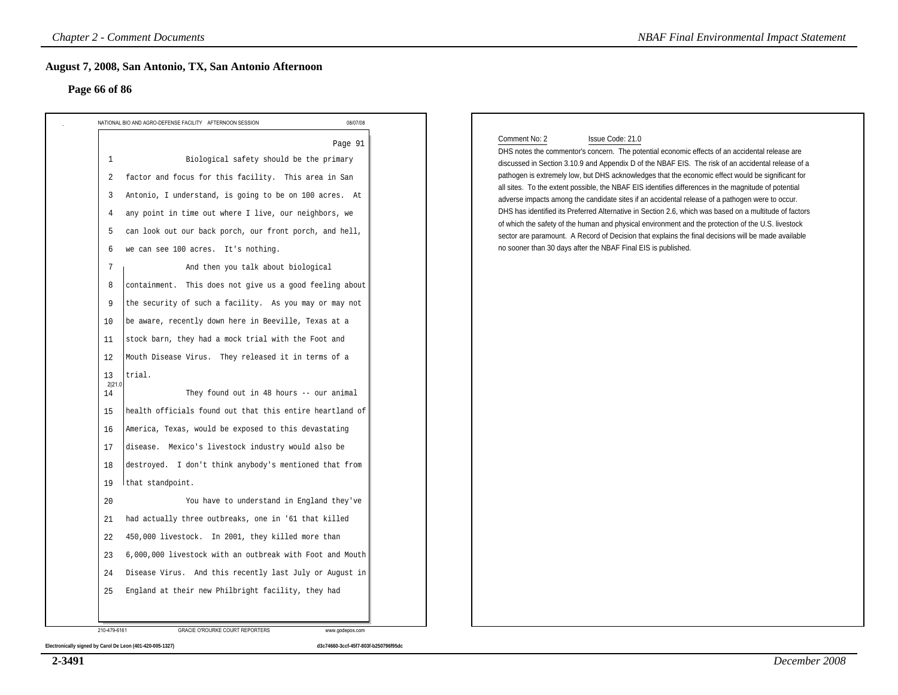## August 7, 2008, San Antonio, TX, San Antonio Afternoon

### Page 66 of 86

NATIONAL BIO AND AGRO-DEFENSE FACILITY AFTERNOON SESSION 08/07/08

Page 91

1 Biological safety should be the primary
2 factor and focus for this facility. This area in San
3 Antonio, I understand, is going to be on 100 acres. At
4 any point in time out where I live, our neighbors, we
5 can look out our back porch, our front porch, and hell,
6 we can see 100 acres. It's nothing.
7 And then you talk about biological
8 containment. This does not give us a good feeling about
9 the security of such a facility. As you may or may not
10 be aware, recently down here in Beeville, Texas at a
11 stock barn, they had a mock trial with the Foot and
12 Mouth Disease Virus. They released it in terms of a
13 trial.
14 They found out in 48 hours -- our animal
15 health officials found out that this entire heartland of
16 America, Texas, would be exposed to this devastating
17 disease. Mexico's livestock industry would also be
18 destroyed. I don't think anybody's mentioned that from
19 that standpoint.
20 You have to understand in England they've
21 had actually three outbreaks, one in '61 that killed
22 450,000 livestock. In 2001, they killed more than
23 6,000,000 livestock with an outbreak with Foot and Mouth
24 Disease Virus. And this recently last July or August in
25 England at their new Philbright facility, they had

2|21.0

210-479-6161 GRACIE O'ROURKE COURT REPORTERS www.godepos.com

Electronically signed by Carol De Leon (401-420-005-1327) d3c74660-3ccf-45f7-803f-b250796f95dc

---

Comment No: 2 Issue Code: 21.0

DHS notes the commentor's concern. The potential economic effects of an accidental release are discussed in Section 3.10.9 and Appendix D of the NBAF EIS. The risk of an accidental release of a pathogen is extremely low, but DHS acknowledges that the economic effect would be significant for all sites. To the extent possible, the NBAF EIS identifies differences in the magnitude of potential adverse impacts among the candidate sites if an accidental release of a pathogen were to occur. DHS has identified its Preferred Alternative in Section 2.6, which was based on a multitude of factors of which the safety of the human and physical environment and the protection of the U.S. livestock sector are paramount. A Record of Decision that explains the final decisions will be made available no sooner than 30 days after the NBAF Final EIS is published.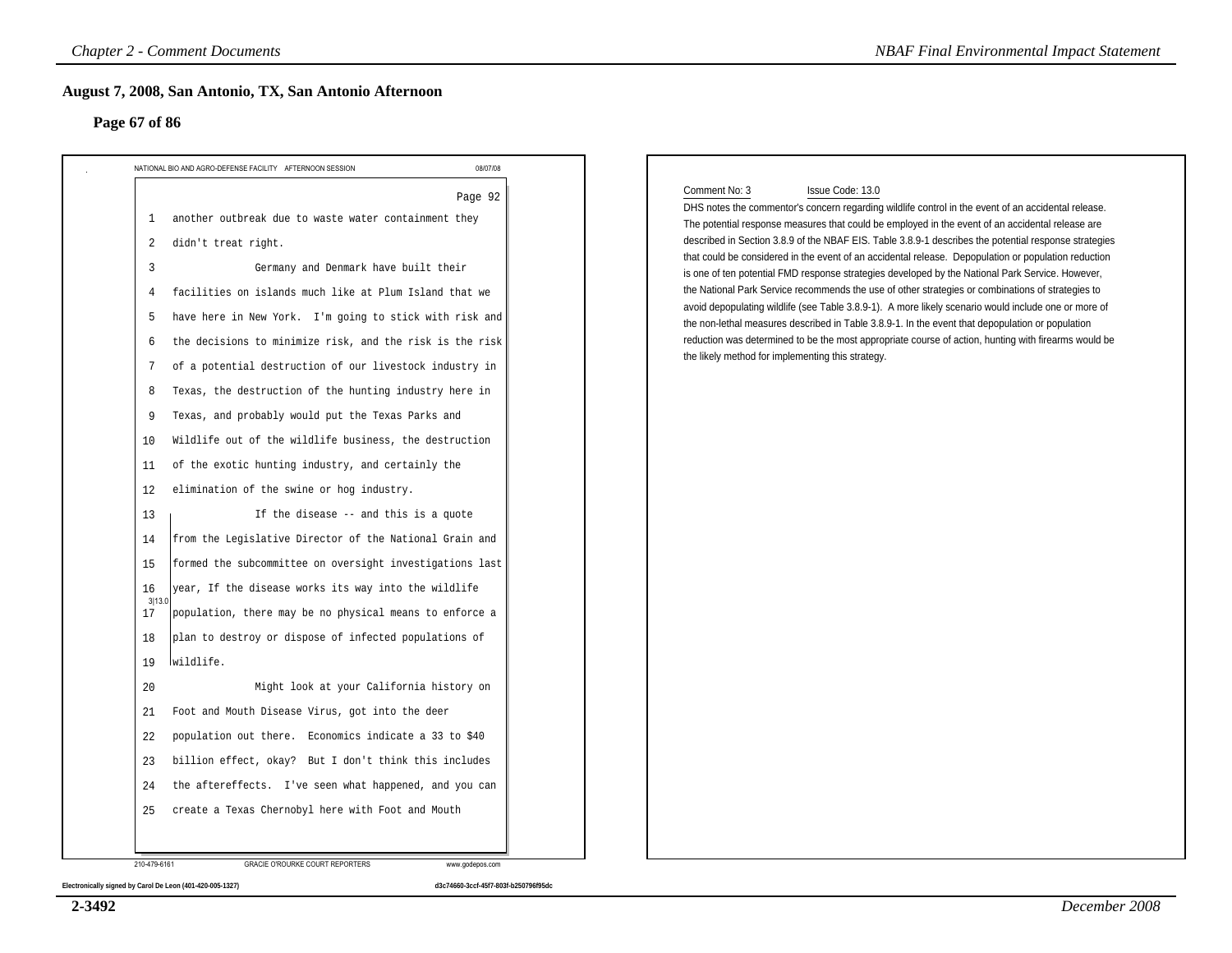## August 7, 2008, San Antonio, TX, San Antonio Afternoon

### Page 67 of 86

NATIONAL BIO AND AGRO-DEFENSE FACILITY AFTERNOON SESSION 08/07/08

Page 92

1 another outbreak due to waste water containment they
2 didn't treat right.
3 Germany and Denmark have built their
4 facilities on islands much like at Plum Island that we
5 have here in New York. I'm going to stick with risk and
6 the decisions to minimize risk, and the risk is the risk
7 of a potential destruction of our livestock industry in
8 Texas, the destruction of the hunting industry here in
9 Texas, and probably would put the Texas Parks and
10 Wildlife out of the wildlife business, the destruction
11 of the exotic hunting industry, and certainly the
12 elimination of the swine or hog industry.
13 If the disease -- and this is a quote
14 from the Legislative Director of the National Grain and
15 formed the subcommittee on oversight investigations last
16 year, If the disease works its way into the wildlife
17 population, there may be no physical means to enforce a
18 plan to destroy or dispose of infected populations of
19 wildlife.
20 Might look at your California history on
21 Foot and Mouth Disease Virus, got into the deer
22 population out there. Economics indicate a 33 to $40
23 billion effect, okay? But I don't think this includes
24 the aftereffects. I've seen what happened, and you can
25 create a Texas Chernobyl here with Foot and Mouth

3|13.0

210-479-6161 GRACIE O'ROURKE COURT REPORTERS www.godepos.com

Electronically signed by Carol De Leon (401-420-005-1327) d3c74660-3ccf-45f7-803f-b250796f95dc

Comment No: 3 Issue Code: 13.0

DHS notes the commentor's concern regarding wildlife control in the event of an accidental release. The potential response measures that could be employed in the event of an accidental release are described in Section 3.8.9 of the NBAF EIS. Table 3.8.9-1 describes the potential response strategies that could be considered in the event of an accidental release. Depopulation or population reduction is one of ten potential FMD response strategies developed by the National Park Service. However, the National Park Service recommends the use of other strategies or combinations of strategies to avoid depopulating wildlife (see Table 3.8.9-1). A more likely scenario would include one or more of the non-lethal measures described in Table 3.8.9-1. In the event that depopulation or population reduction was determined to be the most appropriate course of action, hunting with firearms would be the likely method for implementing this strategy.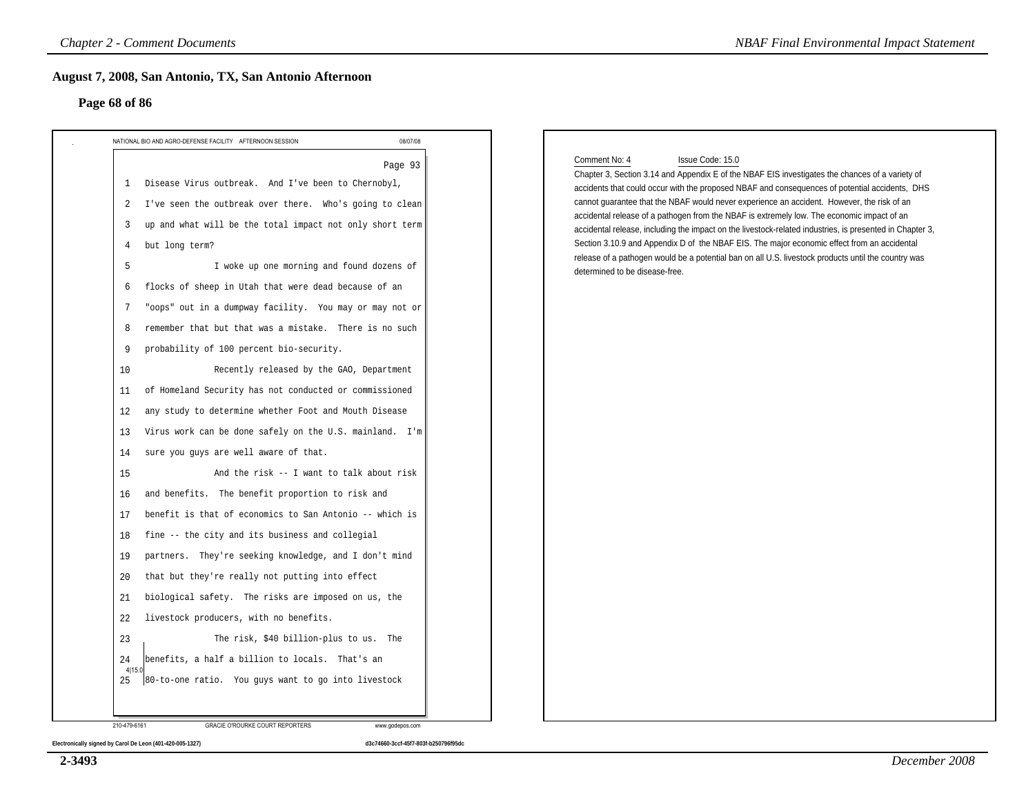## August 7, 2008, San Antonio, TX, San Antonio Afternoon

### Page 68 of 86

NATIONAL BIO AND AGRO-DEFENSE FACILITY AFTERNOON SESSION 08/07/08

Page 93

1 Disease Virus outbreak. And I've been to Chernobyl,
2 I've seen the outbreak over there. Who's going to clean
3 up and what will be the total impact not only short term
4 but long term?
5 I woke up one morning and found dozens of
6 flocks of sheep in Utah that were dead because of an
7 "oops" out in a dumpway facility. You may or may not or
8 remember that but that was a mistake. There is no such
9 probability of 100 percent bio-security.
10 Recently released by the GAO, Department
11 of Homeland Security has not conducted or commissioned
12 any study to determine whether Foot and Mouth Disease
13 Virus work can be done safely on the U.S. mainland. I'm
14 sure you guys are well aware of that.
15 And the risk -- I want to talk about risk
16 and benefits. The benefit proportion to risk and
17 benefit is that of economics to San Antonio -- which is
18 fine -- the city and its business and collegial
19 partners. They're seeking knowledge, and I don't mind
20 that but they're really not putting into effect
21 biological safety. The risks are imposed on us, the
22 livestock producers, with no benefits.
23 The risk, $40 billion-plus to us. The
24 benefits, a half a billion to locals. That's an
25 80-to-one ratio. You guys want to go into livestock

4|15.0

210-479-6161 GRACIE O'ROURKE COURT REPORTERS www.godepos.com

Electronically signed by Carol De Leon (401-420-005-1327) d3c74660-3ccf-45f7-803f-b250796f95dc

Comment No: 4 Issue Code: 15.0

Chapter 3, Section 3.14 and Appendix E of the NBAF EIS investigates the chances of a variety of accidents that could occur with the proposed NBAF and consequences of potential accidents, DHS cannot guarantee that the NBAF would never experience an accident. However, the risk of an accidental release of a pathogen from the NBAF is extremely low. The economic impact of an accidental release, including the impact on the livestock-related industries, is presented in Chapter 3, Section 3.10.9 and Appendix D of the NBAF EIS. The major economic effect from an accidental release of a pathogen would be a potential ban on all U.S. livestock products until the country was determined to be disease-free.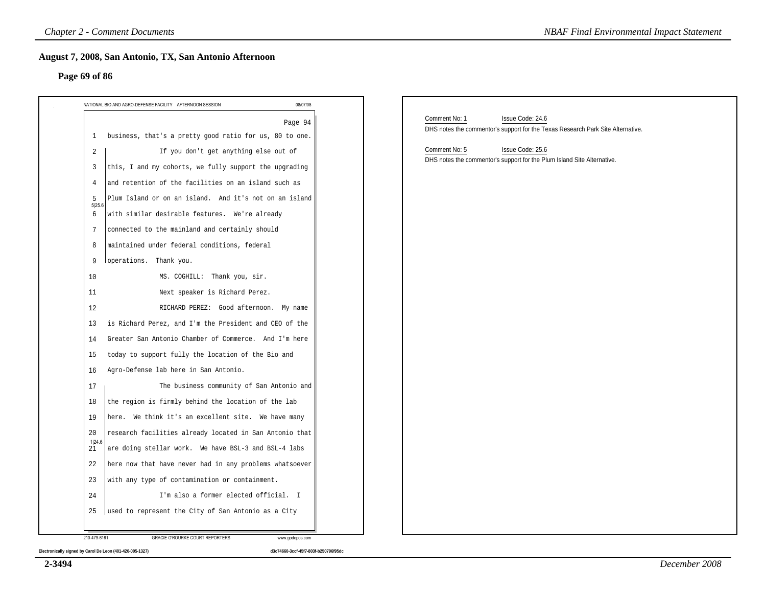## August 7, 2008, San Antonio, TX, San Antonio Afternoon

### Page 69 of 86

NATIONAL BIO AND AGRO-DEFENSE FACILITY AFTERNOON SESSION 08/07/08

Page 94

1 business, that's a pretty good ratio for us, 80 to one.

2 If you don't get anything else out of

3 this, I and my cohorts, we fully support the upgrading

4 and retention of the facilities on an island such as

5 Plum Island or on an island. And it's not on an island

5|25.6

6 with similar desirable features. We're already

7 connected to the mainland and certainly should

8 maintained under federal conditions, federal

9 operations. Thank you.

10 MS. COGHILL: Thank you, sir.

11 Next speaker is Richard Perez.

12 RICHARD PEREZ: Good afternoon. My name

13 is Richard Perez, and I'm the President and CEO of the

14 Greater San Antonio Chamber of Commerce. And I'm here

15 today to support fully the location of the Bio and

16 Agro-Defense lab here in San Antonio.

17 The business community of San Antonio and

18 the region is firmly behind the location of the lab

19 here. We think it's an excellent site. We have many

20 research facilities already located in San Antonio that

1|24.6

21 are doing stellar work. We have BSL-3 and BSL-4 labs

22 here now that have never had in any problems whatsoever

23 with any type of contamination or containment.

24 I'm also a former elected official. I

25 used to represent the City of San Antonio as a City

210-479-6161 GRACIE O'ROURKE COURT REPORTERS www.godepos.com

Electronically signed by Carol De Leon (401-420-005-1327) d3c74660-3ccf-45f7-803f-b250796f95dc

Comment No: 1 Issue Code: 24.6

DHS notes the commentor's support for the Texas Research Park Site Alternative.

Comment No: 5 Issue Code: 25.6

DHS notes the commentor's support for the Plum Island Site Alternative.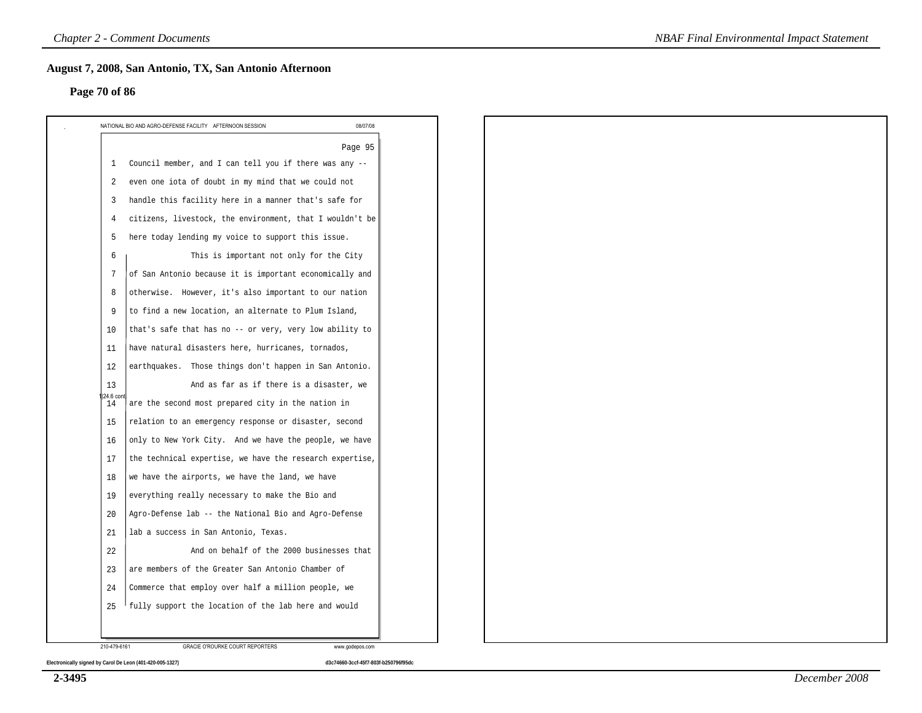## August 7, 2008, San Antonio, TX, San Antonio Afternoon

### Page 70 of 86

NATIONAL BIO AND AGRO-DEFENSE FACILITY AFTERNOON SESSION 08/07/08

Page 95

1 Council member, and I can tell you if there was any --
2 even one iota of doubt in my mind that we could not
3 handle this facility here in a manner that's safe for
4 citizens, livestock, the environment, that I wouldn't be
5 here today lending my voice to support this issue.
6 This is important not only for the City
7 of San Antonio because it is important economically and
8 otherwise. However, it's also important to our nation
9 to find a new location, an alternate to Plum Island,
10 that's safe that has no -- or very, very low ability to
11 have natural disasters here, hurricanes, tornados,
12 earthquakes. Those things don't happen in San Antonio.
13 And as far as if there is a disaster, we
14 are the second most prepared city in the nation in
15 relation to an emergency response or disaster, second
16 only to New York City. And we have the people, we have
17 the technical expertise, we have the research expertise,
18 we have the airports, we have the land, we have
19 everything really necessary to make the Bio and
20 Agro-Defense lab -- the National Bio and Agro-Defense
21 lab a success in San Antonio, Texas.
22 And on behalf of the 2000 businesses that
23 are members of the Greater San Antonio Chamber of
24 Commerce that employ over half a million people, we
25 fully support the location of the lab here and would

1|24.6 cont.

210-479-6161 GRACIE O'ROURKE COURT REPORTERS www.godepos.com

Electronically signed by Carol De Leon (401-420-005-1327) d3c74660-3ccf-45f7-803f-b250796f95dc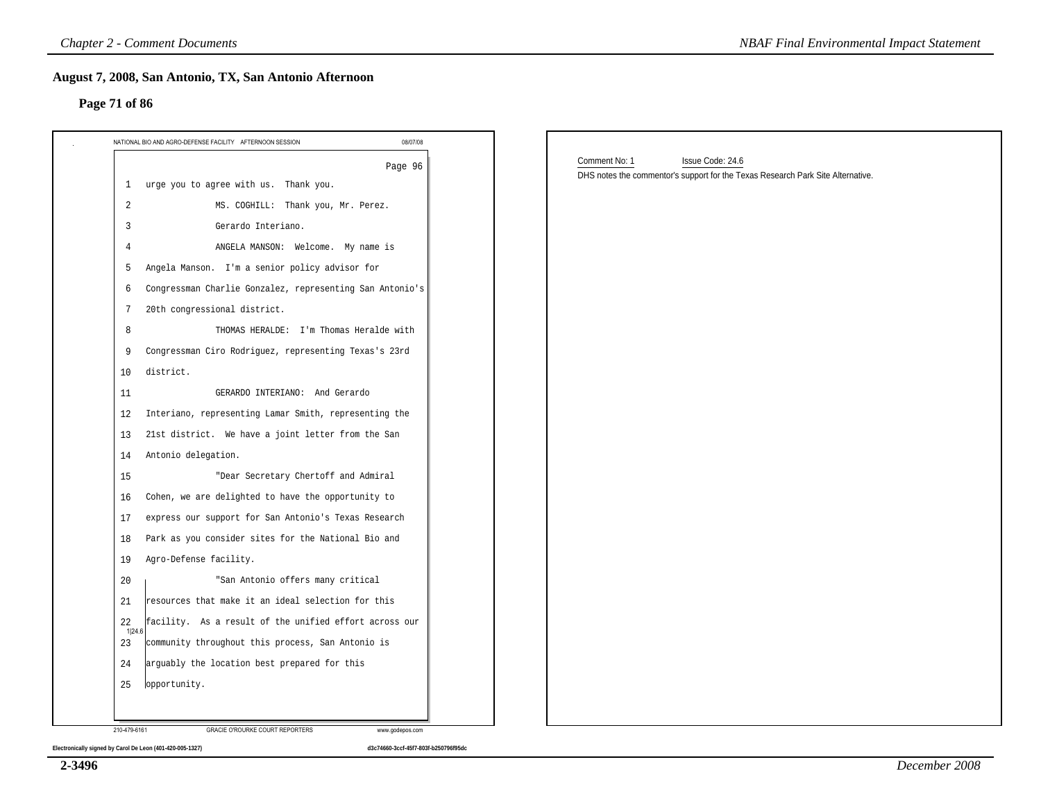## August 7, 2008, San Antonio, TX, San Antonio Afternoon

### Page 71 of 86

NATIONAL BIO AND AGRO-DEFENSE FACILITY AFTERNOON SESSION 08/07/08

Page 96

1 urge you to agree with us. Thank you.

2 MS. COGHILL: Thank you, Mr. Perez.

3 Gerardo Interiano.

4 ANGELA MANSON: Welcome. My name is

5 Angela Manson. I'm a senior policy advisor for

6 Congressman Charlie Gonzalez, representing San Antonio's

7 20th congressional district.

8 THOMAS HERALDE: I'm Thomas Heralde with

9 Congressman Ciro Rodriguez, representing Texas's 23rd

10 district.

11 GERARDO INTERIANO: And Gerardo

12 Interiano, representing Lamar Smith, representing the

13 21st district. We have a joint letter from the San

14 Antonio delegation.

15 "Dear Secretary Chertoff and Admiral

16 Cohen, we are delighted to have the opportunity to

17 express our support for San Antonio's Texas Research

18 Park as you consider sites for the National Bio and

19 Agro-Defense facility.

20 "San Antonio offers many critical

21 resources that make it an ideal selection for this

22 facility. As a result of the unified effort across our

23 community throughout this process, San Antonio is

24 arguably the location best prepared for this

25 opportunity.

1|24.6

210-479-6161 GRACIE O'ROURKE COURT REPORTERS www.godepos.com

Electronically signed by Carol De Leon (401-420-005-1327) d3c74660-3ccf-45f7-803f-b250796f95dc

Comment No: 1 Issue Code: 24.6

DHS notes the commentor's support for the Texas Research Park Site Alternative.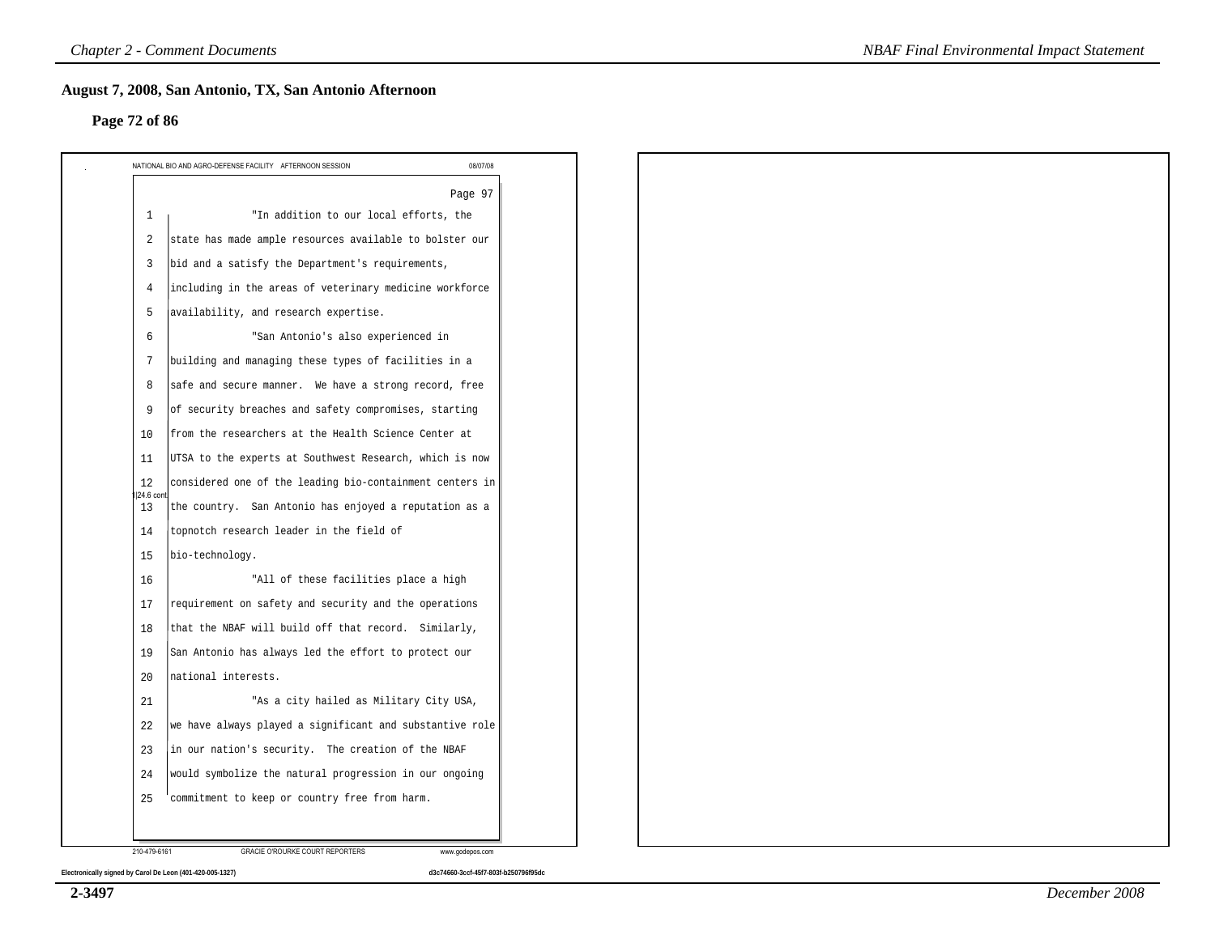## August 7, 2008, San Antonio, TX, San Antonio Afternoon

### Page 72 of 86

NATIONAL BIO AND AGRO-DEFENSE FACILITY AFTERNOON SESSION 08/07/08

Page 97

1 "In addition to our local efforts, the
2 state has made ample resources available to bolster our
3 bid and a satisfy the Department's requirements,
4 including in the areas of veterinary medicine workforce
5 availability, and research expertise.
6 "San Antonio's also experienced in
7 building and managing these types of facilities in a
8 safe and secure manner. We have a strong record, free
9 of security breaches and safety compromises, starting
10 from the researchers at the Health Science Center at
11 UTSA to the experts at Southwest Research, which is now
12 considered one of the leading bio-containment centers in
13 the country. San Antonio has enjoyed a reputation as a
14 topnotch research leader in the field of
15 bio-technology.
16 "All of these facilities place a high
17 requirement on safety and security and the operations
18 that the NBAF will build off that record. Similarly,
19 San Antonio has always led the effort to protect our
20 national interests.
21 "As a city hailed as Military City USA,
22 we have always played a significant and substantive role
23 in our nation's security. The creation of the NBAF
24 would symbolize the natural progression in our ongoing
25 commitment to keep or country free from harm.

1|24.6 cont.

210-479-6161 GRACIE O'ROURKE COURT REPORTERS www.godepos.com

Electronically signed by Carol De Leon (401-420-005-1327) d3c74660-3ccf-45f7-803f-b250796f95dc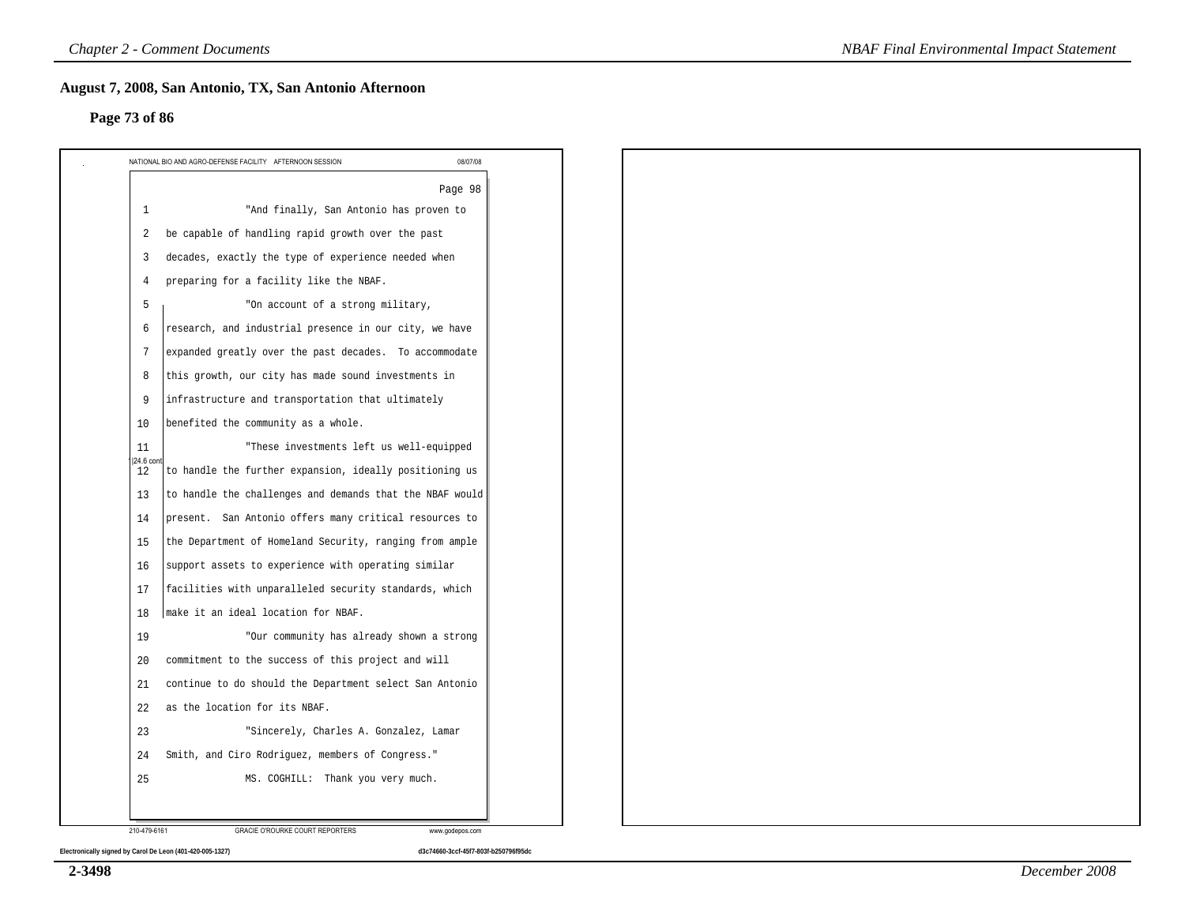## August 7, 2008, San Antonio, TX, San Antonio Afternoon

### Page 73 of 86

NATIONAL BIO AND AGRO-DEFENSE FACILITY AFTERNOON SESSION 08/07/08

Page 98

1 "And finally, San Antonio has proven to
2 be capable of handling rapid growth over the past
3 decades, exactly the type of experience needed when
4 preparing for a facility like the NBAF.
5 "On account of a strong military,
6 research, and industrial presence in our city, we have
7 expanded greatly over the past decades. To accommodate
8 this growth, our city has made sound investments in
9 infrastructure and transportation that ultimately
10 benefited the community as a whole.
11 "These investments left us well-equipped
12 to handle the further expansion, ideally positioning us
13 to handle the challenges and demands that the NBAF would
14 present. San Antonio offers many critical resources to
15 the Department of Homeland Security, ranging from ample
16 support assets to experience with operating similar
17 facilities with unparalleled security standards, which
18 make it an ideal location for NBAF.
19 "Our community has already shown a strong
20 commitment to the success of this project and will
21 continue to do should the Department select San Antonio
22 as the location for its NBAF.
23 "Sincerely, Charles A. Gonzalez, Lamar
24 Smith, and Ciro Rodriguez, members of Congress."
25 MS. COGHILL: Thank you very much.

24.6 cont.

210-479-6161 GRACIE O'ROURKE COURT REPORTERS www.godepos.com

Electronically signed by Carol De Leon (401-420-005-1327) d3c74660-3ccf-45f7-803f-b250796f95dc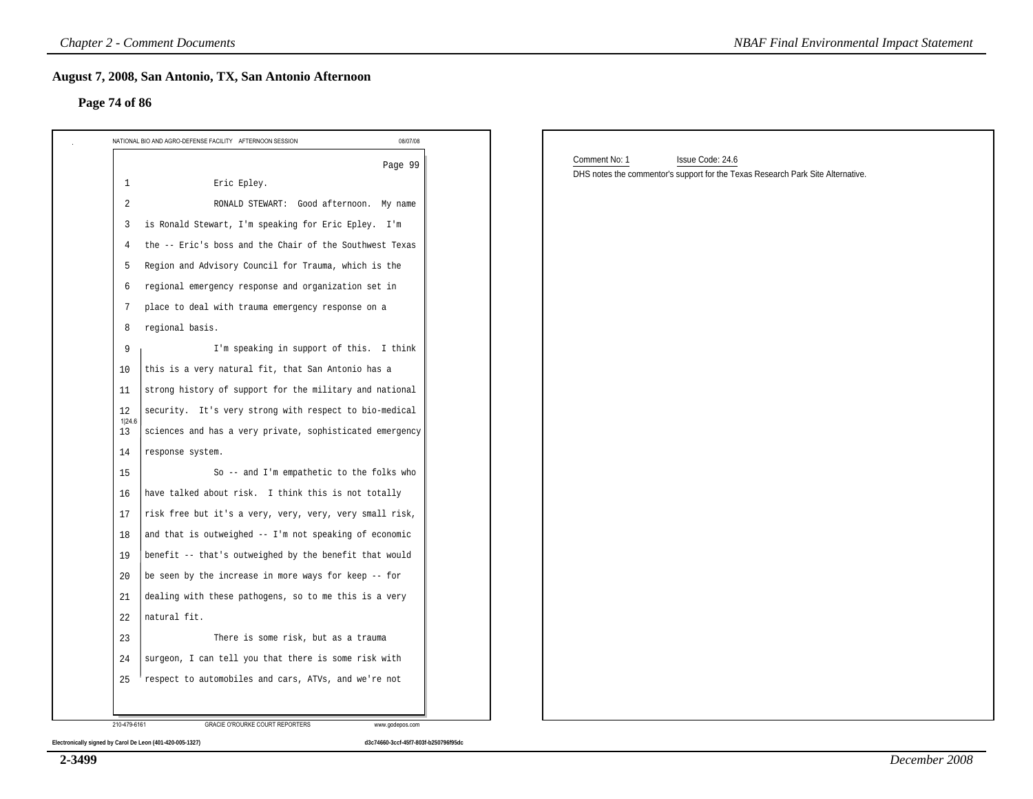## August 7, 2008, San Antonio, TX, San Antonio Afternoon

### Page 74 of 86

NATIONAL BIO AND AGRO-DEFENSE FACILITY AFTERNOON SESSION 08/07/08

Page 99

1 Eric Epley.

2 RONALD STEWART: Good afternoon. My name

3 is Ronald Stewart, I'm speaking for Eric Epley. I'm

4 the -- Eric's boss and the Chair of the Southwest Texas

5 Region and Advisory Council for Trauma, which is the

6 regional emergency response and organization set in

7 place to deal with trauma emergency response on a

8 regional basis.

9 I'm speaking in support of this. I think

10 this is a very natural fit, that San Antonio has a

11 strong history of support for the military and national

12 security. It's very strong with respect to bio-medical

13 sciences and has a very private, sophisticated emergency

14 response system.

15 So -- and I'm empathetic to the folks who

16 have talked about risk. I think this is not totally

17 risk free but it's a very, very, very, very small risk,

18 and that is outweighed -- I'm not speaking of economic

19 benefit -- that's outweighed by the benefit that would

20 be seen by the increase in more ways for keep -- for

21 dealing with these pathogens, so to me this is a very

22 natural fit.

23 There is some risk, but as a trauma

24 surgeon, I can tell you that there is some risk with

25 respect to automobiles and cars, ATVs, and we're not

1|24.6

210-479-6161 GRACIE O'ROURKE COURT REPORTERS www.godepos.com

Electronically signed by Carol De Leon (401-420-005-1327) d3c74660-3ccf-45f7-803f-b250796f95dc

Comment No: 1 Issue Code: 24.6

DHS notes the commentor's support for the Texas Research Park Site Alternative.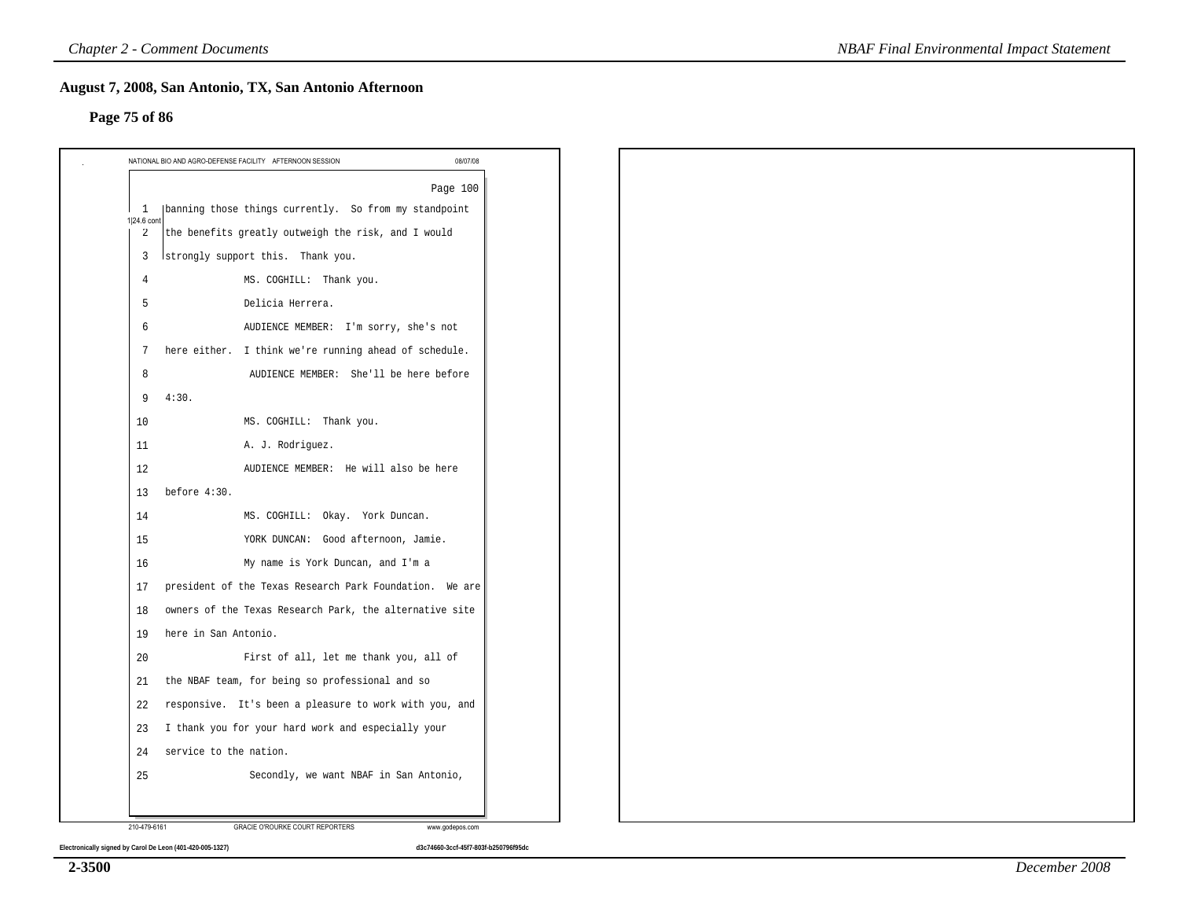## August 7, 2008, San Antonio, TX, San Antonio Afternoon

### Page 75 of 86

NATIONAL BIO AND AGRO-DEFENSE FACILITY AFTERNOON SESSION 08/07/08

Page 100

1 banning those things currently. So from my standpoint
1|24.6 cont
2 the benefits greatly outweigh the risk, and I would
3 strongly support this. Thank you.
4 MS. COGHILL: Thank you.
5 Delicia Herrera.
6 AUDIENCE MEMBER: I'm sorry, she's not
7 here either. I think we're running ahead of schedule.
8 AUDIENCE MEMBER: She'll be here before
9 4:30.
10 MS. COGHILL: Thank you.
11 A. J. Rodriguez.
12 AUDIENCE MEMBER: He will also be here
13 before 4:30.
14 MS. COGHILL: Okay. York Duncan.
15 YORK DUNCAN: Good afternoon, Jamie.
16 My name is York Duncan, and I'm a
17 president of the Texas Research Park Foundation. We are
18 owners of the Texas Research Park, the alternative site
19 here in San Antonio.
20 First of all, let me thank you, all of
21 the NBAF team, for being so professional and so
22 responsive. It's been a pleasure to work with you, and
23 I thank you for your hard work and especially your
24 service to the nation.
25 Secondly, we want NBAF in San Antonio,

210-479-6161 GRACIE O'ROURKE COURT REPORTERS www.godepos.com

Electronically signed by Carol De Leon (401-420-005-1327) d3c74660-3ccf-45f7-803f-b250796f95dc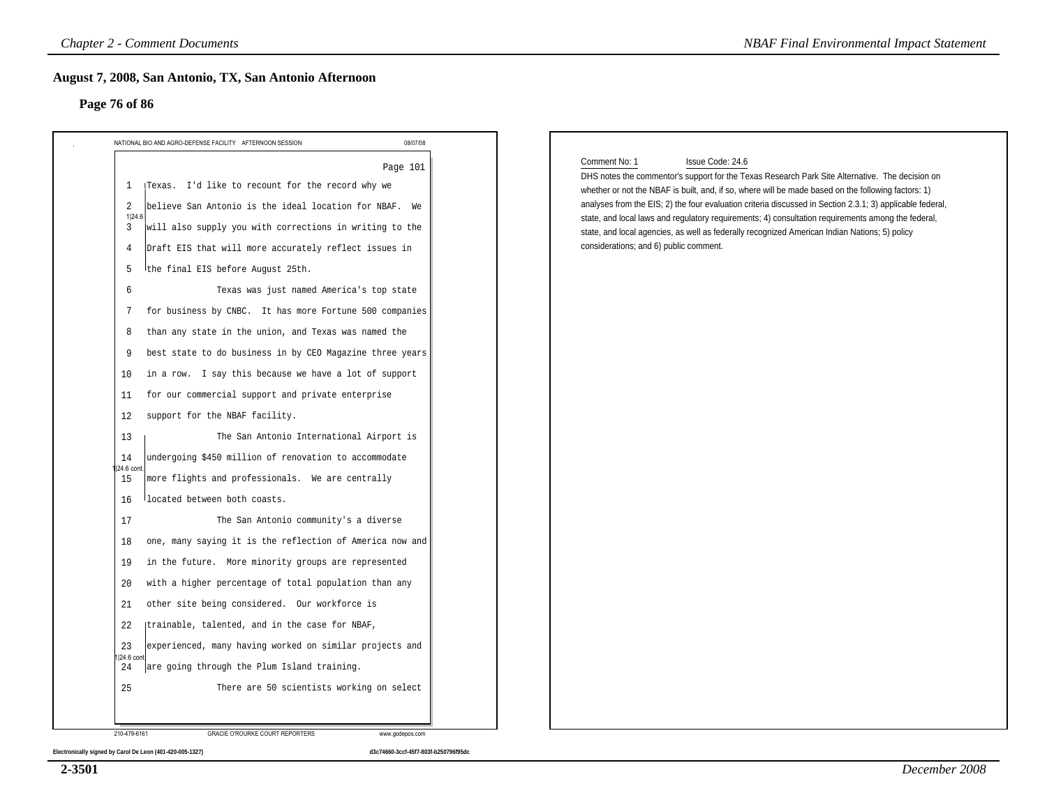## August 7, 2008, San Antonio, TX, San Antonio Afternoon

### Page 76 of 86

NATIONAL BIO AND AGRO-DEFENSE FACILITY AFTERNOON SESSION 08/07/08

Page 101

1 Texas. I'd like to recount for the record why we
2 believe San Antonio is the ideal location for NBAF. We
3 will also supply you with corrections in writing to the
4 Draft EIS that will more accurately reflect issues in
5 the final EIS before August 25th.

1|24.6

6 Texas was just named America's top state
7 for business by CNBC. It has more Fortune 500 companies
8 than any state in the union, and Texas was named the
9 best state to do business in by CEO Magazine three years
10 in a row. I say this because we have a lot of support
11 for our commercial support and private enterprise
12 support for the NBAF facility.

13 The San Antonio International Airport is
14 undergoing $450 million of renovation to accommodate
15 more flights and professionals. We are centrally
16 located between both coasts.

1|24.6 cont.

17 The San Antonio community's a diverse
18 one, many saying it is the reflection of America now and
19 in the future. More minority groups are represented
20 with a higher percentage of total population than any
21 other site being considered. Our workforce is
22 trainable, talented, and in the case for NBAF,
23 experienced, many having worked on similar projects and
24 are going through the Plum Island training.

1|24.6 cont.

25 There are 50 scientists working on select

210-479-6161 GRACIE O'ROURKE COURT REPORTERS www.godepos.com

Electronically signed by Carol De Leon (401-420-005-1327) d3c74660-3ccf-45f7-803f-b250796f95dc

Comment No: 1 Issue Code: 24.6

DHS notes the commentor's support for the Texas Research Park Site Alternative. The decision on whether or not the NBAF is built, and, if so, where will be made based on the following factors: 1) analyses from the EIS; 2) the four evaluation criteria discussed in Section 2.3.1; 3) applicable federal, state, and local laws and regulatory requirements; 4) consultation requirements among the federal, state, and local agencies, as well as federally recognized American Indian Nations; 5) policy considerations; and 6) public comment.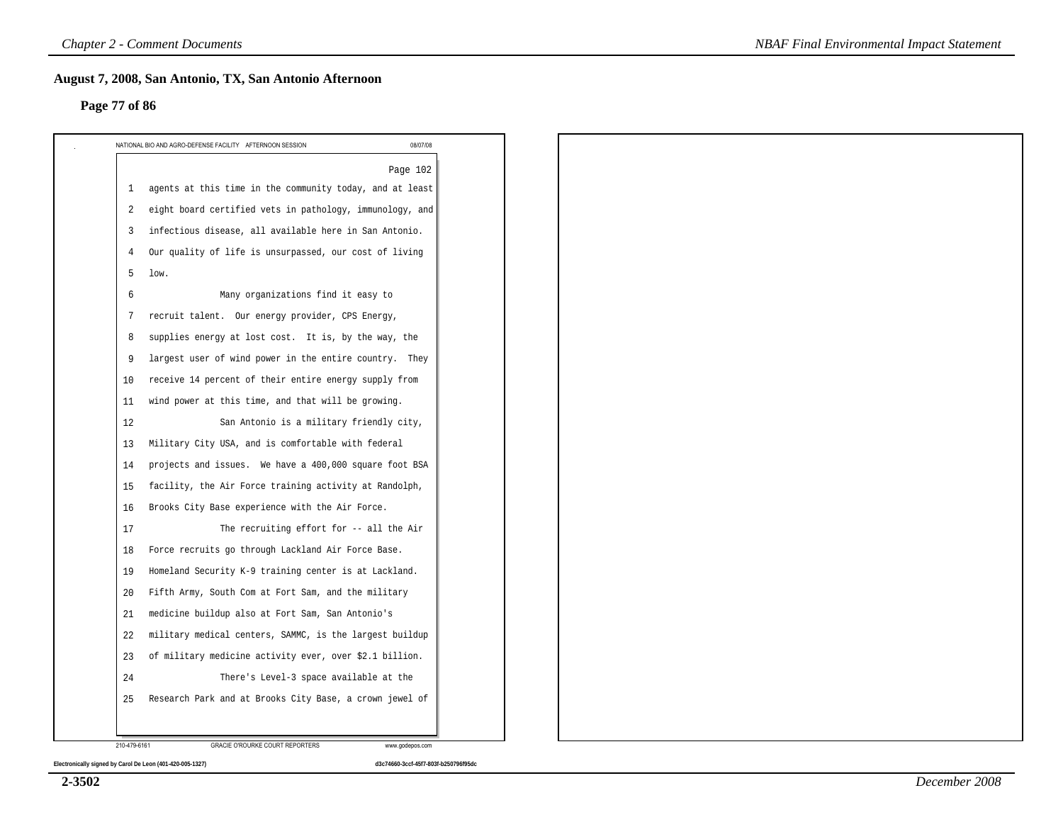## August 7, 2008, San Antonio, TX, San Antonio Afternoon

### Page 77 of 86

NATIONAL BIO AND AGRO-DEFENSE FACILITY AFTERNOON SESSION 08/07/08

Page 102

1 agents at this time in the community today, and at least
2 eight board certified vets in pathology, immunology, and
3 infectious disease, all available here in San Antonio.
4 Our quality of life is unsurpassed, our cost of living
5 low.
6 Many organizations find it easy to
7 recruit talent. Our energy provider, CPS Energy,
8 supplies energy at lost cost. It is, by the way, the
9 largest user of wind power in the entire country. They
10 receive 14 percent of their entire energy supply from
11 wind power at this time, and that will be growing.
12 San Antonio is a military friendly city,
13 Military City USA, and is comfortable with federal
14 projects and issues. We have a 400,000 square foot BSA
15 facility, the Air Force training activity at Randolph,
16 Brooks City Base experience with the Air Force.
17 The recruiting effort for -- all the Air
18 Force recruits go through Lackland Air Force Base.
19 Homeland Security K-9 training center is at Lackland.
20 Fifth Army, South Com at Fort Sam, and the military
21 medicine buildup also at Fort Sam, San Antonio's
22 military medical centers, SAMMC, is the largest buildup
23 of military medicine activity ever, over $2.1 billion.
24 There's Level-3 space available at the
25 Research Park and at Brooks City Base, a crown jewel of

210-479-6161 GRACIE O'ROURKE COURT REPORTERS www.godepos.com

Electronically signed by Carol De Leon (401-420-005-1327) d3c74660-3ccf-45f7-803f-b250796f95dc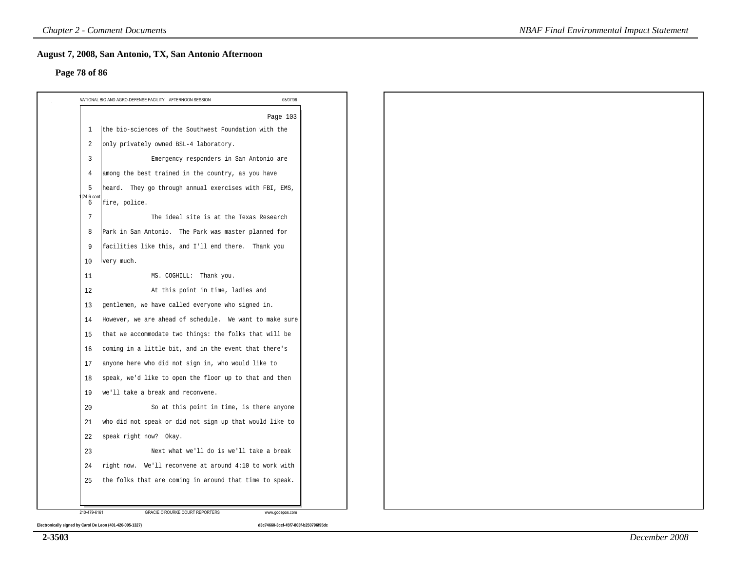## August 7, 2008, San Antonio, TX, San Antonio Afternoon

### Page 78 of 86

NATIONAL BIO AND AGRO-DEFENSE FACILITY AFTERNOON SESSION 08/07/08

Page 103

1 the bio-sciences of the Southwest Foundation with the
2 only privately owned BSL-4 laboratory.
3 Emergency responders in San Antonio are
4 among the best trained in the country, as you have
5 heard. They go through annual exercises with FBI, EMS,
6 fire, police. |24.6 cont.
7 The ideal site is at the Texas Research
8 Park in San Antonio. The Park was master planned for
9 facilities like this, and I'll end there. Thank you
10 very much.
11 MS. COGHILL: Thank you.
12 At this point in time, ladies and
13 gentlemen, we have called everyone who signed in.
14 However, we are ahead of schedule. We want to make sure
15 that we accommodate two things: the folks that will be
16 coming in a little bit, and in the event that there's
17 anyone here who did not sign in, who would like to
18 speak, we'd like to open the floor up to that and then
19 we'll take a break and reconvene.
20 So at this point in time, is there anyone
21 who did not speak or did not sign up that would like to
22 speak right now? Okay.
23 Next what we'll do is we'll take a break
24 right now. We'll reconvene at around 4:10 to work with
25 the folks that are coming in around that time to speak.

210-479-6161 GRACIE O'ROURKE COURT REPORTERS www.godepos.com

Electronically signed by Carol De Leon (401-420-005-1327) d3c74660-3ccf-45f7-803f-b250796f95dc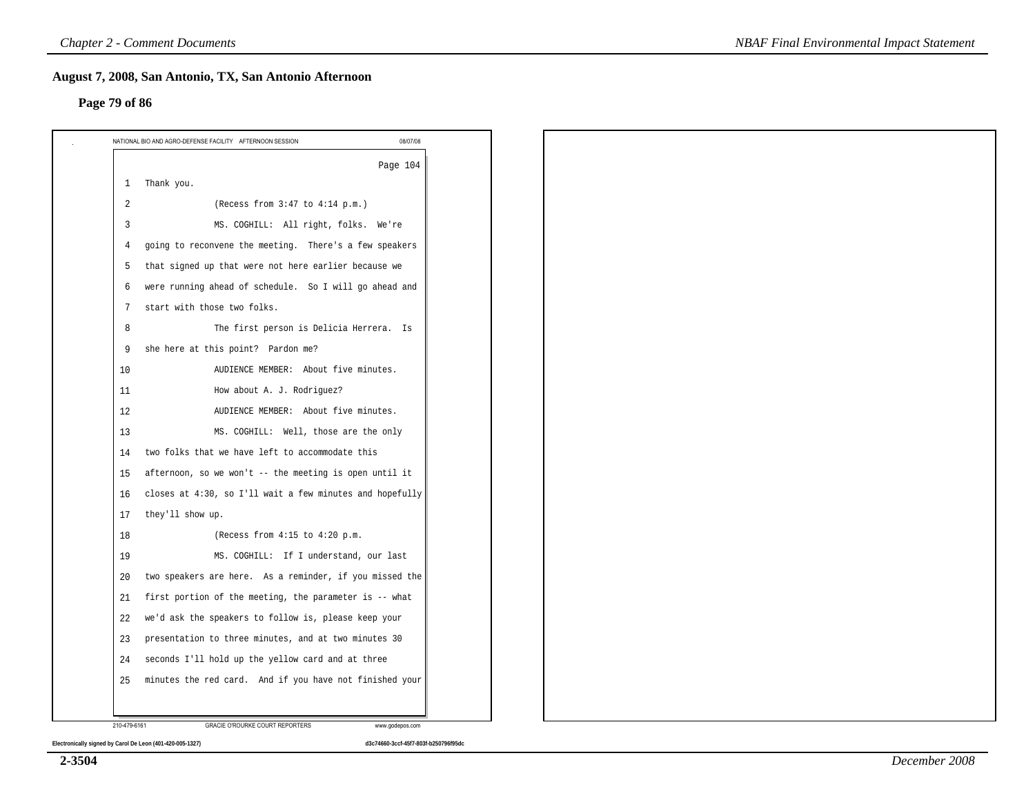## August 7, 2008, San Antonio, TX, San Antonio Afternoon

### Page 79 of 86

NATIONAL BIO AND AGRO-DEFENSE FACILITY AFTERNOON SESSION 08/07/08

Page 104

1 Thank you.

2 (Recess from 3:47 to 4:14 p.m.)

3 MS. COGHILL: All right, folks. We're

4 going to reconvene the meeting. There's a few speakers

5 that signed up that were not here earlier because we

6 were running ahead of schedule. So I will go ahead and

7 start with those two folks.

8 The first person is Delicia Herrera. Is

9 she here at this point? Pardon me?

10 AUDIENCE MEMBER: About five minutes.

11 How about A. J. Rodriguez?

12 AUDIENCE MEMBER: About five minutes.

13 MS. COGHILL: Well, those are the only

14 two folks that we have left to accommodate this

15 afternoon, so we won't -- the meeting is open until it

16 closes at 4:30, so I'll wait a few minutes and hopefully

17 they'll show up.

18 (Recess from 4:15 to 4:20 p.m.

19 MS. COGHILL: If I understand, our last

20 two speakers are here. As a reminder, if you missed the

21 first portion of the meeting, the parameter is -- what

22 we'd ask the speakers to follow is, please keep your

23 presentation to three minutes, and at two minutes 30

24 seconds I'll hold up the yellow card and at three

25 minutes the red card. And if you have not finished your

210-479-6161 GRACIE O'ROURKE COURT REPORTERS www.godepos.com

Electronically signed by Carol De Leon (401-420-005-1327) d3c74660-3ccf-45f7-803f-b250796f95dc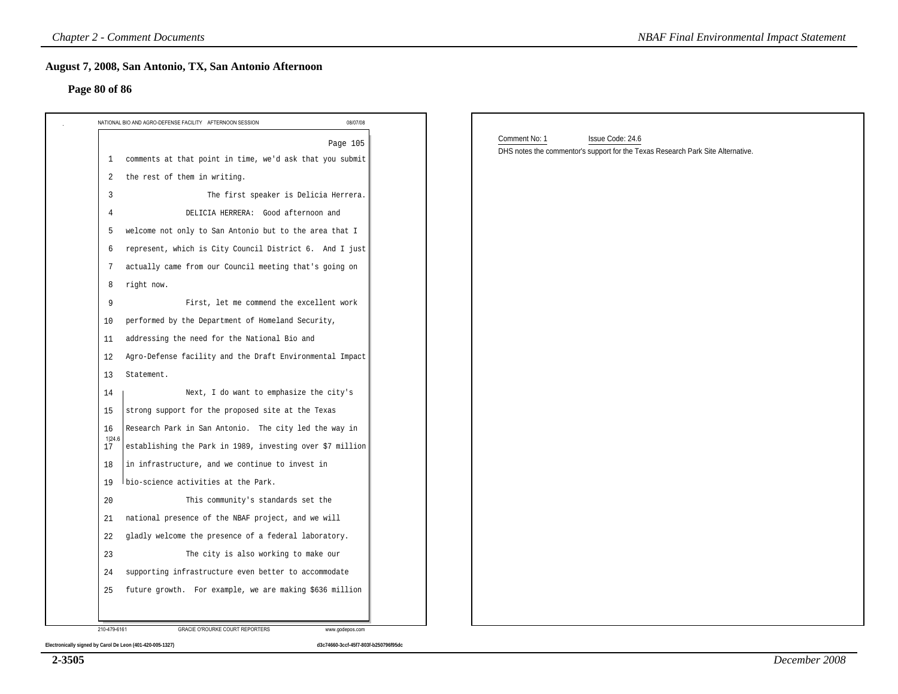## August 7, 2008, San Antonio, TX, San Antonio Afternoon

### Page 80 of 86

NATIONAL BIO AND AGRO-DEFENSE FACILITY AFTERNOON SESSION 08/07/08

Page 105

1 comments at that point in time, we'd ask that you submit
2 the rest of them in writing.
3 The first speaker is Delicia Herrera.
4 DELICIA HERRERA: Good afternoon and
5 welcome not only to San Antonio but to the area that I
6 represent, which is City Council District 6. And I just
7 actually came from our Council meeting that's going on
8 right now.
9 First, let me commend the excellent work
10 performed by the Department of Homeland Security,
11 addressing the need for the National Bio and
12 Agro-Defense facility and the Draft Environmental Impact
13 Statement.
14 Next, I do want to emphasize the city's
15 strong support for the proposed site at the Texas
16 Research Park in San Antonio. The city led the way in
17 establishing the Park in 1989, investing over $7 million
18 in infrastructure, and we continue to invest in
19 bio-science activities at the Park.
20 This community's standards set the
21 national presence of the NBAF project, and we will
22 gladly welcome the presence of a federal laboratory.
23 The city is also working to make our
24 supporting infrastructure even better to accommodate
25 future growth. For example, we are making $636 million

[1|24.6]

210-479-6161 GRACIE O'ROURKE COURT REPORTERS www.godepos.com

Electronically signed by Carol De Leon (401-420-005-1327) d3c74660-3ccf-45f7-803f-b250796f95dc

Comment No: 1 Issue Code: 24.6

DHS notes the commentor's support for the Texas Research Park Site Alternative.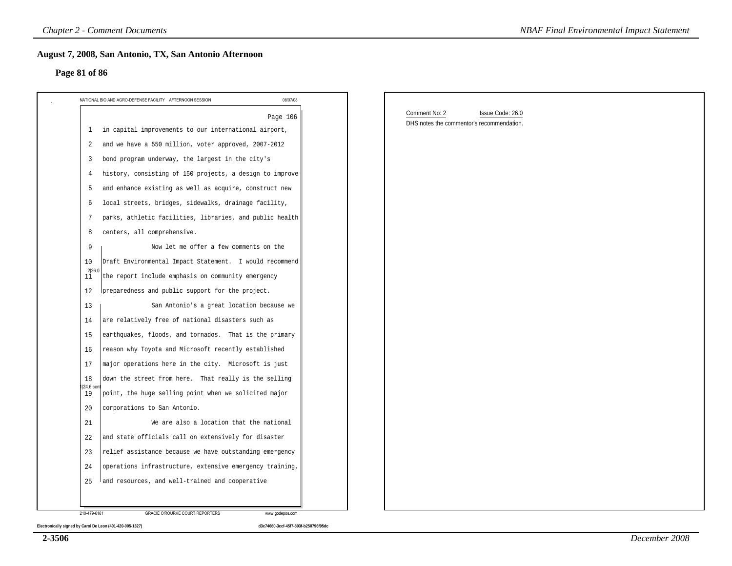## August 7, 2008, San Antonio, TX, San Antonio Afternoon

### Page 81 of 86

NATIONAL BIO AND AGRO-DEFENSE FACILITY AFTERNOON SESSION 08/07/08

Page 106

1 in capital improvements to our international airport,
2 and we have a 550 million, voter approved, 2007-2012
3 bond program underway, the largest in the city's
4 history, consisting of 150 projects, a design to improve
5 and enhance existing as well as acquire, construct new
6 local streets, bridges, sidewalks, drainage facility,
7 parks, athletic facilities, libraries, and public health
8 centers, all comprehensive.
9 Now let me offer a few comments on the
10 Draft Environmental Impact Statement. I would recommend
11 the report include emphasis on community emergency
12 preparedness and public support for the project.
13 San Antonio's a great location because we
14 are relatively free of national disasters such as
15 earthquakes, floods, and tornados. That is the primary
16 reason why Toyota and Microsoft recently established
17 major operations here in the city. Microsoft is just
18 down the street from here. That really is the selling
19 point, the huge selling point when we solicited major
20 corporations to San Antonio.
21 We are also a location that the national
22 and state officials call on extensively for disaster
23 relief assistance because we have outstanding emergency
24 operations infrastructure, extensive emergency training,
25 and resources, and well-trained and cooperative

2|26.0

1|24.6 cont

210-479-6161 GRACIE O'ROURKE COURT REPORTERS www.godepos.com

Electronically signed by Carol De Leon (401-420-005-1327) d3c74660-3ccf-45f7-803f-b250796f95dc

Comment No: 2 Issue Code: 26.0

DHS notes the commentor's recommendation.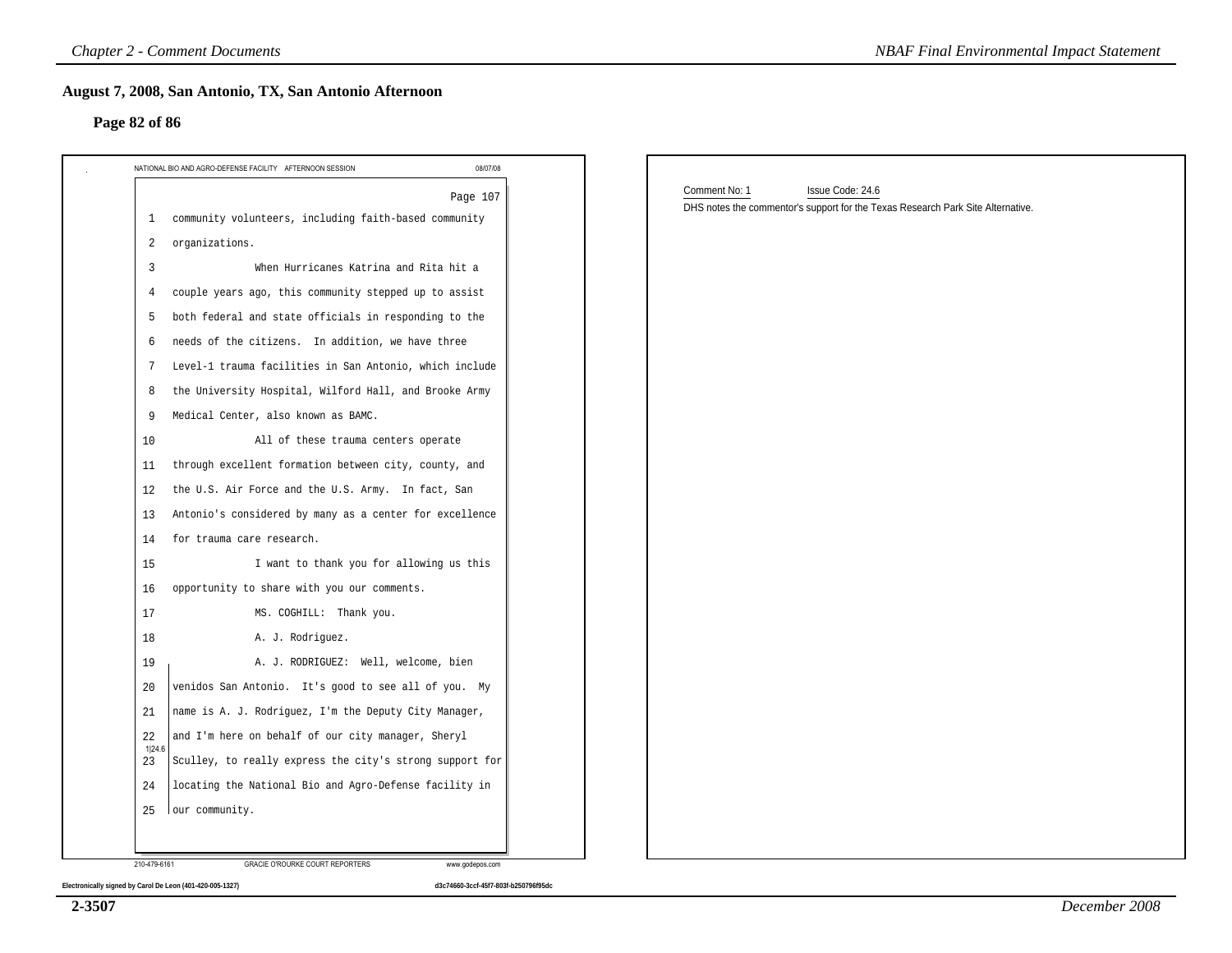## August 7, 2008, San Antonio, TX, San Antonio Afternoon

### Page 82 of 86

NATIONAL BIO AND AGRO-DEFENSE FACILITY AFTERNOON SESSION 08/07/08

Page 107

1 community volunteers, including faith-based community
2 organizations.
3 When Hurricanes Katrina and Rita hit a
4 couple years ago, this community stepped up to assist
5 both federal and state officials in responding to the
6 needs of the citizens. In addition, we have three
7 Level-1 trauma facilities in San Antonio, which include
8 the University Hospital, Wilford Hall, and Brooke Army
9 Medical Center, also known as BAMC.
10 All of these trauma centers operate
11 through excellent formation between city, county, and
12 the U.S. Air Force and the U.S. Army. In fact, San
13 Antonio's considered by many as a center for excellence
14 for trauma care research.
15 I want to thank you for allowing us this
16 opportunity to share with you our comments.
17 MS. COGHILL: Thank you.
18 A. J. Rodriguez.
19 A. J. RODRIGUEZ: Well, welcome, bien
20 venidos San Antonio. It's good to see all of you. My
21 name is A. J. Rodriguez, I'm the Deputy City Manager,
22 and I'm here on behalf of our city manager, Sheryl
23 Sculley, to really express the city's strong support for
24 locating the National Bio and Agro-Defense facility in
25 our community.

1|24.6

210-479-6161 GRACIE O'ROURKE COURT REPORTERS www.godepos.com

Electronically signed by Carol De Leon (401-420-005-1327) d3c74660-3ccf-45f7-803f-b250796f95dc

Comment No: 1 Issue Code: 24.6

DHS notes the commentor's support for the Texas Research Park Site Alternative.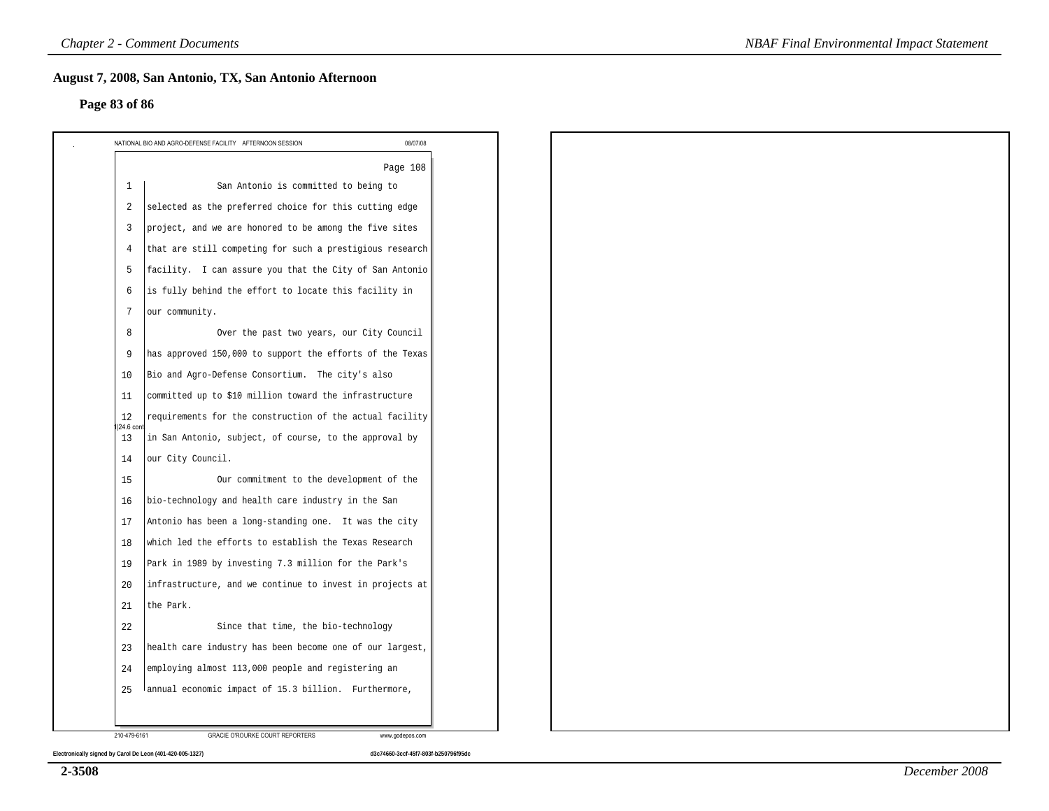## August 7, 2008, San Antonio, TX, San Antonio Afternoon

**Page 83 of 86**

NATIONAL BIO AND AGRO-DEFENSE FACILITY AFTERNOON SESSION 08/07/08

Page 108

1 San Antonio is committed to being to
2 selected as the preferred choice for this cutting edge
3 project, and we are honored to be among the five sites
4 that are still competing for such a prestigious research
5 facility. I can assure you that the City of San Antonio
6 is fully behind the effort to locate this facility in
7 our community.
8 Over the past two years, our City Council
9 has approved 150,000 to support the efforts of the Texas
10 Bio and Agro-Defense Consortium. The city's also
11 committed up to $10 million toward the infrastructure
12 requirements for the construction of the actual facility
13 in San Antonio, subject, of course, to the approval by
14 our City Council.
15 Our commitment to the development of the
16 bio-technology and health care industry in the San
17 Antonio has been a long-standing one. It was the city
18 which led the efforts to establish the Texas Research
19 Park in 1989 by investing 7.3 million for the Park's
20 infrastructure, and we continue to invest in projects at
21 the Park.
22 Since that time, the bio-technology
23 health care industry has been become one of our largest,
24 employing almost 113,000 people and registering an
25 annual economic impact of 15.3 billion. Furthermore,

|24.6 cont.

210-479-6161 GRACIE O'ROURKE COURT REPORTERS www.godepos.com

Electronically signed by Carol De Leon (401-420-005-1327) d3c74660-3ccf-45f7-803f-b250796f95dc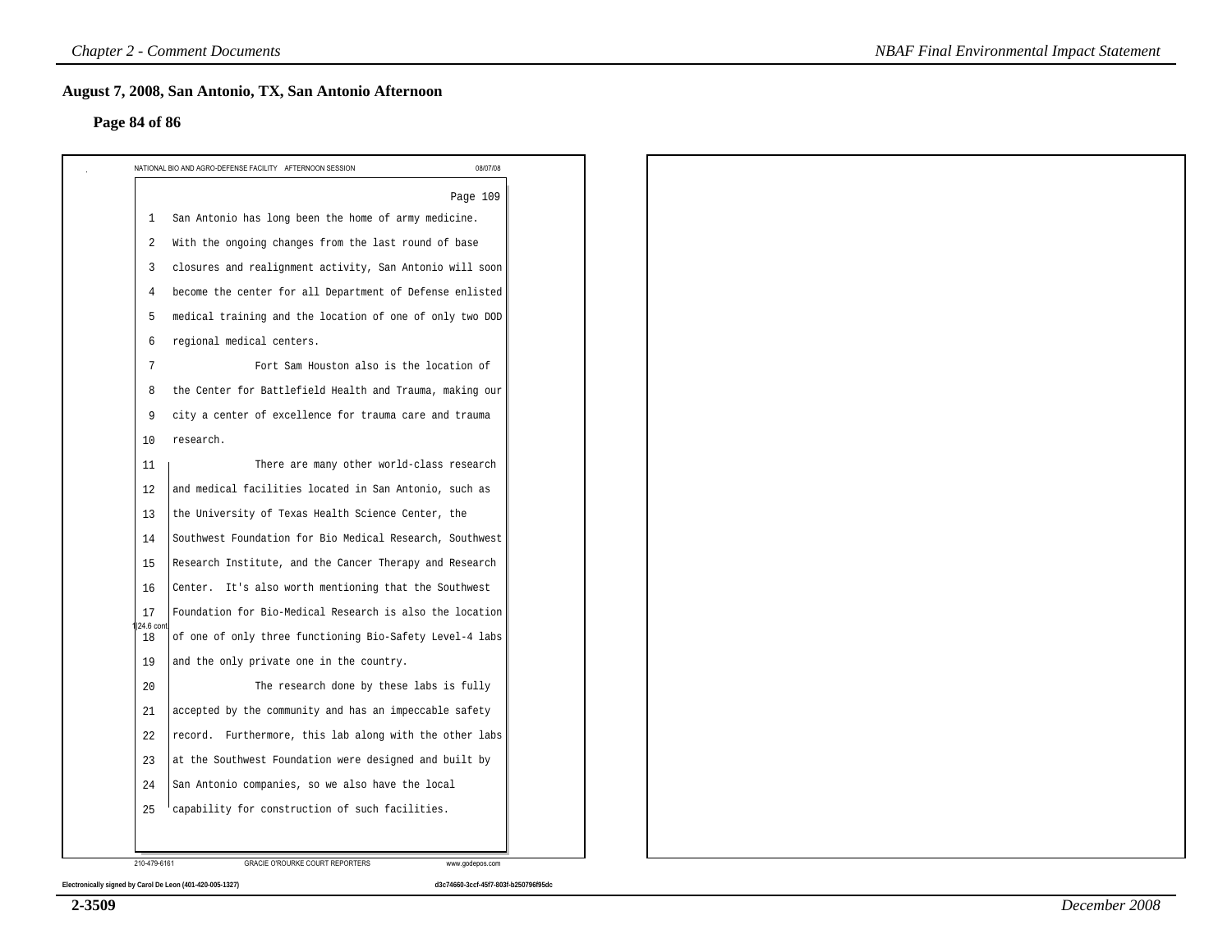## August 7, 2008, San Antonio, TX, San Antonio Afternoon

### Page 84 of 86

NATIONAL BIO AND AGRO-DEFENSE FACILITY AFTERNOON SESSION 08/07/08

Page 109

1 San Antonio has long been the home of army medicine.
2 With the ongoing changes from the last round of base
3 closures and realignment activity, San Antonio will soon
4 become the center for all Department of Defense enlisted
5 medical training and the location of one of only two DOD
6 regional medical centers.
7 Fort Sam Houston also is the location of
8 the Center for Battlefield Health and Trauma, making our
9 city a center of excellence for trauma care and trauma
10 research.
11 There are many other world-class research
12 and medical facilities located in San Antonio, such as
13 the University of Texas Health Science Center, the
14 Southwest Foundation for Bio Medical Research, Southwest
15 Research Institute, and the Cancer Therapy and Research
16 Center. It's also worth mentioning that the Southwest
17 Foundation for Bio-Medical Research is also the location
18 of one of only three functioning Bio-Safety Level-4 labs
19 and the only private one in the country.
20 The research done by these labs is fully
21 accepted by the community and has an impeccable safety
22 record. Furthermore, this lab along with the other labs
23 at the Southwest Foundation were designed and built by
24 San Antonio companies, so we also have the local
25 capability for construction of such facilities.

1|24.6 cont.

210-479-6161 GRACIE O'ROURKE COURT REPORTERS www.godepos.com

Electronically signed by Carol De Leon (401-420-005-1327) d3c74660-3ccf-45f7-803f-b250796f95dc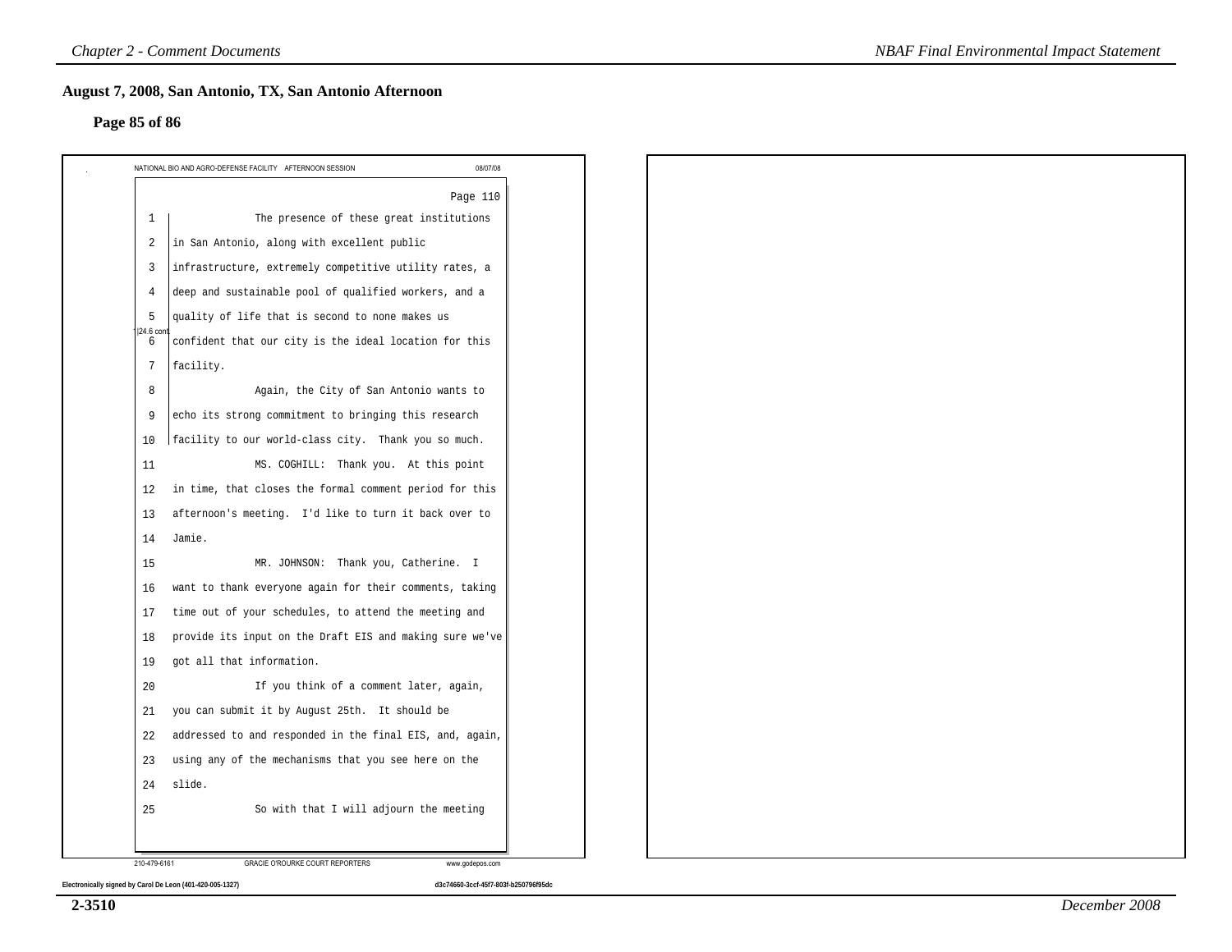## August 7, 2008, San Antonio, TX, San Antonio Afternoon

### Page 85 of 86

NATIONAL BIO AND AGRO-DEFENSE FACILITY AFTERNOON SESSION 08/07/08

Page 110

1 The presence of these great institutions
2 in San Antonio, along with excellent public
3 infrastructure, extremely competitive utility rates, a
4 deep and sustainable pool of qualified workers, and a
5 quality of life that is second to none makes us
6 confident that our city is the ideal location for this
7 facility.
8 Again, the City of San Antonio wants to
9 echo its strong commitment to bringing this research
10 facility to our world-class city. Thank you so much.

24.6 cont.

11 MS. COGHILL: Thank you. At this point
12 in time, that closes the formal comment period for this
13 afternoon's meeting. I'd like to turn it back over to
14 Jamie.
15 MR. JOHNSON: Thank you, Catherine. I
16 want to thank everyone again for their comments, taking
17 time out of your schedules, to attend the meeting and
18 provide its input on the Draft EIS and making sure we've
19 got all that information.
20 If you think of a comment later, again,
21 you can submit it by August 25th. It should be
22 addressed to and responded in the final EIS, and, again,
23 using any of the mechanisms that you see here on the
24 slide.
25 So with that I will adjourn the meeting

210-479-6161 GRACIE O'ROURKE COURT REPORTERS www.godepos.com

Electronically signed by Carol De Leon (401-420-005-1327) d3c74660-3ccf-45f7-803f-b250796f95dc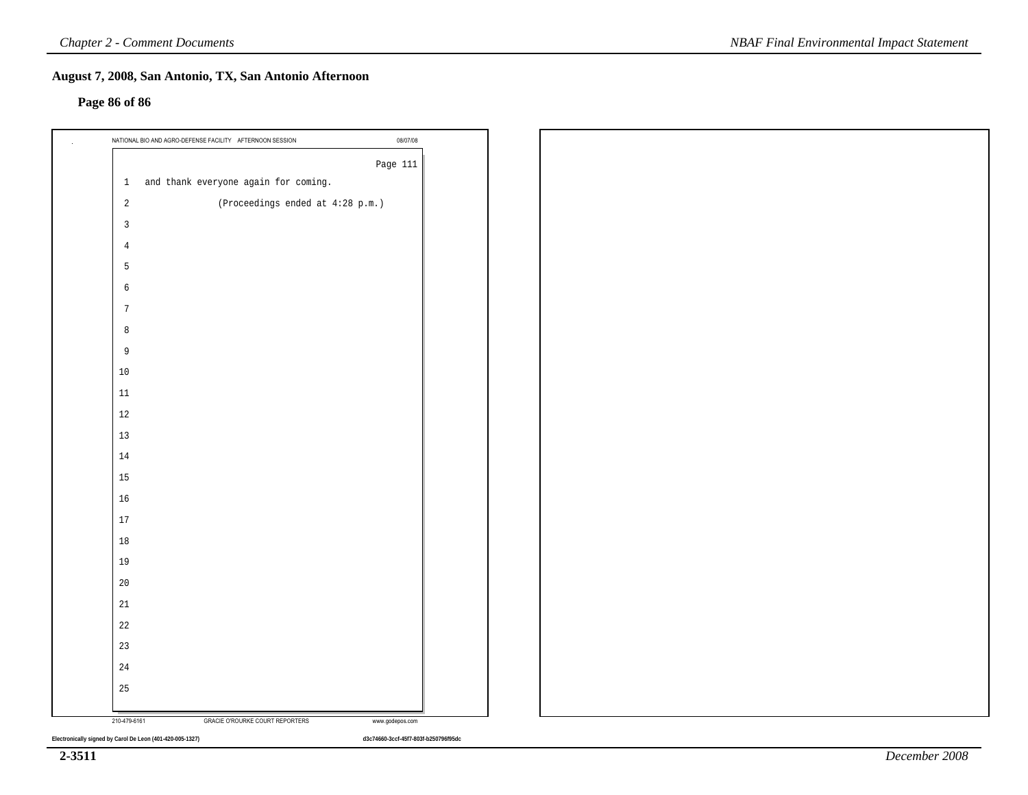## August 7, 2008, San Antonio, TX, San Antonio Afternoon

### Page 86 of 86

NATIONAL BIO AND AGRO-DEFENSE FACILITY AFTERNOON SESSION 08/07/08

Page 111

1 and thank everyone again for coming.

2 (Proceedings ended at 4:28 p.m.)

3

4

5

6

7

8

9

10

11

12

13

14

15

16

17

18

19

20

21

22

23

24

25

210-479-6161 GRACIE O'ROURKE COURT REPORTERS www.godepos.com

Electronically signed by Carol De Leon (401-420-005-1327) d3c74660-3ccf-45f7-803f-b250796f95dc